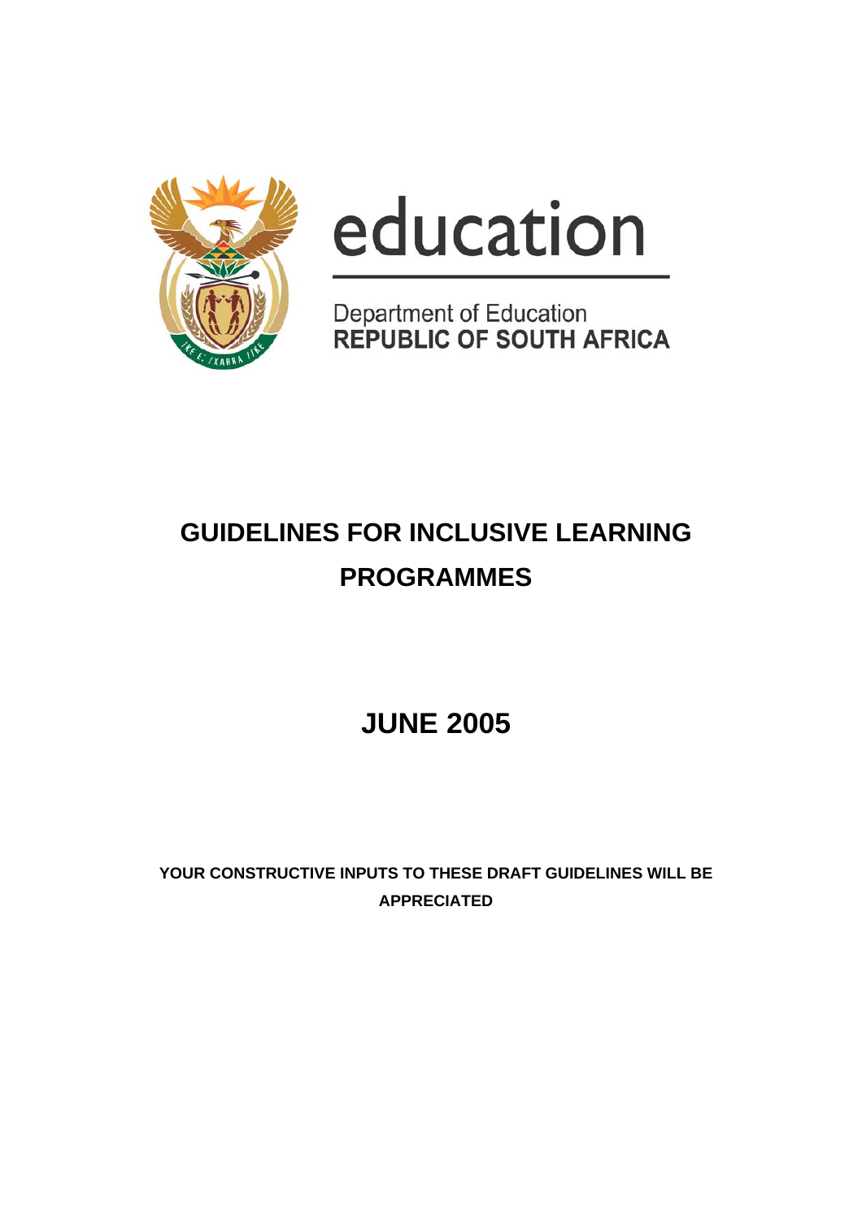education

Department of Education
REPUBLIC OF SOUTH AFRICA

# GUIDELINES FOR INCLUSIVE LEARNING PROGRAMMES

## JUNE 2005

**YOUR CONSTRUCTIVE INPUTS TO THESE DRAFT GUIDELINES WILL BE APPRECIATED**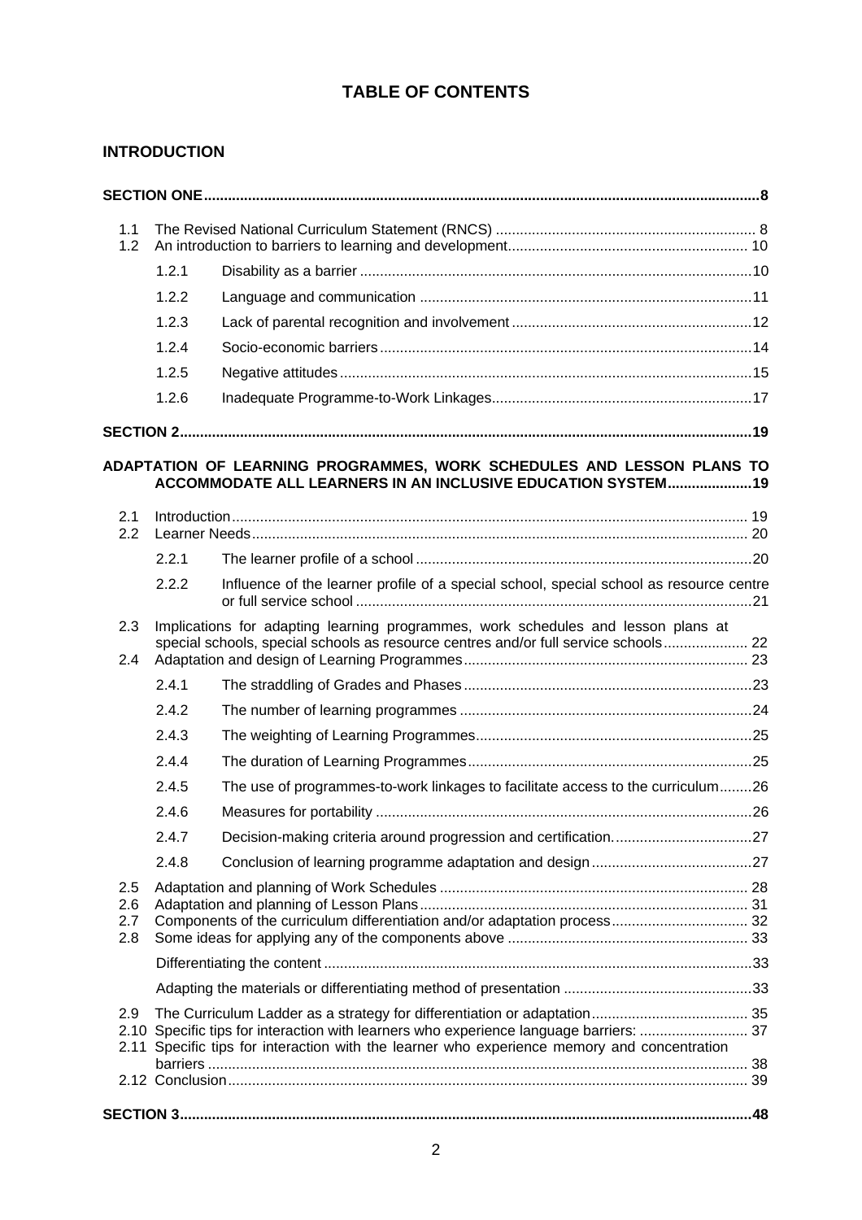# TABLE OF CONTENTS

## INTRODUCTION

| | | | |
|---|---|---|---|
| **SECTION ONE** | | | **8** |
| 1.1 | The Revised National Curriculum Statement (RNCS) | | 8 |
| 1.2 | An introduction to barriers to learning and development | | 10 |
| | 1.2.1 | Disability as a barrier | 10 |
| | 1.2.2 | Language and communication | 11 |
| | 1.2.3 | Lack of parental recognition and involvement | 12 |
| | 1.2.4 | Socio-economic barriers | 14 |
| | 1.2.5 | Negative attitudes | 15 |
| | 1.2.6 | Inadequate Programme-to-Work Linkages | 17 |
| **SECTION 2** | | | **19** |
| **ADAPTATION OF LEARNING PROGRAMMES, WORK SCHEDULES AND LESSON PLANS TO ACCOMMODATE ALL LEARNERS IN AN INCLUSIVE EDUCATION SYSTEM** | | | **19** |
| 2.1 | Introduction | | 19 |
| 2.2 | Learner Needs | | 20 |
| | 2.2.1 | The learner profile of a school | 20 |
| | 2.2.2 | Influence of the learner profile of a special school, special school as resource centre or full service school | 21 |
| 2.3 | Implications for adapting learning programmes, work schedules and lesson plans at special schools, special schools as resource centres and/or full service schools | | 22 |
| 2.4 | Adaptation and design of Learning Programmes | | 23 |
| | 2.4.1 | The straddling of Grades and Phases | 23 |
| | 2.4.2 | The number of learning programmes | 24 |
| | 2.4.3 | The weighting of Learning Programmes | 25 |
| | 2.4.4 | The duration of Learning Programmes | 25 |
| | 2.4.5 | The use of programmes-to-work linkages to facilitate access to the curriculum | 26 |
| | 2.4.6 | Measures for portability | 26 |
| | 2.4.7 | Decision-making criteria around progression and certification. | 27 |
| | 2.4.8 | Conclusion of learning programme adaptation and design | 27 |
| 2.5 | Adaptation and planning of Work Schedules | | 28 |
| 2.6 | Adaptation and planning of Lesson Plans | | 31 |
| 2.7 | Components of the curriculum differentiation and/or adaptation process | | 32 |
| 2.8 | Some ideas for applying any of the components above | | 33 |
| | Differentiating the content | | 33 |
| | Adapting the materials or differentiating method of presentation | | 33 |
| 2.9 | The Curriculum Ladder as a strategy for differentiation or adaptation | | 35 |
| 2.10 | Specific tips for interaction with learners who experience language barriers: | | 37 |
| 2.11 | Specific tips for interaction with the learner who experience memory and concentration barriers | | 38 |
| 2.12 | Conclusion | | 39 |
| **SECTION 3** | | | **48** |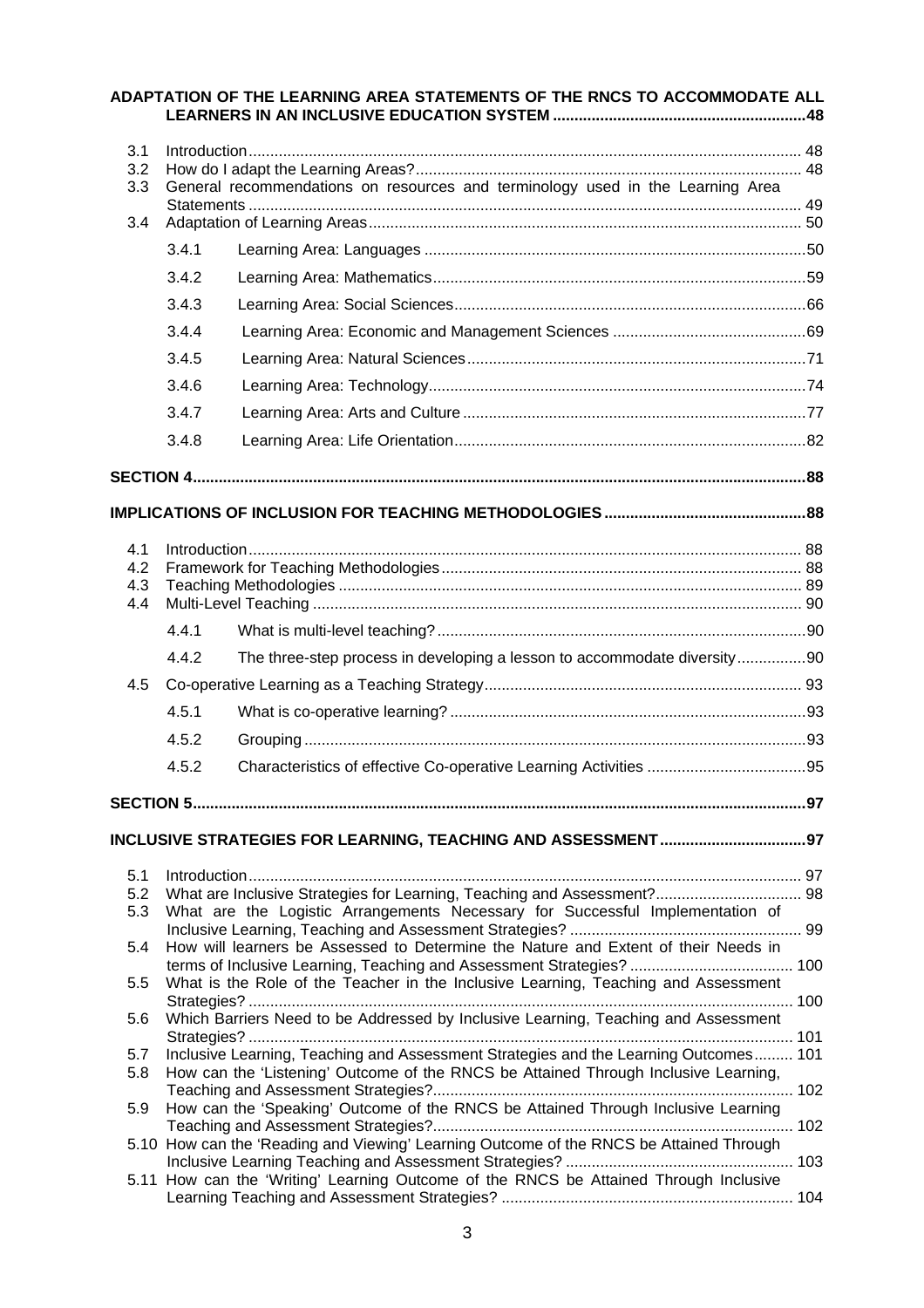**ADAPTATION OF THE LEARNING AREA STATEMENTS OF THE RNCS TO ACCOMMODATE ALL LEARNERS IN AN INCLUSIVE EDUCATION SYSTEM ........................................................48**

3.1 Introduction ........................................................................................................... 48
3.2 How do I adapt the Learning Areas? ......................................................................... 48
3.3 General recommendations on resources and terminology used in the Learning Area Statements ............................................................................................................. 49
3.4 Adaptation of Learning Areas ................................................................................... 50

- 3.4.1 Learning Area: Languages .........................................................................50
- 3.4.2 Learning Area: Mathematics .......................................................................59
- 3.4.3 Learning Area: Social Sciences ...................................................................66
- 3.4.4 Learning Area: Economic and Management Sciences ...................................69
- 3.4.5 Learning Area: Natural Sciences .................................................................71
- 3.4.6 Learning Area: Technology .........................................................................74
- 3.4.7 Learning Area: Arts and Culture .................................................................77
- 3.4.8 Learning Area: Life Orientation ...................................................................82

**SECTION 4 ..............................................................................................................................88**

**IMPLICATIONS OF INCLUSION FOR TEACHING METHODOLOGIES ...............................................88**

4.1 Introduction ........................................................................................................... 88
4.2 Framework for Teaching Methodologies ................................................................... 88
4.3 Teaching Methodologies ........................................................................................... 89
4.4 Multi-Level Teaching ................................................................................................ 90

- 4.4.1 What is multi-level teaching? ......................................................................90
- 4.4.2 The three-step process in developing a lesson to accommodate diversity ................90

4.5 Co-operative Learning as a Teaching Strategy ......................................................... 93

- 4.5.1 What is co-operative learning? ...................................................................93
- 4.5.2 Grouping ....................................................................................................93
- 4.5.2 Characteristics of effective Co-operative Learning Activities .....................................95

**SECTION 5 ..............................................................................................................................97**

**INCLUSIVE STRATEGIES FOR LEARNING, TEACHING AND ASSESSMENT ..................................97**

5.1 Introduction ........................................................................................................... 97
5.2 What are Inclusive Strategies for Learning, Teaching and Assessment? .................................. 98
5.3 What are the Logistic Arrangements Necessary for Successful Implementation of Inclusive Learning, Teaching and Assessment Strategies? ...................................... 99
5.4 How will learners be Assessed to Determine the Nature and Extent of their Needs in terms of Inclusive Learning, Teaching and Assessment Strategies? ...................................... 100
5.5 What is the Role of the Teacher in the Inclusive Learning, Teaching and Assessment Strategies? ............................................................................................................. 100
5.6 Which Barriers Need to be Addressed by Inclusive Learning, Teaching and Assessment Strategies? ............................................................................................................. 101
5.7 Inclusive Learning, Teaching and Assessment Strategies and the Learning Outcomes ......... 101
5.8 How can the 'Listening' Outcome of the RNCS be Attained Through Inclusive Learning, Teaching and Assessment Strategies? ................................................................... 102
5.9 How can the 'Speaking' Outcome of the RNCS be Attained Through Inclusive Learning Teaching and Assessment Strategies? ................................................................... 102
5.10 How can the 'Reading and Viewing' Learning Outcome of the RNCS be Attained Through Inclusive Learning Teaching and Assessment Strategies? ..................................................... 103
5.11 How can the 'Writing' Learning Outcome of the RNCS be Attained Through Inclusive Learning Teaching and Assessment Strategies? ................................................................... 104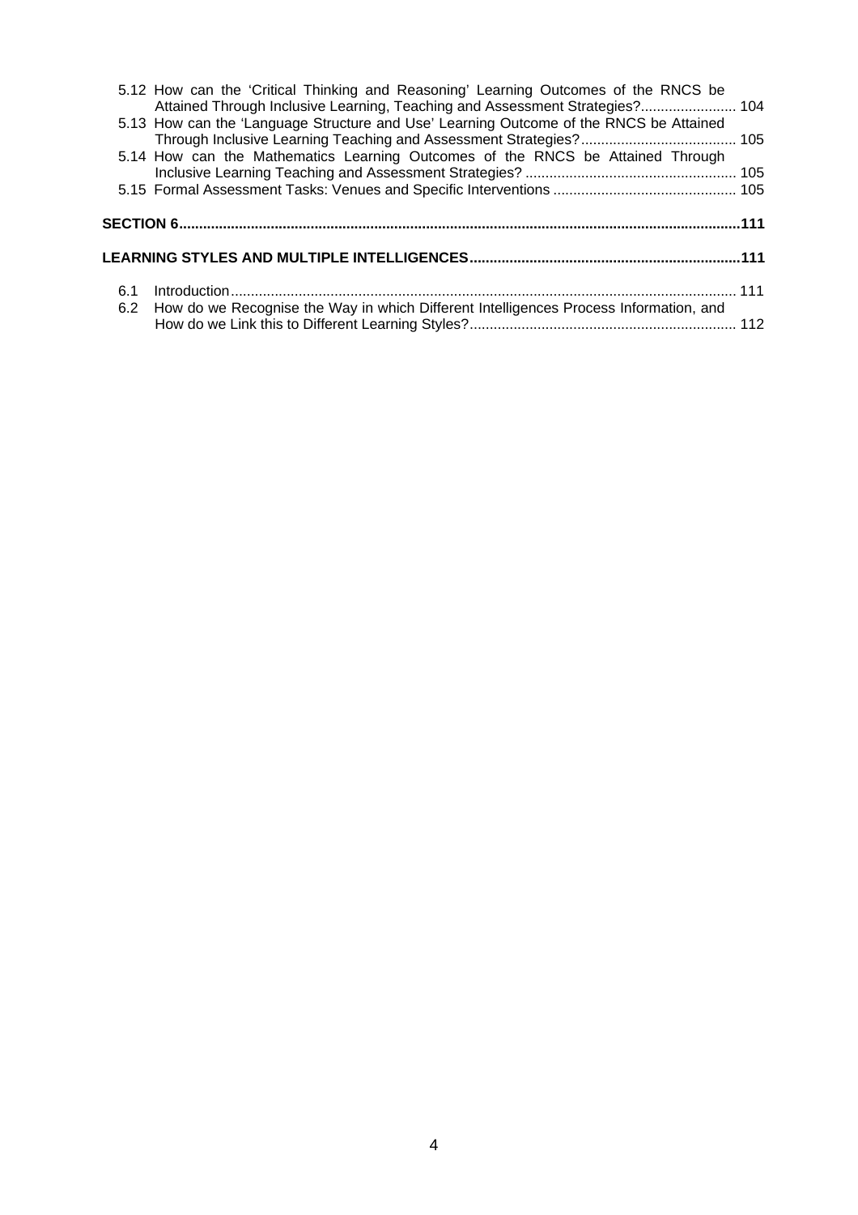5.12 How can the 'Critical Thinking and Reasoning' Learning Outcomes of the RNCS be Attained Through Inclusive Learning, Teaching and Assessment Strategies? ........................ 104

5.13 How can the 'Language Structure and Use' Learning Outcome of the RNCS be Attained Through Inclusive Learning Teaching and Assessment Strategies? ....................................... 105

5.14 How can the Mathematics Learning Outcomes of the RNCS be Attained Through Inclusive Learning Teaching and Assessment Strategies? ..................................................... 105

5.15 Formal Assessment Tasks: Venues and Specific Interventions .............................................. 105

**SECTION 6 ..........................................................................................................................................111**

**LEARNING STYLES AND MULTIPLE INTELLIGENCES ...................................................................111**

6.1 Introduction ............................................................................................................................. 111

6.2 How do we Recognise the Way in which Different Intelligences Process Information, and How do we Link this to Different Learning Styles? .................................................................. 112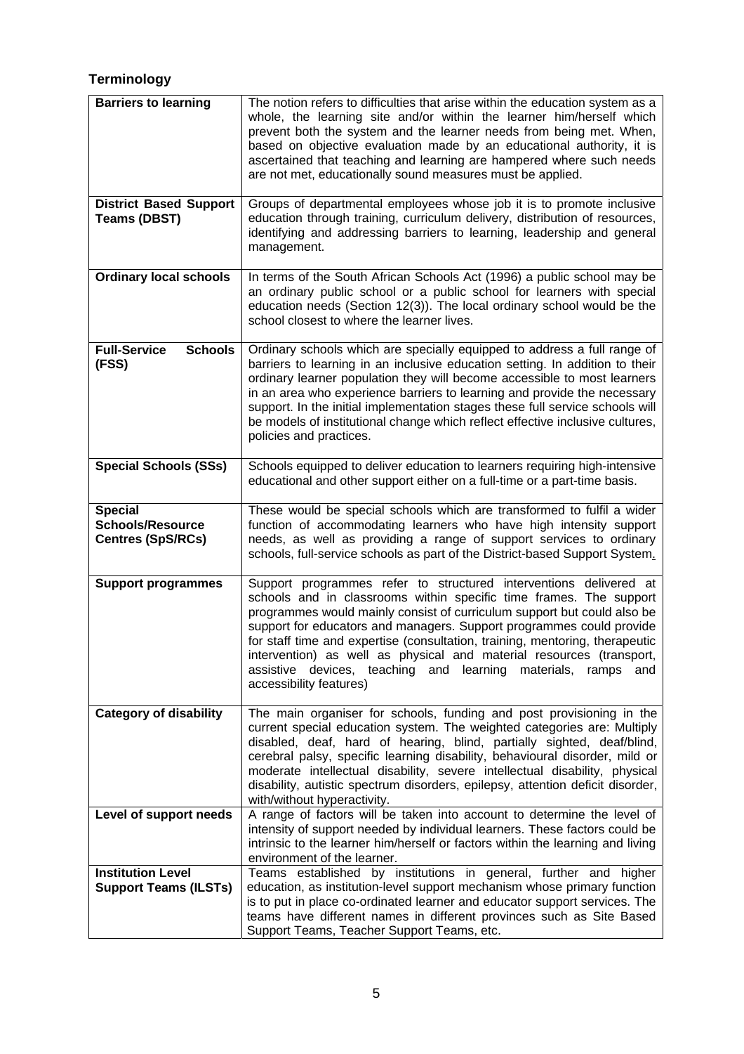## Terminology

| | |
|---|---|
| **Barriers to learning** | The notion refers to difficulties that arise within the education system as a whole, the learning site and/or within the learner him/herself which prevent both the system and the learner needs from being met. When, based on objective evaluation made by an educational authority, it is ascertained that teaching and learning are hampered where such needs are not met, educationally sound measures must be applied. |
| **District Based Support Teams (DBST)** | Groups of departmental employees whose job it is to promote inclusive education through training, curriculum delivery, distribution of resources, identifying and addressing barriers to learning, leadership and general management. |
| **Ordinary local schools** | In terms of the South African Schools Act (1996) a public school may be an ordinary public school or a public school for learners with special education needs (Section 12(3)). The local ordinary school would be the school closest to where the learner lives. |
| **Full-Service Schools (FSS)** | Ordinary schools which are specially equipped to address a full range of barriers to learning in an inclusive education setting. In addition to their ordinary learner population they will become accessible to most learners in an area who experience barriers to learning and provide the necessary support. In the initial implementation stages these full service schools will be models of institutional change which reflect effective inclusive cultures, policies and practices. |
| **Special Schools (SSs)** | Schools equipped to deliver education to learners requiring high-intensive educational and other support either on a full-time or a part-time basis. |
| **Special Schools/Resource Centres (SpS/RCs)** | These would be special schools which are transformed to fulfil a wider function of accommodating learners who have high intensity support needs, as well as providing a range of support services to ordinary schools, full-service schools as part of the District-based Support System. |
| **Support programmes** | Support programmes refer to structured interventions delivered at schools and in classrooms within specific time frames. The support programmes would mainly consist of curriculum support but could also be support for educators and managers. Support programmes could provide for staff time and expertise (consultation, training, mentoring, therapeutic intervention) as well as physical and material resources (transport, assistive devices, teaching and learning materials, ramps and accessibility features) |
| **Category of disability** | The main organiser for schools, funding and post provisioning in the current special education system. The weighted categories are: Multiply disabled, deaf, hard of hearing, blind, partially sighted, deaf/blind, cerebral palsy, specific learning disability, behavioural disorder, mild or moderate intellectual disability, severe intellectual disability, physical disability, autistic spectrum disorders, epilepsy, attention deficit disorder, with/without hyperactivity. |
| **Level of support needs** | A range of factors will be taken into account to determine the level of intensity of support needed by individual learners. These factors could be intrinsic to the learner him/herself or factors within the learning and living environment of the learner. |
| **Institution Level Support Teams (ILSTs)** | Teams established by institutions in general, further and higher education, as institution-level support mechanism whose primary function is to put in place co-ordinated learner and educator support services. The teams have different names in different provinces such as Site Based Support Teams, Teacher Support Teams, etc. |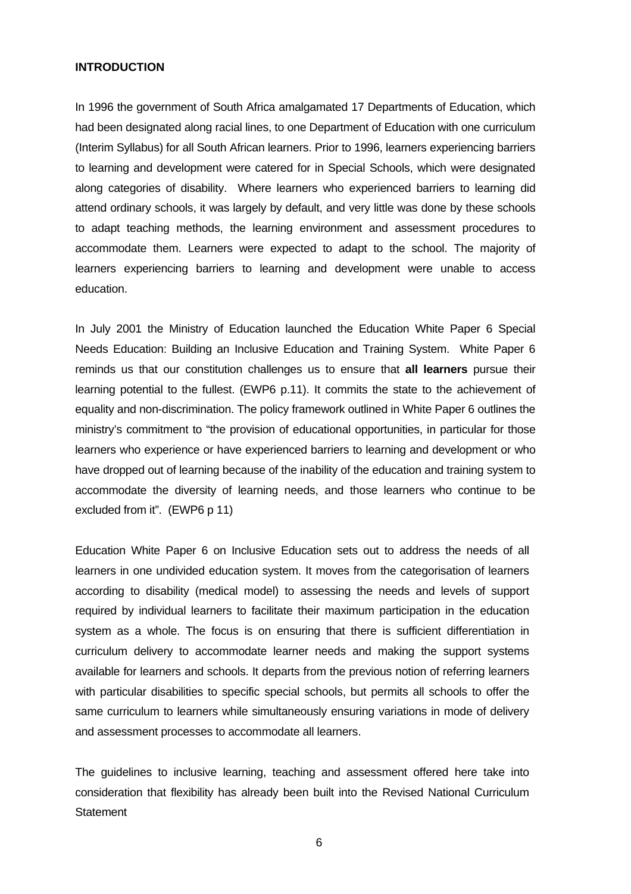**INTRODUCTION**

In 1996 the government of South Africa amalgamated 17 Departments of Education, which had been designated along racial lines, to one Department of Education with one curriculum (Interim Syllabus) for all South African learners. Prior to 1996, learners experiencing barriers to learning and development were catered for in Special Schools, which were designated along categories of disability. Where learners who experienced barriers to learning did attend ordinary schools, it was largely by default, and very little was done by these schools to adapt teaching methods, the learning environment and assessment procedures to accommodate them. Learners were expected to adapt to the school. The majority of learners experiencing barriers to learning and development were unable to access education.

In July 2001 the Ministry of Education launched the Education White Paper 6 Special Needs Education: Building an Inclusive Education and Training System. White Paper 6 reminds us that our constitution challenges us to ensure that **all learners** pursue their learning potential to the fullest. (EWP6 p.11). It commits the state to the achievement of equality and non-discrimination. The policy framework outlined in White Paper 6 outlines the ministry's commitment to "the provision of educational opportunities, in particular for those learners who experience or have experienced barriers to learning and development or who have dropped out of learning because of the inability of the education and training system to accommodate the diversity of learning needs, and those learners who continue to be excluded from it". (EWP6 p 11)

Education White Paper 6 on Inclusive Education sets out to address the needs of all learners in one undivided education system. It moves from the categorisation of learners according to disability (medical model) to assessing the needs and levels of support required by individual learners to facilitate their maximum participation in the education system as a whole. The focus is on ensuring that there is sufficient differentiation in curriculum delivery to accommodate learner needs and making the support systems available for learners and schools. It departs from the previous notion of referring learners with particular disabilities to specific special schools, but permits all schools to offer the same curriculum to learners while simultaneously ensuring variations in mode of delivery and assessment processes to accommodate all learners.

The guidelines to inclusive learning, teaching and assessment offered here take into consideration that flexibility has already been built into the Revised National Curriculum Statement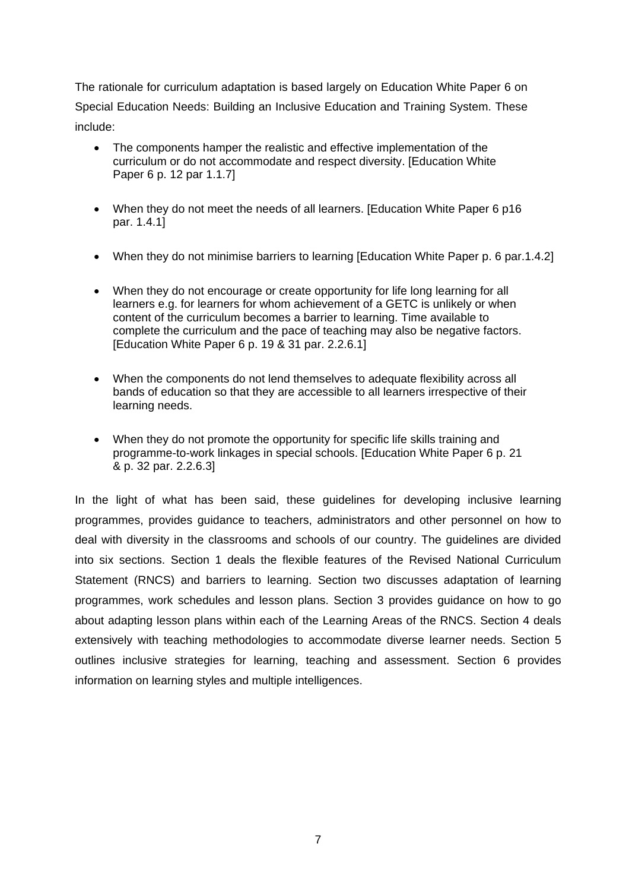The rationale for curriculum adaptation is based largely on Education White Paper 6 on Special Education Needs: Building an Inclusive Education and Training System. These include:

- The components hamper the realistic and effective implementation of the curriculum or do not accommodate and respect diversity. [Education White Paper 6 p. 12 par 1.1.7]
- When they do not meet the needs of all learners. [Education White Paper 6 p16 par. 1.4.1]
- When they do not minimise barriers to learning [Education White Paper p. 6 par.1.4.2]
- When they do not encourage or create opportunity for life long learning for all learners e.g. for learners for whom achievement of a GETC is unlikely or when content of the curriculum becomes a barrier to learning. Time available to complete the curriculum and the pace of teaching may also be negative factors. [Education White Paper 6 p. 19 & 31 par. 2.2.6.1]
- When the components do not lend themselves to adequate flexibility across all bands of education so that they are accessible to all learners irrespective of their learning needs.
- When they do not promote the opportunity for specific life skills training and programme-to-work linkages in special schools. [Education White Paper 6 p. 21 & p. 32 par. 2.2.6.3]

In the light of what has been said, these guidelines for developing inclusive learning programmes, provides guidance to teachers, administrators and other personnel on how to deal with diversity in the classrooms and schools of our country. The guidelines are divided into six sections. Section 1 deals the flexible features of the Revised National Curriculum Statement (RNCS) and barriers to learning. Section two discusses adaptation of learning programmes, work schedules and lesson plans. Section 3 provides guidance on how to go about adapting lesson plans within each of the Learning Areas of the RNCS. Section 4 deals extensively with teaching methodologies to accommodate diverse learner needs. Section 5 outlines inclusive strategies for learning, teaching and assessment. Section 6 provides information on learning styles and multiple intelligences.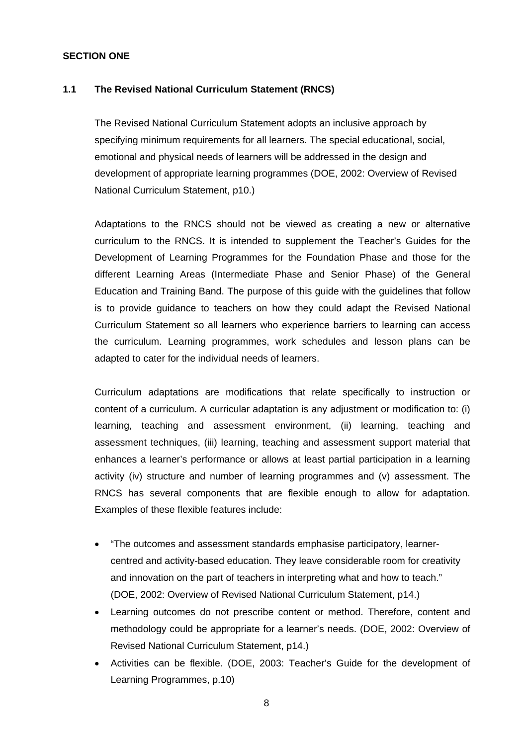**SECTION ONE**

## 1.1 The Revised National Curriculum Statement (RNCS)

The Revised National Curriculum Statement adopts an inclusive approach by specifying minimum requirements for all learners. The special educational, social, emotional and physical needs of learners will be addressed in the design and development of appropriate learning programmes (DOE, 2002: Overview of Revised National Curriculum Statement, p10.)

Adaptations to the RNCS should not be viewed as creating a new or alternative curriculum to the RNCS. It is intended to supplement the Teacher's Guides for the Development of Learning Programmes for the Foundation Phase and those for the different Learning Areas (Intermediate Phase and Senior Phase) of the General Education and Training Band. The purpose of this guide with the guidelines that follow is to provide guidance to teachers on how they could adapt the Revised National Curriculum Statement so all learners who experience barriers to learning can access the curriculum. Learning programmes, work schedules and lesson plans can be adapted to cater for the individual needs of learners.

Curriculum adaptations are modifications that relate specifically to instruction or content of a curriculum. A curricular adaptation is any adjustment or modification to: (i) learning, teaching and assessment environment, (ii) learning, teaching and assessment techniques, (iii) learning, teaching and assessment support material that enhances a learner's performance or allows at least partial participation in a learning activity (iv) structure and number of learning programmes and (v) assessment. The RNCS has several components that are flexible enough to allow for adaptation. Examples of these flexible features include:

- "The outcomes and assessment standards emphasise participatory, learner-centred and activity-based education. They leave considerable room for creativity and innovation on the part of teachers in interpreting what and how to teach." (DOE, 2002: Overview of Revised National Curriculum Statement, p14.)
- Learning outcomes do not prescribe content or method. Therefore, content and methodology could be appropriate for a learner's needs. (DOE, 2002: Overview of Revised National Curriculum Statement, p14.)
- Activities can be flexible. (DOE, 2003: Teacher's Guide for the development of Learning Programmes, p.10)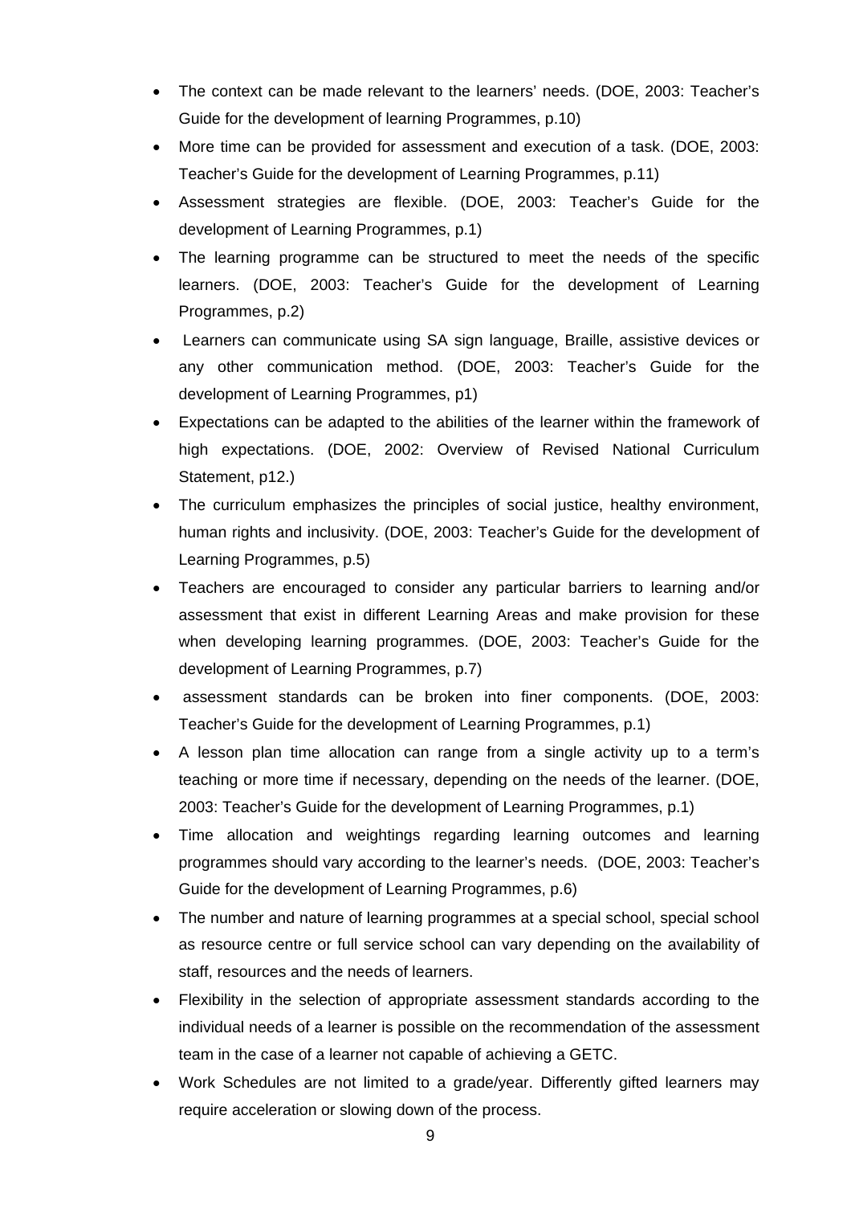- The context can be made relevant to the learners' needs. (DOE, 2003: Teacher's Guide for the development of learning Programmes, p.10)
- More time can be provided for assessment and execution of a task. (DOE, 2003: Teacher's Guide for the development of Learning Programmes, p.11)
- Assessment strategies are flexible. (DOE, 2003: Teacher's Guide for the development of Learning Programmes, p.1)
- The learning programme can be structured to meet the needs of the specific learners. (DOE, 2003: Teacher's Guide for the development of Learning Programmes, p.2)
- Learners can communicate using SA sign language, Braille, assistive devices or any other communication method. (DOE, 2003: Teacher's Guide for the development of Learning Programmes, p1)
- Expectations can be adapted to the abilities of the learner within the framework of high expectations. (DOE, 2002: Overview of Revised National Curriculum Statement, p12.)
- The curriculum emphasizes the principles of social justice, healthy environment, human rights and inclusivity. (DOE, 2003: Teacher's Guide for the development of Learning Programmes, p.5)
- Teachers are encouraged to consider any particular barriers to learning and/or assessment that exist in different Learning Areas and make provision for these when developing learning programmes. (DOE, 2003: Teacher's Guide for the development of Learning Programmes, p.7)
- assessment standards can be broken into finer components. (DOE, 2003: Teacher's Guide for the development of Learning Programmes, p.1)
- A lesson plan time allocation can range from a single activity up to a term's teaching or more time if necessary, depending on the needs of the learner. (DOE, 2003: Teacher's Guide for the development of Learning Programmes, p.1)
- Time allocation and weightings regarding learning outcomes and learning programmes should vary according to the learner's needs. (DOE, 2003: Teacher's Guide for the development of Learning Programmes, p.6)
- The number and nature of learning programmes at a special school, special school as resource centre or full service school can vary depending on the availability of staff, resources and the needs of learners.
- Flexibility in the selection of appropriate assessment standards according to the individual needs of a learner is possible on the recommendation of the assessment team in the case of a learner not capable of achieving a GETC.
- Work Schedules are not limited to a grade/year. Differently gifted learners may require acceleration or slowing down of the process.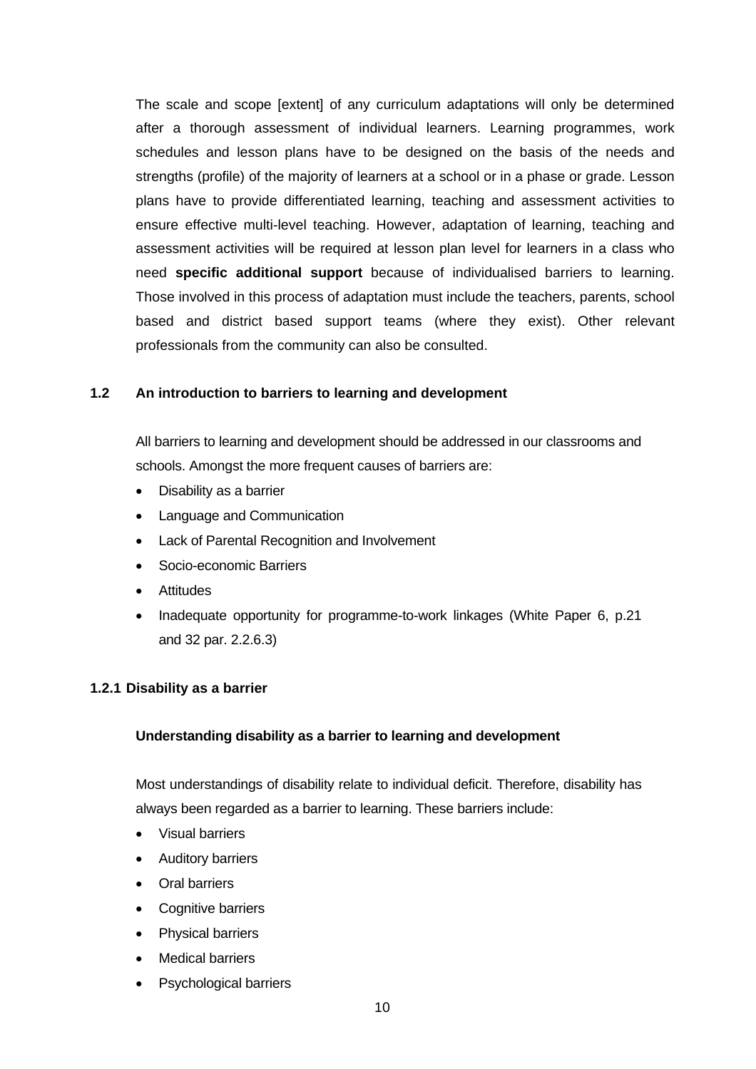The scale and scope [extent] of any curriculum adaptations will only be determined after a thorough assessment of individual learners. Learning programmes, work schedules and lesson plans have to be designed on the basis of the needs and strengths (profile) of the majority of learners at a school or in a phase or grade. Lesson plans have to provide differentiated learning, teaching and assessment activities to ensure effective multi-level teaching. However, adaptation of learning, teaching and assessment activities will be required at lesson plan level for learners in a class who need **specific additional support** because of individualised barriers to learning. Those involved in this process of adaptation must include the teachers, parents, school based and district based support teams (where they exist). Other relevant professionals from the community can also be consulted.

## 1.2 An introduction to barriers to learning and development

All barriers to learning and development should be addressed in our classrooms and schools. Amongst the more frequent causes of barriers are:

- Disability as a barrier
- Language and Communication
- Lack of Parental Recognition and Involvement
- Socio-economic Barriers
- Attitudes
- Inadequate opportunity for programme-to-work linkages (White Paper 6, p.21 and 32 par. 2.2.6.3)

### 1.2.1 Disability as a barrier

**Understanding disability as a barrier to learning and development**

Most understandings of disability relate to individual deficit. Therefore, disability has always been regarded as a barrier to learning. These barriers include:

- Visual barriers
- Auditory barriers
- Oral barriers
- Cognitive barriers
- Physical barriers
- Medical barriers
- Psychological barriers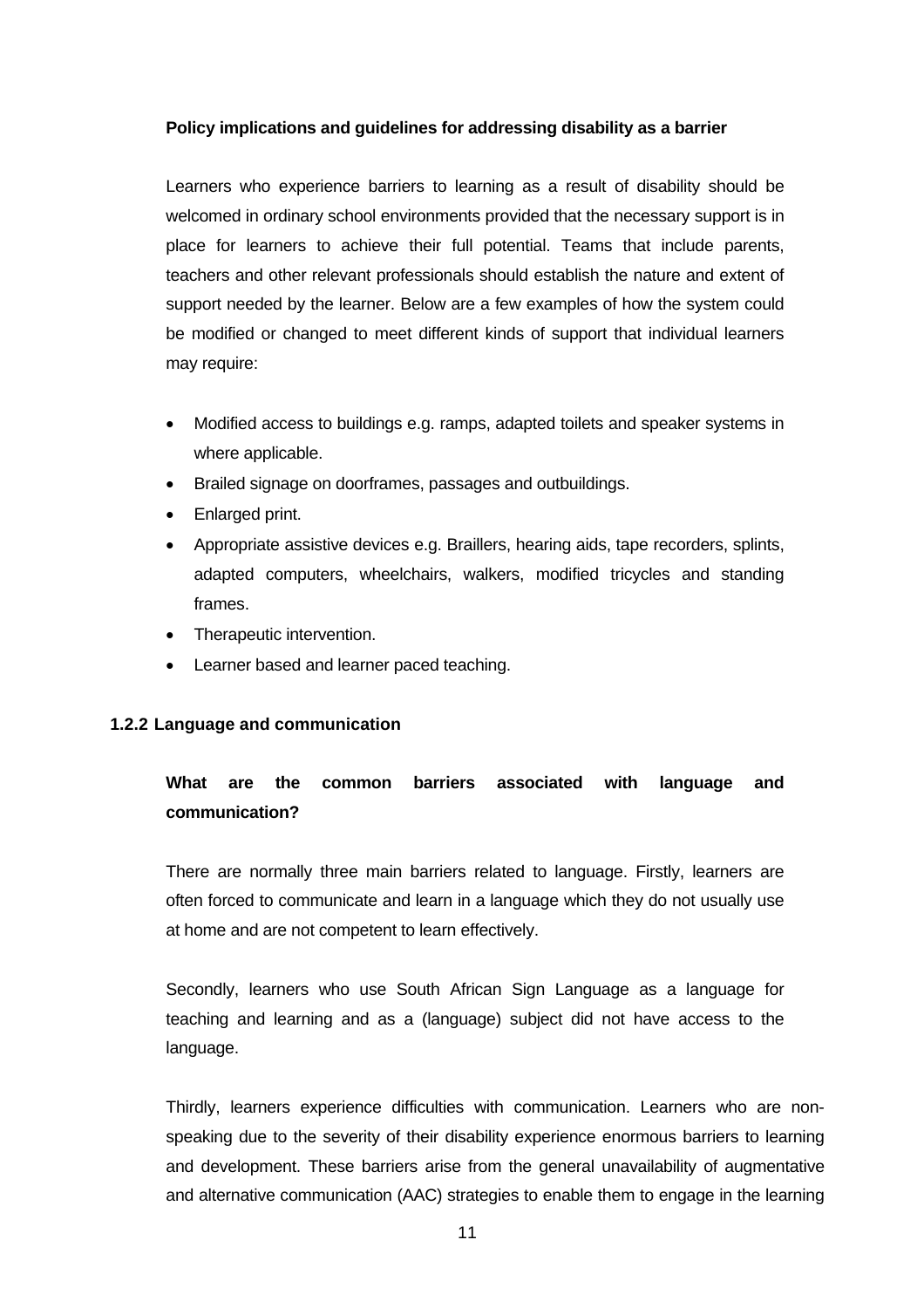**Policy implications and guidelines for addressing disability as a barrier**

Learners who experience barriers to learning as a result of disability should be welcomed in ordinary school environments provided that the necessary support is in place for learners to achieve their full potential. Teams that include parents, teachers and other relevant professionals should establish the nature and extent of support needed by the learner. Below are a few examples of how the system could be modified or changed to meet different kinds of support that individual learners may require:

- Modified access to buildings e.g. ramps, adapted toilets and speaker systems in where applicable.
- Brailed signage on doorframes, passages and outbuildings.
- Enlarged print.
- Appropriate assistive devices e.g. Braillers, hearing aids, tape recorders, splints, adapted computers, wheelchairs, walkers, modified tricycles and standing frames.
- Therapeutic intervention.
- Learner based and learner paced teaching.

### 1.2.2 Language and communication

**What are the common barriers associated with language and communication?**

There are normally three main barriers related to language. Firstly, learners are often forced to communicate and learn in a language which they do not usually use at home and are not competent to learn effectively.

Secondly, learners who use South African Sign Language as a language for teaching and learning and as a (language) subject did not have access to the language.

Thirdly, learners experience difficulties with communication. Learners who are non-speaking due to the severity of their disability experience enormous barriers to learning and development. These barriers arise from the general unavailability of augmentative and alternative communication (AAC) strategies to enable them to engage in the learning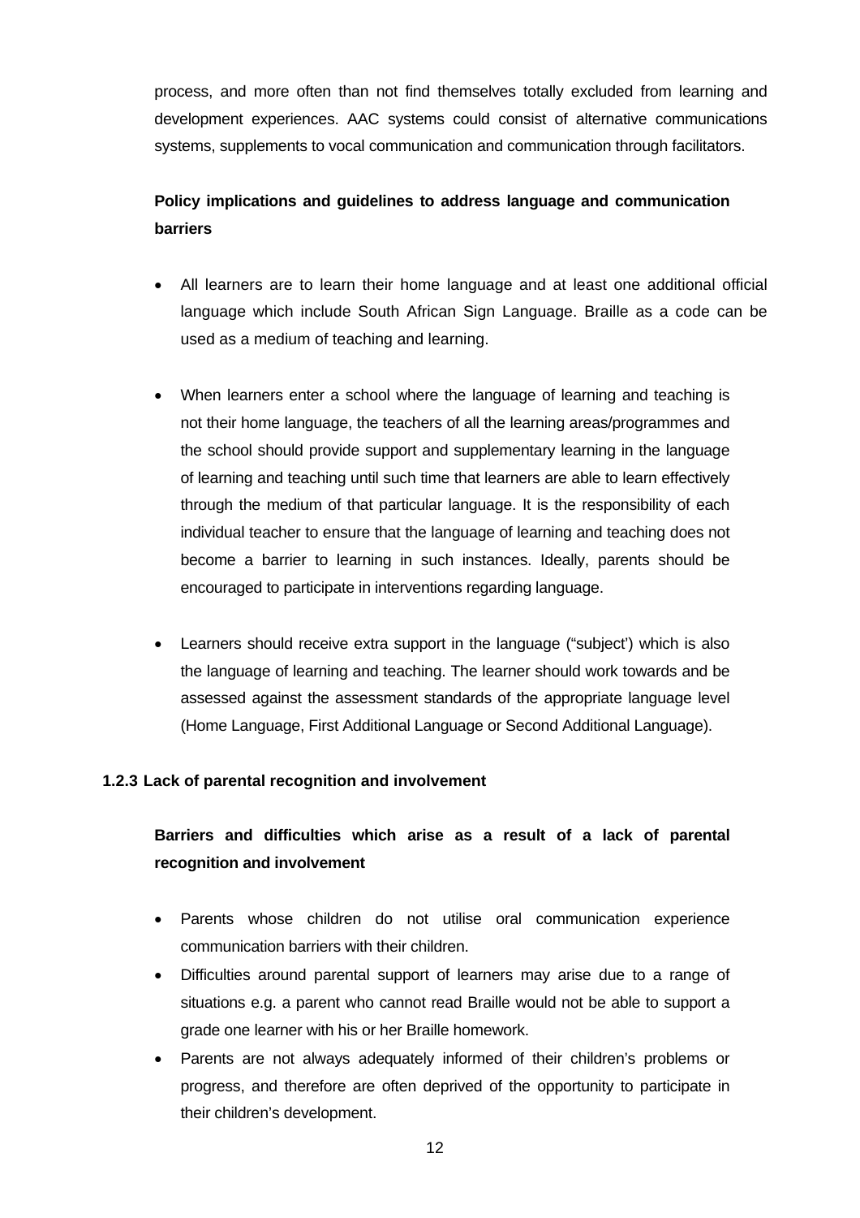process, and more often than not find themselves totally excluded from learning and development experiences. AAC systems could consist of alternative communications systems, supplements to vocal communication and communication through facilitators.

**Policy implications and guidelines to address language and communication barriers**

- All learners are to learn their home language and at least one additional official language which include South African Sign Language. Braille as a code can be used as a medium of teaching and learning.

- When learners enter a school where the language of learning and teaching is not their home language, the teachers of all the learning areas/programmes and the school should provide support and supplementary learning in the language of learning and teaching until such time that learners are able to learn effectively through the medium of that particular language. It is the responsibility of each individual teacher to ensure that the language of learning and teaching does not become a barrier to learning in such instances. Ideally, parents should be encouraged to participate in interventions regarding language.

- Learners should receive extra support in the language ("subject') which is also the language of learning and teaching. The learner should work towards and be assessed against the assessment standards of the appropriate language level (Home Language, First Additional Language or Second Additional Language).

### 1.2.3 Lack of parental recognition and involvement

**Barriers and difficulties which arise as a result of a lack of parental recognition and involvement**

- Parents whose children do not utilise oral communication experience communication barriers with their children.
- Difficulties around parental support of learners may arise due to a range of situations e.g. a parent who cannot read Braille would not be able to support a grade one learner with his or her Braille homework.
- Parents are not always adequately informed of their children's problems or progress, and therefore are often deprived of the opportunity to participate in their children's development.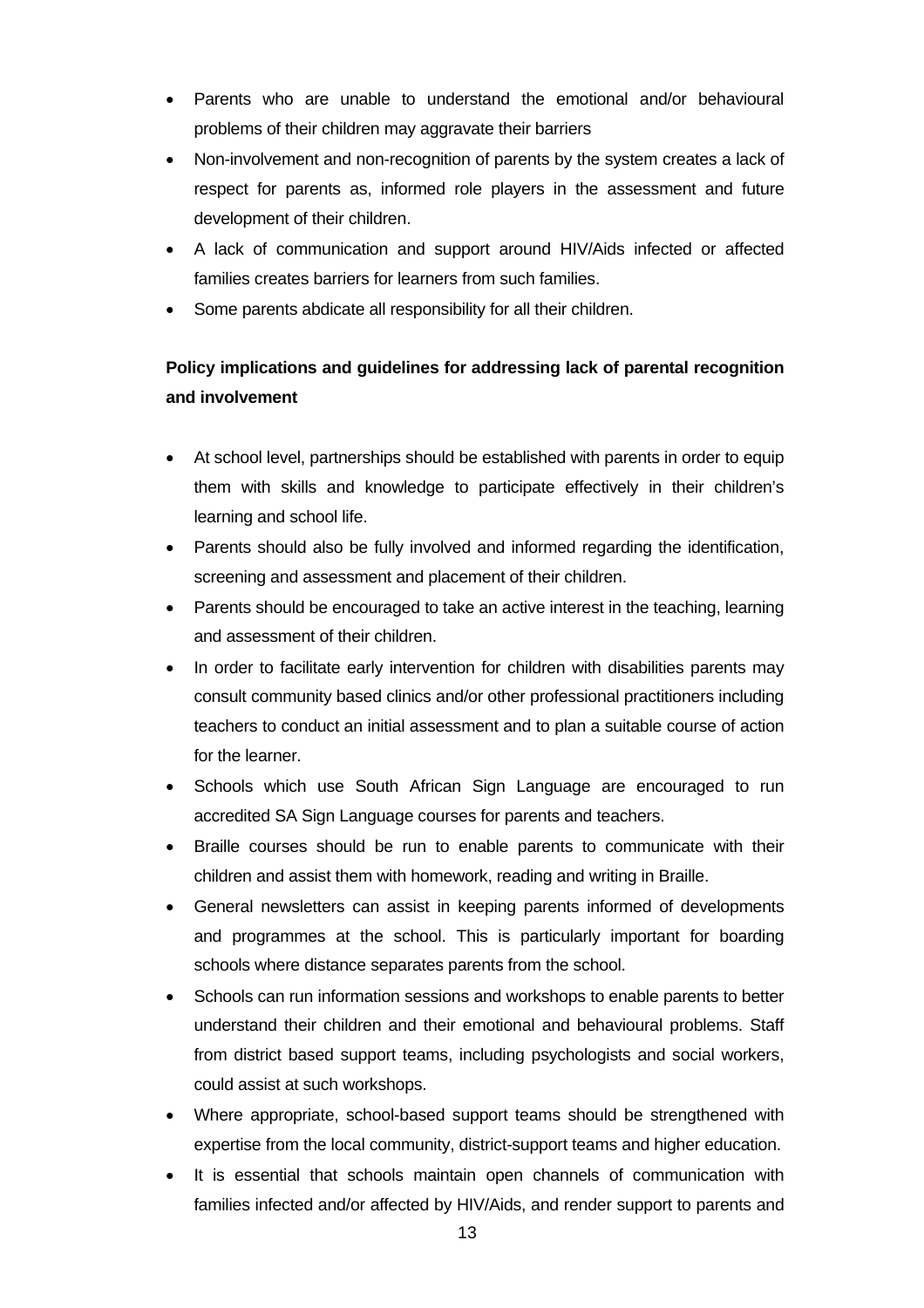- Parents who are unable to understand the emotional and/or behavioural problems of their children may aggravate their barriers
- Non-involvement and non-recognition of parents by the system creates a lack of respect for parents as, informed role players in the assessment and future development of their children.
- A lack of communication and support around HIV/Aids infected or affected families creates barriers for learners from such families.
- Some parents abdicate all responsibility for all their children.

**Policy implications and guidelines for addressing lack of parental recognition and involvement**

- At school level, partnerships should be established with parents in order to equip them with skills and knowledge to participate effectively in their children's learning and school life.
- Parents should also be fully involved and informed regarding the identification, screening and assessment and placement of their children.
- Parents should be encouraged to take an active interest in the teaching, learning and assessment of their children.
- In order to facilitate early intervention for children with disabilities parents may consult community based clinics and/or other professional practitioners including teachers to conduct an initial assessment and to plan a suitable course of action for the learner.
- Schools which use South African Sign Language are encouraged to run accredited SA Sign Language courses for parents and teachers.
- Braille courses should be run to enable parents to communicate with their children and assist them with homework, reading and writing in Braille.
- General newsletters can assist in keeping parents informed of developments and programmes at the school. This is particularly important for boarding schools where distance separates parents from the school.
- Schools can run information sessions and workshops to enable parents to better understand their children and their emotional and behavioural problems. Staff from district based support teams, including psychologists and social workers, could assist at such workshops.
- Where appropriate, school-based support teams should be strengthened with expertise from the local community, district-support teams and higher education.
- It is essential that schools maintain open channels of communication with families infected and/or affected by HIV/Aids, and render support to parents and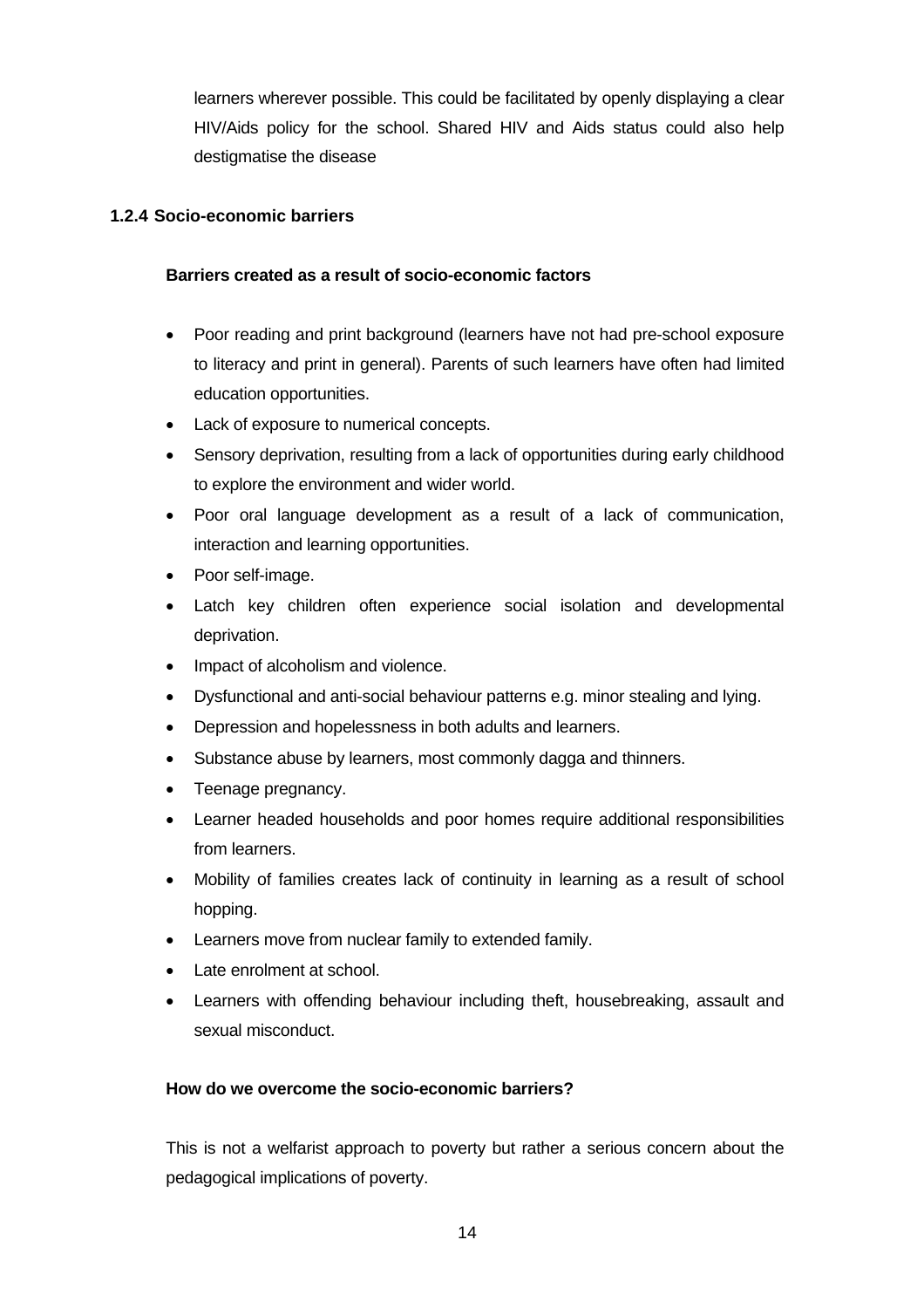learners wherever possible. This could be facilitated by openly displaying a clear HIV/Aids policy for the school. Shared HIV and Aids status could also help destigmatise the disease

### 1.2.4 Socio-economic barriers

**Barriers created as a result of socio-economic factors**

- Poor reading and print background (learners have not had pre-school exposure to literacy and print in general). Parents of such learners have often had limited education opportunities.
- Lack of exposure to numerical concepts.
- Sensory deprivation, resulting from a lack of opportunities during early childhood to explore the environment and wider world.
- Poor oral language development as a result of a lack of communication, interaction and learning opportunities.
- Poor self-image.
- Latch key children often experience social isolation and developmental deprivation.
- Impact of alcoholism and violence.
- Dysfunctional and anti-social behaviour patterns e.g. minor stealing and lying.
- Depression and hopelessness in both adults and learners.
- Substance abuse by learners, most commonly dagga and thinners.
- Teenage pregnancy.
- Learner headed households and poor homes require additional responsibilities from learners.
- Mobility of families creates lack of continuity in learning as a result of school hopping.
- Learners move from nuclear family to extended family.
- Late enrolment at school.
- Learners with offending behaviour including theft, housebreaking, assault and sexual misconduct.

**How do we overcome the socio-economic barriers?**

This is not a welfarist approach to poverty but rather a serious concern about the pedagogical implications of poverty.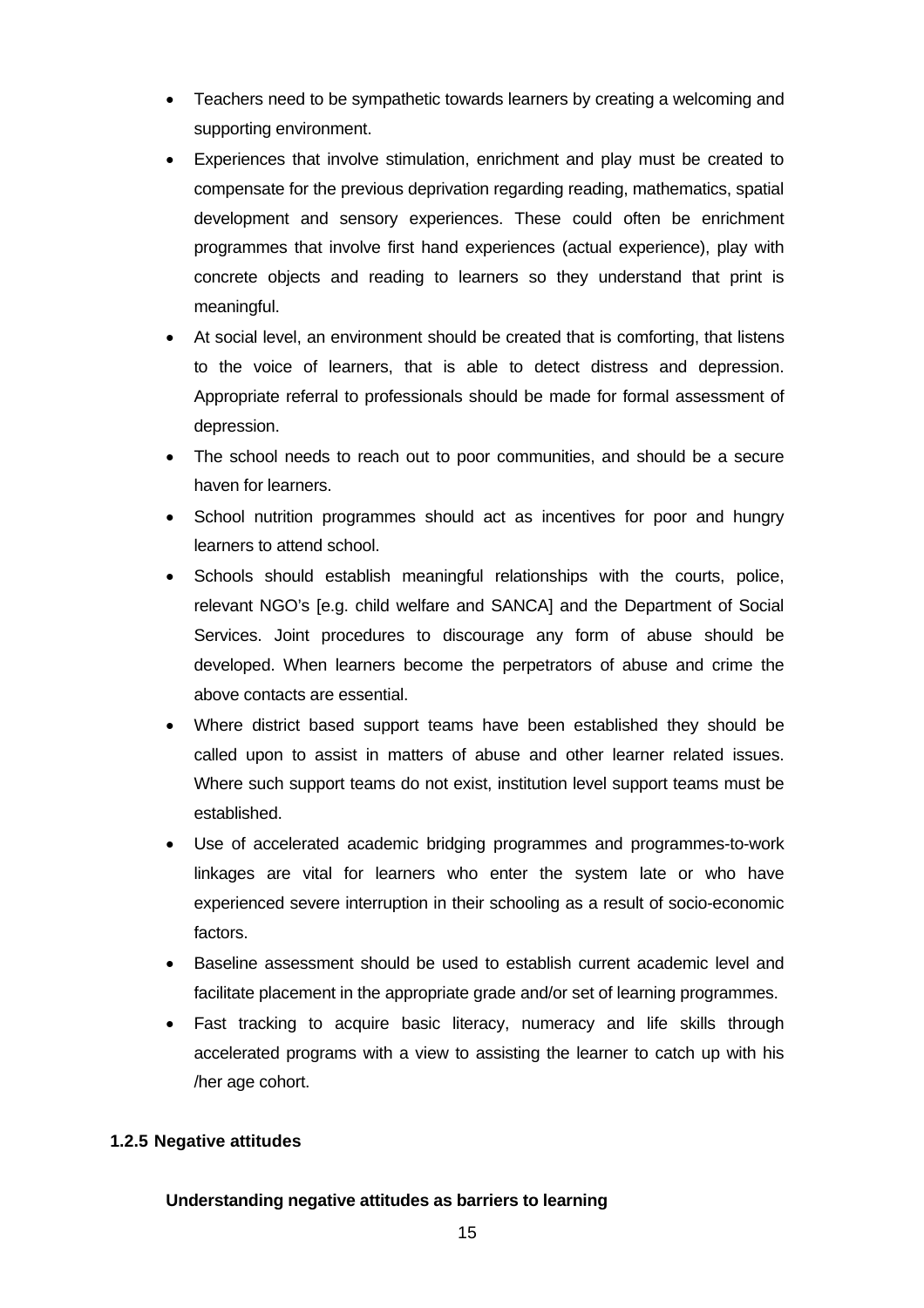- Teachers need to be sympathetic towards learners by creating a welcoming and supporting environment.
- Experiences that involve stimulation, enrichment and play must be created to compensate for the previous deprivation regarding reading, mathematics, spatial development and sensory experiences. These could often be enrichment programmes that involve first hand experiences (actual experience), play with concrete objects and reading to learners so they understand that print is meaningful.
- At social level, an environment should be created that is comforting, that listens to the voice of learners, that is able to detect distress and depression. Appropriate referral to professionals should be made for formal assessment of depression.
- The school needs to reach out to poor communities, and should be a secure haven for learners.
- School nutrition programmes should act as incentives for poor and hungry learners to attend school.
- Schools should establish meaningful relationships with the courts, police, relevant NGO's [e.g. child welfare and SANCA] and the Department of Social Services. Joint procedures to discourage any form of abuse should be developed. When learners become the perpetrators of abuse and crime the above contacts are essential.
- Where district based support teams have been established they should be called upon to assist in matters of abuse and other learner related issues. Where such support teams do not exist, institution level support teams must be established.
- Use of accelerated academic bridging programmes and programmes-to-work linkages are vital for learners who enter the system late or who have experienced severe interruption in their schooling as a result of socio-economic factors.
- Baseline assessment should be used to establish current academic level and facilitate placement in the appropriate grade and/or set of learning programmes.
- Fast tracking to acquire basic literacy, numeracy and life skills through accelerated programs with a view to assisting the learner to catch up with his /her age cohort.

### 1.2.5 Negative attitudes

#### Understanding negative attitudes as barriers to learning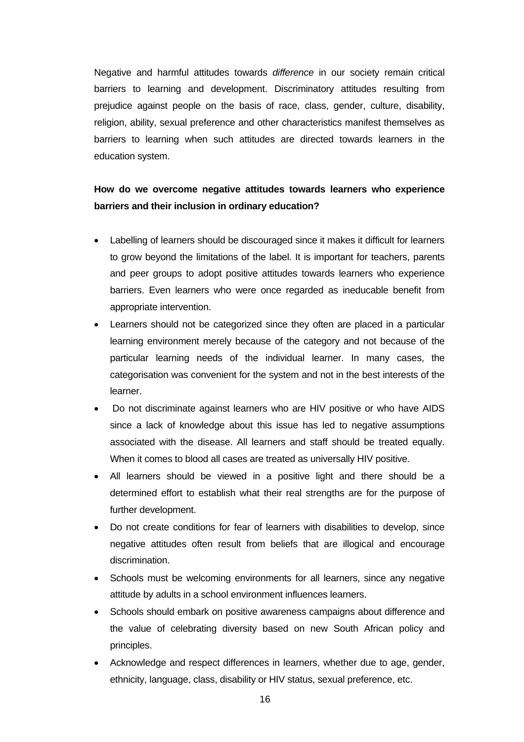Negative and harmful attitudes towards *difference* in our society remain critical barriers to learning and development. Discriminatory attitudes resulting from prejudice against people on the basis of race, class, gender, culture, disability, religion, ability, sexual preference and other characteristics manifest themselves as barriers to learning when such attitudes are directed towards learners in the education system.

**How do we overcome negative attitudes towards learners who experience barriers and their inclusion in ordinary education?**

- Labelling of learners should be discouraged since it makes it difficult for learners to grow beyond the limitations of the label. It is important for teachers, parents and peer groups to adopt positive attitudes towards learners who experience barriers. Even learners who were once regarded as ineducable benefit from appropriate intervention.
- Learners should not be categorized since they often are placed in a particular learning environment merely because of the category and not because of the particular learning needs of the individual learner. In many cases, the categorisation was convenient for the system and not in the best interests of the learner.
- Do not discriminate against learners who are HIV positive or who have AIDS since a lack of knowledge about this issue has led to negative assumptions associated with the disease. All learners and staff should be treated equally. When it comes to blood all cases are treated as universally HIV positive.
- All learners should be viewed in a positive light and there should be a determined effort to establish what their real strengths are for the purpose of further development.
- Do not create conditions for fear of learners with disabilities to develop, since negative attitudes often result from beliefs that are illogical and encourage discrimination.
- Schools must be welcoming environments for all learners, since any negative attitude by adults in a school environment influences learners.
- Schools should embark on positive awareness campaigns about difference and the value of celebrating diversity based on new South African policy and principles.
- Acknowledge and respect differences in learners, whether due to age, gender, ethnicity, language, class, disability or HIV status, sexual preference, etc.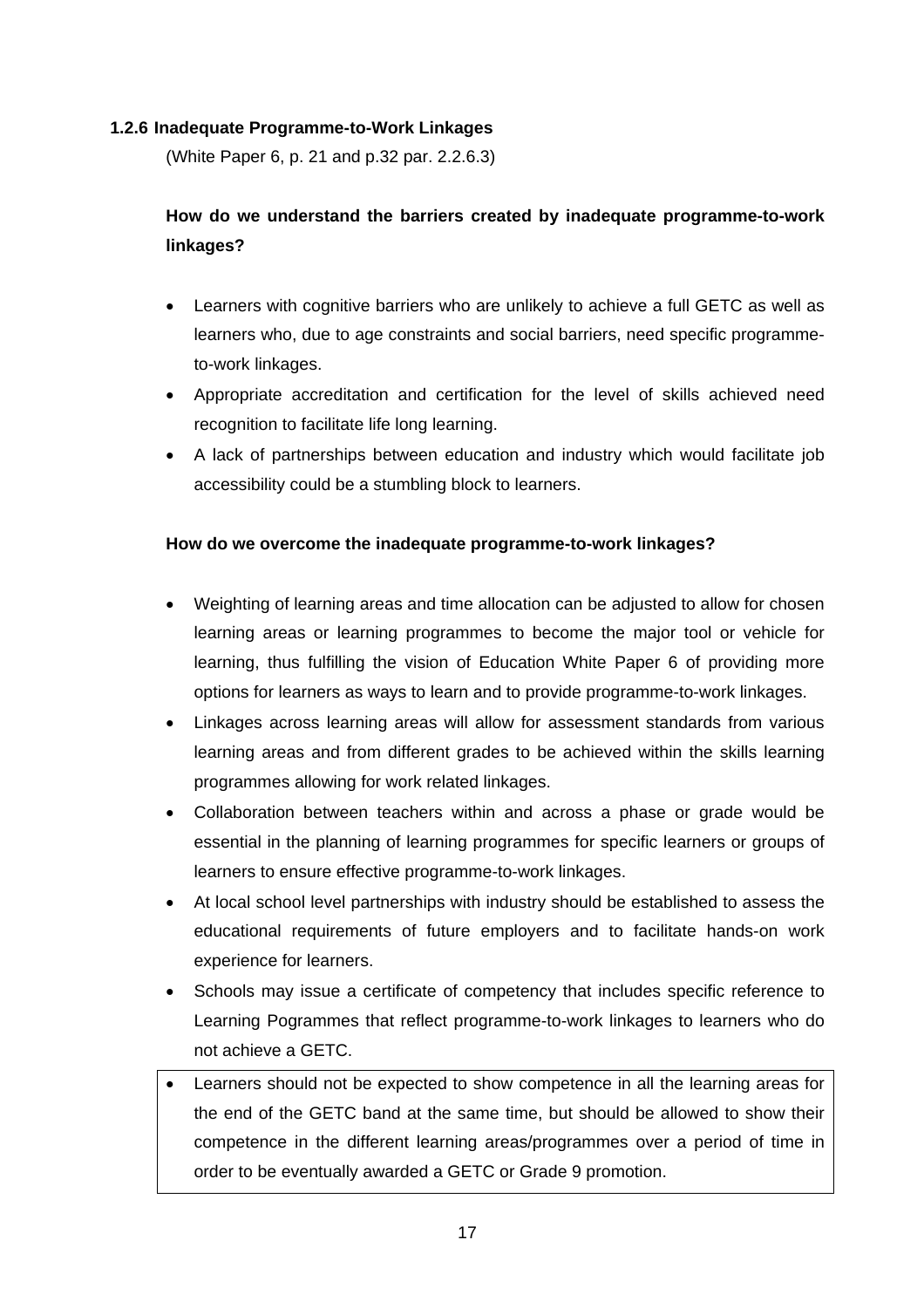### 1.2.6 Inadequate Programme-to-Work Linkages

(White Paper 6, p. 21 and p.32 par. 2.2.6.3)

**How do we understand the barriers created by inadequate programme-to-work linkages?**

- Learners with cognitive barriers who are unlikely to achieve a full GETC as well as learners who, due to age constraints and social barriers, need specific programme-to-work linkages.
- Appropriate accreditation and certification for the level of skills achieved need recognition to facilitate life long learning.
- A lack of partnerships between education and industry which would facilitate job accessibility could be a stumbling block to learners.

**How do we overcome the inadequate programme-to-work linkages?**

- Weighting of learning areas and time allocation can be adjusted to allow for chosen learning areas or learning programmes to become the major tool or vehicle for learning, thus fulfilling the vision of Education White Paper 6 of providing more options for learners as ways to learn and to provide programme-to-work linkages.
- Linkages across learning areas will allow for assessment standards from various learning areas and from different grades to be achieved within the skills learning programmes allowing for work related linkages.
- Collaboration between teachers within and across a phase or grade would be essential in the planning of learning programmes for specific learners or groups of learners to ensure effective programme-to-work linkages.
- At local school level partnerships with industry should be established to assess the educational requirements of future employers and to facilitate hands-on work experience for learners.
- Schools may issue a certificate of competency that includes specific reference to Learning Pogrammes that reflect programme-to-work linkages to learners who do not achieve a GETC.
- Learners should not be expected to show competence in all the learning areas for the end of the GETC band at the same time, but should be allowed to show their competence in the different learning areas/programmes over a period of time in order to be eventually awarded a GETC or Grade 9 promotion.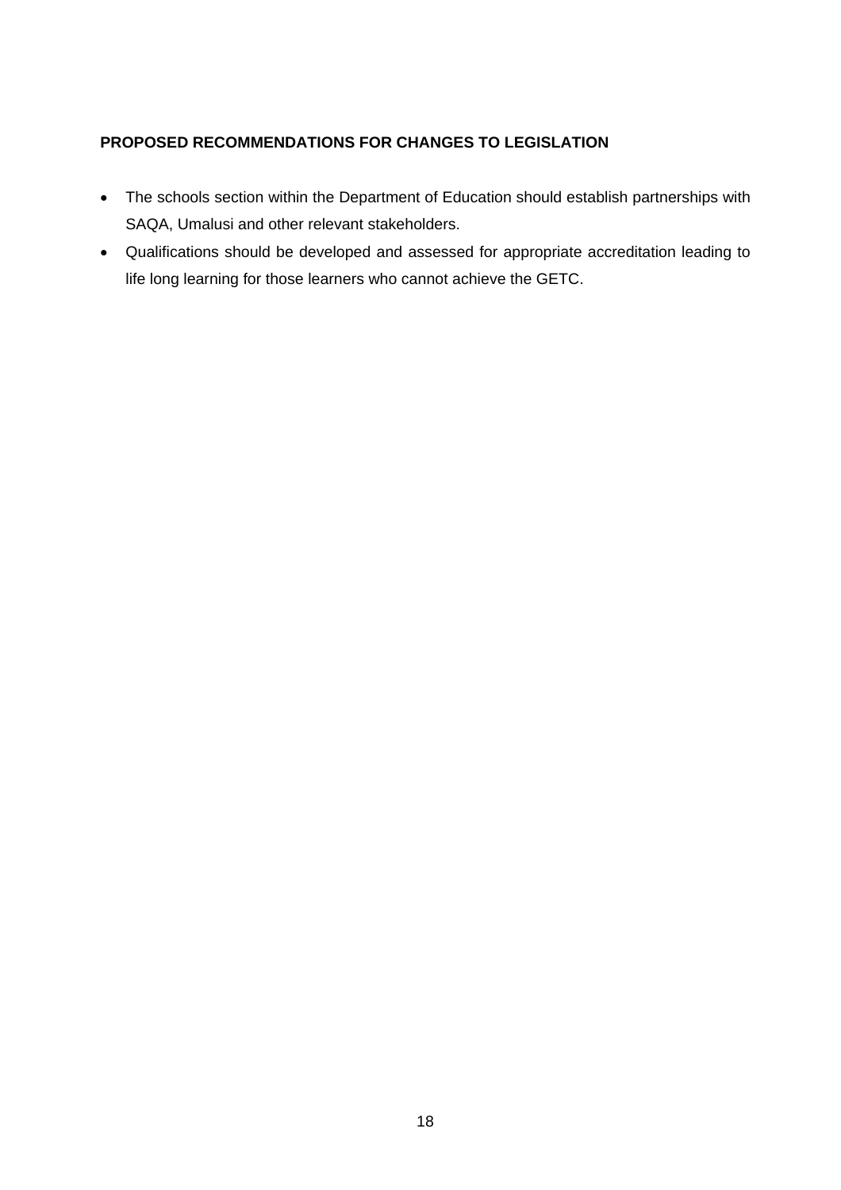**PROPOSED RECOMMENDATIONS FOR CHANGES TO LEGISLATION**

- The schools section within the Department of Education should establish partnerships with SAQA, Umalusi and other relevant stakeholders.
- Qualifications should be developed and assessed for appropriate accreditation leading to life long learning for those learners who cannot achieve the GETC.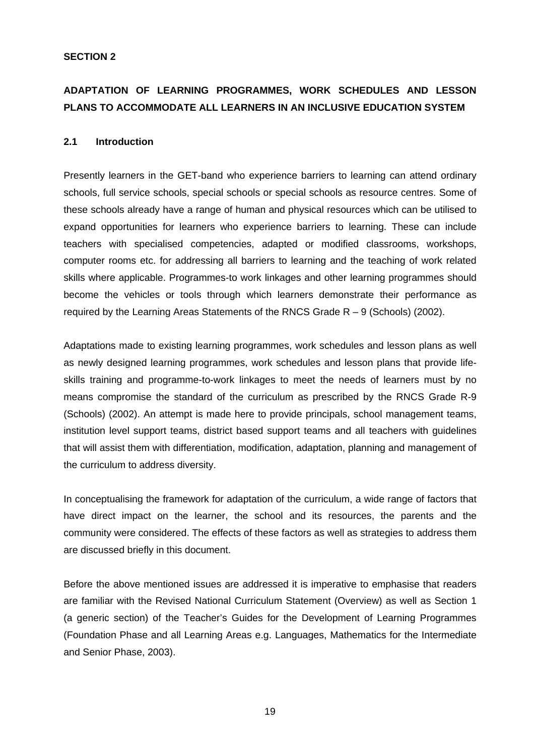**SECTION 2**

## ADAPTATION OF LEARNING PROGRAMMES, WORK SCHEDULES AND LESSON PLANS TO ACCOMMODATE ALL LEARNERS IN AN INCLUSIVE EDUCATION SYSTEM

### 2.1 Introduction

Presently learners in the GET-band who experience barriers to learning can attend ordinary schools, full service schools, special schools or special schools as resource centres. Some of these schools already have a range of human and physical resources which can be utilised to expand opportunities for learners who experience barriers to learning. These can include teachers with specialised competencies, adapted or modified classrooms, workshops, computer rooms etc. for addressing all barriers to learning and the teaching of work related skills where applicable. Programmes-to work linkages and other learning programmes should become the vehicles or tools through which learners demonstrate their performance as required by the Learning Areas Statements of the RNCS Grade R – 9 (Schools) (2002).

Adaptations made to existing learning programmes, work schedules and lesson plans as well as newly designed learning programmes, work schedules and lesson plans that provide life-skills training and programme-to-work linkages to meet the needs of learners must by no means compromise the standard of the curriculum as prescribed by the RNCS Grade R-9 (Schools) (2002). An attempt is made here to provide principals, school management teams, institution level support teams, district based support teams and all teachers with guidelines that will assist them with differentiation, modification, adaptation, planning and management of the curriculum to address diversity.

In conceptualising the framework for adaptation of the curriculum, a wide range of factors that have direct impact on the learner, the school and its resources, the parents and the community were considered. The effects of these factors as well as strategies to address them are discussed briefly in this document.

Before the above mentioned issues are addressed it is imperative to emphasise that readers are familiar with the Revised National Curriculum Statement (Overview) as well as Section 1 (a generic section) of the Teacher's Guides for the Development of Learning Programmes (Foundation Phase and all Learning Areas e.g. Languages, Mathematics for the Intermediate and Senior Phase, 2003).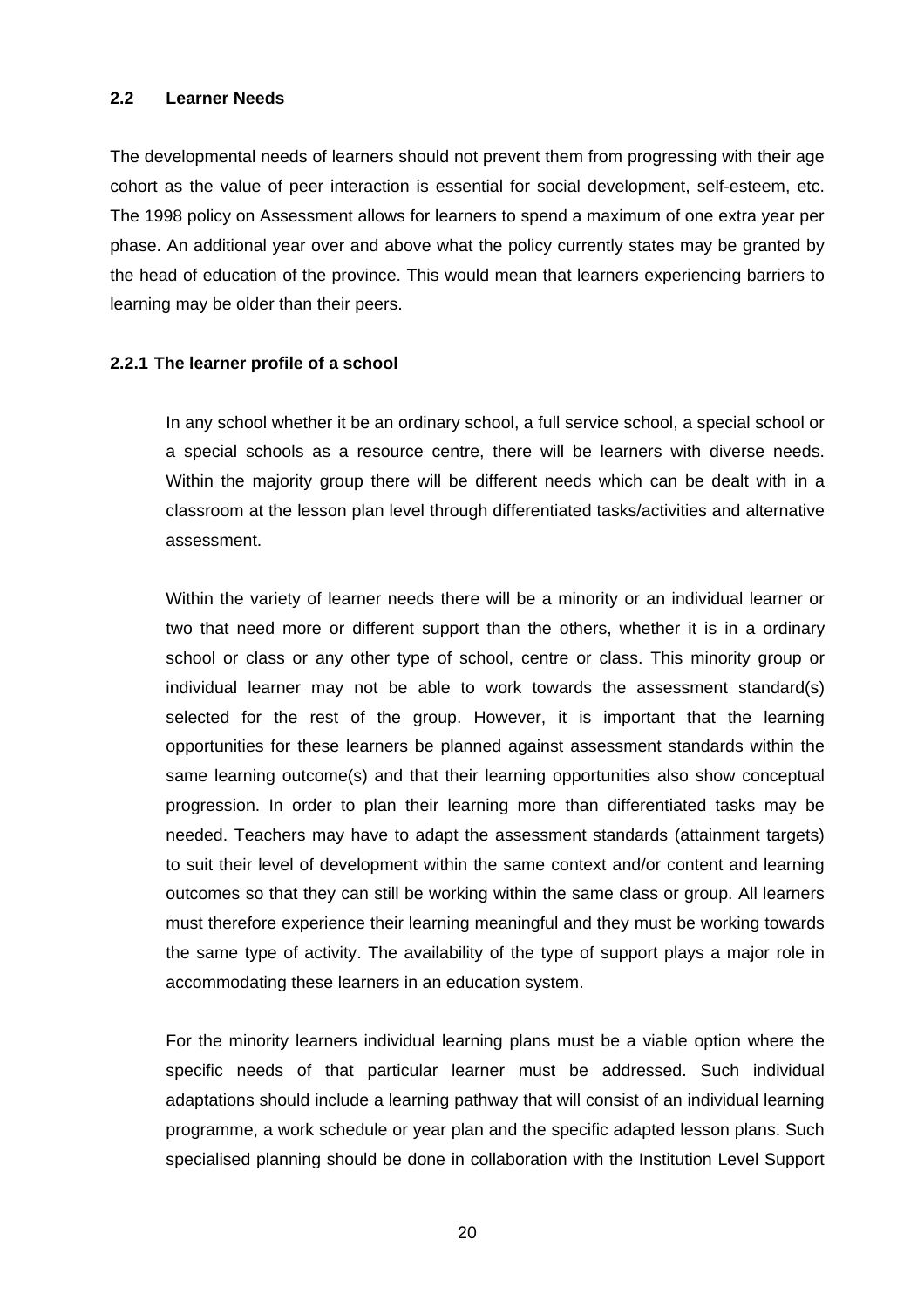### 2.2 Learner Needs

The developmental needs of learners should not prevent them from progressing with their age cohort as the value of peer interaction is essential for social development, self-esteem, etc. The 1998 policy on Assessment allows for learners to spend a maximum of one extra year per phase. An additional year over and above what the policy currently states may be granted by the head of education of the province. This would mean that learners experiencing barriers to learning may be older than their peers.

#### 2.2.1 The learner profile of a school

In any school whether it be an ordinary school, a full service school, a special school or a special schools as a resource centre, there will be learners with diverse needs. Within the majority group there will be different needs which can be dealt with in a classroom at the lesson plan level through differentiated tasks/activities and alternative assessment.

Within the variety of learner needs there will be a minority or an individual learner or two that need more or different support than the others, whether it is in a ordinary school or class or any other type of school, centre or class. This minority group or individual learner may not be able to work towards the assessment standard(s) selected for the rest of the group. However, it is important that the learning opportunities for these learners be planned against assessment standards within the same learning outcome(s) and that their learning opportunities also show conceptual progression. In order to plan their learning more than differentiated tasks may be needed. Teachers may have to adapt the assessment standards (attainment targets) to suit their level of development within the same context and/or content and learning outcomes so that they can still be working within the same class or group. All learners must therefore experience their learning meaningful and they must be working towards the same type of activity. The availability of the type of support plays a major role in accommodating these learners in an education system.

For the minority learners individual learning plans must be a viable option where the specific needs of that particular learner must be addressed. Such individual adaptations should include a learning pathway that will consist of an individual learning programme, a work schedule or year plan and the specific adapted lesson plans. Such specialised planning should be done in collaboration with the Institution Level Support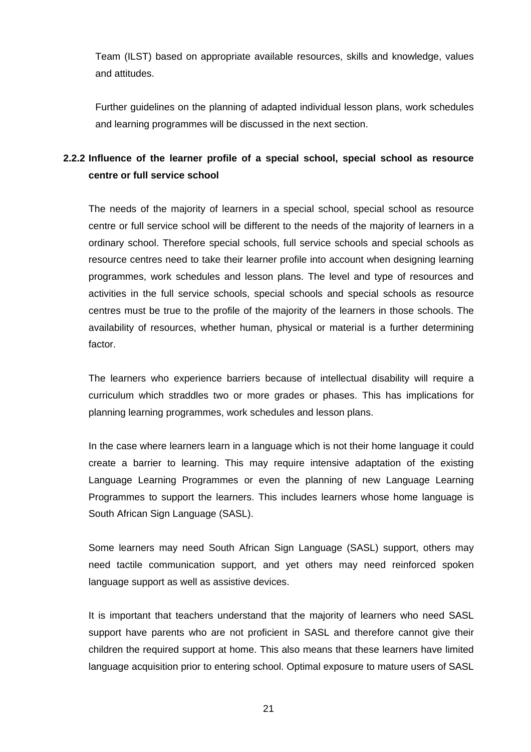Team (ILST) based on appropriate available resources, skills and knowledge, values and attitudes.

Further guidelines on the planning of adapted individual lesson plans, work schedules and learning programmes will be discussed in the next section.

### 2.2.2 Influence of the learner profile of a special school, special school as resource centre or full service school

The needs of the majority of learners in a special school, special school as resource centre or full service school will be different to the needs of the majority of learners in a ordinary school. Therefore special schools, full service schools and special schools as resource centres need to take their learner profile into account when designing learning programmes, work schedules and lesson plans. The level and type of resources and activities in the full service schools, special schools and special schools as resource centres must be true to the profile of the majority of the learners in those schools. The availability of resources, whether human, physical or material is a further determining factor.

The learners who experience barriers because of intellectual disability will require a curriculum which straddles two or more grades or phases. This has implications for planning learning programmes, work schedules and lesson plans.

In the case where learners learn in a language which is not their home language it could create a barrier to learning. This may require intensive adaptation of the existing Language Learning Programmes or even the planning of new Language Learning Programmes to support the learners. This includes learners whose home language is South African Sign Language (SASL).

Some learners may need South African Sign Language (SASL) support, others may need tactile communication support, and yet others may need reinforced spoken language support as well as assistive devices.

It is important that teachers understand that the majority of learners who need SASL support have parents who are not proficient in SASL and therefore cannot give their children the required support at home. This also means that these learners have limited language acquisition prior to entering school. Optimal exposure to mature users of SASL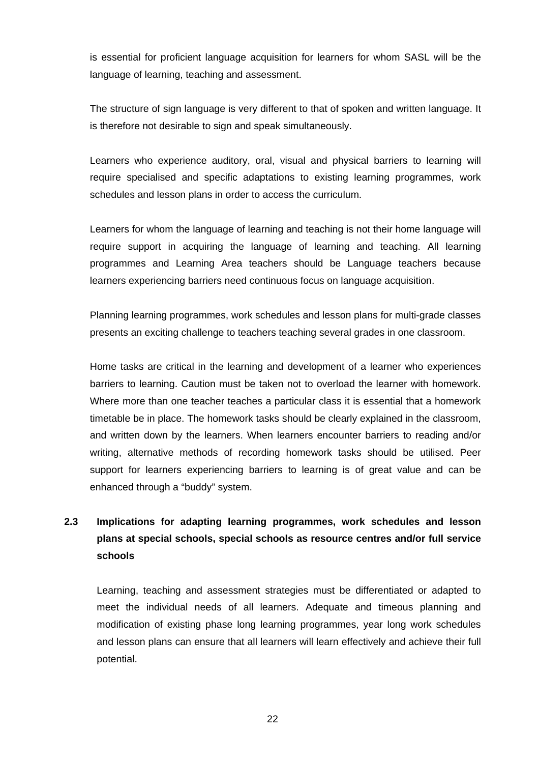is essential for proficient language acquisition for learners for whom SASL will be the language of learning, teaching and assessment.

The structure of sign language is very different to that of spoken and written language. It is therefore not desirable to sign and speak simultaneously.

Learners who experience auditory, oral, visual and physical barriers to learning will require specialised and specific adaptations to existing learning programmes, work schedules and lesson plans in order to access the curriculum.

Learners for whom the language of learning and teaching is not their home language will require support in acquiring the language of learning and teaching. All learning programmes and Learning Area teachers should be Language teachers because learners experiencing barriers need continuous focus on language acquisition.

Planning learning programmes, work schedules and lesson plans for multi-grade classes presents an exciting challenge to teachers teaching several grades in one classroom.

Home tasks are critical in the learning and development of a learner who experiences barriers to learning. Caution must be taken not to overload the learner with homework. Where more than one teacher teaches a particular class it is essential that a homework timetable be in place. The homework tasks should be clearly explained in the classroom, and written down by the learners. When learners encounter barriers to reading and/or writing, alternative methods of recording homework tasks should be utilised. Peer support for learners experiencing barriers to learning is of great value and can be enhanced through a "buddy" system.

## 2.3 Implications for adapting learning programmes, work schedules and lesson plans at special schools, special schools as resource centres and/or full service schools

Learning, teaching and assessment strategies must be differentiated or adapted to meet the individual needs of all learners. Adequate and timeous planning and modification of existing phase long learning programmes, year long work schedules and lesson plans can ensure that all learners will learn effectively and achieve their full potential.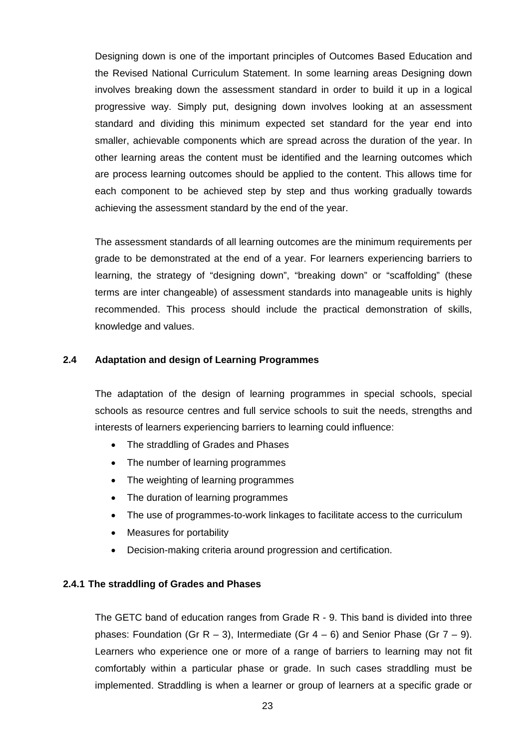Designing down is one of the important principles of Outcomes Based Education and the Revised National Curriculum Statement. In some learning areas Designing down involves breaking down the assessment standard in order to build it up in a logical progressive way. Simply put, designing down involves looking at an assessment standard and dividing this minimum expected set standard for the year end into smaller, achievable components which are spread across the duration of the year. In other learning areas the content must be identified and the learning outcomes which are process learning outcomes should be applied to the content. This allows time for each component to be achieved step by step and thus working gradually towards achieving the assessment standard by the end of the year.

The assessment standards of all learning outcomes are the minimum requirements per grade to be demonstrated at the end of a year. For learners experiencing barriers to learning, the strategy of "designing down", "breaking down" or "scaffolding" (these terms are inter changeable) of assessment standards into manageable units is highly recommended. This process should include the practical demonstration of skills, knowledge and values.

### 2.4 Adaptation and design of Learning Programmes

The adaptation of the design of learning programmes in special schools, special schools as resource centres and full service schools to suit the needs, strengths and interests of learners experiencing barriers to learning could influence:

- The straddling of Grades and Phases
- The number of learning programmes
- The weighting of learning programmes
- The duration of learning programmes
- The use of programmes-to-work linkages to facilitate access to the curriculum
- Measures for portability
- Decision-making criteria around progression and certification.

#### 2.4.1 The straddling of Grades and Phases

The GETC band of education ranges from Grade R - 9. This band is divided into three phases: Foundation (Gr R – 3), Intermediate (Gr 4 – 6) and Senior Phase (Gr 7 – 9). Learners who experience one or more of a range of barriers to learning may not fit comfortably within a particular phase or grade. In such cases straddling must be implemented. Straddling is when a learner or group of learners at a specific grade or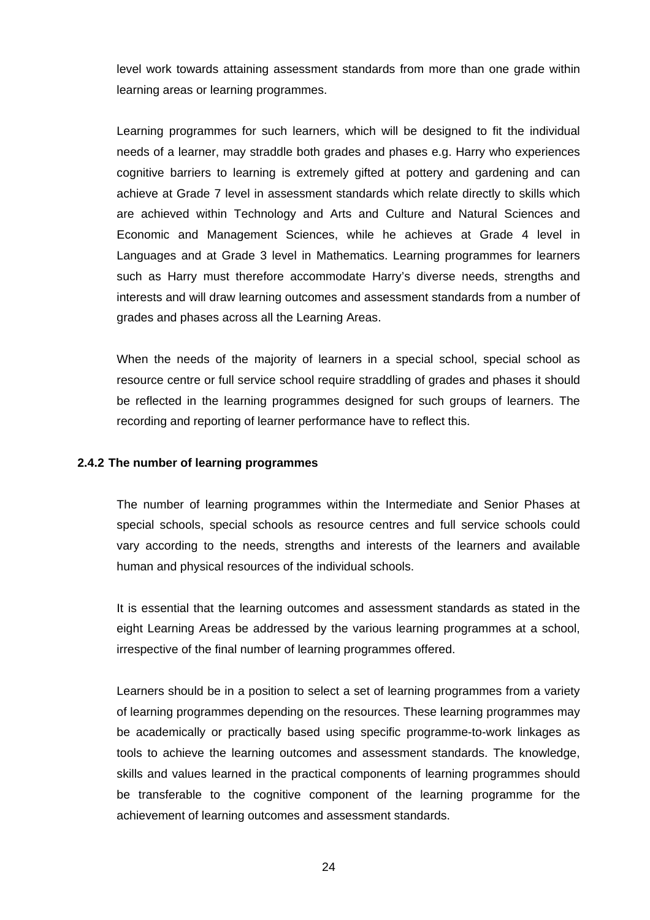level work towards attaining assessment standards from more than one grade within learning areas or learning programmes.

Learning programmes for such learners, which will be designed to fit the individual needs of a learner, may straddle both grades and phases e.g. Harry who experiences cognitive barriers to learning is extremely gifted at pottery and gardening and can achieve at Grade 7 level in assessment standards which relate directly to skills which are achieved within Technology and Arts and Culture and Natural Sciences and Economic and Management Sciences, while he achieves at Grade 4 level in Languages and at Grade 3 level in Mathematics. Learning programmes for learners such as Harry must therefore accommodate Harry's diverse needs, strengths and interests and will draw learning outcomes and assessment standards from a number of grades and phases across all the Learning Areas.

When the needs of the majority of learners in a special school, special school as resource centre or full service school require straddling of grades and phases it should be reflected in the learning programmes designed for such groups of learners. The recording and reporting of learner performance have to reflect this.

### 2.4.2 The number of learning programmes

The number of learning programmes within the Intermediate and Senior Phases at special schools, special schools as resource centres and full service schools could vary according to the needs, strengths and interests of the learners and available human and physical resources of the individual schools.

It is essential that the learning outcomes and assessment standards as stated in the eight Learning Areas be addressed by the various learning programmes at a school, irrespective of the final number of learning programmes offered.

Learners should be in a position to select a set of learning programmes from a variety of learning programmes depending on the resources. These learning programmes may be academically or practically based using specific programme-to-work linkages as tools to achieve the learning outcomes and assessment standards. The knowledge, skills and values learned in the practical components of learning programmes should be transferable to the cognitive component of the learning programme for the achievement of learning outcomes and assessment standards.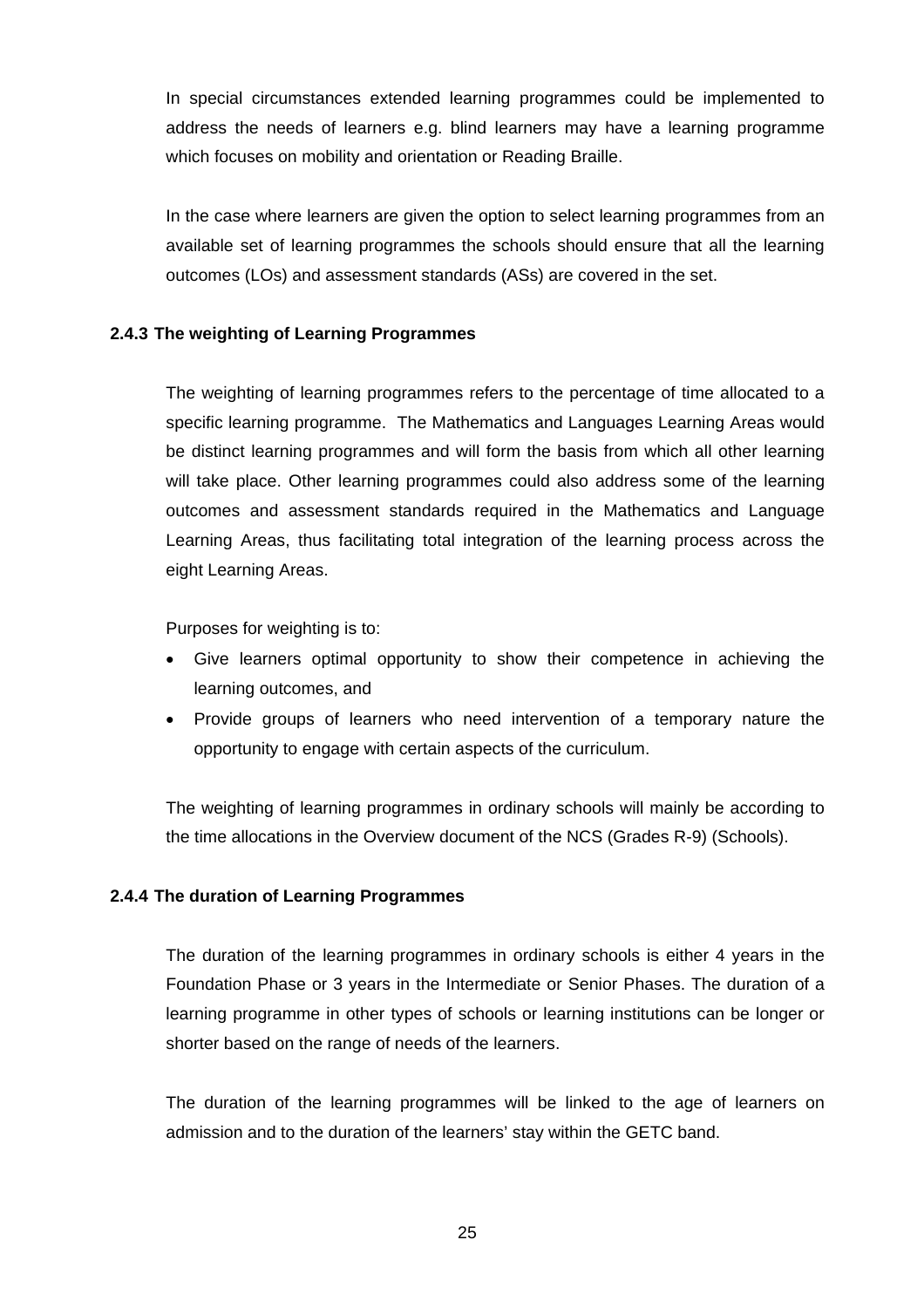In special circumstances extended learning programmes could be implemented to address the needs of learners e.g. blind learners may have a learning programme which focuses on mobility and orientation or Reading Braille.

In the case where learners are given the option to select learning programmes from an available set of learning programmes the schools should ensure that all the learning outcomes (LOs) and assessment standards (ASs) are covered in the set.

#### 2.4.3 The weighting of Learning Programmes

The weighting of learning programmes refers to the percentage of time allocated to a specific learning programme. The Mathematics and Languages Learning Areas would be distinct learning programmes and will form the basis from which all other learning will take place. Other learning programmes could also address some of the learning outcomes and assessment standards required in the Mathematics and Language Learning Areas, thus facilitating total integration of the learning process across the eight Learning Areas.

Purposes for weighting is to:

- Give learners optimal opportunity to show their competence in achieving the learning outcomes, and
- Provide groups of learners who need intervention of a temporary nature the opportunity to engage with certain aspects of the curriculum.

The weighting of learning programmes in ordinary schools will mainly be according to the time allocations in the Overview document of the NCS (Grades R-9) (Schools).

#### 2.4.4 The duration of Learning Programmes

The duration of the learning programmes in ordinary schools is either 4 years in the Foundation Phase or 3 years in the Intermediate or Senior Phases. The duration of a learning programme in other types of schools or learning institutions can be longer or shorter based on the range of needs of the learners.

The duration of the learning programmes will be linked to the age of learners on admission and to the duration of the learners' stay within the GETC band.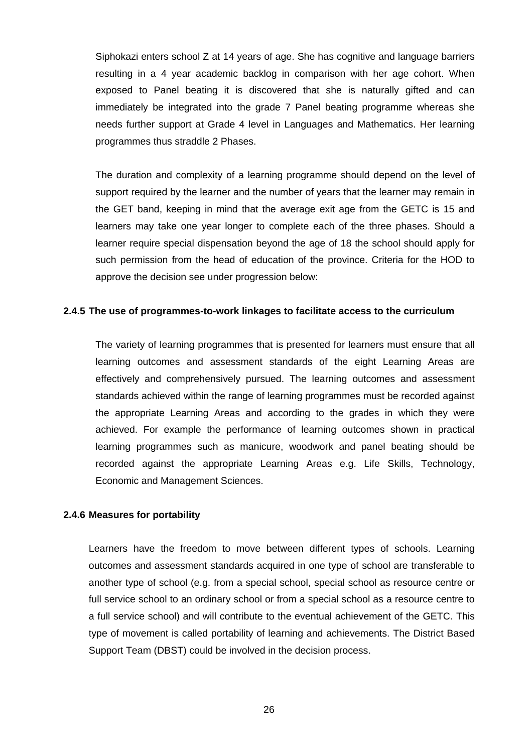Siphokazi enters school Z at 14 years of age. She has cognitive and language barriers resulting in a 4 year academic backlog in comparison with her age cohort. When exposed to Panel beating it is discovered that she is naturally gifted and can immediately be integrated into the grade 7 Panel beating programme whereas she needs further support at Grade 4 level in Languages and Mathematics. Her learning programmes thus straddle 2 Phases.

The duration and complexity of a learning programme should depend on the level of support required by the learner and the number of years that the learner may remain in the GET band, keeping in mind that the average exit age from the GETC is 15 and learners may take one year longer to complete each of the three phases. Should a learner require special dispensation beyond the age of 18 the school should apply for such permission from the head of education of the province. Criteria for the HOD to approve the decision see under progression below:

#### 2.4.5 The use of programmes-to-work linkages to facilitate access to the curriculum

The variety of learning programmes that is presented for learners must ensure that all learning outcomes and assessment standards of the eight Learning Areas are effectively and comprehensively pursued. The learning outcomes and assessment standards achieved within the range of learning programmes must be recorded against the appropriate Learning Areas and according to the grades in which they were achieved. For example the performance of learning outcomes shown in practical learning programmes such as manicure, woodwork and panel beating should be recorded against the appropriate Learning Areas e.g. Life Skills, Technology, Economic and Management Sciences.

#### 2.4.6 Measures for portability

Learners have the freedom to move between different types of schools. Learning outcomes and assessment standards acquired in one type of school are transferable to another type of school (e.g. from a special school, special school as resource centre or full service school to an ordinary school or from a special school as a resource centre to a full service school) and will contribute to the eventual achievement of the GETC. This type of movement is called portability of learning and achievements. The District Based Support Team (DBST) could be involved in the decision process.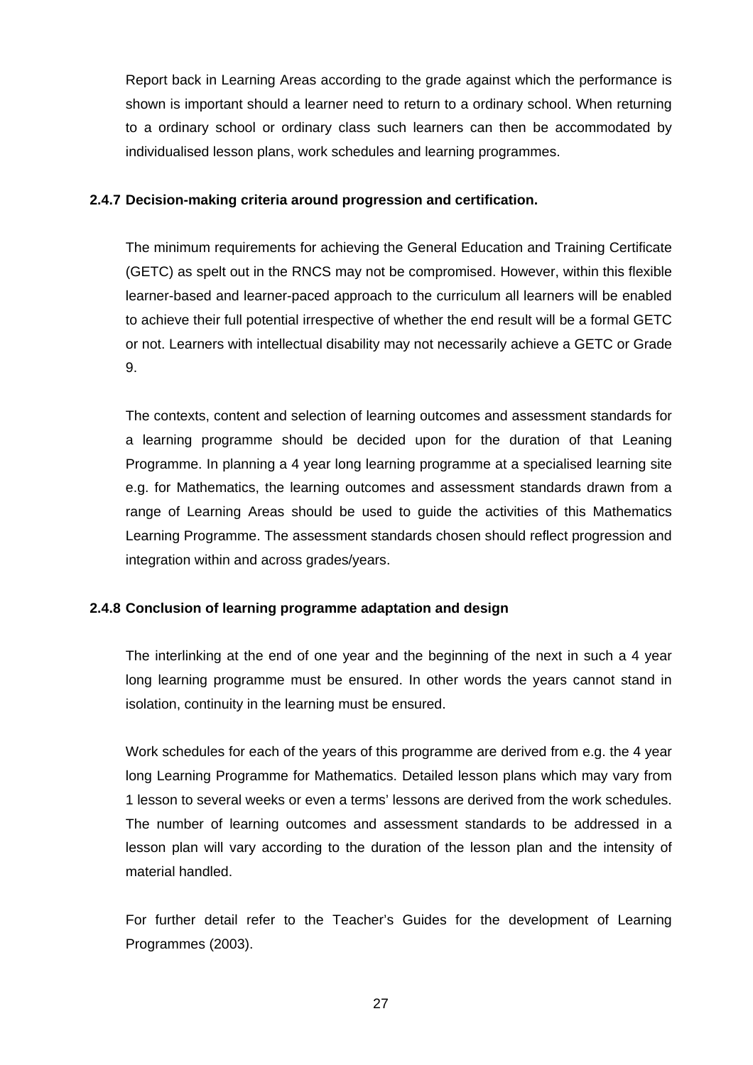Report back in Learning Areas according to the grade against which the performance is shown is important should a learner need to return to a ordinary school. When returning to a ordinary school or ordinary class such learners can then be accommodated by individualised lesson plans, work schedules and learning programmes.

#### 2.4.7 Decision-making criteria around progression and certification.

The minimum requirements for achieving the General Education and Training Certificate (GETC) as spelt out in the RNCS may not be compromised. However, within this flexible learner-based and learner-paced approach to the curriculum all learners will be enabled to achieve their full potential irrespective of whether the end result will be a formal GETC or not. Learners with intellectual disability may not necessarily achieve a GETC or Grade 9.

The contexts, content and selection of learning outcomes and assessment standards for a learning programme should be decided upon for the duration of that Leaning Programme. In planning a 4 year long learning programme at a specialised learning site e.g. for Mathematics, the learning outcomes and assessment standards drawn from a range of Learning Areas should be used to guide the activities of this Mathematics Learning Programme. The assessment standards chosen should reflect progression and integration within and across grades/years.

#### 2.4.8 Conclusion of learning programme adaptation and design

The interlinking at the end of one year and the beginning of the next in such a 4 year long learning programme must be ensured. In other words the years cannot stand in isolation, continuity in the learning must be ensured.

Work schedules for each of the years of this programme are derived from e.g. the 4 year long Learning Programme for Mathematics. Detailed lesson plans which may vary from 1 lesson to several weeks or even a terms' lessons are derived from the work schedules. The number of learning outcomes and assessment standards to be addressed in a lesson plan will vary according to the duration of the lesson plan and the intensity of material handled.

For further detail refer to the Teacher's Guides for the development of Learning Programmes (2003).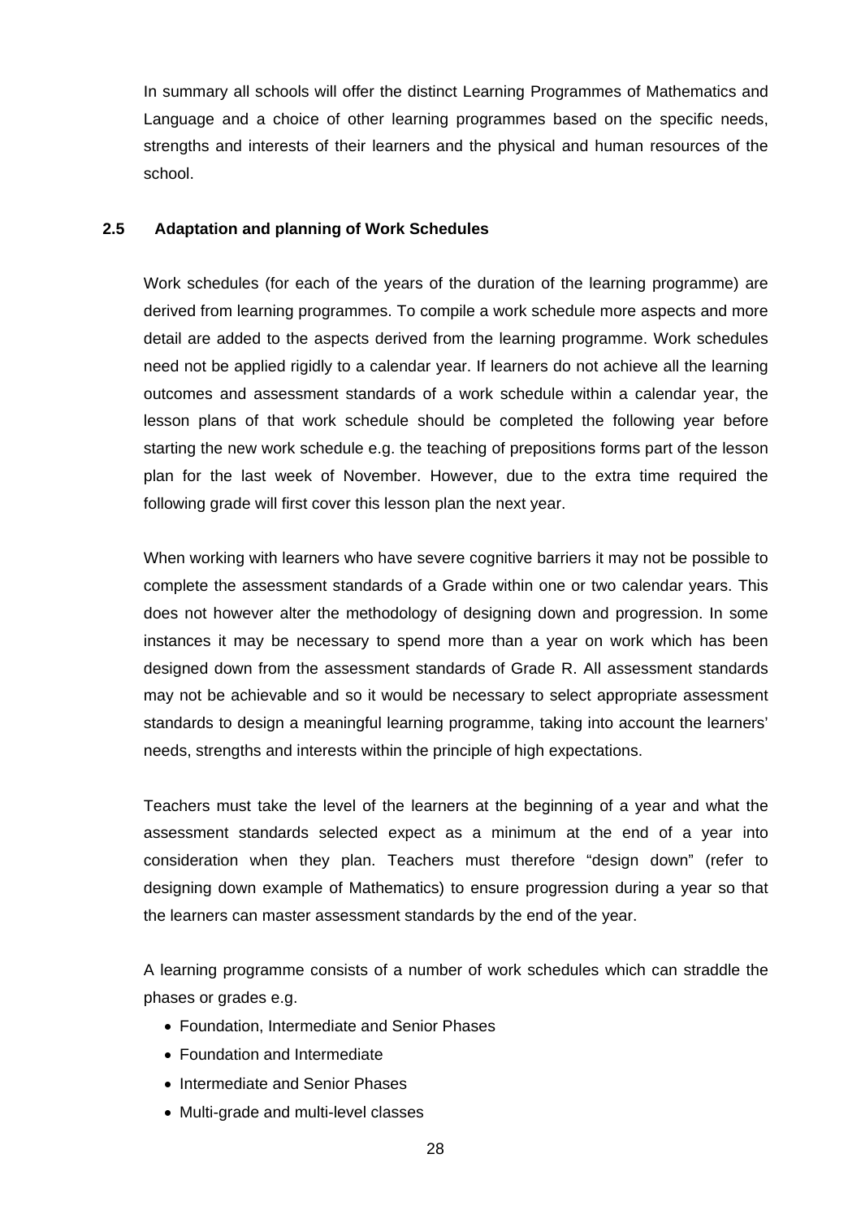In summary all schools will offer the distinct Learning Programmes of Mathematics and Language and a choice of other learning programmes based on the specific needs, strengths and interests of their learners and the physical and human resources of the school.

## 2.5 Adaptation and planning of Work Schedules

Work schedules (for each of the years of the duration of the learning programme) are derived from learning programmes. To compile a work schedule more aspects and more detail are added to the aspects derived from the learning programme. Work schedules need not be applied rigidly to a calendar year. If learners do not achieve all the learning outcomes and assessment standards of a work schedule within a calendar year, the lesson plans of that work schedule should be completed the following year before starting the new work schedule e.g. the teaching of prepositions forms part of the lesson plan for the last week of November. However, due to the extra time required the following grade will first cover this lesson plan the next year.

When working with learners who have severe cognitive barriers it may not be possible to complete the assessment standards of a Grade within one or two calendar years. This does not however alter the methodology of designing down and progression. In some instances it may be necessary to spend more than a year on work which has been designed down from the assessment standards of Grade R. All assessment standards may not be achievable and so it would be necessary to select appropriate assessment standards to design a meaningful learning programme, taking into account the learners' needs, strengths and interests within the principle of high expectations.

Teachers must take the level of the learners at the beginning of a year and what the assessment standards selected expect as a minimum at the end of a year into consideration when they plan. Teachers must therefore "design down" (refer to designing down example of Mathematics) to ensure progression during a year so that the learners can master assessment standards by the end of the year.

A learning programme consists of a number of work schedules which can straddle the phases or grades e.g.

- Foundation, Intermediate and Senior Phases
- Foundation and Intermediate
- Intermediate and Senior Phases
- Multi-grade and multi-level classes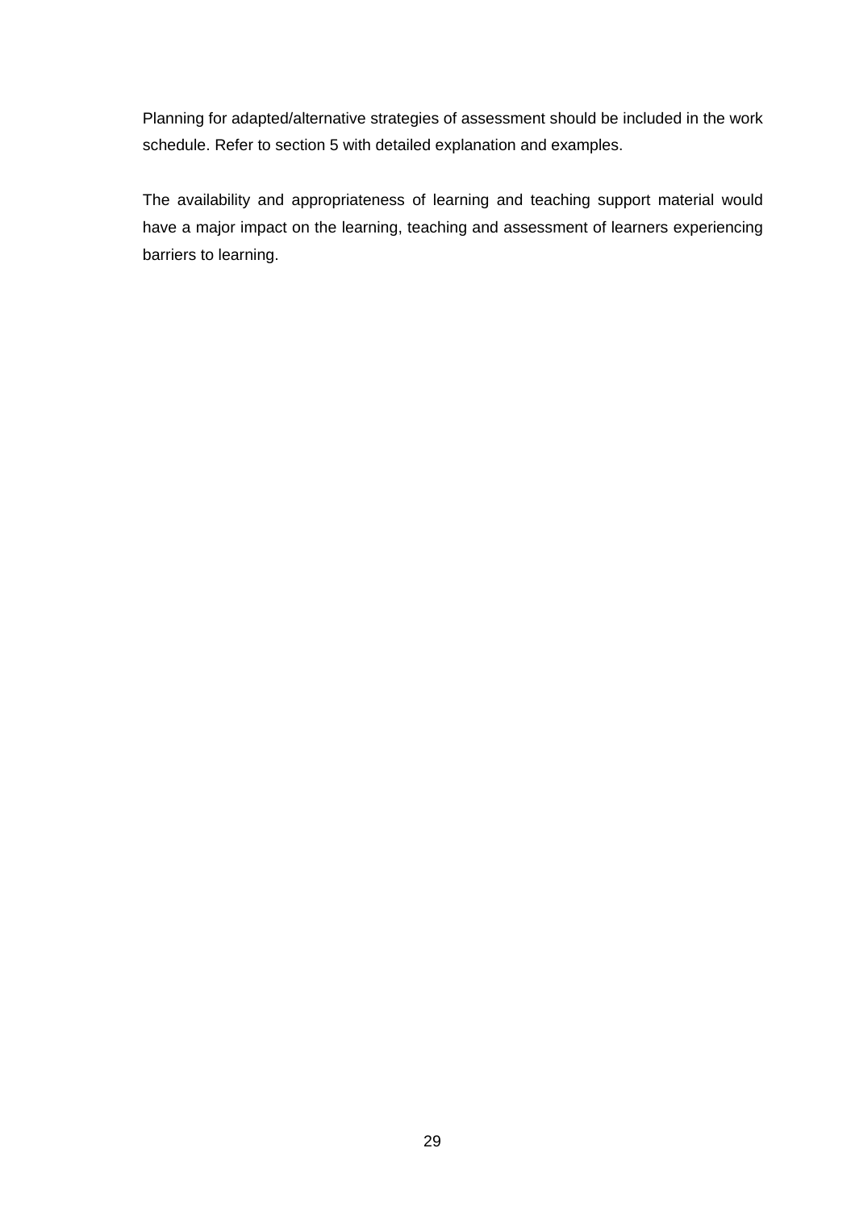Planning for adapted/alternative strategies of assessment should be included in the work schedule. Refer to section 5 with detailed explanation and examples.

The availability and appropriateness of learning and teaching support material would have a major impact on the learning, teaching and assessment of learners experiencing barriers to learning.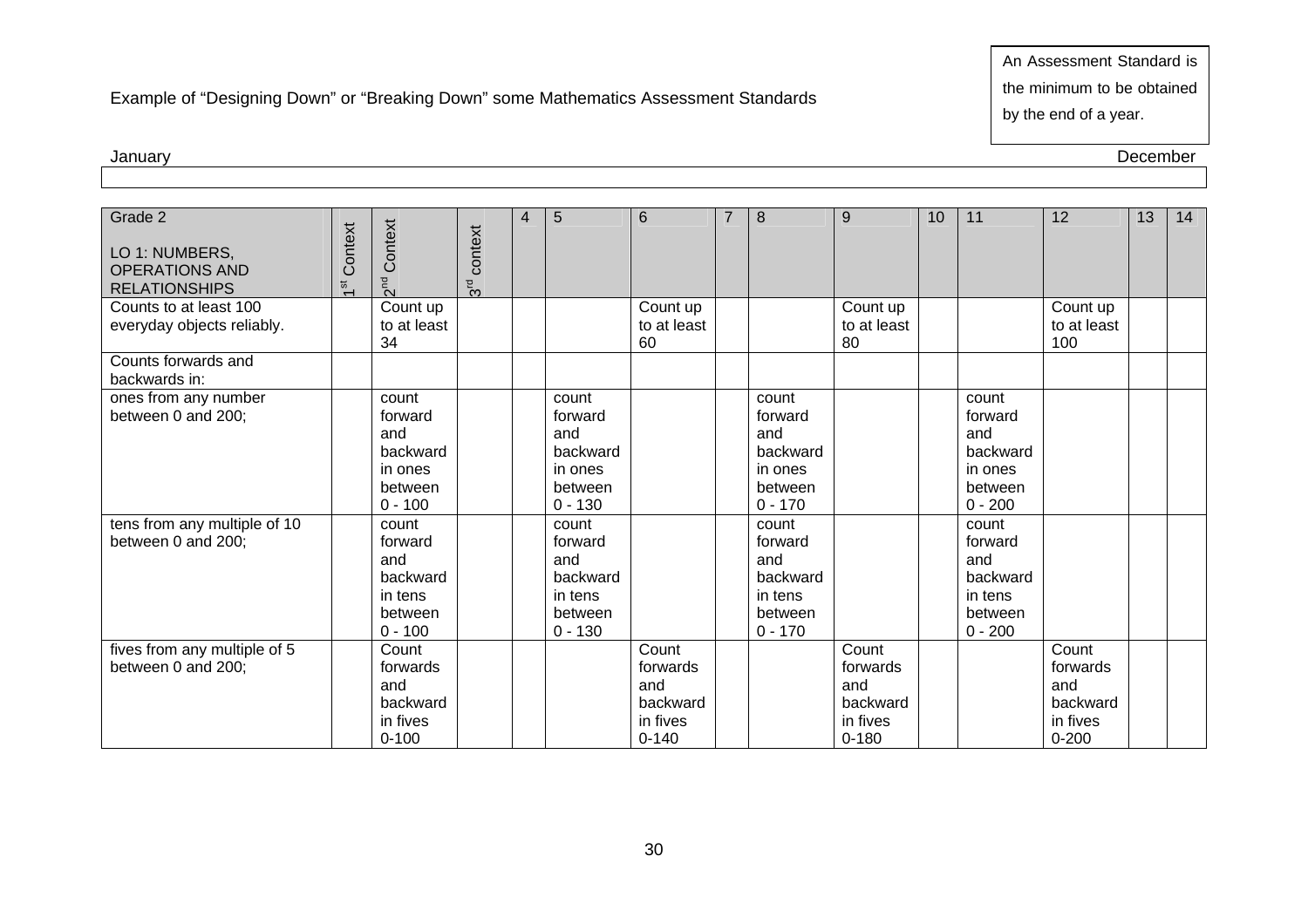Example of "Designing Down" or "Breaking Down" some Mathematics Assessment Standards

An Assessment Standard is the minimum to be obtained by the end of a year.

January — December

| Grade 2<br>LO 1: NUMBERS, OPERATIONS AND RELATIONSHIPS | 1st Context | 2nd Context | 3rd context | 4 | 5 | 6 | 7 | 8 | 9 | 10 | 11 | 12 | 13 | 14 |
|---|---|---|---|---|---|---|---|---|---|---|---|---|---|---|
| Counts to at least 100 everyday objects reliably. | | Count up to at least 34 | | | | Count up to at least 60 | | | Count up to at least 80 | | | Count up to at least 100 | | |
| Counts forwards and backwards in: | | | | | | | | | | | | | | |
| ones from any number between 0 and 200; | | count forward and backward in ones between 0 - 100 | | | count forward and backward in ones between 0 - 130 | | | count forward and backward in ones between 0 - 170 | | | count forward and backward in ones between 0 - 200 | | | |
| tens from any multiple of 10 between 0 and 200; | | count forward and backward in tens between 0 - 100 | | | count forward and backward in tens between 0 - 130 | | | count forward and backward in tens between 0 - 170 | | | count forward and backward in tens between 0 - 200 | | | |
| fives from any multiple of 5 between 0 and 200; | | Count forwards and backward in fives 0-100 | | | | Count forwards and backward in fives 0-140 | | | Count forwards and backward in fives 0-180 | | | Count forwards and backward in fives 0-200 | | |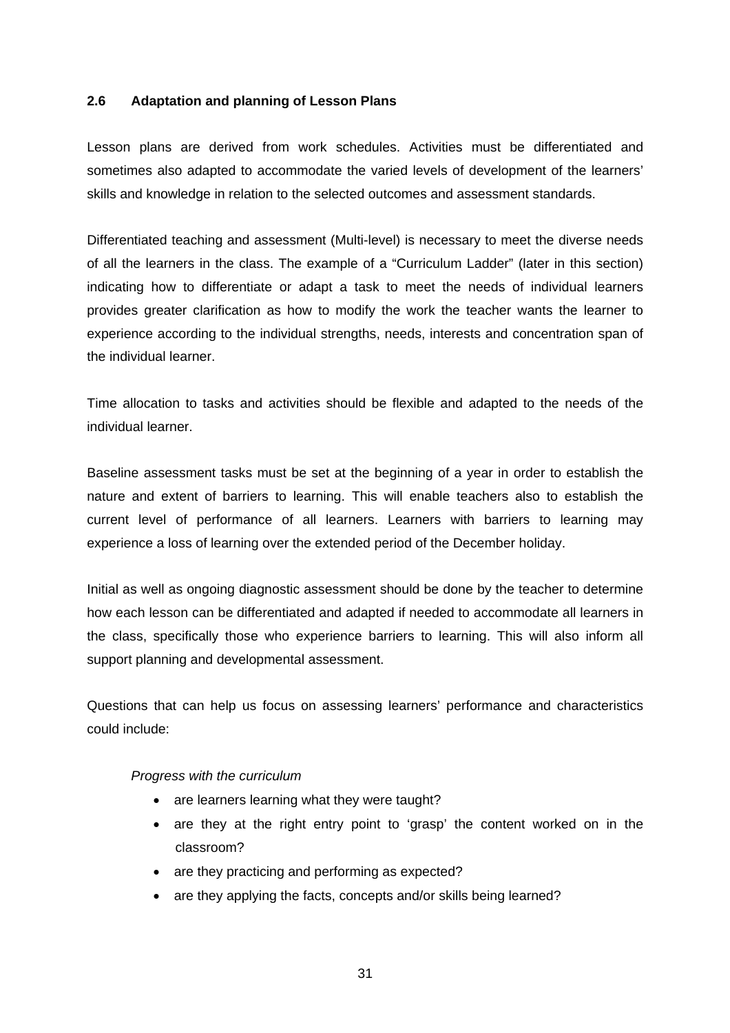## 2.6 Adaptation and planning of Lesson Plans

Lesson plans are derived from work schedules. Activities must be differentiated and sometimes also adapted to accommodate the varied levels of development of the learners' skills and knowledge in relation to the selected outcomes and assessment standards.

Differentiated teaching and assessment (Multi-level) is necessary to meet the diverse needs of all the learners in the class. The example of a "Curriculum Ladder" (later in this section) indicating how to differentiate or adapt a task to meet the needs of individual learners provides greater clarification as how to modify the work the teacher wants the learner to experience according to the individual strengths, needs, interests and concentration span of the individual learner.

Time allocation to tasks and activities should be flexible and adapted to the needs of the individual learner.

Baseline assessment tasks must be set at the beginning of a year in order to establish the nature and extent of barriers to learning. This will enable teachers also to establish the current level of performance of all learners. Learners with barriers to learning may experience a loss of learning over the extended period of the December holiday.

Initial as well as ongoing diagnostic assessment should be done by the teacher to determine how each lesson can be differentiated and adapted if needed to accommodate all learners in the class, specifically those who experience barriers to learning. This will also inform all support planning and developmental assessment.

Questions that can help us focus on assessing learners' performance and characteristics could include:

*Progress with the curriculum*

- are learners learning what they were taught?
- are they at the right entry point to 'grasp' the content worked on in the classroom?
- are they practicing and performing as expected?
- are they applying the facts, concepts and/or skills being learned?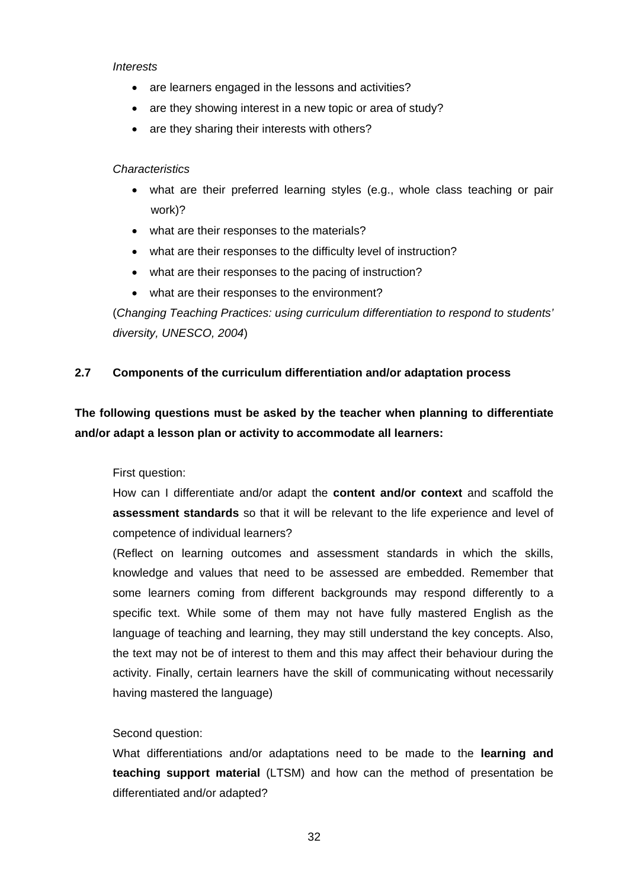*Interests*

- are learners engaged in the lessons and activities?
- are they showing interest in a new topic or area of study?
- are they sharing their interests with others?

*Characteristics*

- what are their preferred learning styles (e.g., whole class teaching or pair work)?
- what are their responses to the materials?
- what are their responses to the difficulty level of instruction?
- what are their responses to the pacing of instruction?
- what are their responses to the environment?

(*Changing Teaching Practices: using curriculum differentiation to respond to students' diversity, UNESCO, 2004*)

## 2.7 Components of the curriculum differentiation and/or adaptation process

**The following questions must be asked by the teacher when planning to differentiate and/or adapt a lesson plan or activity to accommodate all learners:**

First question:

How can I differentiate and/or adapt the **content and/or context** and scaffold the **assessment standards** so that it will be relevant to the life experience and level of competence of individual learners?

(Reflect on learning outcomes and assessment standards in which the skills, knowledge and values that need to be assessed are embedded. Remember that some learners coming from different backgrounds may respond differently to a specific text. While some of them may not have fully mastered English as the language of teaching and learning, they may still understand the key concepts. Also, the text may not be of interest to them and this may affect their behaviour during the activity. Finally, certain learners have the skill of communicating without necessarily having mastered the language)

Second question:

What differentiations and/or adaptations need to be made to the **learning and teaching support material** (LTSM) and how can the method of presentation be differentiated and/or adapted?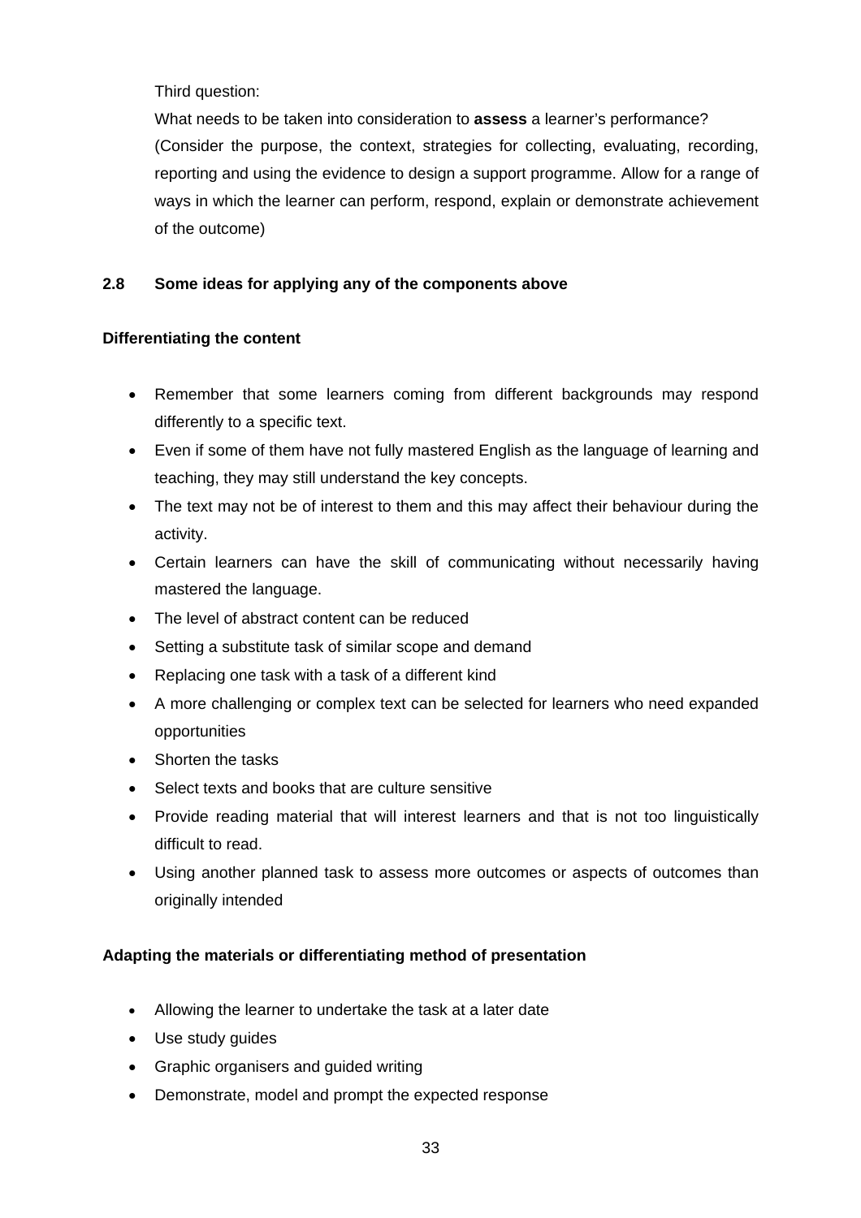Third question:

What needs to be taken into consideration to **assess** a learner's performance? (Consider the purpose, the context, strategies for collecting, evaluating, recording, reporting and using the evidence to design a support programme. Allow for a range of ways in which the learner can perform, respond, explain or demonstrate achievement of the outcome)

## 2.8 Some ideas for applying any of the components above

**Differentiating the content**

- Remember that some learners coming from different backgrounds may respond differently to a specific text.
- Even if some of them have not fully mastered English as the language of learning and teaching, they may still understand the key concepts.
- The text may not be of interest to them and this may affect their behaviour during the activity.
- Certain learners can have the skill of communicating without necessarily having mastered the language.
- The level of abstract content can be reduced
- Setting a substitute task of similar scope and demand
- Replacing one task with a task of a different kind
- A more challenging or complex text can be selected for learners who need expanded opportunities
- Shorten the tasks
- Select texts and books that are culture sensitive
- Provide reading material that will interest learners and that is not too linguistically difficult to read.
- Using another planned task to assess more outcomes or aspects of outcomes than originally intended

**Adapting the materials or differentiating method of presentation**

- Allowing the learner to undertake the task at a later date
- Use study guides
- Graphic organisers and guided writing
- Demonstrate, model and prompt the expected response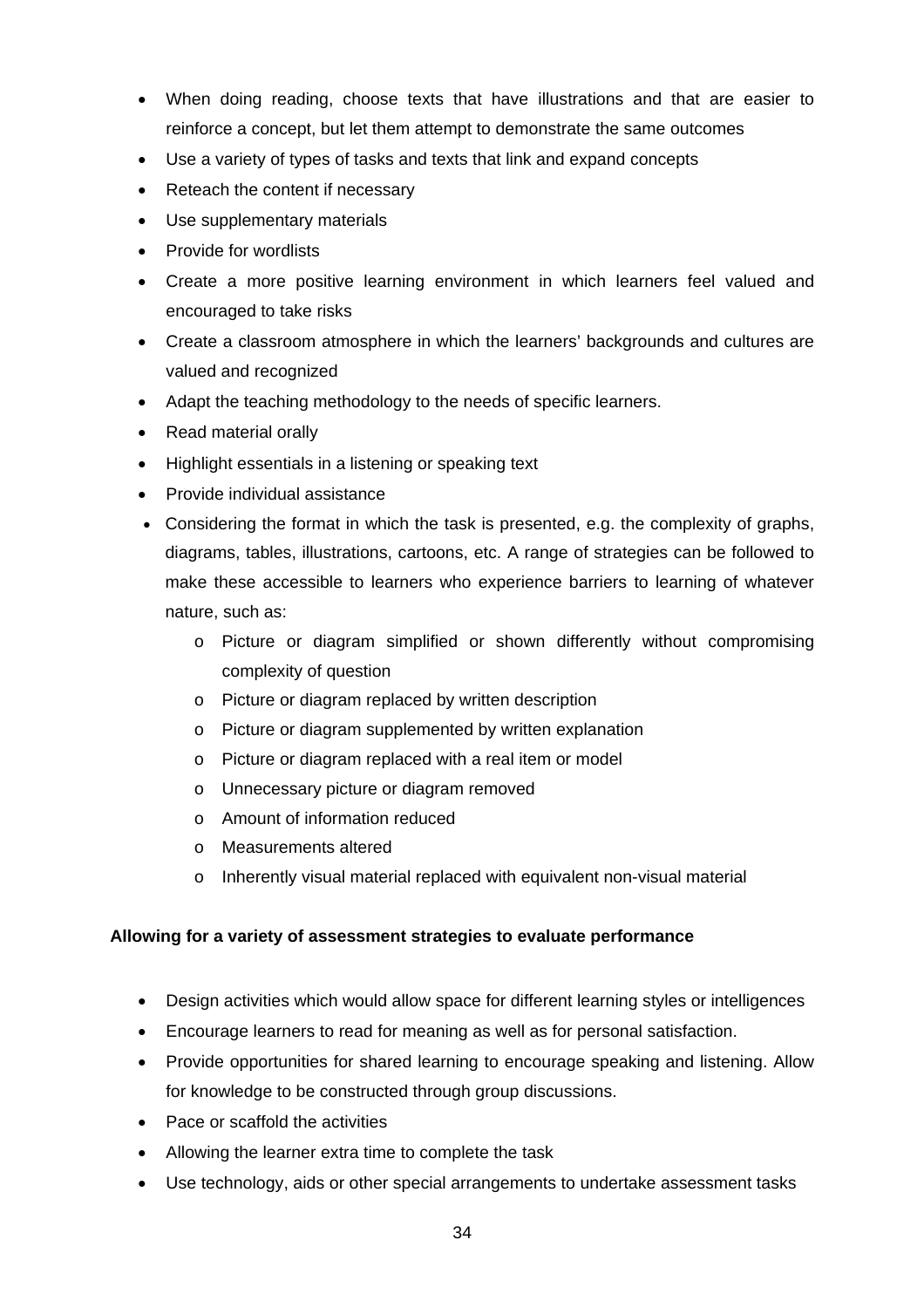- When doing reading, choose texts that have illustrations and that are easier to reinforce a concept, but let them attempt to demonstrate the same outcomes
- Use a variety of types of tasks and texts that link and expand concepts
- Reteach the content if necessary
- Use supplementary materials
- Provide for wordlists
- Create a more positive learning environment in which learners feel valued and encouraged to take risks
- Create a classroom atmosphere in which the learners' backgrounds and cultures are valued and recognized
- Adapt the teaching methodology to the needs of specific learners.
- Read material orally
- Highlight essentials in a listening or speaking text
- Provide individual assistance
- Considering the format in which the task is presented, e.g. the complexity of graphs, diagrams, tables, illustrations, cartoons, etc. A range of strategies can be followed to make these accessible to learners who experience barriers to learning of whatever nature, such as:
  - Picture or diagram simplified or shown differently without compromising complexity of question
  - Picture or diagram replaced by written description
  - Picture or diagram supplemented by written explanation
  - Picture or diagram replaced with a real item or model
  - Unnecessary picture or diagram removed
  - Amount of information reduced
  - Measurements altered
  - Inherently visual material replaced with equivalent non-visual material

**Allowing for a variety of assessment strategies to evaluate performance**

- Design activities which would allow space for different learning styles or intelligences
- Encourage learners to read for meaning as well as for personal satisfaction.
- Provide opportunities for shared learning to encourage speaking and listening. Allow for knowledge to be constructed through group discussions.
- Pace or scaffold the activities
- Allowing the learner extra time to complete the task
- Use technology, aids or other special arrangements to undertake assessment tasks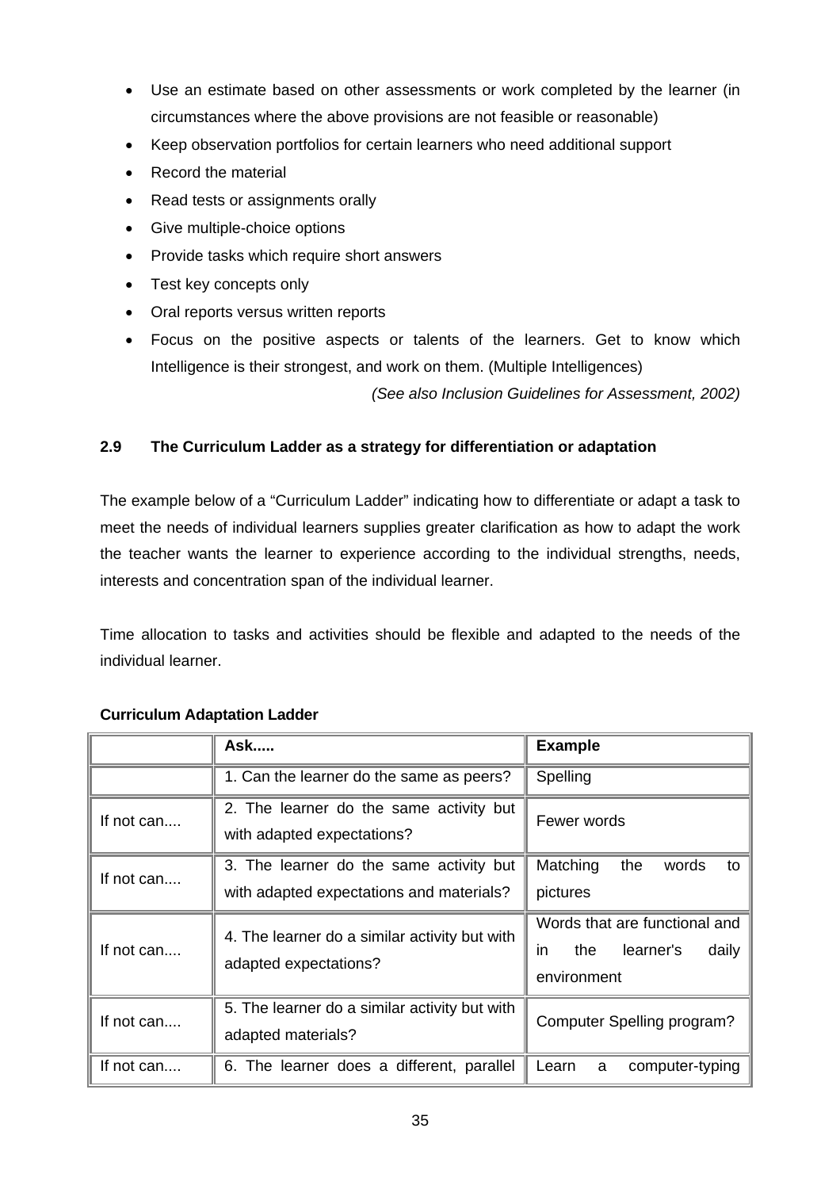- Use an estimate based on other assessments or work completed by the learner (in circumstances where the above provisions are not feasible or reasonable)
- Keep observation portfolios for certain learners who need additional support
- Record the material
- Read tests or assignments orally
- Give multiple-choice options
- Provide tasks which require short answers
- Test key concepts only
- Oral reports versus written reports
- Focus on the positive aspects or talents of the learners. Get to know which Intelligence is their strongest, and work on them. (Multiple Intelligences)

*(See also Inclusion Guidelines for Assessment, 2002)*

### 2.9 The Curriculum Ladder as a strategy for differentiation or adaptation

The example below of a "Curriculum Ladder" indicating how to differentiate or adapt a task to meet the needs of individual learners supplies greater clarification as how to adapt the work the teacher wants the learner to experience according to the individual strengths, needs, interests and concentration span of the individual learner.

Time allocation to tasks and activities should be flexible and adapted to the needs of the individual learner.

**Curriculum Adaptation Ladder**

| | **Ask.....** | **Example** |
|---|---|---|
| | 1. Can the learner do the same as peers? | Spelling |
| If not can.... | 2. The learner do the same activity but with adapted expectations? | Fewer words |
| If not can.... | 3. The learner do the same activity but with adapted expectations and materials? | Matching the words to pictures |
| If not can.... | 4. The learner do a similar activity but with adapted expectations? | Words that are functional and in the learner's daily environment |
| If not can.... | 5. The learner do a similar activity but with adapted materials? | Computer Spelling program? |
| If not can.... | 6. The learner does a different, parallel | Learn a computer-typing |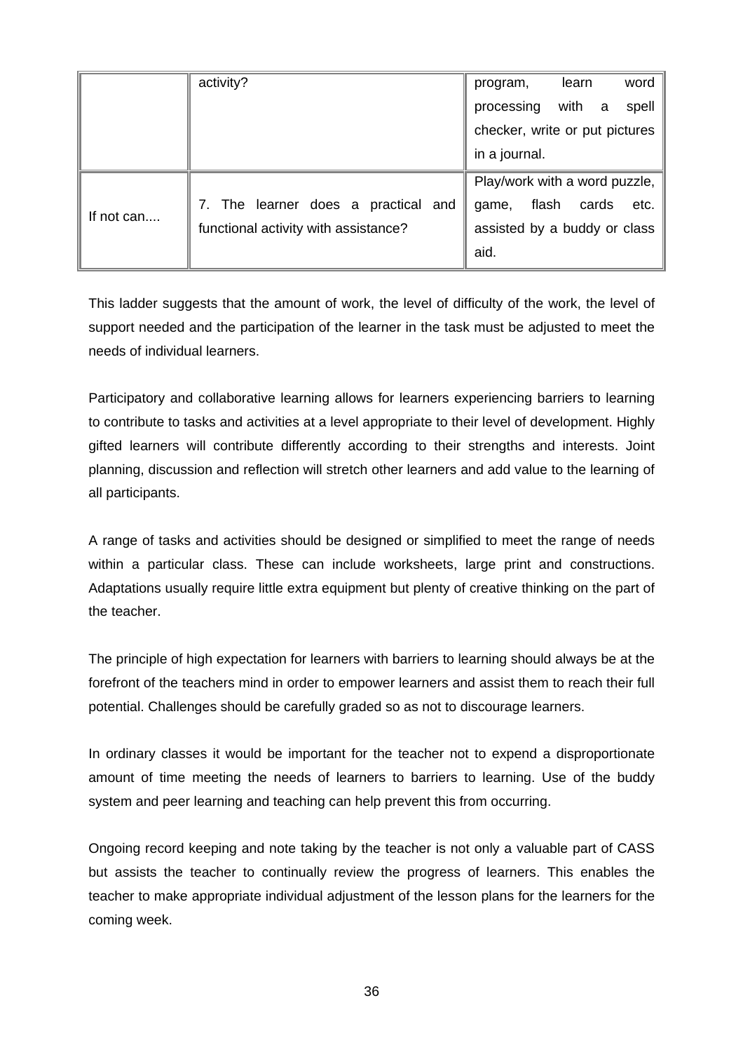|  |  |  |
|---|---|---|
|  | activity? | program, learn word processing with a spell checker, write or put pictures in a journal. |
| If not can.... | 7. The learner does a practical and functional activity with assistance? | Play/work with a word puzzle, game, flash cards etc. assisted by a buddy or class aid. |

This ladder suggests that the amount of work, the level of difficulty of the work, the level of support needed and the participation of the learner in the task must be adjusted to meet the needs of individual learners.

Participatory and collaborative learning allows for learners experiencing barriers to learning to contribute to tasks and activities at a level appropriate to their level of development. Highly gifted learners will contribute differently according to their strengths and interests. Joint planning, discussion and reflection will stretch other learners and add value to the learning of all participants.

A range of tasks and activities should be designed or simplified to meet the range of needs within a particular class. These can include worksheets, large print and constructions. Adaptations usually require little extra equipment but plenty of creative thinking on the part of the teacher.

The principle of high expectation for learners with barriers to learning should always be at the forefront of the teachers mind in order to empower learners and assist them to reach their full potential. Challenges should be carefully graded so as not to discourage learners.

In ordinary classes it would be important for the teacher not to expend a disproportionate amount of time meeting the needs of learners to barriers to learning. Use of the buddy system and peer learning and teaching can help prevent this from occurring.

Ongoing record keeping and note taking by the teacher is not only a valuable part of CASS but assists the teacher to continually review the progress of learners. This enables the teacher to make appropriate individual adjustment of the lesson plans for the learners for the coming week.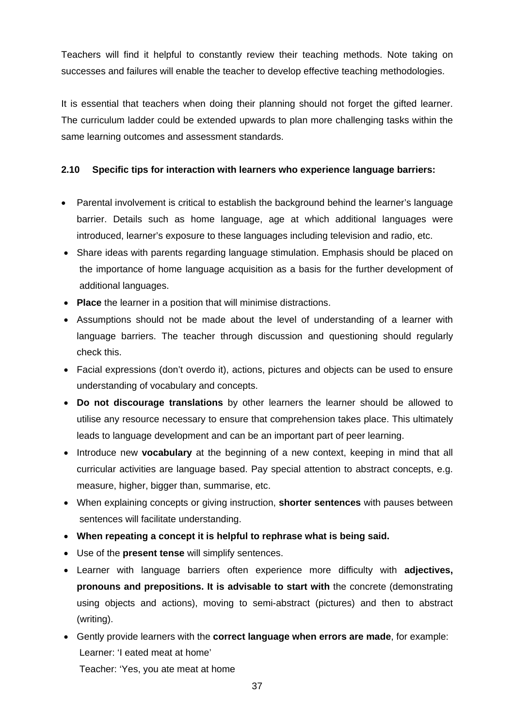Teachers will find it helpful to constantly review their teaching methods. Note taking on successes and failures will enable the teacher to develop effective teaching methodologies.

It is essential that teachers when doing their planning should not forget the gifted learner. The curriculum ladder could be extended upwards to plan more challenging tasks within the same learning outcomes and assessment standards.

### 2.10 Specific tips for interaction with learners who experience language barriers:

- Parental involvement is critical to establish the background behind the learner's language barrier. Details such as home language, age at which additional languages were introduced, learner's exposure to these languages including television and radio, etc.
- Share ideas with parents regarding language stimulation. Emphasis should be placed on the importance of home language acquisition as a basis for the further development of additional languages.
- **Place** the learner in a position that will minimise distractions.
- Assumptions should not be made about the level of understanding of a learner with language barriers. The teacher through discussion and questioning should regularly check this.
- Facial expressions (don't overdo it), actions, pictures and objects can be used to ensure understanding of vocabulary and concepts.
- **Do not discourage translations** by other learners the learner should be allowed to utilise any resource necessary to ensure that comprehension takes place. This ultimately leads to language development and can be an important part of peer learning.
- Introduce new **vocabulary** at the beginning of a new context, keeping in mind that all curricular activities are language based. Pay special attention to abstract concepts, e.g. measure, higher, bigger than, summarise, etc.
- When explaining concepts or giving instruction, **shorter sentences** with pauses between sentences will facilitate understanding.
- **When repeating a concept it is helpful to rephrase what is being said.**
- Use of the **present tense** will simplify sentences.
- Learner with language barriers often experience more difficulty with **adjectives, pronouns and prepositions. It is advisable to start with** the concrete (demonstrating using objects and actions), moving to semi-abstract (pictures) and then to abstract (writing).
- Gently provide learners with the **correct language when errors are made**, for example:
  Learner: 'I eated meat at home'
  Teacher: 'Yes, you ate meat at home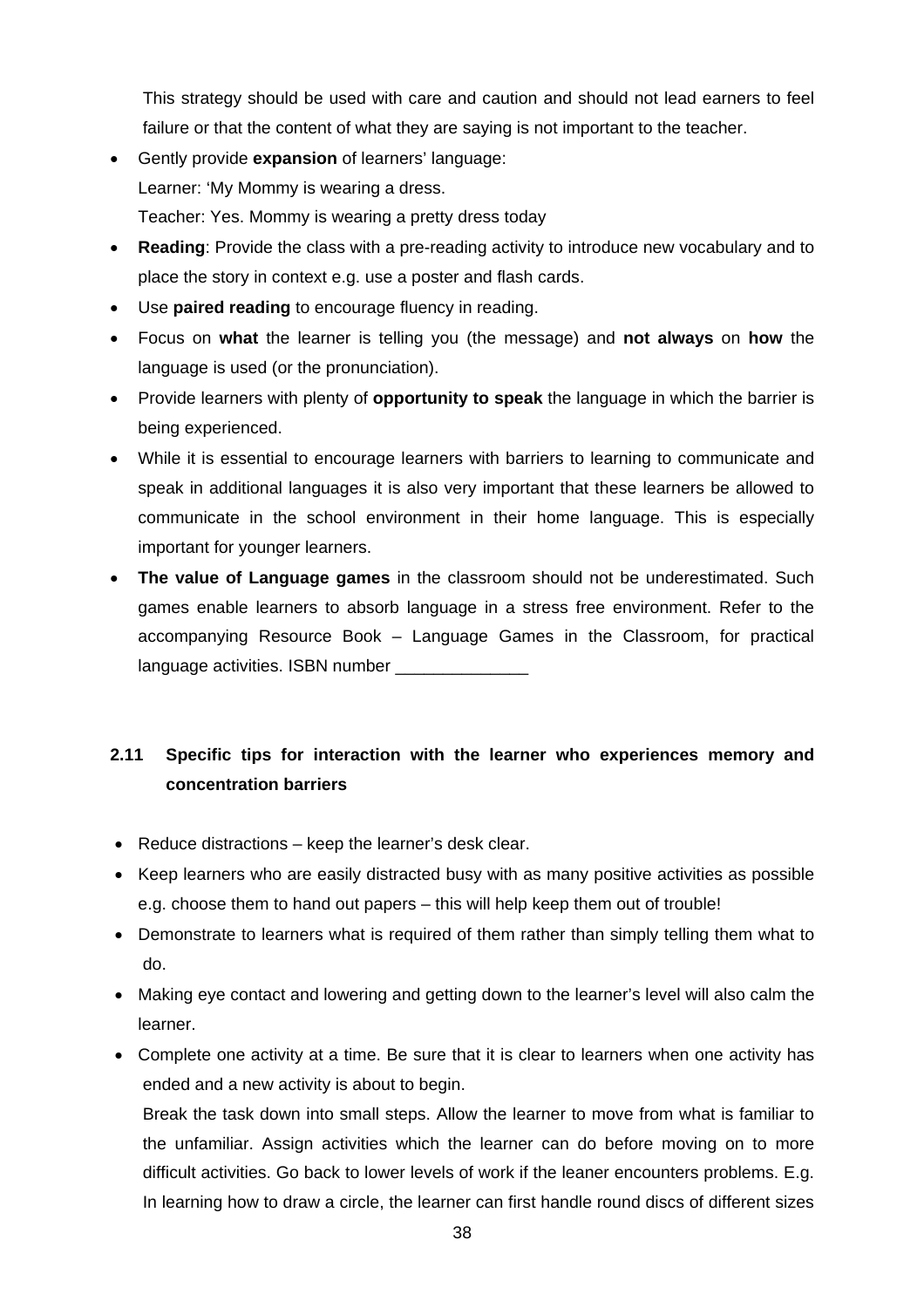This strategy should be used with care and caution and should not lead earners to feel failure or that the content of what they are saying is not important to the teacher.

- Gently provide **expansion** of learners' language:
  Learner: 'My Mommy is wearing a dress.
  Teacher: Yes. Mommy is wearing a pretty dress today
- **Reading**: Provide the class with a pre-reading activity to introduce new vocabulary and to place the story in context e.g. use a poster and flash cards.
- Use **paired reading** to encourage fluency in reading.
- Focus on **what** the learner is telling you (the message) and **not always** on **how** the language is used (or the pronunciation).
- Provide learners with plenty of **opportunity to speak** the language in which the barrier is being experienced.
- While it is essential to encourage learners with barriers to learning to communicate and speak in additional languages it is also very important that these learners be allowed to communicate in the school environment in their home language. This is especially important for younger learners.
- **The value of Language games** in the classroom should not be underestimated. Such games enable learners to absorb language in a stress free environment. Refer to the accompanying Resource Book – Language Games in the Classroom, for practical language activities. ISBN number ______________

## 2.11 Specific tips for interaction with the learner who experiences memory and concentration barriers

- Reduce distractions – keep the learner's desk clear.
- Keep learners who are easily distracted busy with as many positive activities as possible e.g. choose them to hand out papers – this will help keep them out of trouble!
- Demonstrate to learners what is required of them rather than simply telling them what to do.
- Making eye contact and lowering and getting down to the learner's level will also calm the learner.
- Complete one activity at a time. Be sure that it is clear to learners when one activity has ended and a new activity is about to begin.
  Break the task down into small steps. Allow the learner to move from what is familiar to the unfamiliar. Assign activities which the learner can do before moving on to more difficult activities. Go back to lower levels of work if the leaner encounters problems. E.g. In learning how to draw a circle, the learner can first handle round discs of different sizes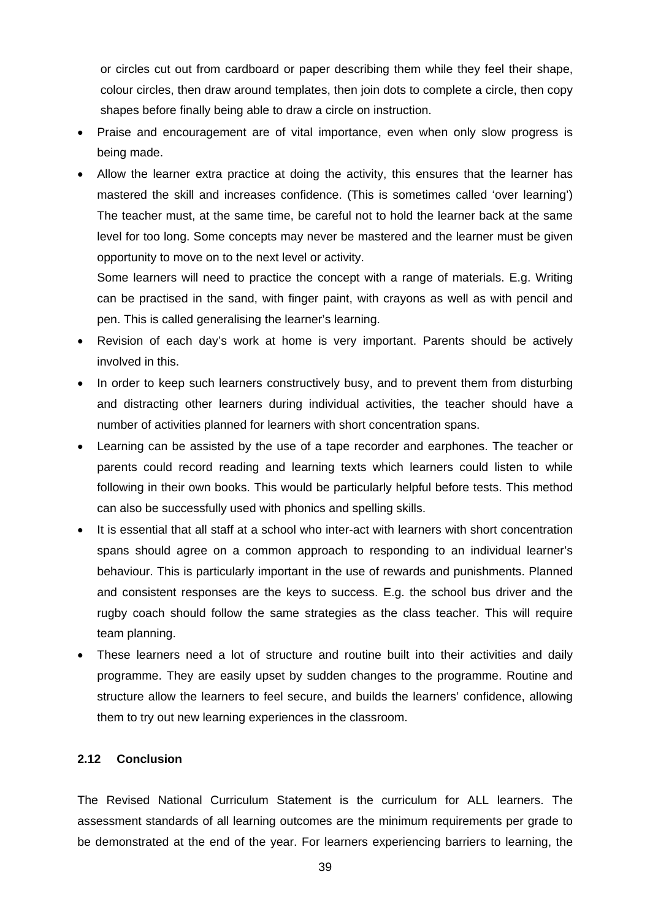or circles cut out from cardboard or paper describing them while they feel their shape, colour circles, then draw around templates, then join dots to complete a circle, then copy shapes before finally being able to draw a circle on instruction.

- Praise and encouragement are of vital importance, even when only slow progress is being made.
- Allow the learner extra practice at doing the activity, this ensures that the learner has mastered the skill and increases confidence. (This is sometimes called 'over learning') The teacher must, at the same time, be careful not to hold the learner back at the same level for too long. Some concepts may never be mastered and the learner must be given opportunity to move on to the next level or activity.

  Some learners will need to practice the concept with a range of materials. E.g. Writing can be practised in the sand, with finger paint, with crayons as well as with pencil and pen. This is called generalising the learner's learning.
- Revision of each day's work at home is very important. Parents should be actively involved in this.
- In order to keep such learners constructively busy, and to prevent them from disturbing and distracting other learners during individual activities, the teacher should have a number of activities planned for learners with short concentration spans.
- Learning can be assisted by the use of a tape recorder and earphones. The teacher or parents could record reading and learning texts which learners could listen to while following in their own books. This would be particularly helpful before tests. This method can also be successfully used with phonics and spelling skills.
- It is essential that all staff at a school who inter-act with learners with short concentration spans should agree on a common approach to responding to an individual learner's behaviour. This is particularly important in the use of rewards and punishments. Planned and consistent responses are the keys to success. E.g. the school bus driver and the rugby coach should follow the same strategies as the class teacher. This will require team planning.
- These learners need a lot of structure and routine built into their activities and daily programme. They are easily upset by sudden changes to the programme. Routine and structure allow the learners to feel secure, and builds the learners' confidence, allowing them to try out new learning experiences in the classroom.

## 2.12 Conclusion

The Revised National Curriculum Statement is the curriculum for ALL learners. The assessment standards of all learning outcomes are the minimum requirements per grade to be demonstrated at the end of the year. For learners experiencing barriers to learning, the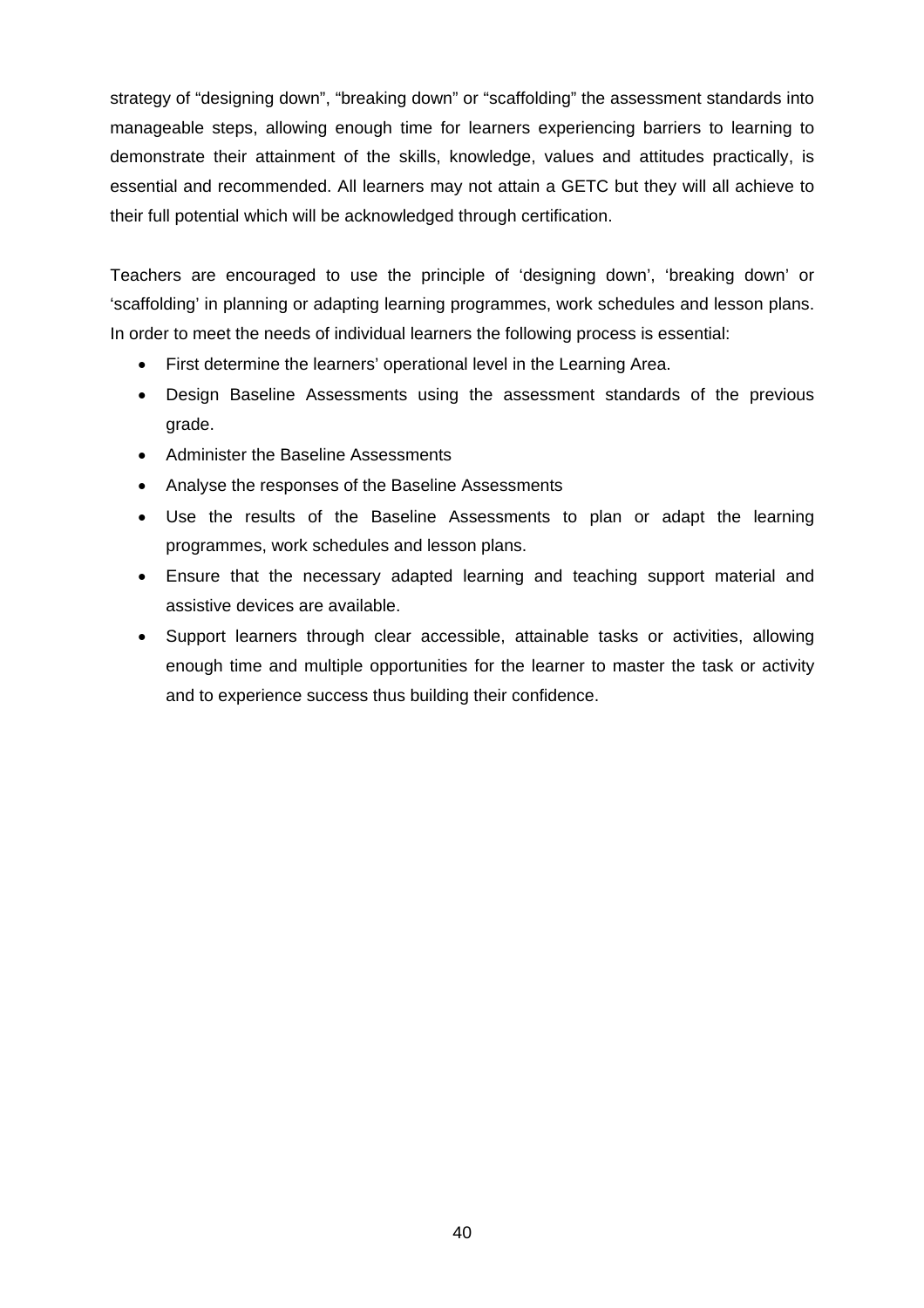strategy of "designing down", "breaking down" or "scaffolding" the assessment standards into manageable steps, allowing enough time for learners experiencing barriers to learning to demonstrate their attainment of the skills, knowledge, values and attitudes practically, is essential and recommended. All learners may not attain a GETC but they will all achieve to their full potential which will be acknowledged through certification.

Teachers are encouraged to use the principle of 'designing down', 'breaking down' or 'scaffolding' in planning or adapting learning programmes, work schedules and lesson plans. In order to meet the needs of individual learners the following process is essential:

- First determine the learners' operational level in the Learning Area.
- Design Baseline Assessments using the assessment standards of the previous grade.
- Administer the Baseline Assessments
- Analyse the responses of the Baseline Assessments
- Use the results of the Baseline Assessments to plan or adapt the learning programmes, work schedules and lesson plans.
- Ensure that the necessary adapted learning and teaching support material and assistive devices are available.
- Support learners through clear accessible, attainable tasks or activities, allowing enough time and multiple opportunities for the learner to master the task or activity and to experience success thus building their confidence.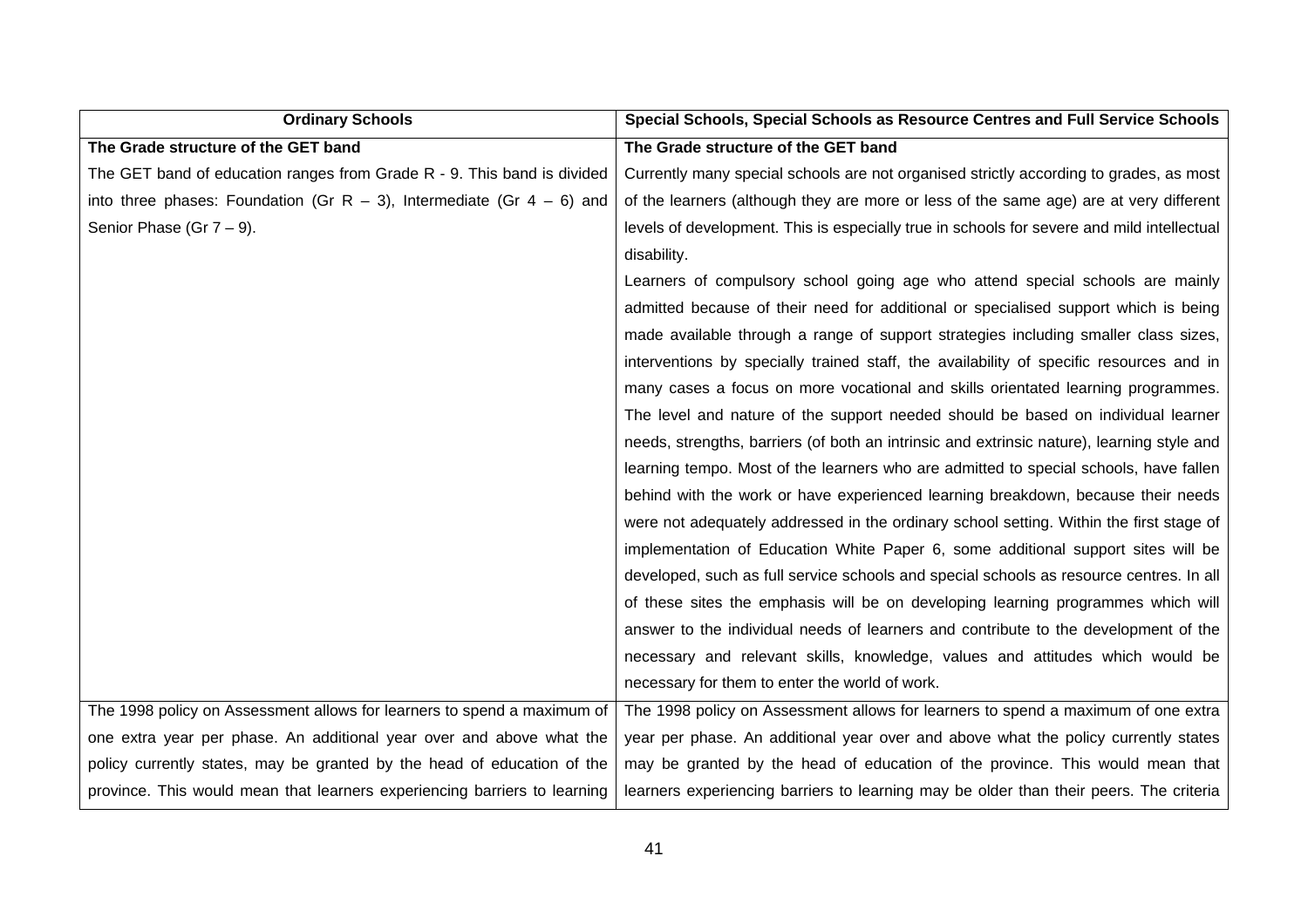| Ordinary Schools | Special Schools, Special Schools as Resource Centres and Full Service Schools |
|---|---|
| **The Grade structure of the GET band**<br>The GET band of education ranges from Grade R - 9. This band is divided into three phases: Foundation (Gr R – 3), Intermediate (Gr 4 – 6) and Senior Phase (Gr 7 – 9). | **The Grade structure of the GET band**<br>Currently many special schools are not organised strictly according to grades, as most of the learners (although they are more or less of the same age) are at very different levels of development. This is especially true in schools for severe and mild intellectual disability.<br>Learners of compulsory school going age who attend special schools are mainly admitted because of their need for additional or specialised support which is being made available through a range of support strategies including smaller class sizes, interventions by specially trained staff, the availability of specific resources and in many cases a focus on more vocational and skills orientated learning programmes. The level and nature of the support needed should be based on individual learner needs, strengths, barriers (of both an intrinsic and extrinsic nature), learning style and learning tempo. Most of the learners who are admitted to special schools, have fallen behind with the work or have experienced learning breakdown, because their needs were not adequately addressed in the ordinary school setting. Within the first stage of implementation of Education White Paper 6, some additional support sites will be developed, such as full service schools and special schools as resource centres. In all of these sites the emphasis will be on developing learning programmes which will answer to the individual needs of learners and contribute to the development of the necessary and relevant skills, knowledge, values and attitudes which would be necessary for them to enter the world of work. |
| The 1998 policy on Assessment allows for learners to spend a maximum of one extra year per phase. An additional year over and above what the policy currently states, may be granted by the head of education of the province. This would mean that learners experiencing barriers to learning | The 1998 policy on Assessment allows for learners to spend a maximum of one extra year per phase. An additional year over and above what the policy currently states may be granted by the head of education of the province. This would mean that learners experiencing barriers to learning may be older than their peers. The criteria |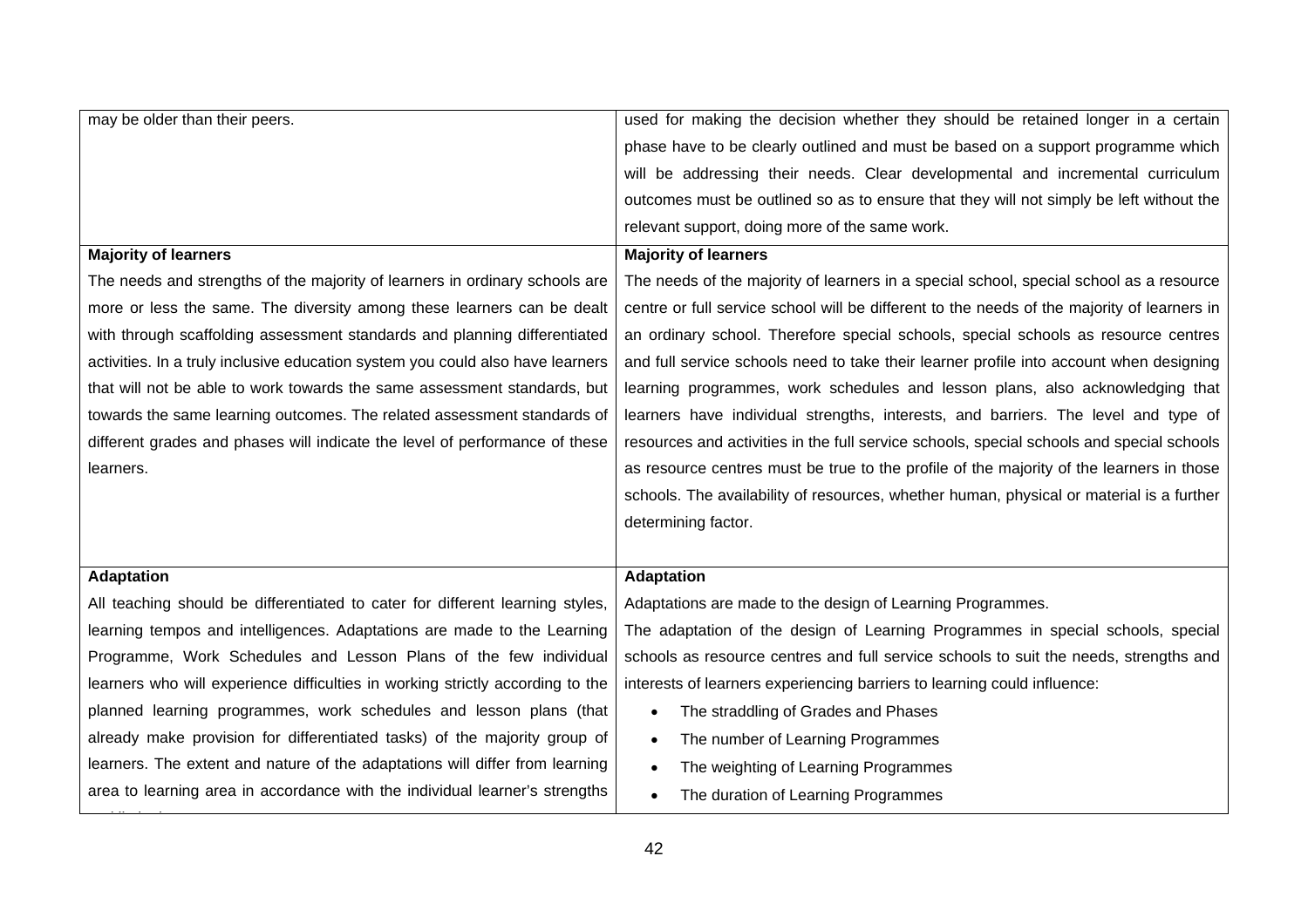| | |
|---|---|
| may be older than their peers. | used for making the decision whether they should be retained longer in a certain phase have to be clearly outlined and must be based on a support programme which will be addressing their needs. Clear developmental and incremental curriculum outcomes must be outlined so as to ensure that they will not simply be left without the relevant support, doing more of the same work. |
| **Majority of learners**<br>The needs and strengths of the majority of learners in ordinary schools are more or less the same. The diversity among these learners can be dealt with through scaffolding assessment standards and planning differentiated activities. In a truly inclusive education system you could also have learners that will not be able to work towards the same assessment standards, but towards the same learning outcomes. The related assessment standards of different grades and phases will indicate the level of performance of these learners. | **Majority of learners**<br>The needs of the majority of learners in a special school, special school as a resource centre or full service school will be different to the needs of the majority of learners in an ordinary school. Therefore special schools, special schools as resource centres and full service schools need to take their learner profile into account when designing learning programmes, work schedules and lesson plans, also acknowledging that learners have individual strengths, interests, and barriers. The level and type of resources and activities in the full service schools, special schools and special schools as resource centres must be true to the profile of the majority of the learners in those schools. The availability of resources, whether human, physical or material is a further determining factor. |
| **Adaptation**<br>All teaching should be differentiated to cater for different learning styles, learning tempos and intelligences. Adaptations are made to the Learning Programme, Work Schedules and Lesson Plans of the few individual learners who will experience difficulties in working strictly according to the planned learning programmes, work schedules and lesson plans (that already make provision for differentiated tasks) of the majority group of learners. The extent and nature of the adaptations will differ from learning area to learning area in accordance with the individual learner's strengths | **Adaptation**<br>Adaptations are made to the design of Learning Programmes.<br>The adaptation of the design of Learning Programmes in special schools, special schools as resource centres and full service schools to suit the needs, strengths and interests of learners experiencing barriers to learning could influence:<br>• The straddling of Grades and Phases<br>• The number of Learning Programmes<br>• The weighting of Learning Programmes<br>• The duration of Learning Programmes |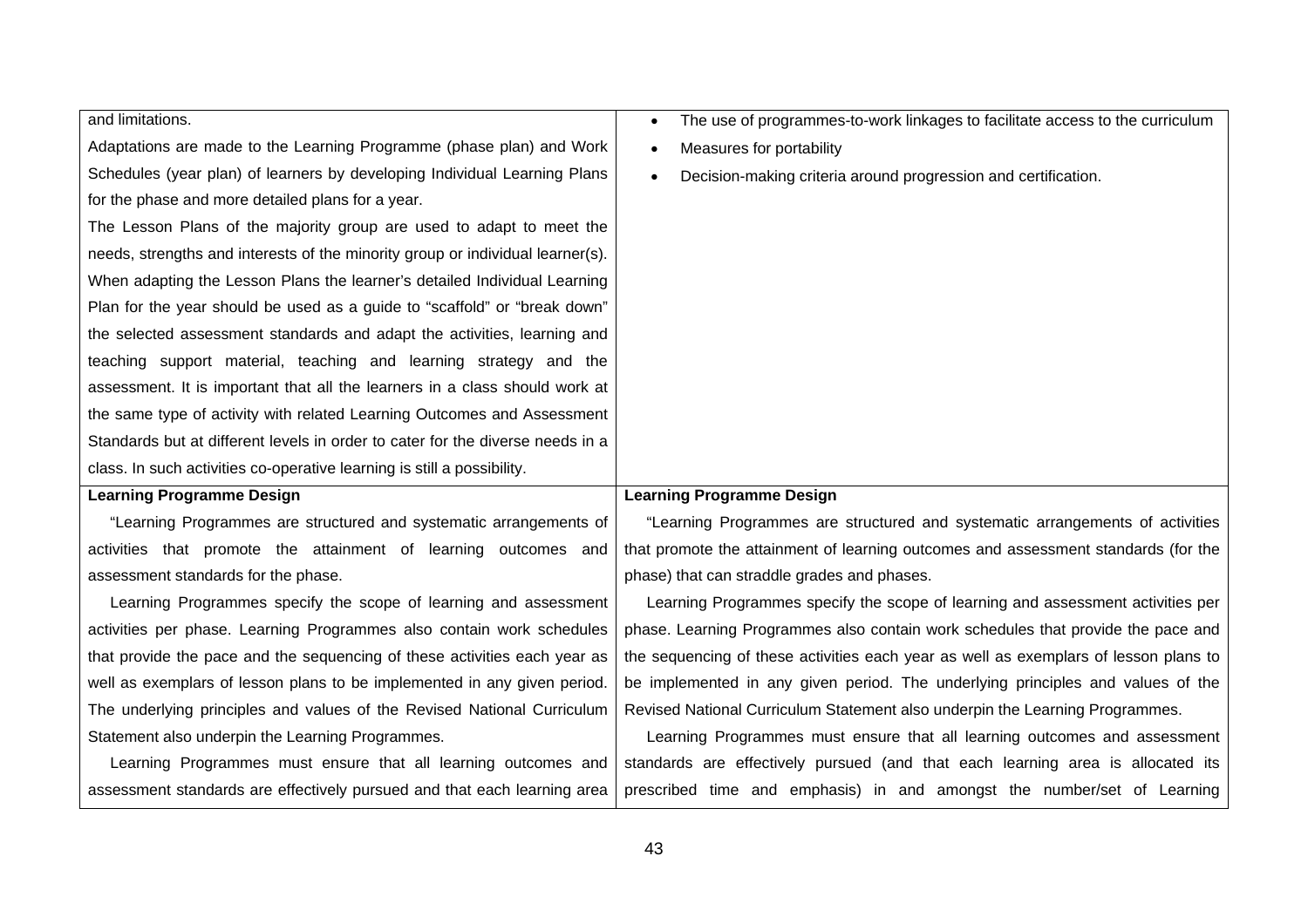| | |
|---|---|
| and limitations.<br>Adaptations are made to the Learning Programme (phase plan) and Work Schedules (year plan) of learners by developing Individual Learning Plans for the phase and more detailed plans for a year.<br>The Lesson Plans of the majority group are used to adapt to meet the needs, strengths and interests of the minority group or individual learner(s). When adapting the Lesson Plans the learner's detailed Individual Learning Plan for the year should be used as a guide to "scaffold" or "break down" the selected assessment standards and adapt the activities, learning and teaching support material, teaching and learning strategy and the assessment. It is important that all the learners in a class should work at the same type of activity with related Learning Outcomes and Assessment Standards but at different levels in order to cater for the diverse needs in a class. In such activities co-operative learning is still a possibility. | • The use of programmes-to-work linkages to facilitate access to the curriculum<br>• Measures for portability<br>• Decision-making criteria around progression and certification. |
| **Learning Programme Design**<br>"Learning Programmes are structured and systematic arrangements of activities that promote the attainment of learning outcomes and assessment standards for the phase.<br>Learning Programmes specify the scope of learning and assessment activities per phase. Learning Programmes also contain work schedules that provide the pace and the sequencing of these activities each year as well as exemplars of lesson plans to be implemented in any given period. The underlying principles and values of the Revised National Curriculum Statement also underpin the Learning Programmes.<br>Learning Programmes must ensure that all learning outcomes and assessment standards are effectively pursued and that each learning area | **Learning Programme Design**<br>"Learning Programmes are structured and systematic arrangements of activities that promote the attainment of learning outcomes and assessment standards (for the phase) that can straddle grades and phases.<br>Learning Programmes specify the scope of learning and assessment activities per phase. Learning Programmes also contain work schedules that provide the pace and the sequencing of these activities each year as well as exemplars of lesson plans to be implemented in any given period. The underlying principles and values of the Revised National Curriculum Statement also underpin the Learning Programmes.<br>Learning Programmes must ensure that all learning outcomes and assessment standards are effectively pursued (and that each learning area is allocated its prescribed time and emphasis) in and amongst the number/set of Learning |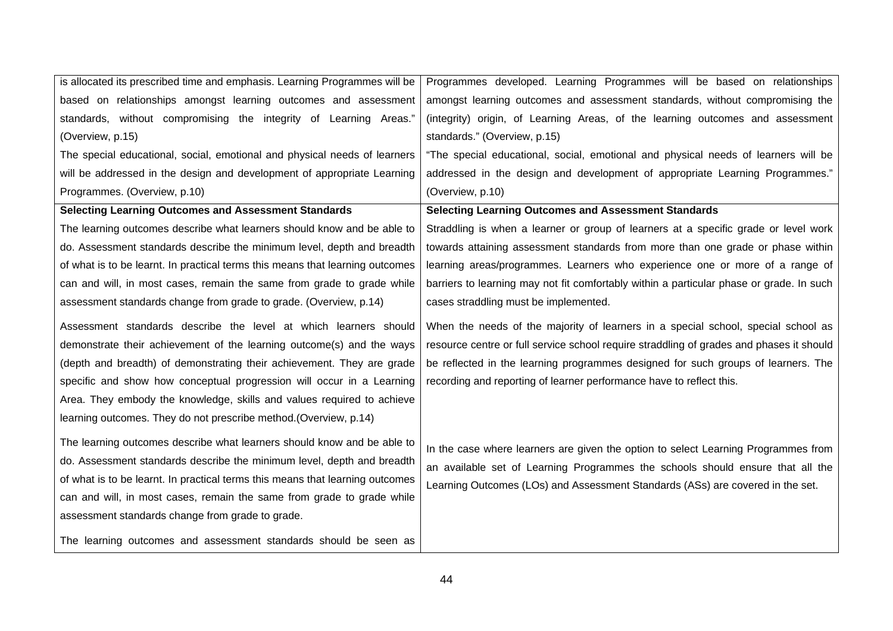| | |
|---|---|
| is allocated its prescribed time and emphasis. Learning Programmes will be based on relationships amongst learning outcomes and assessment standards, without compromising the integrity of Learning Areas." (Overview, p.15)<br>The special educational, social, emotional and physical needs of learners will be addressed in the design and development of appropriate Learning Programmes. (Overview, p.10) | Programmes developed. Learning Programmes will be based on relationships amongst learning outcomes and assessment standards, without compromising the (integrity) origin, of Learning Areas, of the learning outcomes and assessment standards." (Overview, p.15)<br>"The special educational, social, emotional and physical needs of learners will be addressed in the design and development of appropriate Learning Programmes." (Overview, p.10) |
| **Selecting Learning Outcomes and Assessment Standards**<br>The learning outcomes describe what learners should know and be able to do. Assessment standards describe the minimum level, depth and breadth of what is to be learnt. In practical terms this means that learning outcomes can and will, in most cases, remain the same from grade to grade while assessment standards change from grade to grade. (Overview, p.14)<br><br>Assessment standards describe the level at which learners should demonstrate their achievement of the learning outcome(s) and the ways (depth and breadth) of demonstrating their achievement. They are grade specific and show how conceptual progression will occur in a Learning Area. They embody the knowledge, skills and values required to achieve learning outcomes. They do not prescribe method.(Overview, p.14)<br><br>The learning outcomes describe what learners should know and be able to do. Assessment standards describe the minimum level, depth and breadth of what is to be learnt. In practical terms this means that learning outcomes can and will, in most cases, remain the same from grade to grade while assessment standards change from grade to grade.<br><br>The learning outcomes and assessment standards should be seen as | **Selecting Learning Outcomes and Assessment Standards**<br>Straddling is when a learner or group of learners at a specific grade or level work towards attaining assessment standards from more than one grade or phase within learning areas/programmes. Learners who experience one or more of a range of barriers to learning may not fit comfortably within a particular phase or grade. In such cases straddling must be implemented.<br><br>When the needs of the majority of learners in a special school, special school as resource centre or full service school require straddling of grades and phases it should be reflected in the learning programmes designed for such groups of learners. The recording and reporting of learner performance have to reflect this.<br><br>In the case where learners are given the option to select Learning Programmes from an available set of Learning Programmes the schools should ensure that all the Learning Outcomes (LOs) and Assessment Standards (ASs) are covered in the set. |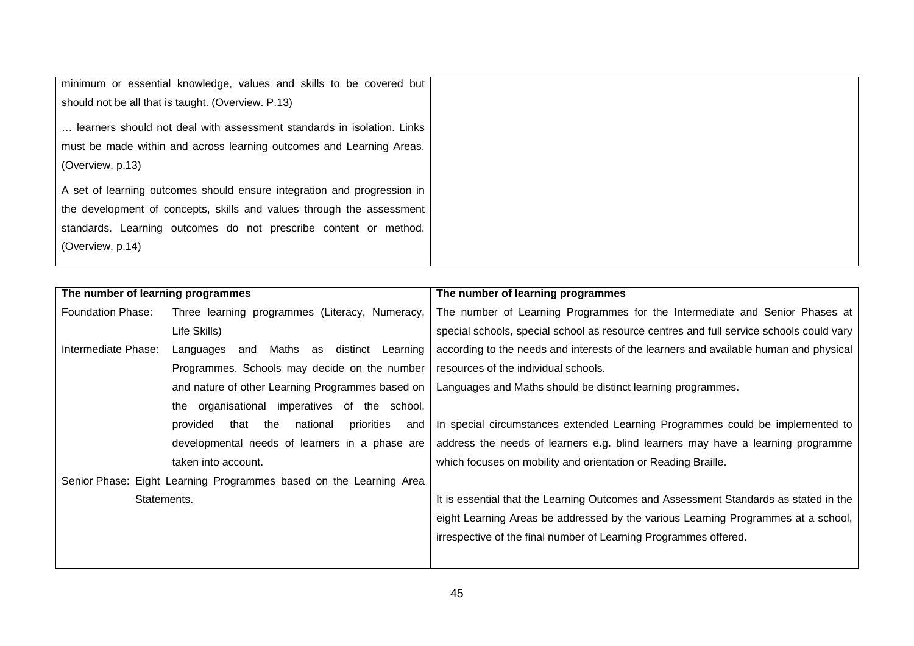| | |
|---|---|
| minimum or essential knowledge, values and skills to be covered but should not be all that is taught. (Overview. P.13)<br><br>… learners should not deal with assessment standards in isolation. Links must be made within and across learning outcomes and Learning Areas. (Overview, p.13)<br><br>A set of learning outcomes should ensure integration and progression in the development of concepts, skills and values through the assessment standards. Learning outcomes do not prescribe content or method. (Overview, p.14) | |

| **The number of learning programmes** | **The number of learning programmes** |
|---|---|
| Foundation Phase: Three learning programmes (Literacy, Numeracy, Life Skills)<br><br>Intermediate Phase: Languages and Maths as distinct Learning Programmes. Schools may decide on the number and nature of other Learning Programmes based on the organisational imperatives of the school, provided that the national priorities and developmental needs of learners in a phase are taken into account.<br><br>Senior Phase: Eight Learning Programmes based on the Learning Area Statements. | The number of Learning Programmes for the Intermediate and Senior Phases at special schools, special school as resource centres and full service schools could vary according to the needs and interests of the learners and available human and physical resources of the individual schools.<br><br>Languages and Maths should be distinct learning programmes.<br><br>In special circumstances extended Learning Programmes could be implemented to address the needs of learners e.g. blind learners may have a learning programme which focuses on mobility and orientation or Reading Braille.<br><br>It is essential that the Learning Outcomes and Assessment Standards as stated in the eight Learning Areas be addressed by the various Learning Programmes at a school, irrespective of the final number of Learning Programmes offered. |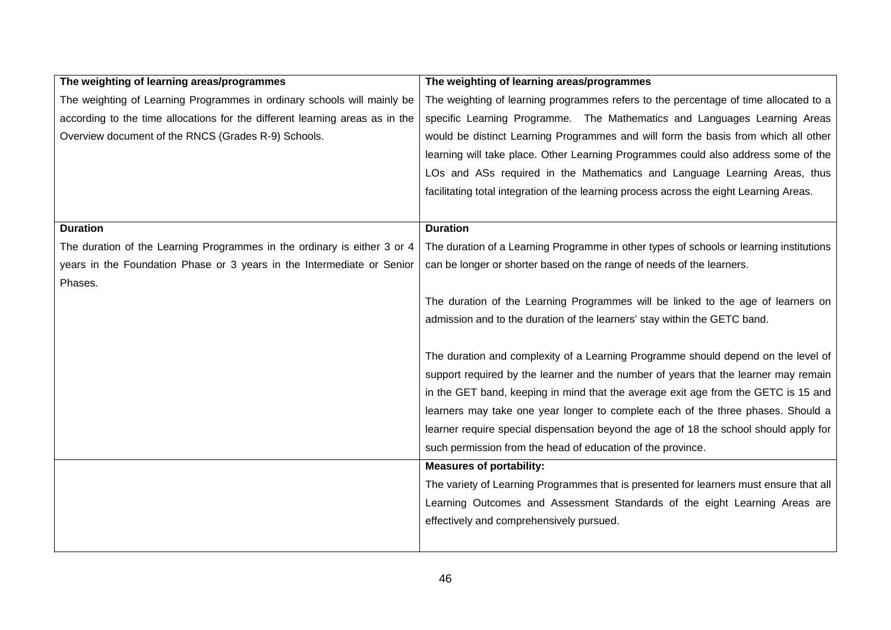| **The weighting of learning areas/programmes**<br>The weighting of Learning Programmes in ordinary schools will mainly be according to the time allocations for the different learning areas as in the Overview document of the RNCS (Grades R-9) Schools. | **The weighting of learning areas/programmes**<br>The weighting of learning programmes refers to the percentage of time allocated to a specific Learning Programme. The Mathematics and Languages Learning Areas would be distinct Learning Programmes and will form the basis from which all other learning will take place. Other Learning Programmes could also address some of the LOs and ASs required in the Mathematics and Language Learning Areas, thus facilitating total integration of the learning process across the eight Learning Areas. |
|---|---|
| **Duration**<br>The duration of the Learning Programmes in the ordinary is either 3 or 4 years in the Foundation Phase or 3 years in the Intermediate or Senior Phases. | **Duration**<br>The duration of a Learning Programme in other types of schools or learning institutions can be longer or shorter based on the range of needs of the learners.<br><br>The duration of the Learning Programmes will be linked to the age of learners on admission and to the duration of the learners' stay within the GETC band.<br><br>The duration and complexity of a Learning Programme should depend on the level of support required by the learner and the number of years that the learner may remain in the GET band, keeping in mind that the average exit age from the GETC is 15 and learners may take one year longer to complete each of the three phases. Should a learner require special dispensation beyond the age of 18 the school should apply for such permission from the head of education of the province. |
| | **Measures of portability:**<br>The variety of Learning Programmes that is presented for learners must ensure that all Learning Outcomes and Assessment Standards of the eight Learning Areas are effectively and comprehensively pursued. |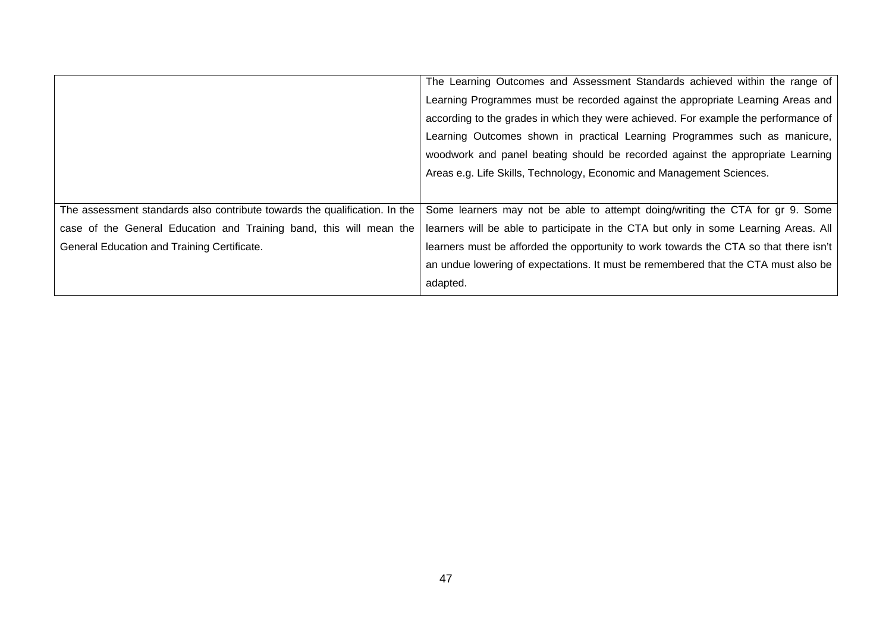| | |
|---|---|
| | The Learning Outcomes and Assessment Standards achieved within the range of Learning Programmes must be recorded against the appropriate Learning Areas and according to the grades in which they were achieved. For example the performance of Learning Outcomes shown in practical Learning Programmes such as manicure, woodwork and panel beating should be recorded against the appropriate Learning Areas e.g. Life Skills, Technology, Economic and Management Sciences. |
| The assessment standards also contribute towards the qualification. In the case of the General Education and Training band, this will mean the General Education and Training Certificate. | Some learners may not be able to attempt doing/writing the CTA for gr 9. Some learners will be able to participate in the CTA but only in some Learning Areas. All learners must be afforded the opportunity to work towards the CTA so that there isn't an undue lowering of expectations. It must be remembered that the CTA must also be adapted. |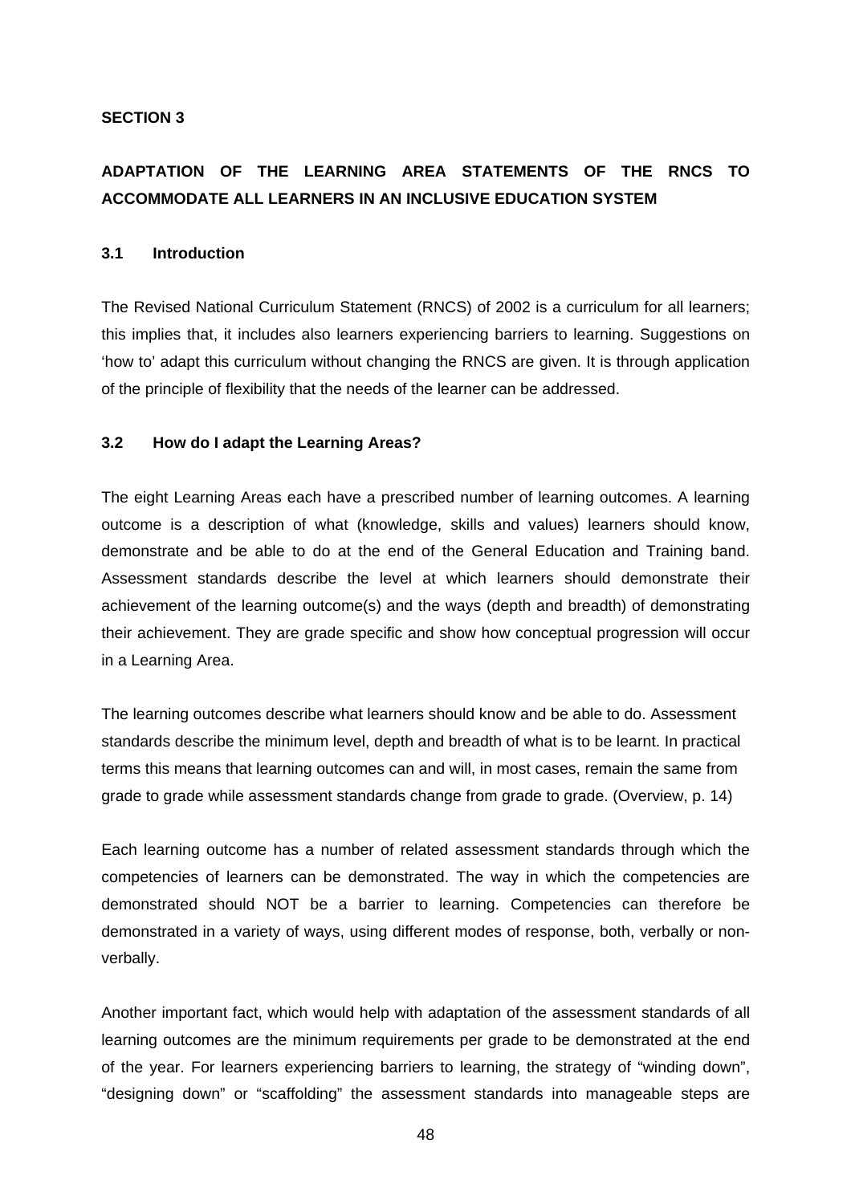**SECTION 3**

## ADAPTATION OF THE LEARNING AREA STATEMENTS OF THE RNCS TO ACCOMMODATE ALL LEARNERS IN AN INCLUSIVE EDUCATION SYSTEM

### 3.1 Introduction

The Revised National Curriculum Statement (RNCS) of 2002 is a curriculum for all learners; this implies that, it includes also learners experiencing barriers to learning. Suggestions on 'how to' adapt this curriculum without changing the RNCS are given. It is through application of the principle of flexibility that the needs of the learner can be addressed.

### 3.2 How do I adapt the Learning Areas?

The eight Learning Areas each have a prescribed number of learning outcomes. A learning outcome is a description of what (knowledge, skills and values) learners should know, demonstrate and be able to do at the end of the General Education and Training band. Assessment standards describe the level at which learners should demonstrate their achievement of the learning outcome(s) and the ways (depth and breadth) of demonstrating their achievement. They are grade specific and show how conceptual progression will occur in a Learning Area.

The learning outcomes describe what learners should know and be able to do. Assessment standards describe the minimum level, depth and breadth of what is to be learnt. In practical terms this means that learning outcomes can and will, in most cases, remain the same from grade to grade while assessment standards change from grade to grade. (Overview, p. 14)

Each learning outcome has a number of related assessment standards through which the competencies of learners can be demonstrated. The way in which the competencies are demonstrated should NOT be a barrier to learning. Competencies can therefore be demonstrated in a variety of ways, using different modes of response, both, verbally or non-verbally.

Another important fact, which would help with adaptation of the assessment standards of all learning outcomes are the minimum requirements per grade to be demonstrated at the end of the year. For learners experiencing barriers to learning, the strategy of "winding down", "designing down" or "scaffolding" the assessment standards into manageable steps are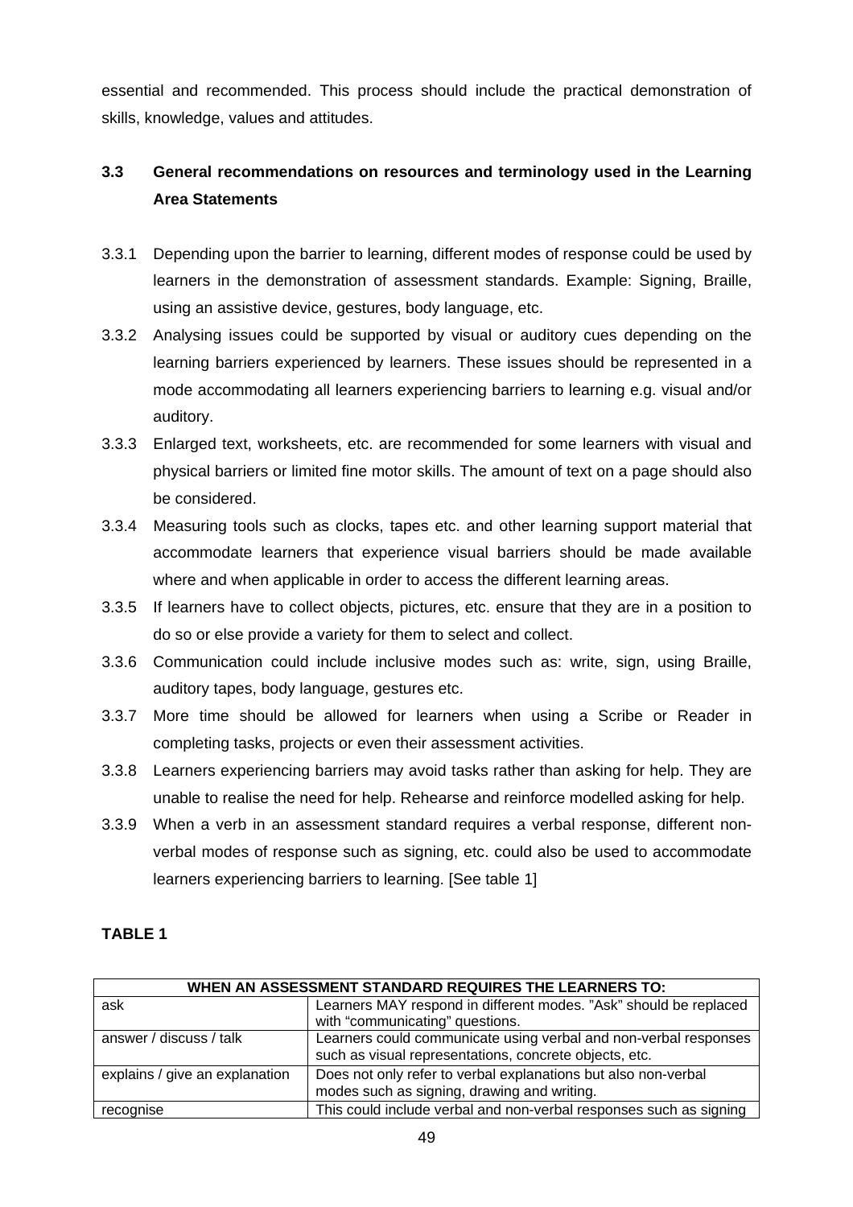essential and recommended. This process should include the practical demonstration of skills, knowledge, values and attitudes.

### 3.3 General recommendations on resources and terminology used in the Learning Area Statements

3.3.1 Depending upon the barrier to learning, different modes of response could be used by learners in the demonstration of assessment standards. Example: Signing, Braille, using an assistive device, gestures, body language, etc.

3.3.2 Analysing issues could be supported by visual or auditory cues depending on the learning barriers experienced by learners. These issues should be represented in a mode accommodating all learners experiencing barriers to learning e.g. visual and/or auditory.

3.3.3 Enlarged text, worksheets, etc. are recommended for some learners with visual and physical barriers or limited fine motor skills. The amount of text on a page should also be considered.

3.3.4 Measuring tools such as clocks, tapes etc. and other learning support material that accommodate learners that experience visual barriers should be made available where and when applicable in order to access the different learning areas.

3.3.5 If learners have to collect objects, pictures, etc. ensure that they are in a position to do so or else provide a variety for them to select and collect.

3.3.6 Communication could include inclusive modes such as: write, sign, using Braille, auditory tapes, body language, gestures etc.

3.3.7 More time should be allowed for learners when using a Scribe or Reader in completing tasks, projects or even their assessment activities.

3.3.8 Learners experiencing barriers may avoid tasks rather than asking for help. They are unable to realise the need for help. Rehearse and reinforce modelled asking for help.

3.3.9 When a verb in an assessment standard requires a verbal response, different non-verbal modes of response such as signing, etc. could also be used to accommodate learners experiencing barriers to learning. [See table 1]

**TABLE 1**

| WHEN AN ASSESSMENT STANDARD REQUIRES THE LEARNERS TO: | |
|---|---|
| ask | Learners MAY respond in different modes. "Ask" should be replaced with "communicating" questions. |
| answer / discuss / talk | Learners could communicate using verbal and non-verbal responses such as visual representations, concrete objects, etc. |
| explains / give an explanation | Does not only refer to verbal explanations but also non-verbal modes such as signing, drawing and writing. |
| recognise | This could include verbal and non-verbal responses such as signing |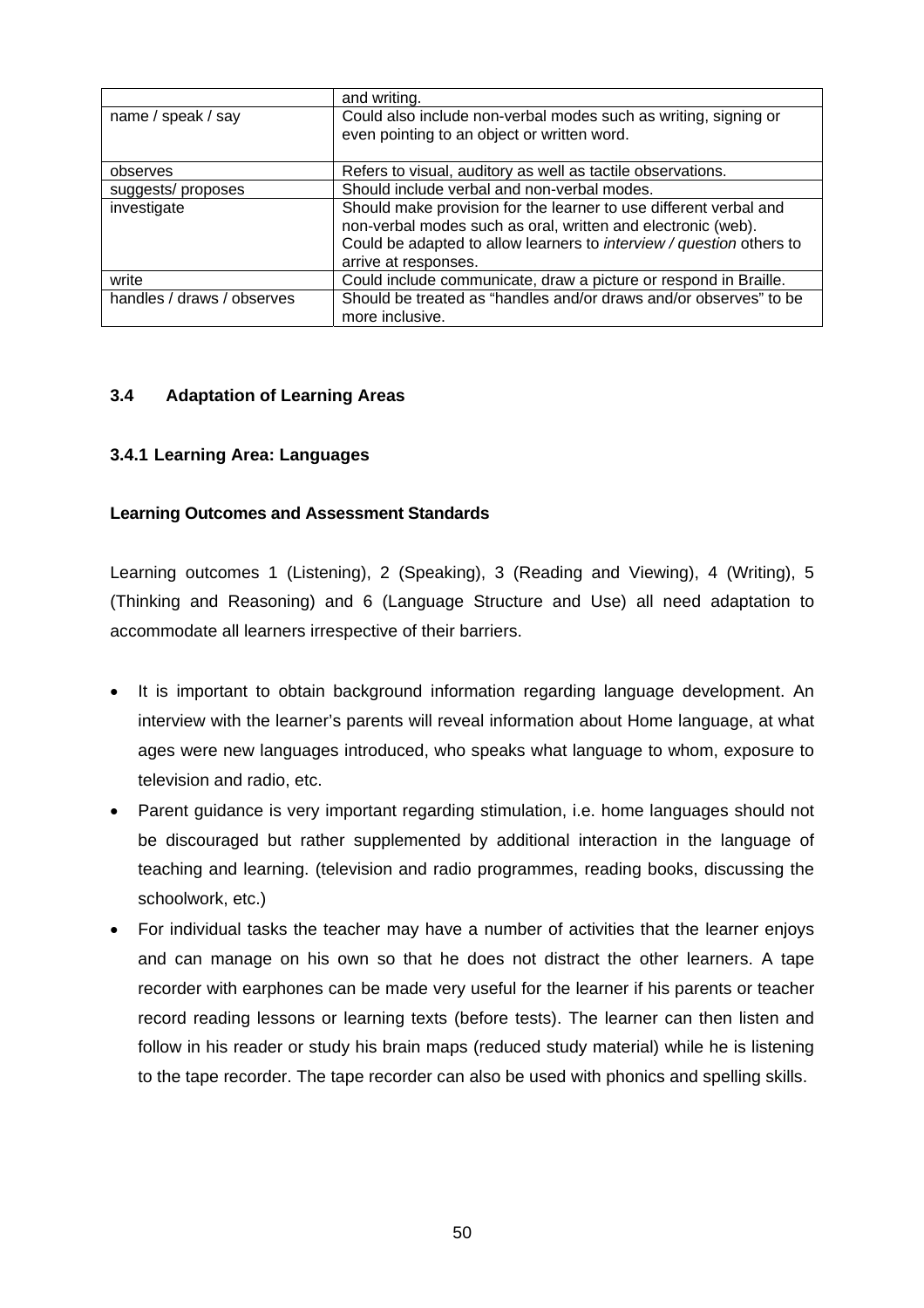| | |
|---|---|
| | and writing. |
| name / speak / say | Could also include non-verbal modes such as writing, signing or even pointing to an object or written word. |
| observes | Refers to visual, auditory as well as tactile observations. |
| suggests/ proposes | Should include verbal and non-verbal modes. |
| investigate | Should make provision for the learner to use different verbal and non-verbal modes such as oral, written and electronic (web). Could be adapted to allow learners to *interview / question* others to arrive at responses. |
| write | Could include communicate, draw a picture or respond in Braille. |
| handles / draws / observes | Should be treated as "handles and/or draws and/or observes" to be more inclusive. |

### 3.4 Adaptation of Learning Areas

#### 3.4.1 Learning Area: Languages

**Learning Outcomes and Assessment Standards**

Learning outcomes 1 (Listening), 2 (Speaking), 3 (Reading and Viewing), 4 (Writing), 5 (Thinking and Reasoning) and 6 (Language Structure and Use) all need adaptation to accommodate all learners irrespective of their barriers.

- It is important to obtain background information regarding language development. An interview with the learner's parents will reveal information about Home language, at what ages were new languages introduced, who speaks what language to whom, exposure to television and radio, etc.
- Parent guidance is very important regarding stimulation, i.e. home languages should not be discouraged but rather supplemented by additional interaction in the language of teaching and learning. (television and radio programmes, reading books, discussing the schoolwork, etc.)
- For individual tasks the teacher may have a number of activities that the learner enjoys and can manage on his own so that he does not distract the other learners. A tape recorder with earphones can be made very useful for the learner if his parents or teacher record reading lessons or learning texts (before tests). The learner can then listen and follow in his reader or study his brain maps (reduced study material) while he is listening to the tape recorder. The tape recorder can also be used with phonics and spelling skills.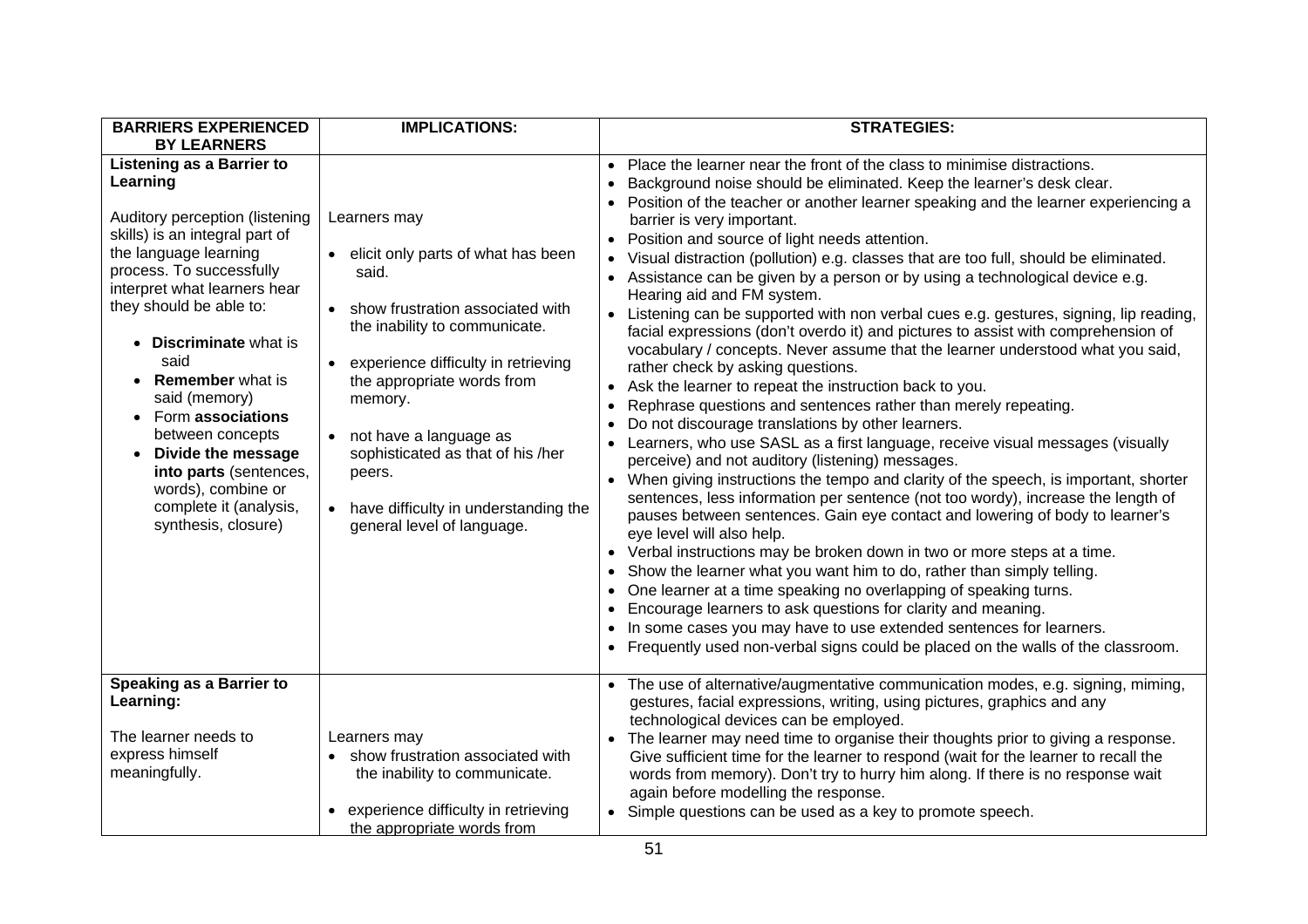| BARRIERS EXPERIENCED BY LEARNERS | IMPLICATIONS: | STRATEGIES: |
|---|---|---|
| **Listening as a Barrier to Learning**<br><br>Auditory perception (listening skills) is an integral part of the language learning process. To successfully interpret what learners hear they should be able to:<br><br>• **Discriminate** what is said<br>• **Remember** what is said (memory)<br>• Form **associations** between concepts<br>• **Divide the message into parts** (sentences, words), combine or complete it (analysis, synthesis, closure) | Learners may<br><br>• elicit only parts of what has been said.<br><br>• show frustration associated with the inability to communicate.<br><br>• experience difficulty in retrieving the appropriate words from memory.<br><br>• not have a language as sophisticated as that of his /her peers.<br><br>• have difficulty in understanding the general level of language. | • Place the learner near the front of the class to minimise distractions.<br>• Background noise should be eliminated. Keep the learner's desk clear.<br>• Position of the teacher or another learner speaking and the learner experiencing a barrier is very important.<br>• Position and source of light needs attention.<br>• Visual distraction (pollution) e.g. classes that are too full, should be eliminated.<br>• Assistance can be given by a person or by using a technological device e.g. Hearing aid and FM system.<br>• Listening can be supported with non verbal cues e.g. gestures, signing, lip reading, facial expressions (don't overdo it) and pictures to assist with comprehension of vocabulary / concepts. Never assume that the learner understood what you said, rather check by asking questions.<br>• Ask the learner to repeat the instruction back to you.<br>• Rephrase questions and sentences rather than merely repeating.<br>• Do not discourage translations by other learners.<br>• Learners, who use SASL as a first language, receive visual messages (visually perceive) and not auditory (listening) messages.<br>• When giving instructions the tempo and clarity of the speech, is important, shorter sentences, less information per sentence (not too wordy), increase the length of pauses between sentences. Gain eye contact and lowering of body to learner's eye level will also help.<br>• Verbal instructions may be broken down in two or more steps at a time.<br>• Show the learner what you want him to do, rather than simply telling.<br>• One learner at a time speaking no overlapping of speaking turns.<br>• Encourage learners to ask questions for clarity and meaning.<br>• In some cases you may have to use extended sentences for learners.<br>• Frequently used non-verbal signs could be placed on the walls of the classroom. |
| **Speaking as a Barrier to Learning:**<br><br>The learner needs to express himself meaningfully. | Learners may<br>• show frustration associated with the inability to communicate.<br><br>• experience difficulty in retrieving the appropriate words from | • The use of alternative/augmentative communication modes, e.g. signing, miming, gestures, facial expressions, writing, using pictures, graphics and any technological devices can be employed.<br>• The learner may need time to organise their thoughts prior to giving a response. Give sufficient time for the learner to respond (wait for the learner to recall the words from memory). Don't try to hurry him along. If there is no response wait again before modelling the response.<br>• Simple questions can be used as a key to promote speech. |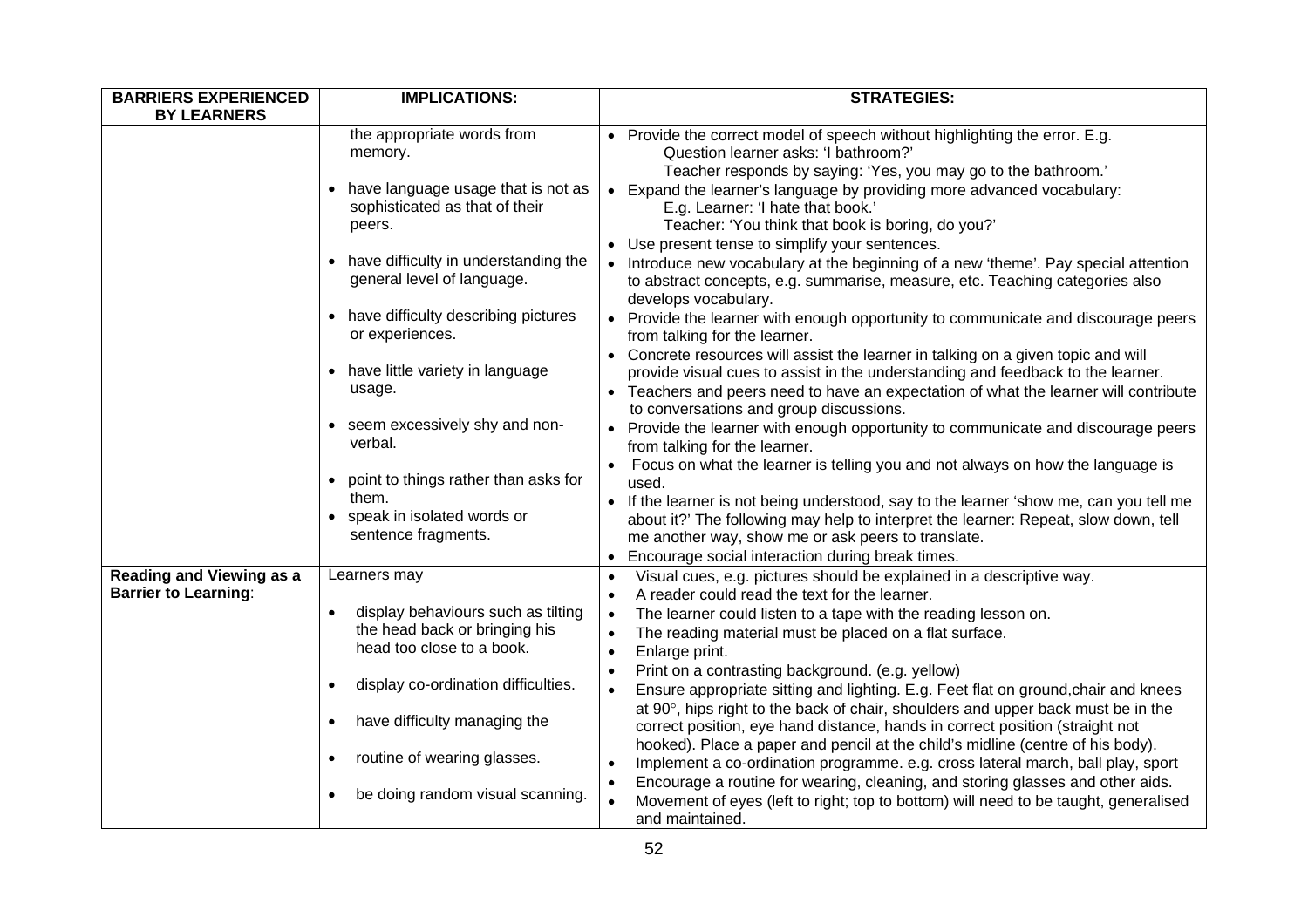| BARRIERS EXPERIENCED BY LEARNERS | IMPLICATIONS: | STRATEGIES: |
|---|---|---|
| | the appropriate words from memory.<br><br>• have language usage that is not as sophisticated as that of their peers.<br><br>• have difficulty in understanding the general level of language.<br><br>• have difficulty describing pictures or experiences.<br><br>• have little variety in language usage.<br><br>• seem excessively shy and non-verbal.<br><br>• point to things rather than asks for them.<br>• speak in isolated words or sentence fragments. | • Provide the correct model of speech without highlighting the error. E.g.<br>Question learner asks: 'I bathroom?'<br>Teacher responds by saying: 'Yes, you may go to the bathroom.'<br>• Expand the learner's language by providing more advanced vocabulary:<br>E.g. Learner: 'I hate that book.'<br>Teacher: 'You think that book is boring, do you?'<br>• Use present tense to simplify your sentences.<br>• Introduce new vocabulary at the beginning of a new 'theme'. Pay special attention to abstract concepts, e.g. summarise, measure, etc. Teaching categories also develops vocabulary.<br>• Provide the learner with enough opportunity to communicate and discourage peers from talking for the learner.<br>• Concrete resources will assist the learner in talking on a given topic and will provide visual cues to assist in the understanding and feedback to the learner.<br>• Teachers and peers need to have an expectation of what the learner will contribute to conversations and group discussions.<br>• Provide the learner with enough opportunity to communicate and discourage peers from talking for the learner.<br>• Focus on what the learner is telling you and not always on how the language is used.<br>• If the learner is not being understood, say to the learner 'show me, can you tell me about it?' The following may help to interpret the learner: Repeat, slow down, tell me another way, show me or ask peers to translate.<br>• Encourage social interaction during break times. |
| **Reading and Viewing as a Barrier to Learning**: | Learners may<br><br>• display behaviours such as tilting the head back or bringing his head too close to a book.<br><br>• display co-ordination difficulties.<br><br>• have difficulty managing the<br><br>• routine of wearing glasses.<br><br>• be doing random visual scanning. | • Visual cues, e.g. pictures should be explained in a descriptive way.<br>• A reader could read the text for the learner.<br>• The learner could listen to a tape with the reading lesson on.<br>• The reading material must be placed on a flat surface.<br>• Enlarge print.<br>• Print on a contrasting background. (e.g. yellow)<br>• Ensure appropriate sitting and lighting. E.g. Feet flat on ground,chair and knees at 90°, hips right to the back of chair, shoulders and upper back must be in the correct position, eye hand distance, hands in correct position (straight not hooked). Place a paper and pencil at the child's midline (centre of his body).<br>• Implement a co-ordination programme. e.g. cross lateral march, ball play, sport<br>• Encourage a routine for wearing, cleaning, and storing glasses and other aids.<br>• Movement of eyes (left to right; top to bottom) will need to be taught, generalised and maintained. |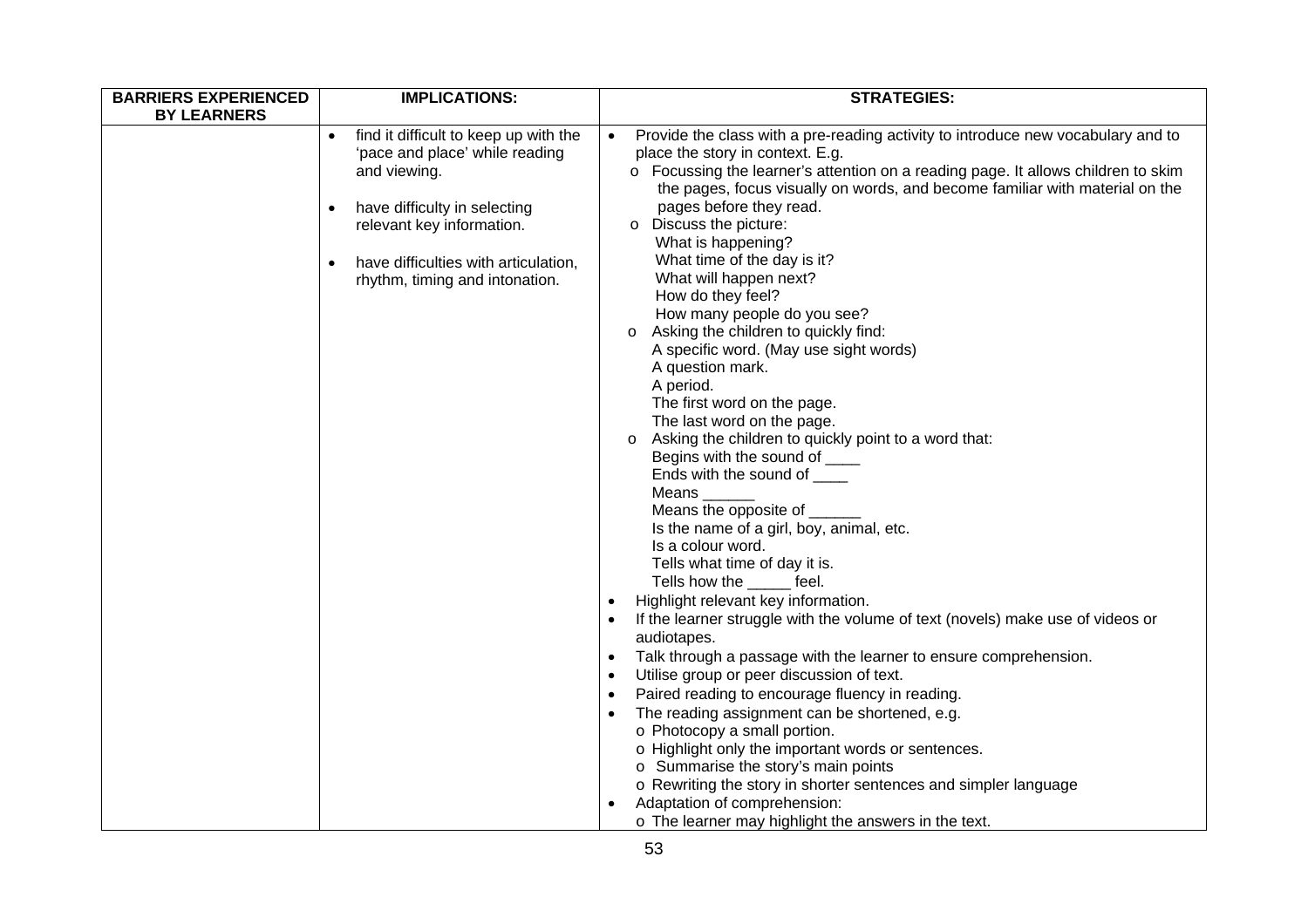| BARRIERS EXPERIENCED BY LEARNERS | IMPLICATIONS: | STRATEGIES: |
|---|---|---|
| | • find it difficult to keep up with the 'pace and place' while reading and viewing.<br><br>• have difficulty in selecting relevant key information.<br><br>• have difficulties with articulation, rhythm, timing and intonation. | • Provide the class with a pre-reading activity to introduce new vocabulary and to place the story in context. E.g.<br>  o Focussing the learner's attention on a reading page. It allows children to skim the pages, focus visually on words, and become familiar with material on the pages before they read.<br>  o Discuss the picture:<br>    What is happening?<br>    What time of the day is it?<br>    What will happen next?<br>    How do they feel?<br>    How many people do you see?<br>  o Asking the children to quickly find:<br>    A specific word. (May use sight words)<br>    A question mark.<br>    A period.<br>    The first word on the page.<br>    The last word on the page.<br>  o Asking the children to quickly point to a word that:<br>    Begins with the sound of ____<br>    Ends with the sound of ____<br>    Means ______<br>    Means the opposite of ______<br>    Is the name of a girl, boy, animal, etc.<br>    Is a colour word.<br>    Tells what time of day it is.<br>    Tells how the _____ feel.<br>• Highlight relevant key information.<br>• If the learner struggle with the volume of text (novels) make use of videos or audiotapes.<br>• Talk through a passage with the learner to ensure comprehension.<br>• Utilise group or peer discussion of text.<br>• Paired reading to encourage fluency in reading.<br>• The reading assignment can be shortened, e.g.<br>  o Photocopy a small portion.<br>  o Highlight only the important words or sentences.<br>  o Summarise the story's main points<br>  o Rewriting the story in shorter sentences and simpler language<br>• Adaptation of comprehension:<br>  o The learner may highlight the answers in the text. |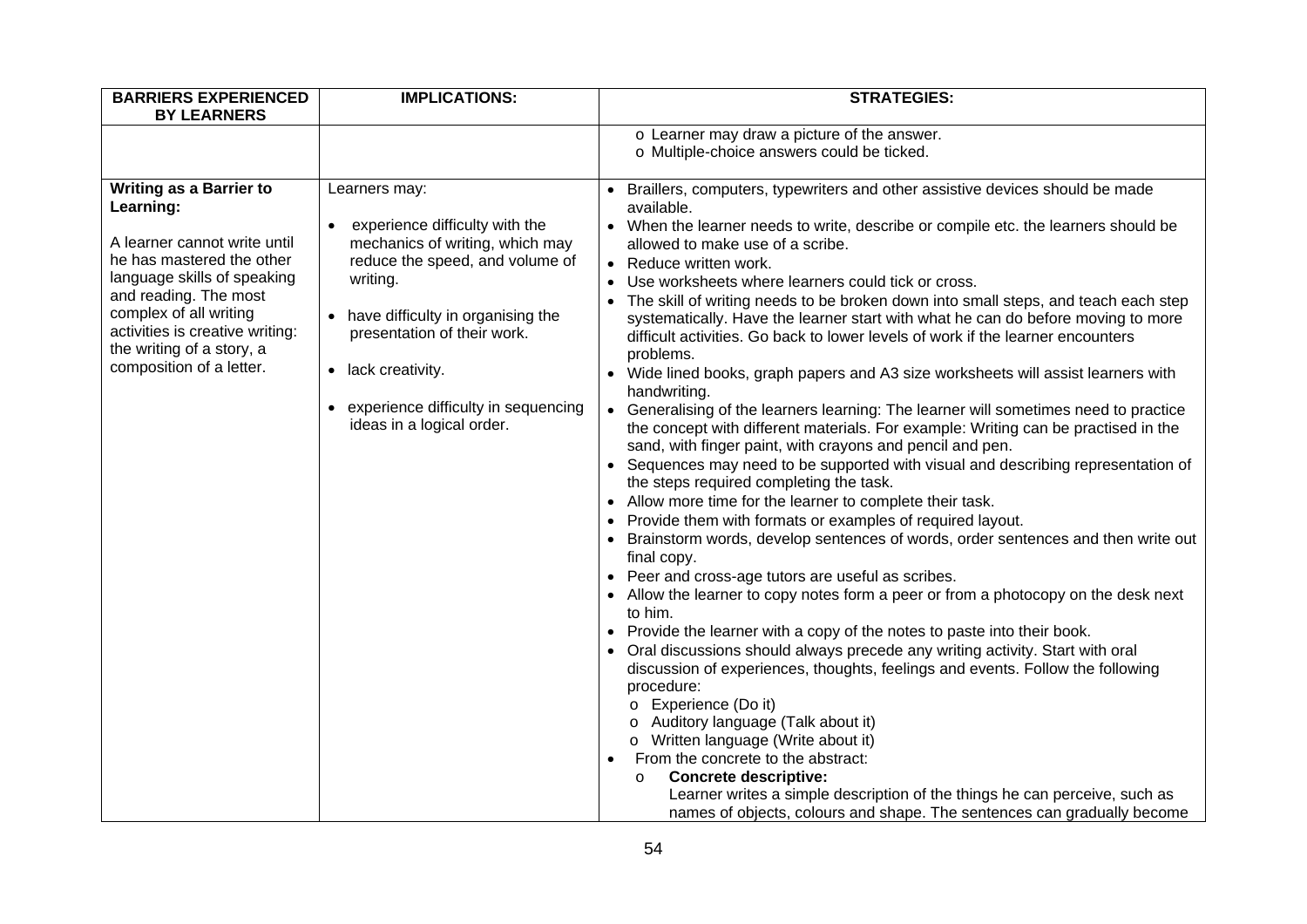| BARRIERS EXPERIENCED BY LEARNERS | IMPLICATIONS: | STRATEGIES: |
|---|---|---|
| | | o Learner may draw a picture of the answer.<br>o Multiple-choice answers could be ticked. |
| **Writing as a Barrier to Learning:**<br><br>A learner cannot write until he has mastered the other language skills of speaking and reading. The most complex of all writing activities is creative writing: the writing of a story, a composition of a letter. | Learners may:<br><br>• experience difficulty with the mechanics of writing, which may reduce the speed, and volume of writing.<br><br>• have difficulty in organising the presentation of their work.<br><br>• lack creativity.<br><br>• experience difficulty in sequencing ideas in a logical order. | • Braillers, computers, typewriters and other assistive devices should be made available.<br>• When the learner needs to write, describe or compile etc. the learners should be allowed to make use of a scribe.<br>• Reduce written work.<br>• Use worksheets where learners could tick or cross.<br>• The skill of writing needs to be broken down into small steps, and teach each step systematically. Have the learner start with what he can do before moving to more difficult activities. Go back to lower levels of work if the learner encounters problems.<br>• Wide lined books, graph papers and A3 size worksheets will assist learners with handwriting.<br>• Generalising of the learners learning: The learner will sometimes need to practice the concept with different materials. For example: Writing can be practised in the sand, with finger paint, with crayons and pencil and pen.<br>• Sequences may need to be supported with visual and describing representation of the steps required completing the task.<br>• Allow more time for the learner to complete their task.<br>• Provide them with formats or examples of required layout.<br>• Brainstorm words, develop sentences of words, order sentences and then write out final copy.<br>• Peer and cross-age tutors are useful as scribes.<br>• Allow the learner to copy notes form a peer or from a photocopy on the desk next to him.<br>• Provide the learner with a copy of the notes to paste into their book.<br>• Oral discussions should always precede any writing activity. Start with oral discussion of experiences, thoughts, feelings and events. Follow the following procedure:<br>o Experience (Do it)<br>o Auditory language (Talk about it)<br>o Written language (Write about it)<br>• From the concrete to the abstract:<br>o **Concrete descriptive:**<br>Learner writes a simple description of the things he can perceive, such as names of objects, colours and shape. The sentences can gradually become |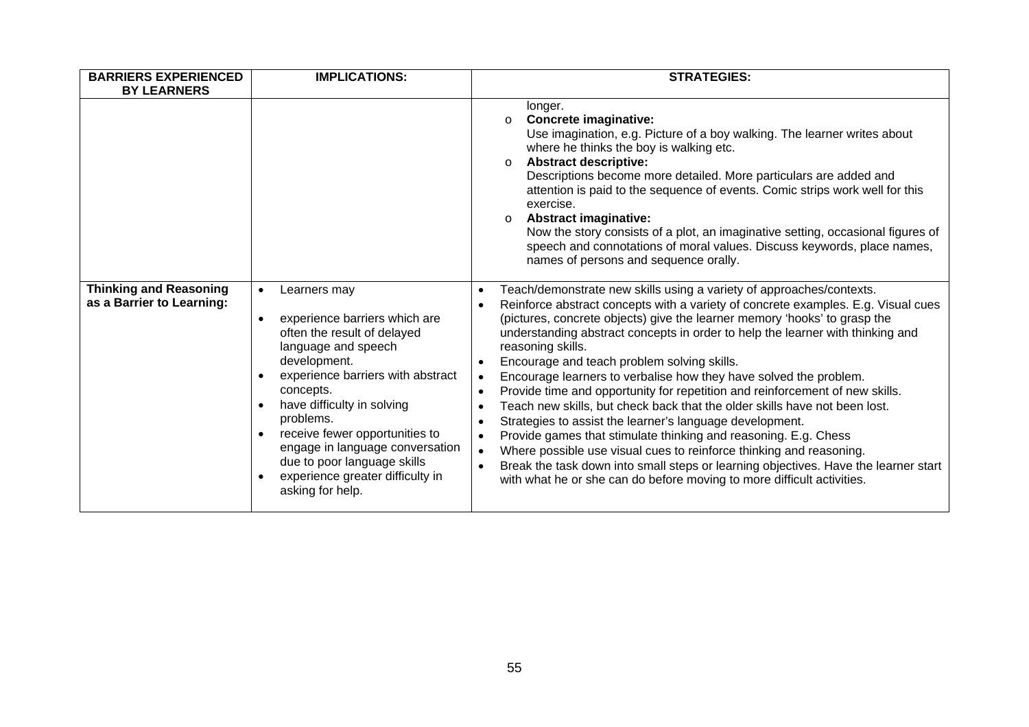| BARRIERS EXPERIENCED BY LEARNERS | IMPLICATIONS: | STRATEGIES: |
| --- | --- | --- |
| | | longer.<br>o **Concrete imaginative:**<br>Use imagination, e.g. Picture of a boy walking. The learner writes about where he thinks the boy is walking etc.<br>o **Abstract descriptive:**<br>Descriptions become more detailed. More particulars are added and attention is paid to the sequence of events. Comic strips work well for this exercise.<br>o **Abstract imaginative:**<br>Now the story consists of a plot, an imaginative setting, occasional figures of speech and connotations of moral values. Discuss keywords, place names, names of persons and sequence orally. |
| **Thinking and Reasoning as a Barrier to Learning:** | • Learners may<br>• experience barriers which are often the result of delayed language and speech development.<br>• experience barriers with abstract concepts.<br>• have difficulty in solving problems.<br>• receive fewer opportunities to engage in language conversation due to poor language skills<br>• experience greater difficulty in asking for help. | • Teach/demonstrate new skills using a variety of approaches/contexts.<br>• Reinforce abstract concepts with a variety of concrete examples. E.g. Visual cues (pictures, concrete objects) give the learner memory 'hooks' to grasp the understanding abstract concepts in order to help the learner with thinking and reasoning skills.<br>• Encourage and teach problem solving skills.<br>• Encourage learners to verbalise how they have solved the problem.<br>• Provide time and opportunity for repetition and reinforcement of new skills.<br>• Teach new skills, but check back that the older skills have not been lost.<br>• Strategies to assist the learner's language development.<br>• Provide games that stimulate thinking and reasoning. E.g. Chess<br>• Where possible use visual cues to reinforce thinking and reasoning.<br>• Break the task down into small steps or learning objectives. Have the learner start with what he or she can do before moving to more difficult activities. |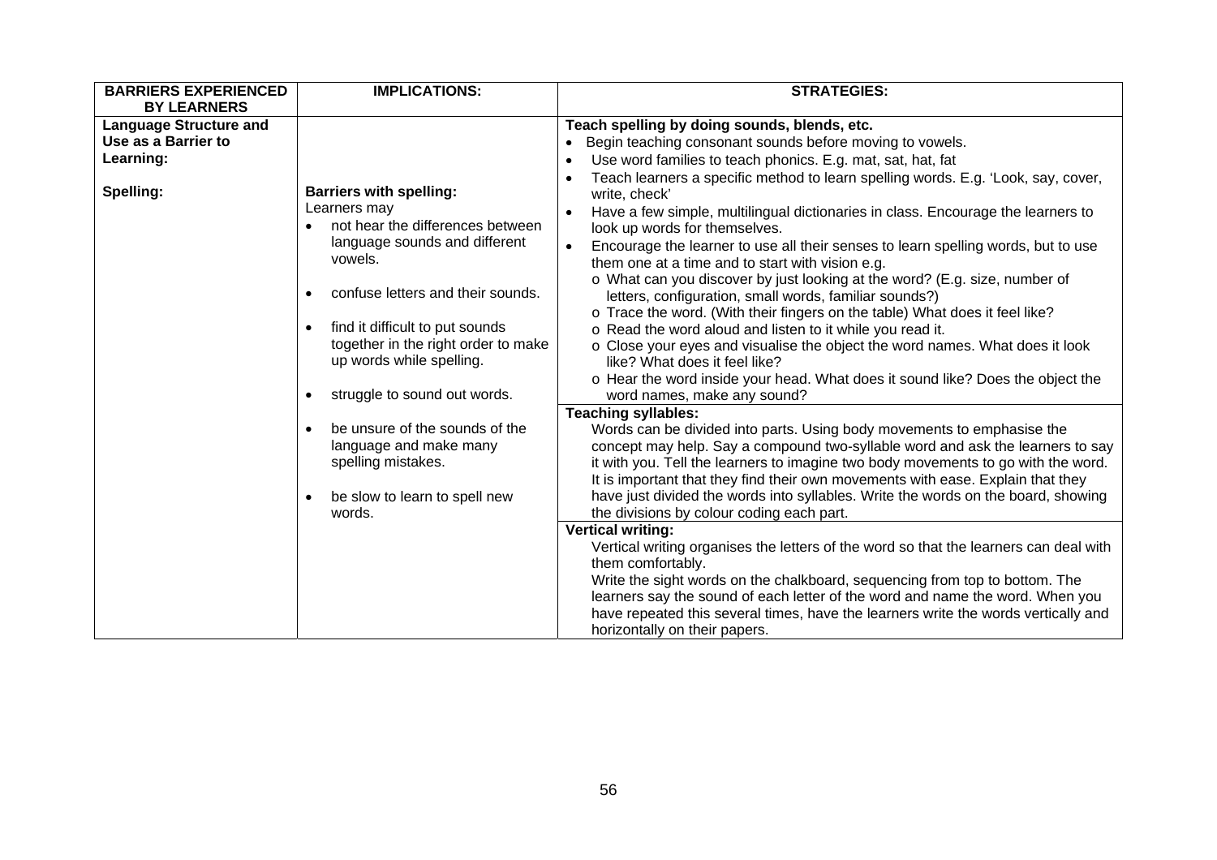| BARRIERS EXPERIENCED BY LEARNERS | IMPLICATIONS: | STRATEGIES: |
|---|---|---|
| **Language Structure and Use as a Barrier to Learning:**<br><br>**Spelling:** | **Barriers with spelling:**<br>Learners may<br>• not hear the differences between language sounds and different vowels.<br>• confuse letters and their sounds.<br>• find it difficult to put sounds together in the right order to make up words while spelling.<br>• struggle to sound out words.<br>• be unsure of the sounds of the language and make many spelling mistakes.<br>• be slow to learn to spell new words. | **Teach spelling by doing sounds, blends, etc.**<br>• Begin teaching consonant sounds before moving to vowels.<br>• Use word families to teach phonics. E.g. mat, sat, hat, fat<br>• Teach learners a specific method to learn spelling words. E.g. 'Look, say, cover, write, check'<br>• Have a few simple, multilingual dictionaries in class. Encourage the learners to look up words for themselves.<br>• Encourage the learner to use all their senses to learn spelling words, but to use them one at a time and to start with vision e.g.<br>  o What can you discover by just looking at the word? (E.g. size, number of letters, configuration, small words, familiar sounds?)<br>  o Trace the word. (With their fingers on the table) What does it feel like?<br>  o Read the word aloud and listen to it while you read it.<br>  o Close your eyes and visualise the object the word names. What does it look like? What does it feel like?<br>  o Hear the word inside your head. What does it sound like? Does the object the word names, make any sound? |
| | | **Teaching syllables:**<br>Words can be divided into parts. Using body movements to emphasise the concept may help. Say a compound two-syllable word and ask the learners to say it with you. Tell the learners to imagine two body movements to go with the word. It is important that they find their own movements with ease. Explain that they have just divided the words into syllables. Write the words on the board, showing the divisions by colour coding each part. |
| | | **Vertical writing:**<br>Vertical writing organises the letters of the word so that the learners can deal with them comfortably.<br>Write the sight words on the chalkboard, sequencing from top to bottom. The learners say the sound of each letter of the word and name the word. When you have repeated this several times, have the learners write the words vertically and horizontally on their papers. |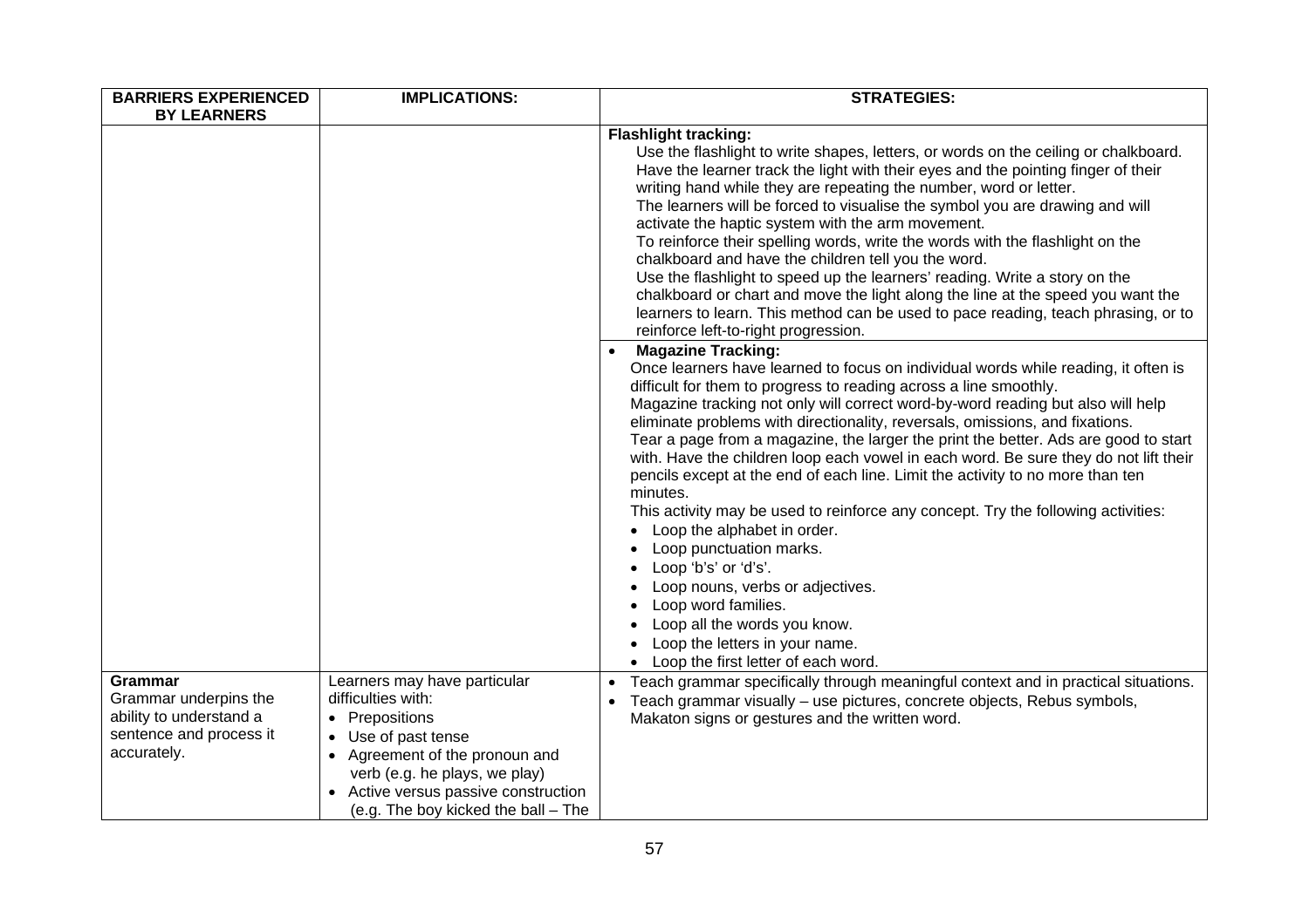| BARRIERS EXPERIENCED BY LEARNERS | IMPLICATIONS: | STRATEGIES: |
|---|---|---|
| | | **Flashlight tracking:**<br>Use the flashlight to write shapes, letters, or words on the ceiling or chalkboard. Have the learner track the light with their eyes and the pointing finger of their writing hand while they are repeating the number, word or letter.<br>The learners will be forced to visualise the symbol you are drawing and will activate the haptic system with the arm movement.<br>To reinforce their spelling words, write the words with the flashlight on the chalkboard and have the children tell you the word.<br>Use the flashlight to speed up the learners' reading. Write a story on the chalkboard or chart and move the light along the line at the speed you want the learners to learn. This method can be used to pace reading, teach phrasing, or to reinforce left-to-right progression. |
| | | • **Magazine Tracking:**<br>Once learners have learned to focus on individual words while reading, it often is difficult for them to progress to reading across a line smoothly.<br>Magazine tracking not only will correct word-by-word reading but also will help eliminate problems with directionality, reversals, omissions, and fixations.<br>Tear a page from a magazine, the larger the print the better. Ads are good to start with. Have the children loop each vowel in each word. Be sure they do not lift their pencils except at the end of each line. Limit the activity to no more than ten minutes.<br>This activity may be used to reinforce any concept. Try the following activities:<br>• Loop the alphabet in order.<br>• Loop punctuation marks.<br>• Loop 'b's' or 'd's'.<br>• Loop nouns, verbs or adjectives.<br>• Loop word families.<br>• Loop all the words you know.<br>• Loop the letters in your name.<br>• Loop the first letter of each word. |
| **Grammar**<br>Grammar underpins the ability to understand a sentence and process it accurately. | Learners may have particular difficulties with:<br>• Prepositions<br>• Use of past tense<br>• Agreement of the pronoun and verb (e.g. he plays, we play)<br>• Active versus passive construction (e.g. The boy kicked the ball – The | • Teach grammar specifically through meaningful context and in practical situations.<br>• Teach grammar visually – use pictures, concrete objects, Rebus symbols, Makaton signs or gestures and the written word. |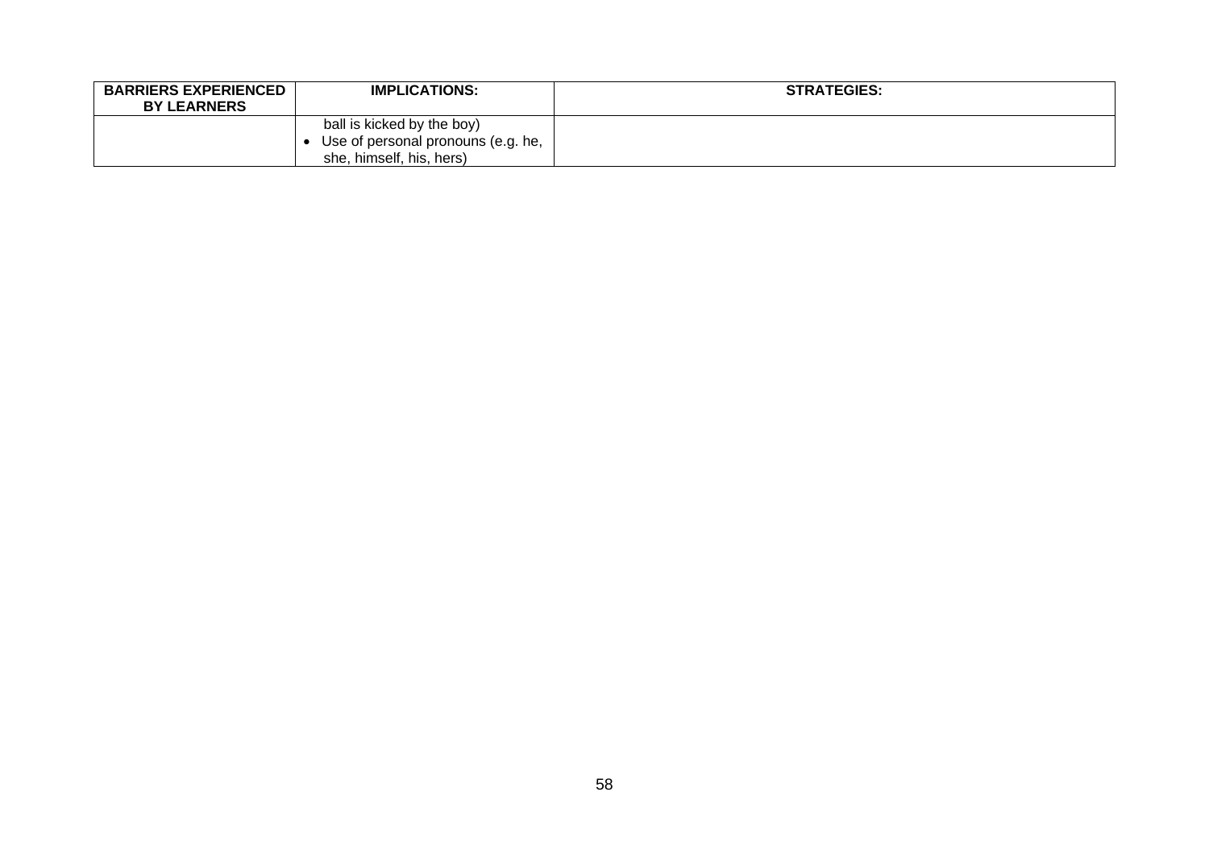| BARRIERS EXPERIENCED BY LEARNERS | IMPLICATIONS: | STRATEGIES: |
|---|---|---|
| | ball is kicked by the boy)<br>• Use of personal pronouns (e.g. he, she, himself, his, hers) | |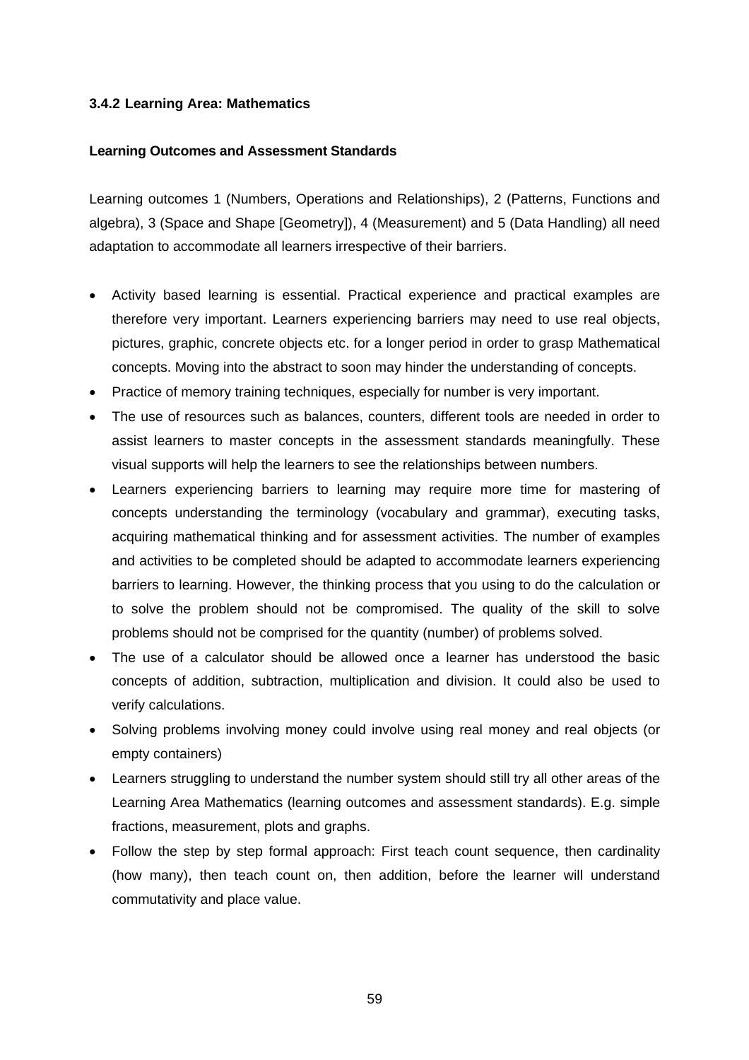### 3.4.2 Learning Area: Mathematics

#### Learning Outcomes and Assessment Standards

Learning outcomes 1 (Numbers, Operations and Relationships), 2 (Patterns, Functions and algebra), 3 (Space and Shape [Geometry]), 4 (Measurement) and 5 (Data Handling) all need adaptation to accommodate all learners irrespective of their barriers.

- Activity based learning is essential. Practical experience and practical examples are therefore very important. Learners experiencing barriers may need to use real objects, pictures, graphic, concrete objects etc. for a longer period in order to grasp Mathematical concepts. Moving into the abstract to soon may hinder the understanding of concepts.
- Practice of memory training techniques, especially for number is very important.
- The use of resources such as balances, counters, different tools are needed in order to assist learners to master concepts in the assessment standards meaningfully. These visual supports will help the learners to see the relationships between numbers.
- Learners experiencing barriers to learning may require more time for mastering of concepts understanding the terminology (vocabulary and grammar), executing tasks, acquiring mathematical thinking and for assessment activities. The number of examples and activities to be completed should be adapted to accommodate learners experiencing barriers to learning. However, the thinking process that you using to do the calculation or to solve the problem should not be compromised. The quality of the skill to solve problems should not be comprised for the quantity (number) of problems solved.
- The use of a calculator should be allowed once a learner has understood the basic concepts of addition, subtraction, multiplication and division. It could also be used to verify calculations.
- Solving problems involving money could involve using real money and real objects (or empty containers)
- Learners struggling to understand the number system should still try all other areas of the Learning Area Mathematics (learning outcomes and assessment standards). E.g. simple fractions, measurement, plots and graphs.
- Follow the step by step formal approach: First teach count sequence, then cardinality (how many), then teach count on, then addition, before the learner will understand commutativity and place value.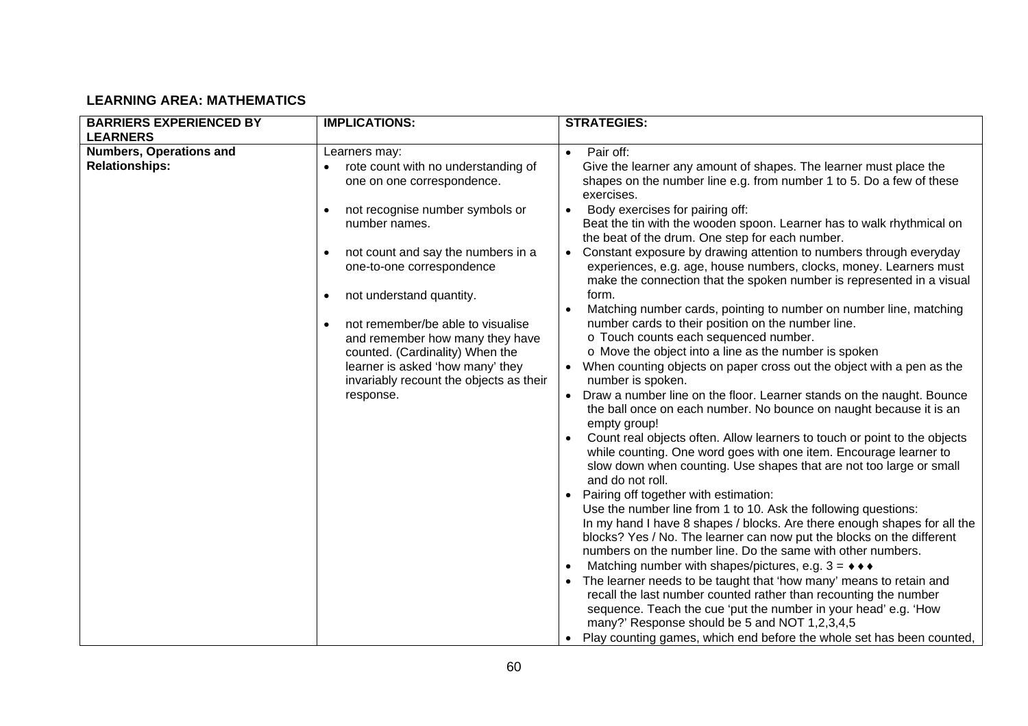**LEARNING AREA: MATHEMATICS**

| BARRIERS EXPERIENCED BY LEARNERS | IMPLICATIONS: | STRATEGIES: |
|---|---|---|
| **Numbers, Operations and Relationships:** | Learners may:<br>• rote count with no understanding of one on one correspondence.<br>• not recognise number symbols or number names.<br>• not count and say the numbers in a one-to-one correspondence<br>• not understand quantity.<br>• not remember/be able to visualise and remember how many they have counted. (Cardinality) When the learner is asked 'how many' they invariably recount the objects as their response. | • Pair off:<br>Give the learner any amount of shapes. The learner must place the shapes on the number line e.g. from number 1 to 5. Do a few of these exercises.<br>• Body exercises for pairing off:<br>Beat the tin with the wooden spoon. Learner has to walk rhythmical on the beat of the drum. One step for each number.<br>• Constant exposure by drawing attention to numbers through everyday experiences, e.g. age, house numbers, clocks, money. Learners must make the connection that the spoken number is represented in a visual form.<br>• Matching number cards, pointing to number on number line, matching number cards to their position on the number line.<br>o Touch counts each sequenced number.<br>o Move the object into a line as the number is spoken<br>• When counting objects on paper cross out the object with a pen as the number is spoken.<br>• Draw a number line on the floor. Learner stands on the naught. Bounce the ball once on each number. No bounce on naught because it is an empty group!<br>• Count real objects often. Allow learners to touch or point to the objects while counting. One word goes with one item. Encourage learner to slow down when counting. Use shapes that are not too large or small and do not roll.<br>• Pairing off together with estimation:<br>Use the number line from 1 to 10. Ask the following questions:<br>In my hand I have 8 shapes / blocks. Are there enough shapes for all the blocks? Yes / No. The learner can now put the blocks on the different numbers on the number line. Do the same with other numbers.<br>• Matching number with shapes/pictures, e.g. 3 = ♦♦♦<br>• The learner needs to be taught that 'how many' means to retain and recall the last number counted rather than recounting the number sequence. Teach the cue 'put the number in your head' e.g. 'How many?' Response should be 5 and NOT 1,2,3,4,5<br>• Play counting games, which end before the whole set has been counted, |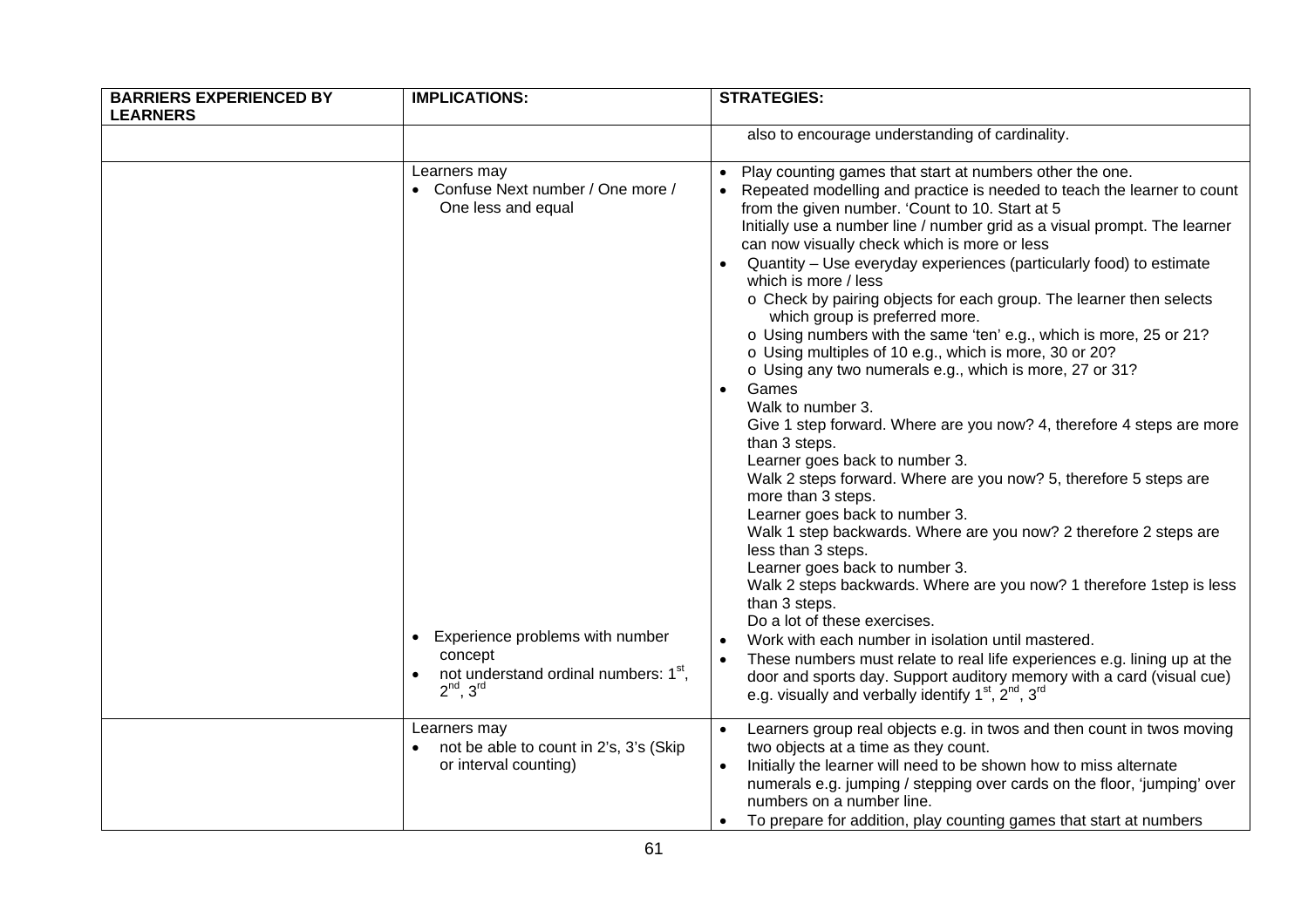| BARRIERS EXPERIENCED BY LEARNERS | IMPLICATIONS: | STRATEGIES: |
|---|---|---|
| | | also to encourage understanding of cardinality. |
| | Learners may<br>• Confuse Next number / One more / One less and equal<br><br><br><br><br><br><br><br><br><br><br><br><br><br><br><br><br><br><br><br>• Experience problems with number concept<br>• not understand ordinal numbers: 1st, 2nd, 3rd | • Play counting games that start at numbers other the one.<br>• Repeated modelling and practice is needed to teach the learner to count from the given number. 'Count to 10. Start at 5<br>Initially use a number line / number grid as a visual prompt. The learner can now visually check which is more or less<br>• Quantity – Use everyday experiences (particularly food) to estimate which is more / less<br>o Check by pairing objects for each group. The learner then selects which group is preferred more.<br>o Using numbers with the same 'ten' e.g., which is more, 25 or 21?<br>o Using multiples of 10 e.g., which is more, 30 or 20?<br>o Using any two numerals e.g., which is more, 27 or 31?<br>• Games<br>Walk to number 3.<br>Give 1 step forward. Where are you now? 4, therefore 4 steps are more than 3 steps.<br>Learner goes back to number 3.<br>Walk 2 steps forward. Where are you now? 5, therefore 5 steps are more than 3 steps.<br>Learner goes back to number 3.<br>Walk 1 step backwards. Where are you now? 2 therefore 2 steps are less than 3 steps.<br>Learner goes back to number 3.<br>Walk 2 steps backwards. Where are you now? 1 therefore 1step is less than 3 steps.<br>Do a lot of these exercises.<br>• Work with each number in isolation until mastered.<br>• These numbers must relate to real life experiences e.g. lining up at the door and sports day. Support auditory memory with a card (visual cue) e.g. visually and verbally identify 1st, 2nd, 3rd |
| | Learners may<br>• not be able to count in 2's, 3's (Skip or interval counting) | • Learners group real objects e.g. in twos and then count in twos moving two objects at a time as they count.<br>• Initially the learner will need to be shown how to miss alternate numerals e.g. jumping / stepping over cards on the floor, 'jumping' over numbers on a number line.<br>• To prepare for addition, play counting games that start at numbers |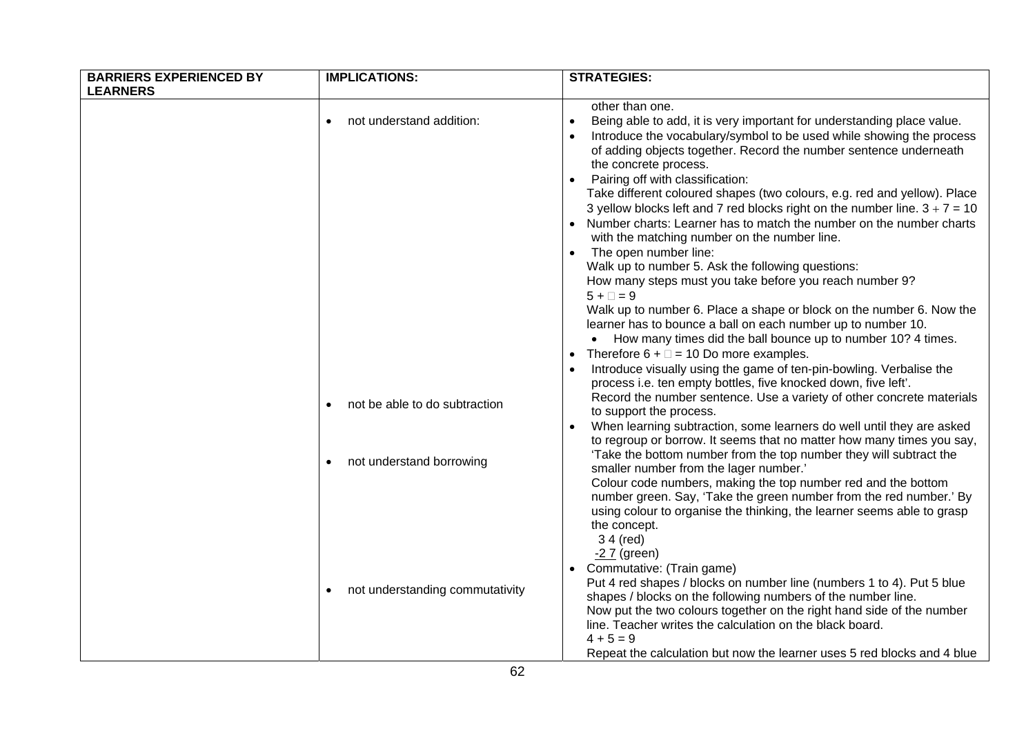| BARRIERS EXPERIENCED BY LEARNERS | IMPLICATIONS: | STRATEGIES: |
|---|---|---|
| | | other than one. |
| | • not understand addition: | • Being able to add, it is very important for understanding place value.<br>• Introduce the vocabulary/symbol to be used while showing the process of adding objects together. Record the number sentence underneath the concrete process.<br>• Pairing off with classification:<br>Take different coloured shapes (two colours, e.g. red and yellow). Place 3 yellow blocks left and 7 red blocks right on the number line. $3 + 7 = 10$<br>• Number charts: Learner has to match the number on the number charts with the matching number on the number line.<br>• The open number line:<br>Walk up to number 5. Ask the following questions:<br>How many steps must you take before you reach number 9?<br>$5 + \square = 9$<br>Walk up to number 6. Place a shape or block on the number 6. Now the learner has to bounce a ball on each number up to number 10.<br>• How many times did the ball bounce up to number 10? 4 times.<br>• Therefore $6 + \square = 10$ Do more examples. |
| | • not be able to do subtraction | • Introduce visually using the game of ten-pin-bowling. Verbalise the process i.e. ten empty bottles, five knocked down, five left'.<br>Record the number sentence. Use a variety of other concrete materials to support the process. |
| | • not understand borrowing | • When learning subtraction, some learners do well until they are asked to regroup or borrow. It seems that no matter how many times you say, 'Take the bottom number from the top number they will subtract the smaller number from the lager number.'<br>Colour code numbers, making the top number red and the bottom number green. Say, 'Take the green number from the red number.' By using colour to organise the thinking, the learner seems able to grasp the concept.<br>3 4 (red)<br>-2 7 (green) |
| | • not understanding commutativity | • Commutative: (Train game)<br>Put 4 red shapes / blocks on number line (numbers 1 to 4). Put 5 blue shapes / blocks on the following numbers of the number line.<br>Now put the two colours together on the right hand side of the number line. Teacher writes the calculation on the black board.<br>$4 + 5 = 9$<br>Repeat the calculation but now the learner uses 5 red blocks and 4 blue |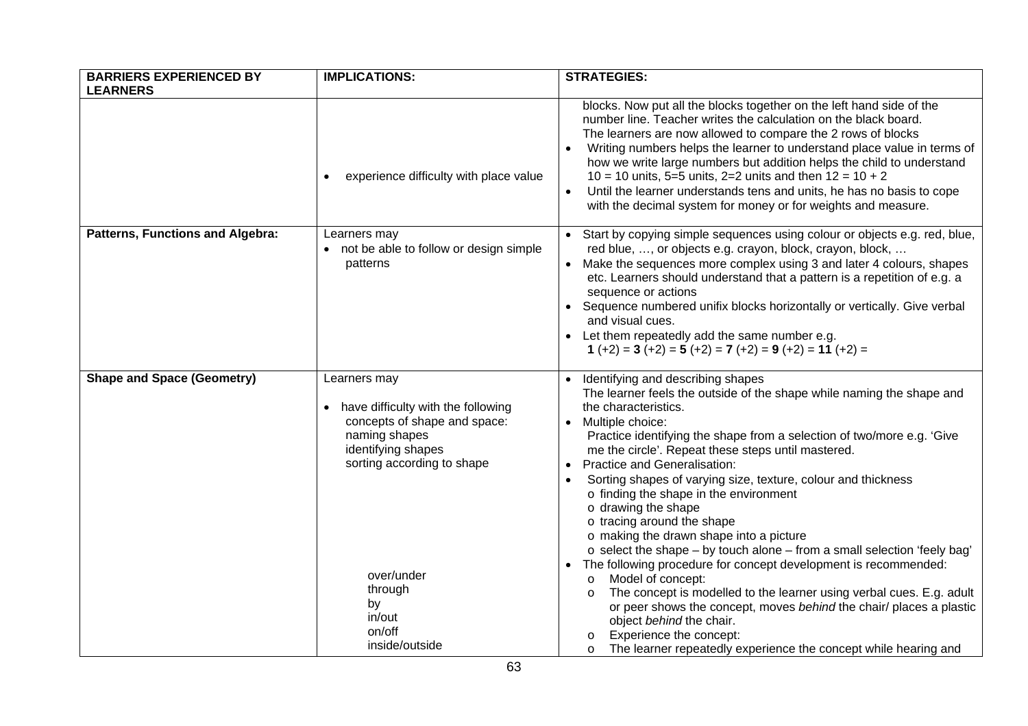| BARRIERS EXPERIENCED BY LEARNERS | IMPLICATIONS: | STRATEGIES: |
|---|---|---|
| | • experience difficulty with place value | blocks. Now put all the blocks together on the left hand side of the number line. Teacher writes the calculation on the black board.<br>The learners are now allowed to compare the 2 rows of blocks<br>• Writing numbers helps the learner to understand place value in terms of how we write large numbers but addition helps the child to understand 10 = 10 units, 5=5 units, 2=2 units and then 12 = 10 + 2<br>• Until the learner understands tens and units, he has no basis to cope with the decimal system for money or for weights and measure. |
| **Patterns, Functions and Algebra:** | Learners may<br>• not be able to follow or design simple patterns | • Start by copying simple sequences using colour or objects e.g. red, blue, red blue, …, or objects e.g. crayon, block, crayon, block, …<br>• Make the sequences more complex using 3 and later 4 colours, shapes etc. Learners should understand that a pattern is a repetition of e.g. a sequence or actions<br>• Sequence numbered unifix blocks horizontally or vertically. Give verbal and visual cues.<br>• Let them repeatedly add the same number e.g.<br>**1** (+2) = **3** (+2) = **5** (+2) = **7** (+2) = **9** (+2) = **11** (+2) = |
| **Shape and Space (Geometry)** | Learners may<br>• have difficulty with the following concepts of shape and space:<br>naming shapes<br>identifying shapes<br>sorting according to shape<br><br>over/under<br>through<br>by<br>in/out<br>on/off<br>inside/outside | • Identifying and describing shapes<br>The learner feels the outside of the shape while naming the shape and the characteristics.<br>• Multiple choice:<br>Practice identifying the shape from a selection of two/more e.g. 'Give me the circle'. Repeat these steps until mastered.<br>• Practice and Generalisation:<br>• Sorting shapes of varying size, texture, colour and thickness<br>o finding the shape in the environment<br>o drawing the shape<br>o tracing around the shape<br>o making the drawn shape into a picture<br>o select the shape – by touch alone – from a small selection 'feely bag'<br>• The following procedure for concept development is recommended:<br>o Model of concept:<br>o The concept is modelled to the learner using verbal cues. E.g. adult or peer shows the concept, moves *behind* the chair/ places a plastic object *behind* the chair.<br>o Experience the concept:<br>o The learner repeatedly experience the concept while hearing and |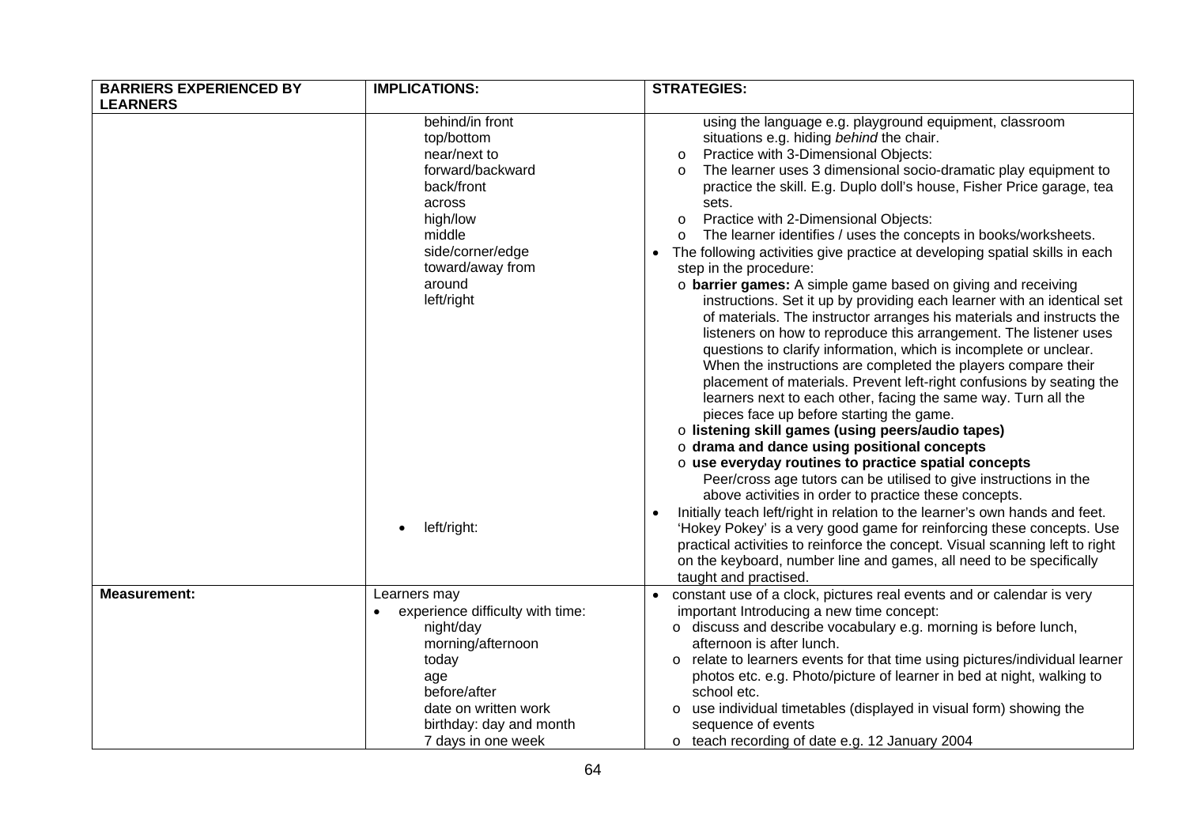| BARRIERS EXPERIENCED BY LEARNERS | IMPLICATIONS: | STRATEGIES: |
|---|---|---|
| | behind/in front<br>top/bottom<br>near/next to<br>forward/backward<br>back/front<br>across<br>high/low<br>middle<br>side/corner/edge<br>toward/away from<br>around<br>left/right<br><br><br><br><br><br><br><br><br><br><br><br><br>• left/right: | using the language e.g. playground equipment, classroom situations e.g. hiding *behind* the chair.<br>o Practice with 3-Dimensional Objects:<br>o The learner uses 3 dimensional socio-dramatic play equipment to practice the skill. E.g. Duplo doll's house, Fisher Price garage, tea sets.<br>o Practice with 2-Dimensional Objects:<br>o The learner identifies / uses the concepts in books/worksheets.<br>• The following activities give practice at developing spatial skills in each step in the procedure:<br>o **barrier games:** A simple game based on giving and receiving instructions. Set it up by providing each learner with an identical set of materials. The instructor arranges his materials and instructs the listeners on how to reproduce this arrangement. The listener uses questions to clarify information, which is incomplete or unclear. When the instructions are completed the players compare their placement of materials. Prevent left-right confusions by seating the learners next to each other, facing the same way. Turn all the pieces face up before starting the game.<br>o **listening skill games (using peers/audio tapes)**<br>o **drama and dance using positional concepts**<br>o **use everyday routines to practice spatial concepts**<br>Peer/cross age tutors can be utilised to give instructions in the above activities in order to practice these concepts.<br>• Initially teach left/right in relation to the learner's own hands and feet. 'Hokey Pokey' is a very good game for reinforcing these concepts. Use practical activities to reinforce the concept. Visual scanning left to right on the keyboard, number line and games, all need to be specifically taught and practised. |
| **Measurement:** | Learners may<br>• experience difficulty with time:<br>night/day<br>morning/afternoon<br>today<br>age<br>before/after<br>date on written work<br>birthday: day and month<br>7 days in one week | • constant use of a clock, pictures real events and or calendar is very important Introducing a new time concept:<br>o discuss and describe vocabulary e.g. morning is before lunch, afternoon is after lunch.<br>o relate to learners events for that time using pictures/individual learner photos etc. e.g. Photo/picture of learner in bed at night, walking to school etc.<br>o use individual timetables (displayed in visual form) showing the sequence of events<br>o teach recording of date e.g. 12 January 2004 |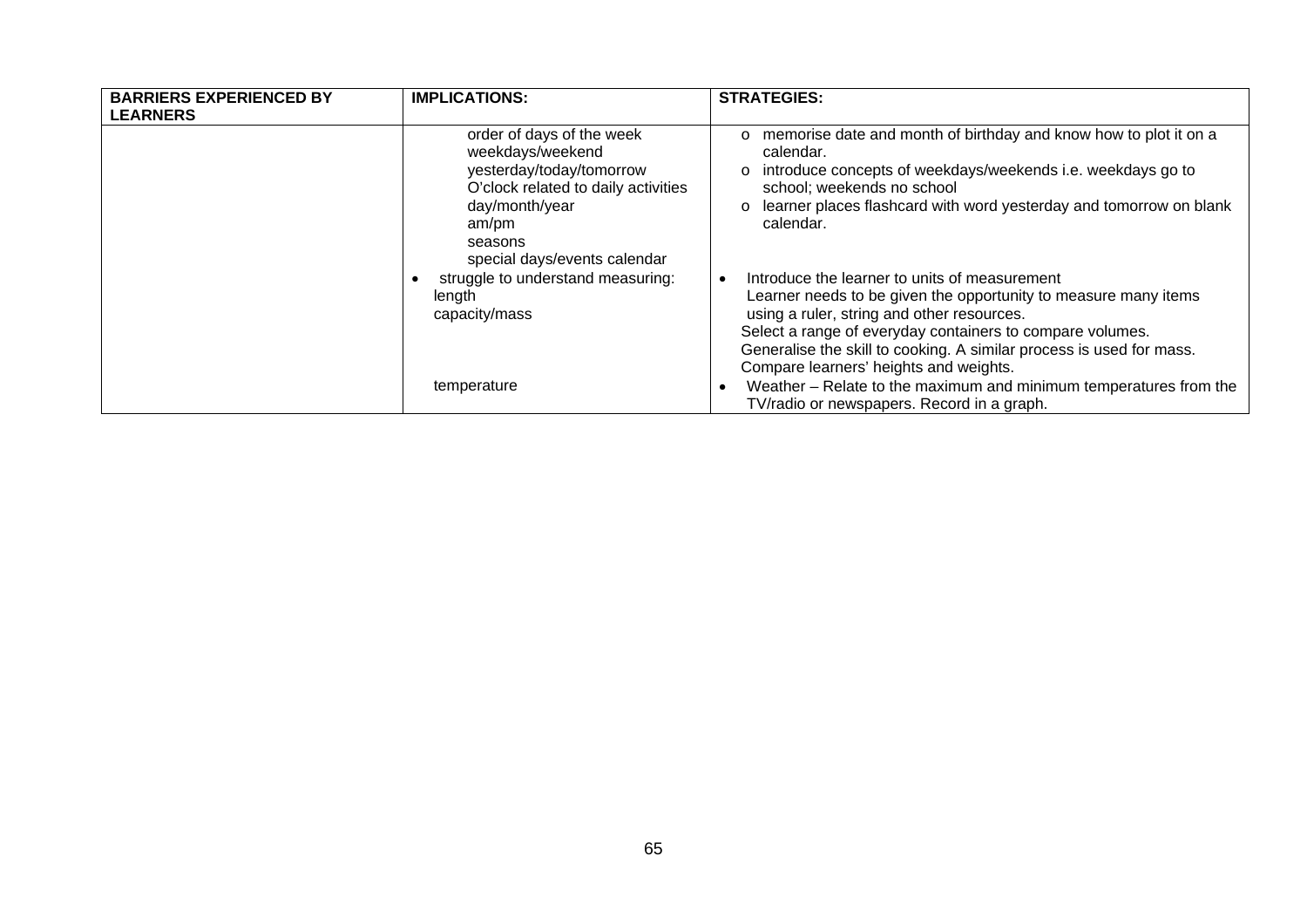| BARRIERS EXPERIENCED BY LEARNERS | IMPLICATIONS: | STRATEGIES: |
|---|---|---|
| | order of days of the week<br>weekdays/weekend<br>yesterday/today/tomorrow<br>O'clock related to daily activities<br>day/month/year<br>am/pm<br>seasons<br>special days/events calendar | o memorise date and month of birthday and know how to plot it on a calendar.<br>o introduce concepts of weekdays/weekends i.e. weekdays go to school; weekends no school<br>o learner places flashcard with word yesterday and tomorrow on blank calendar. |
| | • struggle to understand measuring:<br>length<br>capacity/mass | • Introduce the learner to units of measurement<br>Learner needs to be given the opportunity to measure many items using a ruler, string and other resources.<br>Select a range of everyday containers to compare volumes.<br>Generalise the skill to cooking. A similar process is used for mass.<br>Compare learners' heights and weights. |
| | temperature | • Weather – Relate to the maximum and minimum temperatures from the TV/radio or newspapers. Record in a graph. |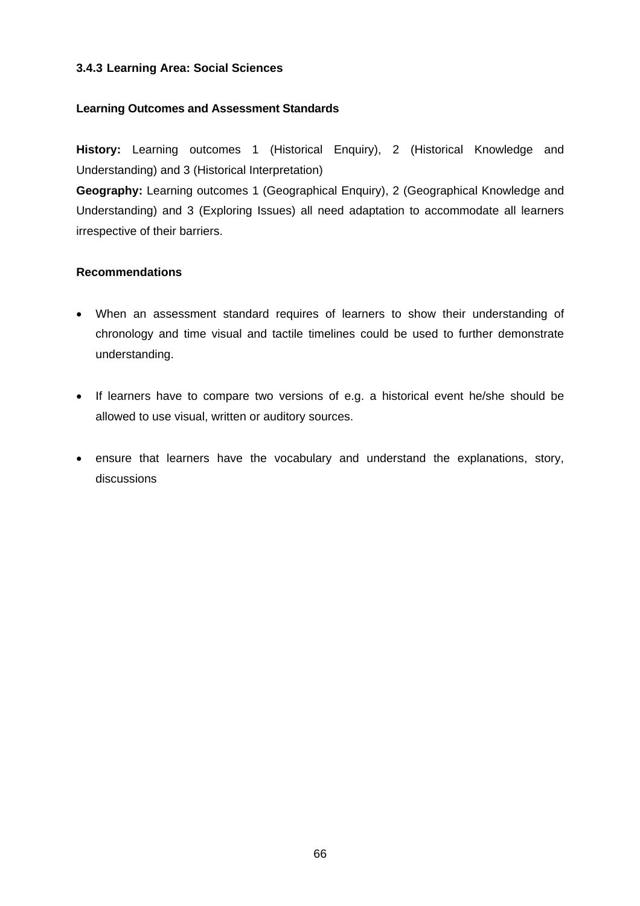### 3.4.3 Learning Area: Social Sciences

**Learning Outcomes and Assessment Standards**

**History:** Learning outcomes 1 (Historical Enquiry), 2 (Historical Knowledge and Understanding) and 3 (Historical Interpretation)
**Geography:** Learning outcomes 1 (Geographical Enquiry), 2 (Geographical Knowledge and Understanding) and 3 (Exploring Issues) all need adaptation to accommodate all learners irrespective of their barriers.

**Recommendations**

- When an assessment standard requires of learners to show their understanding of chronology and time visual and tactile timelines could be used to further demonstrate understanding.

- If learners have to compare two versions of e.g. a historical event he/she should be allowed to use visual, written or auditory sources.

- ensure that learners have the vocabulary and understand the explanations, story, discussions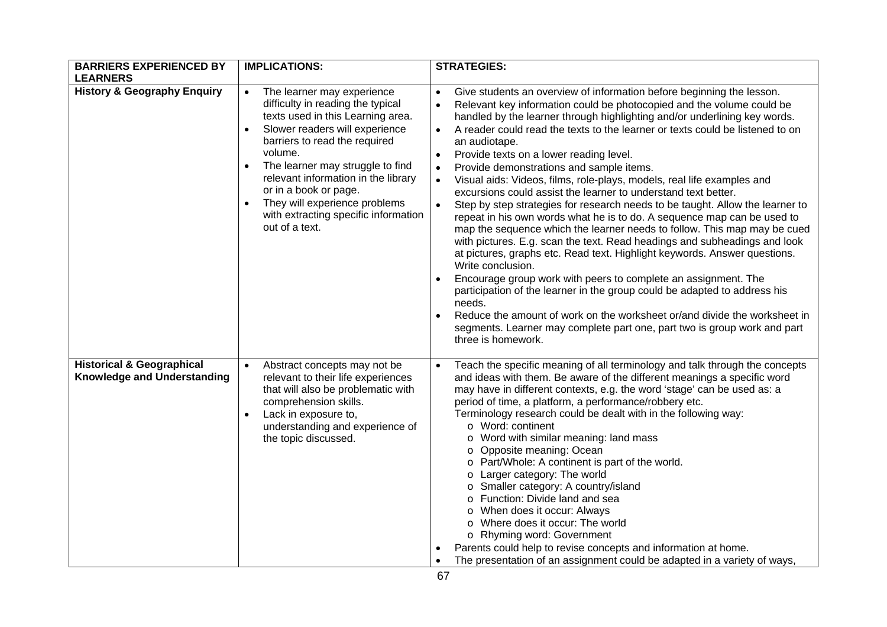| BARRIERS EXPERIENCED BY LEARNERS | IMPLICATIONS: | STRATEGIES: |
|---|---|---|
| **History & Geography Enquiry** | • The learner may experience difficulty in reading the typical texts used in this Learning area.<br>• Slower readers will experience barriers to read the required volume.<br>• The learner may struggle to find relevant information in the library or in a book or page.<br>• They will experience problems with extracting specific information out of a text. | • Give students an overview of information before beginning the lesson.<br>• Relevant key information could be photocopied and the volume could be handled by the learner through highlighting and/or underlining key words.<br>• A reader could read the texts to the learner or texts could be listened to on an audiotape.<br>• Provide texts on a lower reading level.<br>• Provide demonstrations and sample items.<br>• Visual aids: Videos, films, role-plays, models, real life examples and excursions could assist the learner to understand text better.<br>• Step by step strategies for research needs to be taught. Allow the learner to repeat in his own words what he is to do. A sequence map can be used to map the sequence which the learner needs to follow. This map may be cued with pictures. E.g. scan the text. Read headings and subheadings and look at pictures, graphs etc. Read text. Highlight keywords. Answer questions. Write conclusion.<br>• Encourage group work with peers to complete an assignment. The participation of the learner in the group could be adapted to address his needs.<br>• Reduce the amount of work on the worksheet or/and divide the worksheet in segments. Learner may complete part one, part two is group work and part three is homework. |
| **Historical & Geographical Knowledge and Understanding** | • Abstract concepts may not be relevant to their life experiences that will also be problematic with comprehension skills.<br>• Lack in exposure to, understanding and experience of the topic discussed. | • Teach the specific meaning of all terminology and talk through the concepts and ideas with them. Be aware of the different meanings a specific word may have in different contexts, e.g. the word 'stage' can be used as: a period of time, a platform, a performance/robbery etc.<br>Terminology research could be dealt with in the following way:<br>o Word: continent<br>o Word with similar meaning: land mass<br>o Opposite meaning: Ocean<br>o Part/Whole: A continent is part of the world.<br>o Larger category: The world<br>o Smaller category: A country/island<br>o Function: Divide land and sea<br>o When does it occur: Always<br>o Where does it occur: The world<br>o Rhyming word: Government<br>• Parents could help to revise concepts and information at home.<br>• The presentation of an assignment could be adapted in a variety of ways, |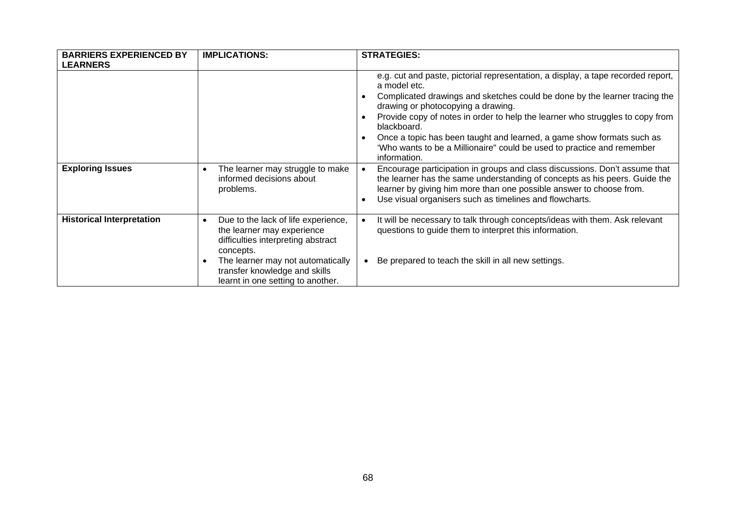| BARRIERS EXPERIENCED BY LEARNERS | IMPLICATIONS: | STRATEGIES: |
|---|---|---|
| | | e.g. cut and paste, pictorial representation, a display, a tape recorded report, a model etc.<br>• Complicated drawings and sketches could be done by the learner tracing the drawing or photocopying a drawing.<br>• Provide copy of notes in order to help the learner who struggles to copy from blackboard.<br>• Once a topic has been taught and learned, a game show formats such as 'Who wants to be a Millionaire" could be used to practice and remember information. |
| **Exploring Issues** | • The learner may struggle to make informed decisions about problems. | • Encourage participation in groups and class discussions. Don't assume that the learner has the same understanding of concepts as his peers. Guide the learner by giving him more than one possible answer to choose from.<br>• Use visual organisers such as timelines and flowcharts. |
| **Historical Interpretation** | • Due to the lack of life experience, the learner may experience difficulties interpreting abstract concepts.<br>• The learner may not automatically transfer knowledge and skills learnt in one setting to another. | • It will be necessary to talk through concepts/ideas with them. Ask relevant questions to guide them to interpret this information.<br>• Be prepared to teach the skill in all new settings. |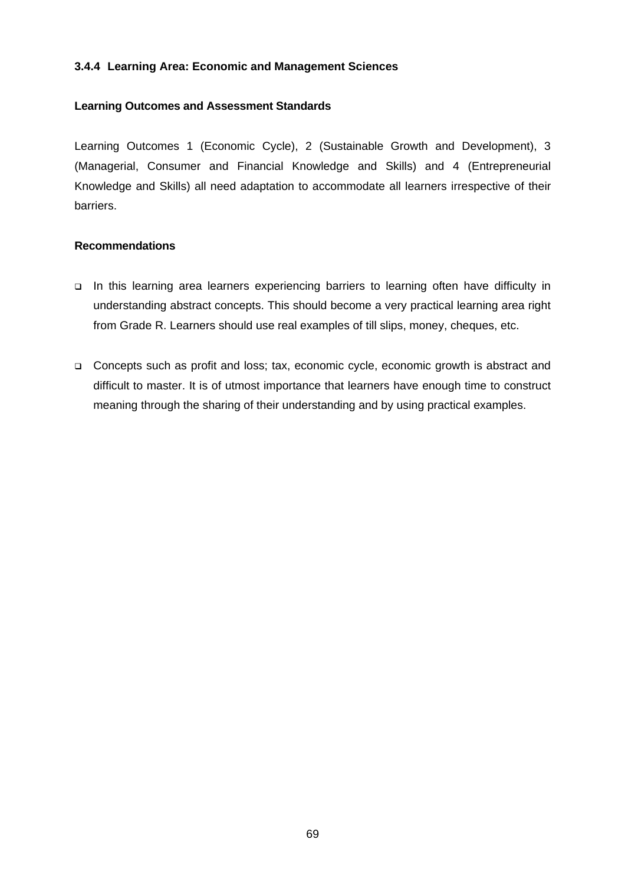### 3.4.4 Learning Area: Economic and Management Sciences

**Learning Outcomes and Assessment Standards**

Learning Outcomes 1 (Economic Cycle), 2 (Sustainable Growth and Development), 3 (Managerial, Consumer and Financial Knowledge and Skills) and 4 (Entrepreneurial Knowledge and Skills) all need adaptation to accommodate all learners irrespective of their barriers.

**Recommendations**

- In this learning area learners experiencing barriers to learning often have difficulty in understanding abstract concepts. This should become a very practical learning area right from Grade R. Learners should use real examples of till slips, money, cheques, etc.

- Concepts such as profit and loss; tax, economic cycle, economic growth is abstract and difficult to master. It is of utmost importance that learners have enough time to construct meaning through the sharing of their understanding and by using practical examples.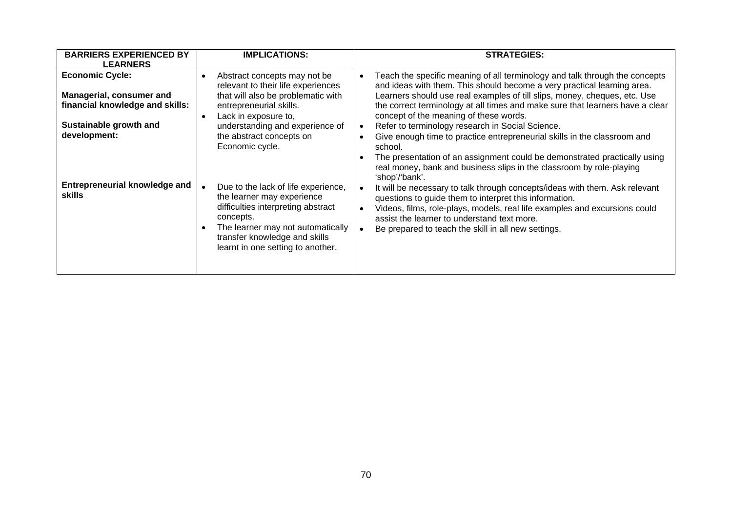| BARRIERS EXPERIENCED BY LEARNERS | IMPLICATIONS: | STRATEGIES: |
|---|---|---|
| **Economic Cycle:**<br><br>**Managerial, consumer and financial knowledge and skills:**<br><br>**Sustainable growth and development:** | • Abstract concepts may not be relevant to their life experiences that will also be problematic with entrepreneurial skills.<br>• Lack in exposure to, understanding and experience of the abstract concepts on Economic cycle. | • Teach the specific meaning of all terminology and talk through the concepts and ideas with them. This should become a very practical learning area. Learners should use real examples of till slips, money, cheques, etc. Use the correct terminology at all times and make sure that learners have a clear concept of the meaning of these words.<br>• Refer to terminology research in Social Science.<br>• Give enough time to practice entrepreneurial skills in the classroom and school.<br>• The presentation of an assignment could be demonstrated practically using real money, bank and business slips in the classroom by role-playing 'shop'/'bank'. |
| **Entrepreneurial knowledge and skills** | • Due to the lack of life experience, the learner may experience difficulties interpreting abstract concepts.<br>• The learner may not automatically transfer knowledge and skills learnt in one setting to another. | • It will be necessary to talk through concepts/ideas with them. Ask relevant questions to guide them to interpret this information.<br>• Videos, films, role-plays, models, real life examples and excursions could assist the learner to understand text more.<br>• Be prepared to teach the skill in all new settings. |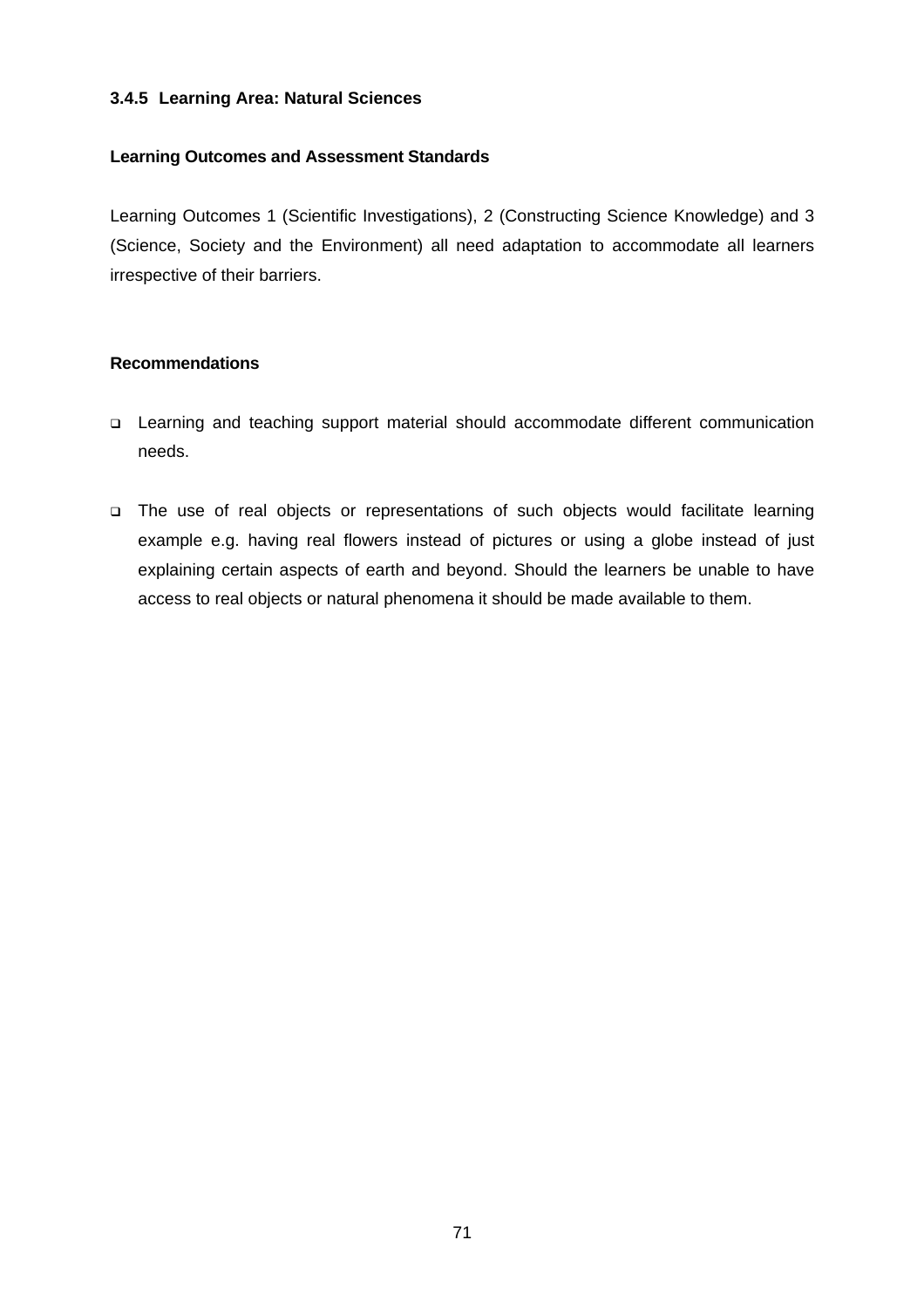### 3.4.5 Learning Area: Natural Sciences

#### Learning Outcomes and Assessment Standards

Learning Outcomes 1 (Scientific Investigations), 2 (Constructing Science Knowledge) and 3 (Science, Society and the Environment) all need adaptation to accommodate all learners irrespective of their barriers.

#### Recommendations

- Learning and teaching support material should accommodate different communication needs.
- The use of real objects or representations of such objects would facilitate learning example e.g. having real flowers instead of pictures or using a globe instead of just explaining certain aspects of earth and beyond. Should the learners be unable to have access to real objects or natural phenomena it should be made available to them.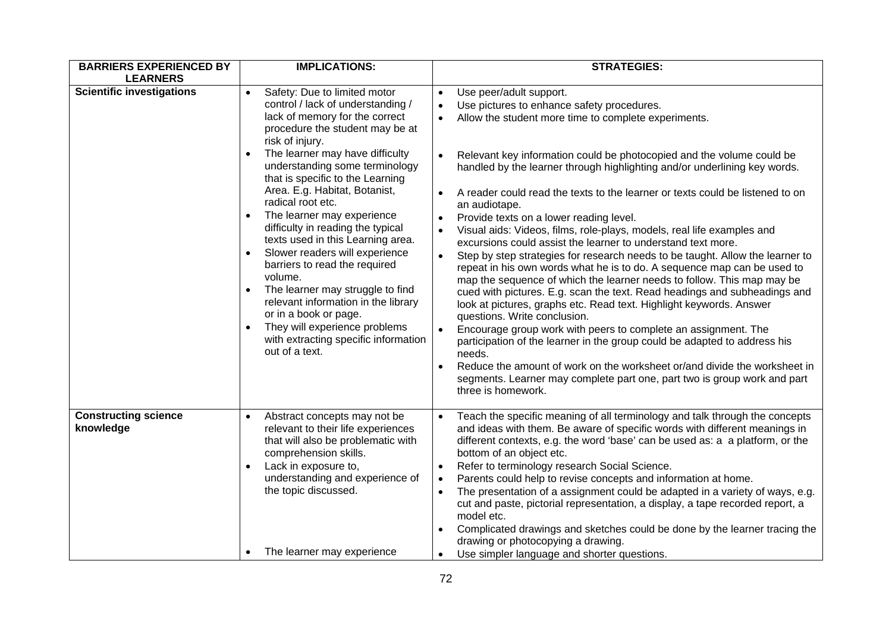| BARRIERS EXPERIENCED BY LEARNERS | IMPLICATIONS: | STRATEGIES: |
| --- | --- | --- |
| **Scientific investigations** | • Safety: Due to limited motor control / lack of understanding / lack of memory for the correct procedure the student may be at risk of injury.<br>• The learner may have difficulty understanding some terminology that is specific to the Learning Area. E.g. Habitat, Botanist, radical root etc.<br>• The learner may experience difficulty in reading the typical texts used in this Learning area.<br>• Slower readers will experience barriers to read the required volume.<br>• The learner may struggle to find relevant information in the library or in a book or page.<br>• They will experience problems with extracting specific information out of a text. | • Use peer/adult support.<br>• Use pictures to enhance safety procedures.<br>• Allow the student more time to complete experiments.<br>• Relevant key information could be photocopied and the volume could be handled by the learner through highlighting and/or underlining key words.<br>• A reader could read the texts to the learner or texts could be listened to on an audiotape.<br>• Provide texts on a lower reading level.<br>• Visual aids: Videos, films, role-plays, models, real life examples and excursions could assist the learner to understand text more.<br>• Step by step strategies for research needs to be taught. Allow the learner to repeat in his own words what he is to do. A sequence map can be used to map the sequence of which the learner needs to follow. This map may be cued with pictures. E.g. scan the text. Read headings and subheadings and look at pictures, graphs etc. Read text. Highlight keywords. Answer questions. Write conclusion.<br>• Encourage group work with peers to complete an assignment. The participation of the learner in the group could be adapted to address his needs.<br>• Reduce the amount of work on the worksheet or/and divide the worksheet in segments. Learner may complete part one, part two is group work and part three is homework. |
| **Constructing science knowledge** | • Abstract concepts may not be relevant to their life experiences that will also be problematic with comprehension skills.<br>• Lack in exposure to, understanding and experience of the topic discussed.<br>• The learner may experience | • Teach the specific meaning of all terminology and talk through the concepts and ideas with them. Be aware of specific words with different meanings in different contexts, e.g. the word 'base' can be used as: a a platform, or the bottom of an object etc.<br>• Refer to terminology research Social Science.<br>• Parents could help to revise concepts and information at home.<br>• The presentation of a assignment could be adapted in a variety of ways, e.g. cut and paste, pictorial representation, a display, a tape recorded report, a model etc.<br>• Complicated drawings and sketches could be done by the learner tracing the drawing or photocopying a drawing.<br>• Use simpler language and shorter questions. |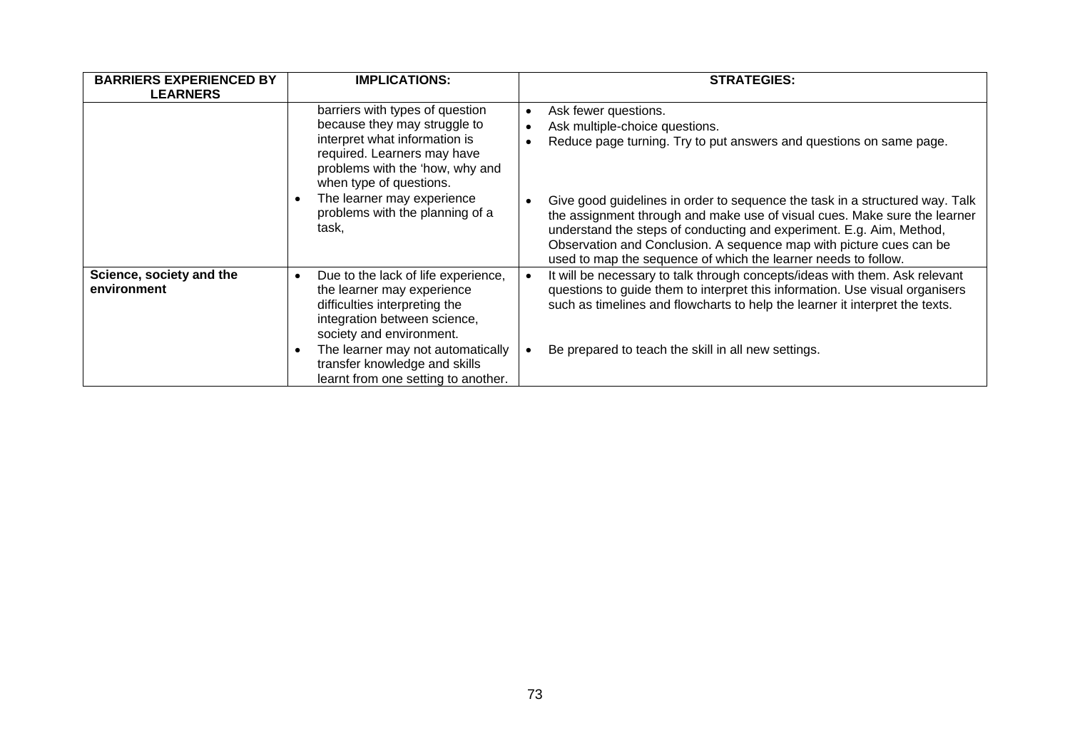| BARRIERS EXPERIENCED BY LEARNERS | IMPLICATIONS: | STRATEGIES: |
|---|---|---|
| | barriers with types of question because they may struggle to interpret what information is required. Learners may have problems with the 'how, why and when type of questions. | • Ask fewer questions.<br>• Ask multiple-choice questions.<br>• Reduce page turning. Try to put answers and questions on same page. |
| | • The learner may experience problems with the planning of a task, | • Give good guidelines in order to sequence the task in a structured way. Talk the assignment through and make use of visual cues. Make sure the learner understand the steps of conducting and experiment. E.g. Aim, Method, Observation and Conclusion. A sequence map with picture cues can be used to map the sequence of which the learner needs to follow. |
| **Science, society and the environment** | • Due to the lack of life experience, the learner may experience difficulties interpreting the integration between science, society and environment. | • It will be necessary to talk through concepts/ideas with them. Ask relevant questions to guide them to interpret this information. Use visual organisers such as timelines and flowcharts to help the learner it interpret the texts. |
| | • The learner may not automatically transfer knowledge and skills learnt from one setting to another. | • Be prepared to teach the skill in all new settings. |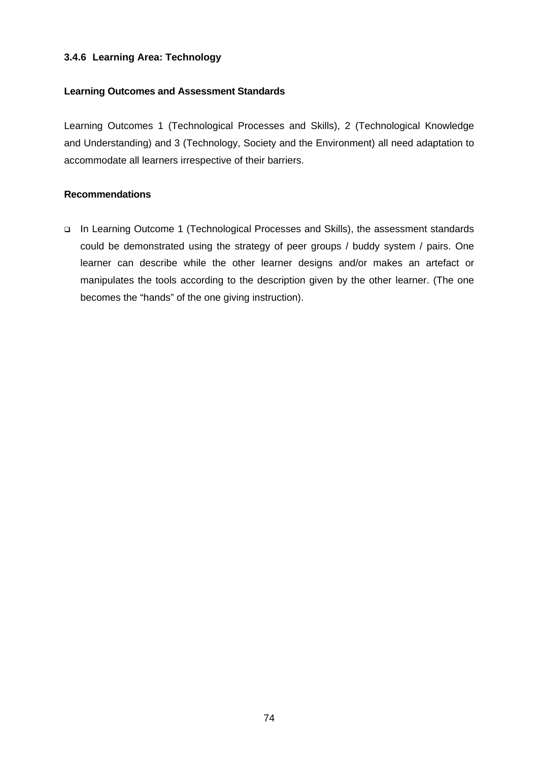### 3.4.6 Learning Area: Technology

**Learning Outcomes and Assessment Standards**

Learning Outcomes 1 (Technological Processes and Skills), 2 (Technological Knowledge and Understanding) and 3 (Technology, Society and the Environment) all need adaptation to accommodate all learners irrespective of their barriers.

**Recommendations**

- In Learning Outcome 1 (Technological Processes and Skills), the assessment standards could be demonstrated using the strategy of peer groups / buddy system / pairs. One learner can describe while the other learner designs and/or makes an artefact or manipulates the tools according to the description given by the other learner. (The one becomes the "hands" of the one giving instruction).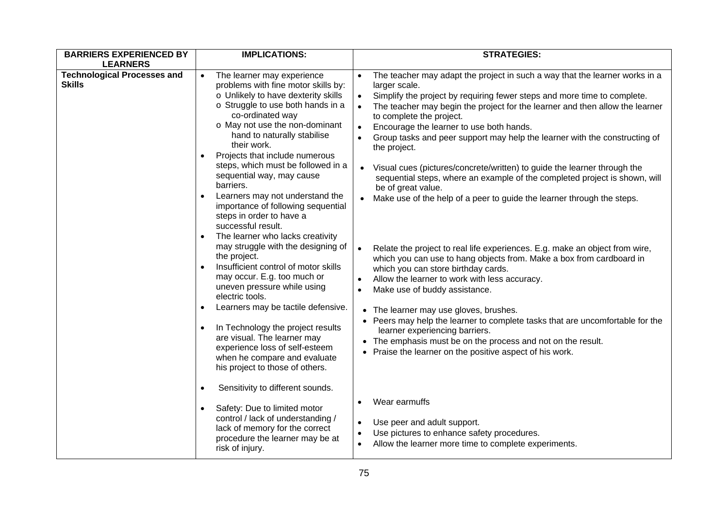| BARRIERS EXPERIENCED BY LEARNERS | IMPLICATIONS: | STRATEGIES: |
|---|---|---|
| **Technological Processes and Skills** | • The learner may experience problems with fine motor skills by:<br>o Unlikely to have dexterity skills<br>o Struggle to use both hands in a co-ordinated way<br>o May not use the non-dominant hand to naturally stabilise their work.<br>• Projects that include numerous steps, which must be followed in a sequential way, may cause barriers.<br>• Learners may not understand the importance of following sequential steps in order to have a successful result. | • The teacher may adapt the project in such a way that the learner works in a larger scale.<br>• Simplify the project by requiring fewer steps and more time to complete.<br>• The teacher may begin the project for the learner and then allow the learner to complete the project.<br>• Encourage the learner to use both hands.<br>• Group tasks and peer support may help the learner with the constructing of the project.<br>• Visual cues (pictures/concrete/written) to guide the learner through the sequential steps, where an example of the completed project is shown, will be of great value.<br>• Make use of the help of a peer to guide the learner through the steps. |
| | • The learner who lacks creativity may struggle with the designing of the project.<br>• Insufficient control of motor skills may occur. E.g. too much or uneven pressure while using electric tools. | • Relate the project to real life experiences. E.g. make an object from wire, which you can use to hang objects from. Make a box from cardboard in which you can store birthday cards.<br>• Allow the learner to work with less accuracy.<br>• Make use of buddy assistance. |
| | • Learners may be tactile defensive.<br>• In Technology the project results are visual. The learner may experience loss of self-esteem when he compare and evaluate his project to those of others. | • The learner may use gloves, brushes.<br>• Peers may help the learner to complete tasks that are uncomfortable for the learner experiencing barriers.<br>• The emphasis must be on the process and not on the result.<br>• Praise the learner on the positive aspect of his work. |
| | • Sensitivity to different sounds. | • Wear earmuffs |
| | • Safety: Due to limited motor control / lack of understanding / lack of memory for the correct procedure the learner may be at risk of injury. | • Use peer and adult support.<br>• Use pictures to enhance safety procedures.<br>• Allow the learner more time to complete experiments. |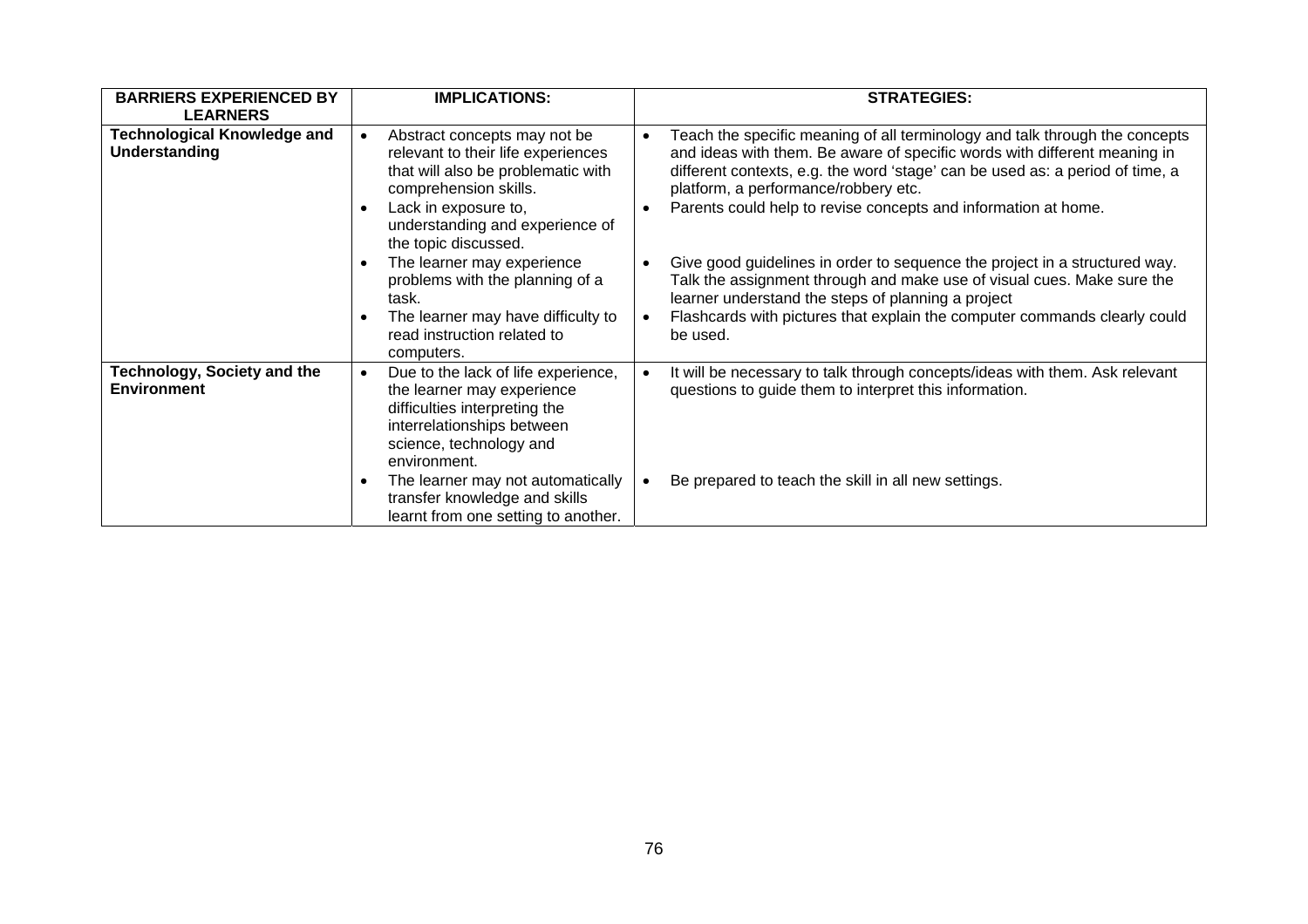| BARRIERS EXPERIENCED BY LEARNERS | IMPLICATIONS: | STRATEGIES: |
|---|---|---|
| **Technological Knowledge and Understanding** | • Abstract concepts may not be relevant to their life experiences that will also be problematic with comprehension skills.<br>• Lack in exposure to, understanding and experience of the topic discussed.<br>• The learner may experience problems with the planning of a task.<br>• The learner may have difficulty to read instruction related to computers. | • Teach the specific meaning of all terminology and talk through the concepts and ideas with them. Be aware of specific words with different meaning in different contexts, e.g. the word 'stage' can be used as: a period of time, a platform, a performance/robbery etc.<br>• Parents could help to revise concepts and information at home.<br>• Give good guidelines in order to sequence the project in a structured way. Talk the assignment through and make use of visual cues. Make sure the learner understand the steps of planning a project<br>• Flashcards with pictures that explain the computer commands clearly could be used. |
| **Technology, Society and the Environment** | • Due to the lack of life experience, the learner may experience difficulties interpreting the interrelationships between science, technology and environment.<br>• The learner may not automatically transfer knowledge and skills learnt from one setting to another. | • It will be necessary to talk through concepts/ideas with them. Ask relevant questions to guide them to interpret this information.<br>• Be prepared to teach the skill in all new settings. |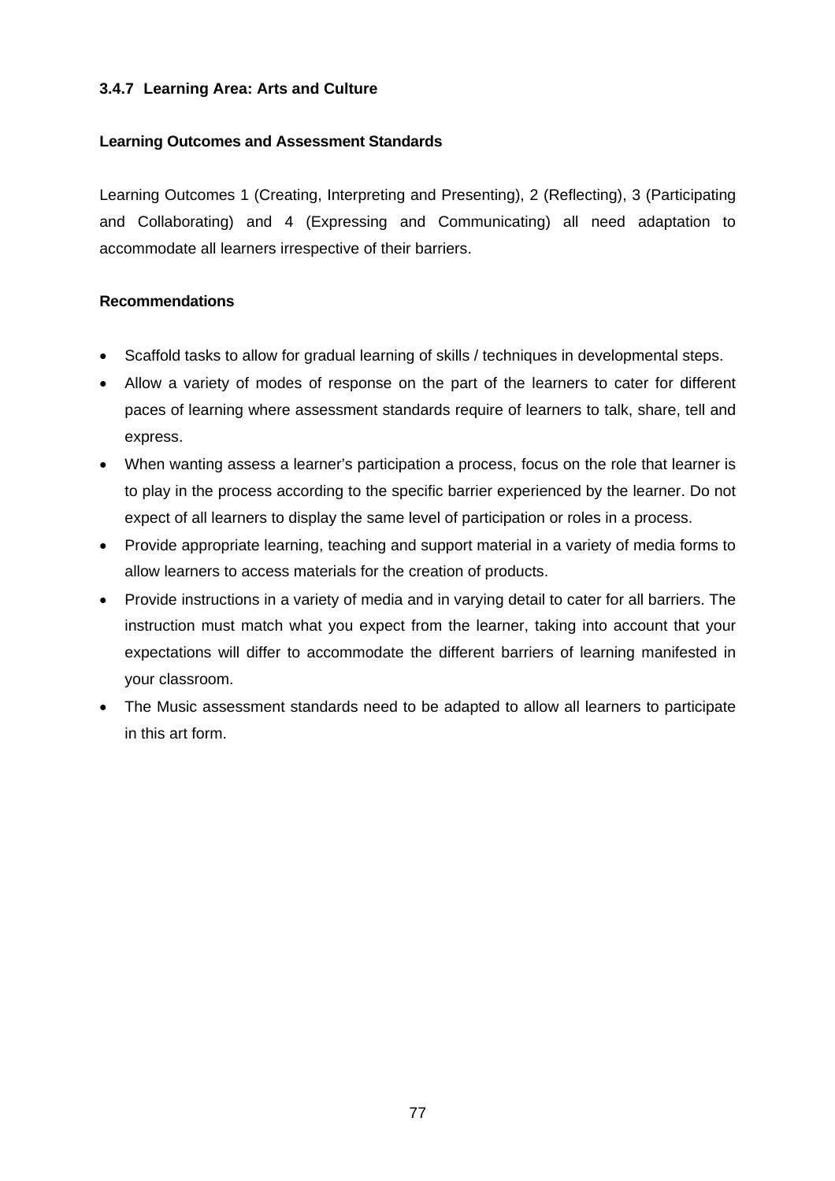### 3.4.7 Learning Area: Arts and Culture

**Learning Outcomes and Assessment Standards**

Learning Outcomes 1 (Creating, Interpreting and Presenting), 2 (Reflecting), 3 (Participating and Collaborating) and 4 (Expressing and Communicating) all need adaptation to accommodate all learners irrespective of their barriers.

**Recommendations**

- Scaffold tasks to allow for gradual learning of skills / techniques in developmental steps.
- Allow a variety of modes of response on the part of the learners to cater for different paces of learning where assessment standards require of learners to talk, share, tell and express.
- When wanting assess a learner's participation a process, focus on the role that learner is to play in the process according to the specific barrier experienced by the learner. Do not expect of all learners to display the same level of participation or roles in a process.
- Provide appropriate learning, teaching and support material in a variety of media forms to allow learners to access materials for the creation of products.
- Provide instructions in a variety of media and in varying detail to cater for all barriers. The instruction must match what you expect from the learner, taking into account that your expectations will differ to accommodate the different barriers of learning manifested in your classroom.
- The Music assessment standards need to be adapted to allow all learners to participate in this art form.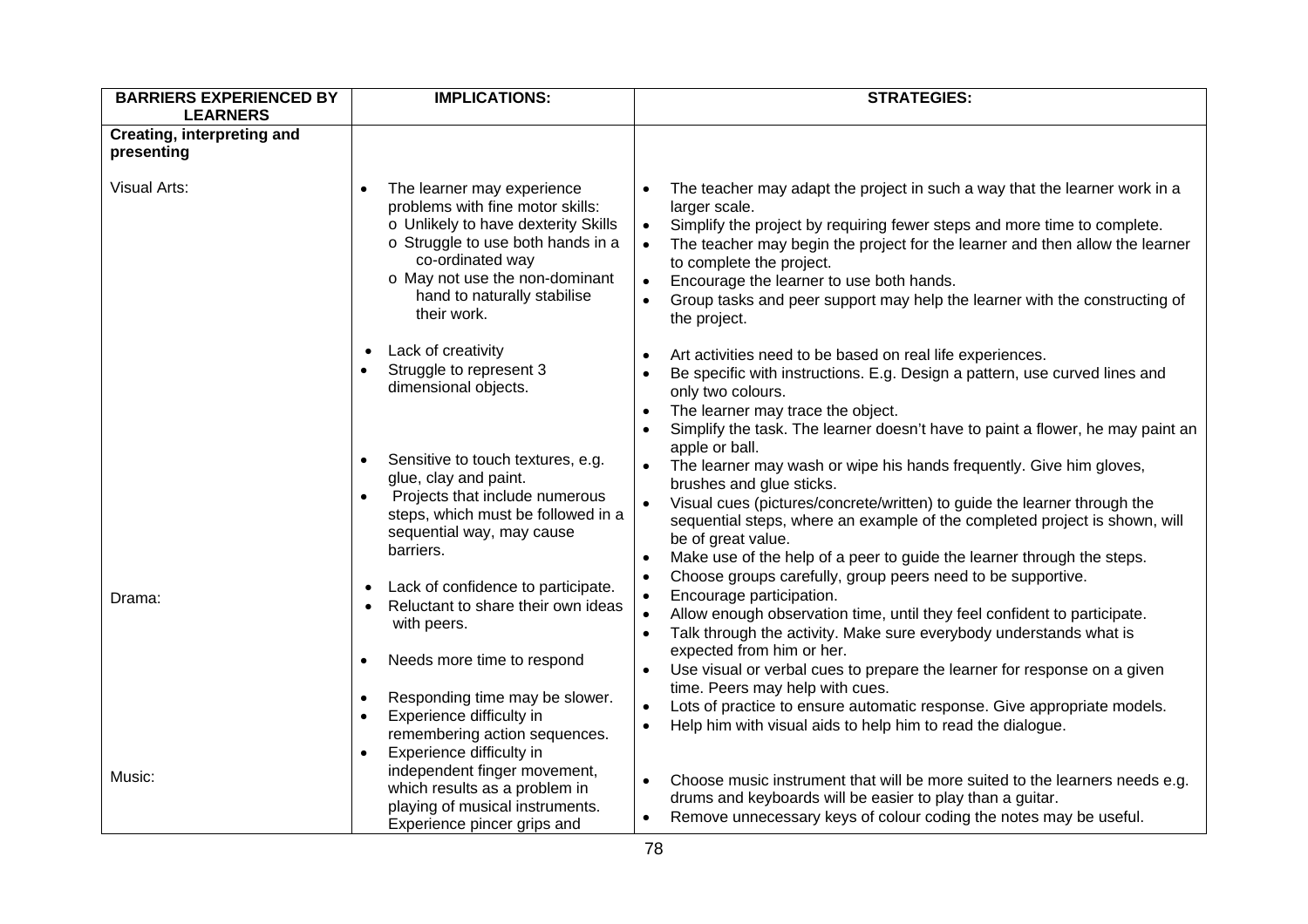| BARRIERS EXPERIENCED BY LEARNERS | IMPLICATIONS: | STRATEGIES: |
|---|---|---|
| **Creating, interpreting and presenting** | | |
| Visual Arts: | • The learner may experience problems with fine motor skills:<br>o Unlikely to have dexterity Skills<br>o Struggle to use both hands in a co-ordinated way<br>o May not use the non-dominant hand to naturally stabilise their work. | • The teacher may adapt the project in such a way that the learner work in a larger scale.<br>• Simplify the project by requiring fewer steps and more time to complete.<br>• The teacher may begin the project for the learner and then allow the learner to complete the project.<br>• Encourage the learner to use both hands.<br>• Group tasks and peer support may help the learner with the constructing of the project. |
| | • Lack of creativity<br>• Struggle to represent 3 dimensional objects. | • Art activities need to be based on real life experiences.<br>• Be specific with instructions. E.g. Design a pattern, use curved lines and only two colours.<br>• The learner may trace the object.<br>• Simplify the task. The learner doesn't have to paint a flower, he may paint an apple or ball. |
| | • Sensitive to touch textures, e.g. glue, clay and paint.<br>• Projects that include numerous steps, which must be followed in a sequential way, may cause barriers. | • The learner may wash or wipe his hands frequently. Give him gloves, brushes and glue sticks.<br>• Visual cues (pictures/concrete/written) to guide the learner through the sequential steps, where an example of the completed project is shown, will be of great value.<br>• Make use of the help of a peer to guide the learner through the steps. |
| Drama: | • Lack of confidence to participate.<br>• Reluctant to share their own ideas with peers. | • Choose groups carefully, group peers need to be supportive.<br>• Encourage participation.<br>• Allow enough observation time, until they feel confident to participate.<br>• Talk through the activity. Make sure everybody understands what is expected from him or her. |
| | • Needs more time to respond | • Use visual or verbal cues to prepare the learner for response on a given time. Peers may help with cues. |
| | • Responding time may be slower.<br>• Experience difficulty in remembering action sequences. | • Lots of practice to ensure automatic response. Give appropriate models.<br>• Help him with visual aids to help him to read the dialogue. |
| Music: | • Experience difficulty in independent finger movement, which results as a problem in playing of musical instruments. Experience pincer grips and | • Choose music instrument that will be more suited to the learners needs e.g. drums and keyboards will be easier to play than a guitar.<br>• Remove unnecessary keys of colour coding the notes may be useful. |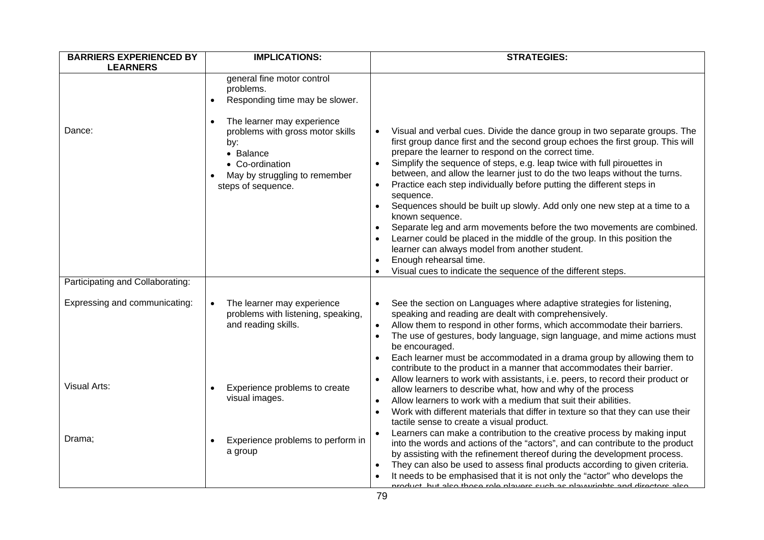| BARRIERS EXPERIENCED BY LEARNERS | IMPLICATIONS: | STRATEGIES: |
|---|---|---|
| | general fine motor control problems.<br>• Responding time may be slower. | |
| Dance: | • The learner may experience problems with gross motor skills by:<br>• Balance<br>• Co-ordination<br>• May by struggling to remember steps of sequence. | • Visual and verbal cues. Divide the dance group in two separate groups. The first group dance first and the second group echoes the first group. This will prepare the learner to respond on the correct time.<br>• Simplify the sequence of steps, e.g. leap twice with full pirouettes in between, and allow the learner just to do the two leaps without the turns.<br>• Practice each step individually before putting the different steps in sequence.<br>• Sequences should be built up slowly. Add only one new step at a time to a known sequence.<br>• Separate leg and arm movements before the two movements are combined.<br>• Learner could be placed in the middle of the group. In this position the learner can always model from another student.<br>• Enough rehearsal time.<br>• Visual cues to indicate the sequence of the different steps. |
| Participating and Collaborating:<br><br>Expressing and communicating: | • The learner may experience problems with listening, speaking, and reading skills. | • See the section on Languages where adaptive strategies for listening, speaking and reading are dealt with comprehensively.<br>• Allow them to respond in other forms, which accommodate their barriers.<br>• The use of gestures, body language, sign language, and mime actions must be encouraged.<br>• Each learner must be accommodated in a drama group by allowing them to contribute to the product in a manner that accommodates their barrier. |
| Visual Arts: | • Experience problems to create visual images. | • Allow learners to work with assistants, i.e. peers, to record their product or allow learners to describe what, how and why of the process<br>• Allow learners to work with a medium that suit their abilities.<br>• Work with different materials that differ in texture so that they can use their tactile sense to create a visual product. |
| Drama; | • Experience problems to perform in a group | • Learners can make a contribution to the creative process by making input into the words and actions of the "actors", and can contribute to the product by assisting with the refinement thereof during the development process.<br>• They can also be used to assess final products according to given criteria.<br>• It needs to be emphasised that it is not only the "actor" who develops the product, but also those role players such as playwrights and directors also |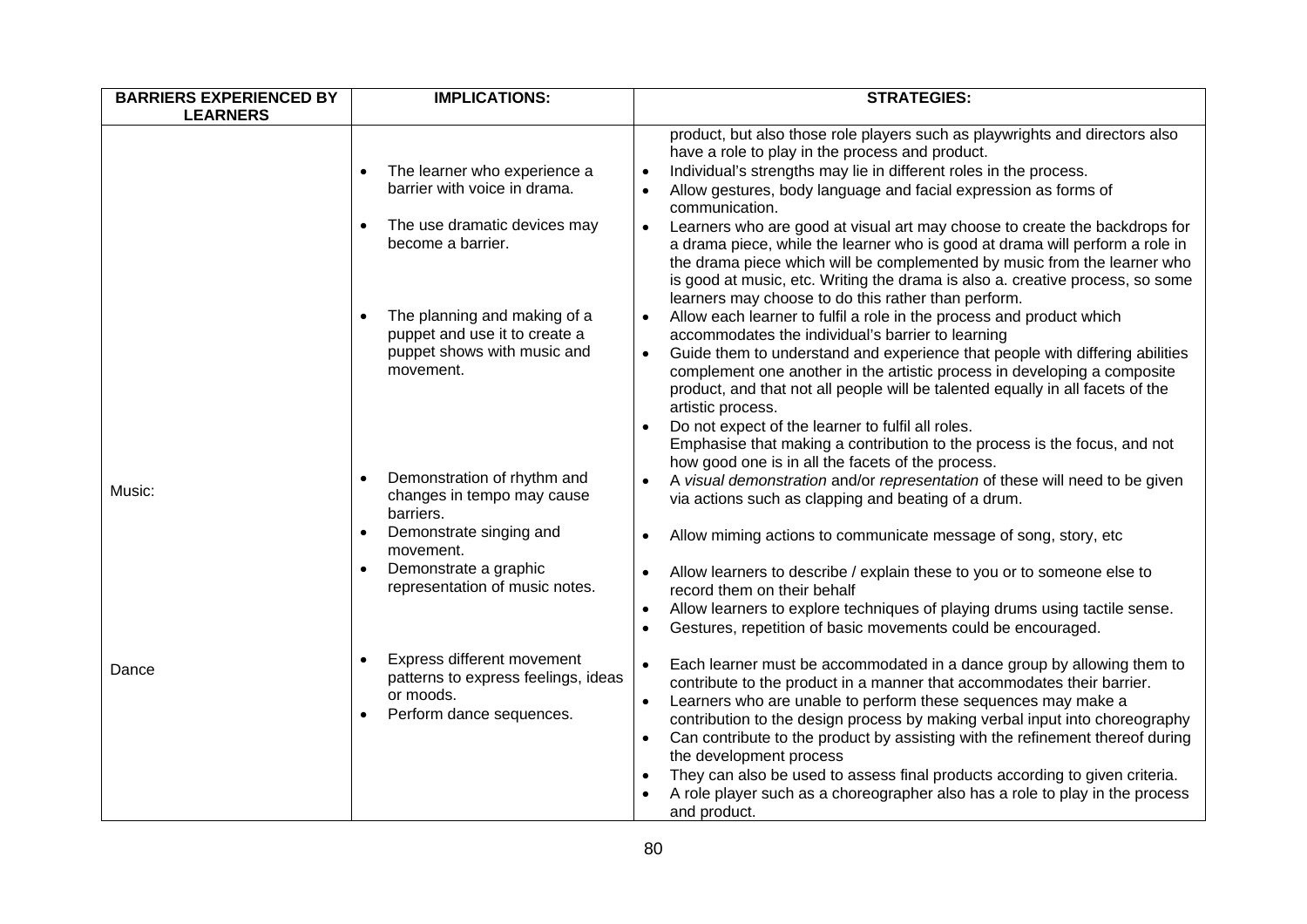| BARRIERS EXPERIENCED BY LEARNERS | IMPLICATIONS: | STRATEGIES: |
|---|---|---|
| | • The learner who experience a barrier with voice in drama.<br><br>• The use dramatic devices may become a barrier.<br><br>• The planning and making of a puppet and use it to create a puppet shows with music and movement. | product, but also those role players such as playwrights and directors also have a role to play in the process and product.<br>• Individual's strengths may lie in different roles in the process.<br>• Allow gestures, body language and facial expression as forms of communication.<br>• Learners who are good at visual art may choose to create the backdrops for a drama piece, while the learner who is good at drama will perform a role in the drama piece which will be complemented by music from the learner who is good at music, etc. Writing the drama is also a. creative process, so some learners may choose to do this rather than perform.<br>• Allow each learner to fulfil a role in the process and product which accommodates the individual's barrier to learning<br>• Guide them to understand and experience that people with differing abilities complement one another in the artistic process in developing a composite product, and that not all people will be talented equally in all facets of the artistic process.<br>• Do not expect of the learner to fulfil all roles.<br>Emphasise that making a contribution to the process is the focus, and not how good one is in all the facets of the process. |
| Music: | • Demonstration of rhythm and changes in tempo may cause barriers.<br>• Demonstrate singing and movement.<br>• Demonstrate a graphic representation of music notes. | • A *visual demonstration* and/or *representation* of these will need to be given via actions such as clapping and beating of a drum.<br>• Allow miming actions to communicate message of song, story, etc<br>• Allow learners to describe / explain these to you or to someone else to record them on their behalf<br>• Allow learners to explore techniques of playing drums using tactile sense.<br>• Gestures, repetition of basic movements could be encouraged. |
| Dance | • Express different movement patterns to express feelings, ideas or moods.<br>• Perform dance sequences. | • Each learner must be accommodated in a dance group by allowing them to contribute to the product in a manner that accommodates their barrier.<br>• Learners who are unable to perform these sequences may make a contribution to the design process by making verbal input into choreography<br>• Can contribute to the product by assisting with the refinement thereof during the development process<br>• They can also be used to assess final products according to given criteria.<br>• A role player such as a choreographer also has a role to play in the process and product. |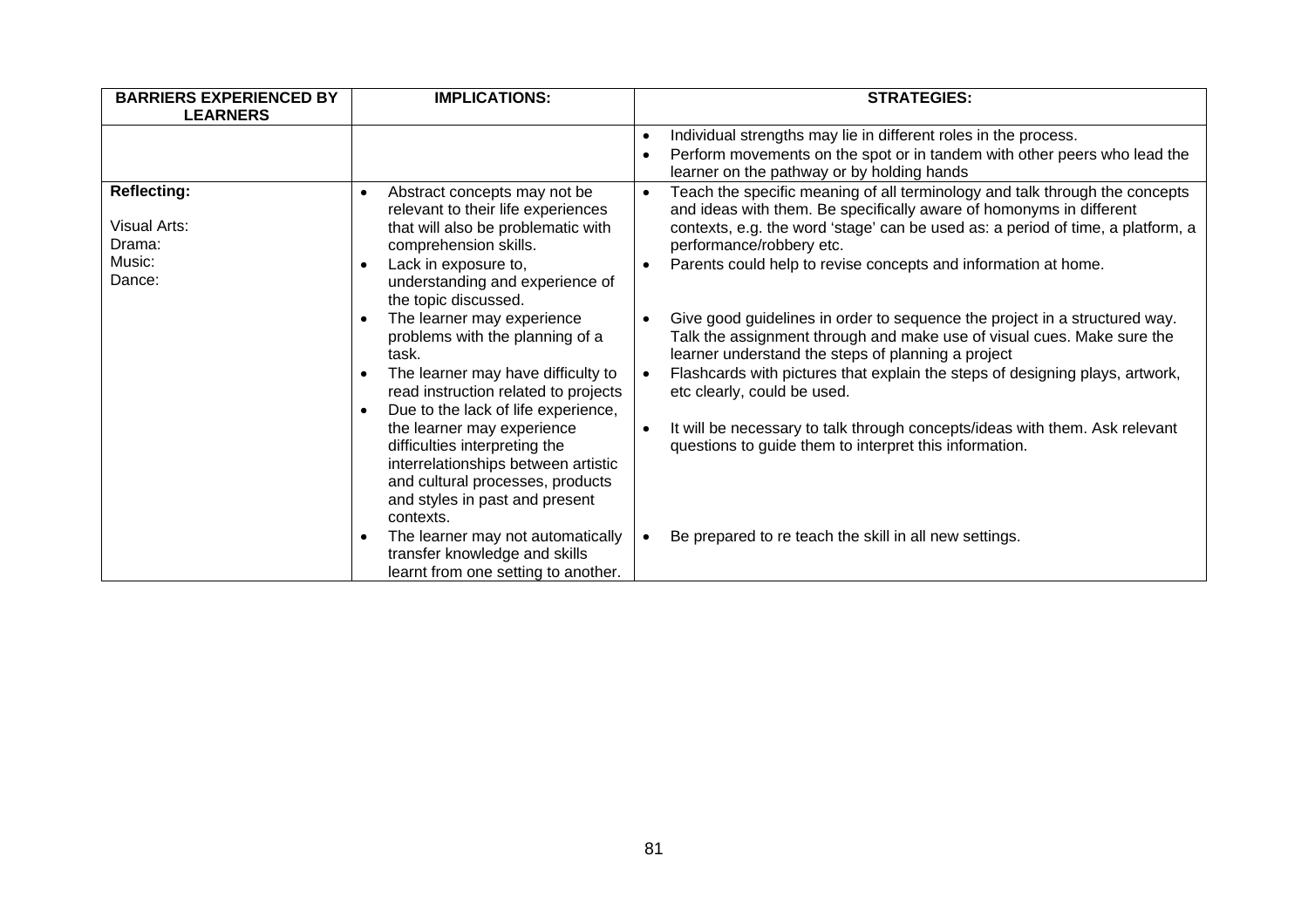| BARRIERS EXPERIENCED BY LEARNERS | IMPLICATIONS: | STRATEGIES: |
|---|---|---|
| | | • Individual strengths may lie in different roles in the process.<br>• Perform movements on the spot or in tandem with other peers who lead the learner on the pathway or by holding hands |
| **Reflecting:**<br><br>Visual Arts:<br>Drama:<br>Music:<br>Dance: | • Abstract concepts may not be relevant to their life experiences that will also be problematic with comprehension skills.<br>• Lack in exposure to, understanding and experience of the topic discussed.<br>• The learner may experience problems with the planning of a task.<br>• The learner may have difficulty to read instruction related to projects<br>• Due to the lack of life experience, the learner may experience difficulties interpreting the interrelationships between artistic and cultural processes, products and styles in past and present contexts.<br>• The learner may not automatically transfer knowledge and skills learnt from one setting to another. | • Teach the specific meaning of all terminology and talk through the concepts and ideas with them. Be specifically aware of homonyms in different contexts, e.g. the word 'stage' can be used as: a period of time, a platform, a performance/robbery etc.<br>• Parents could help to revise concepts and information at home.<br><br>• Give good guidelines in order to sequence the project in a structured way. Talk the assignment through and make use of visual cues. Make sure the learner understand the steps of planning a project<br>• Flashcards with pictures that explain the steps of designing plays, artwork, etc clearly, could be used.<br><br>• It will be necessary to talk through concepts/ideas with them. Ask relevant questions to guide them to interpret this information.<br><br>• Be prepared to re teach the skill in all new settings. |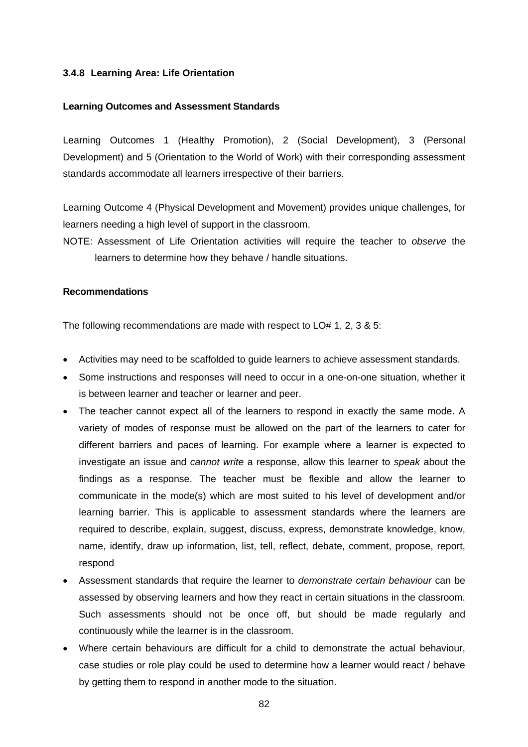### 3.4.8 Learning Area: Life Orientation

**Learning Outcomes and Assessment Standards**

Learning Outcomes 1 (Healthy Promotion), 2 (Social Development), 3 (Personal Development) and 5 (Orientation to the World of Work) with their corresponding assessment standards accommodate all learners irrespective of their barriers.

Learning Outcome 4 (Physical Development and Movement) provides unique challenges, for learners needing a high level of support in the classroom.

NOTE: Assessment of Life Orientation activities will require the teacher to *observe* the learners to determine how they behave / handle situations.

**Recommendations**

The following recommendations are made with respect to LO# 1, 2, 3 & 5:

- Activities may need to be scaffolded to guide learners to achieve assessment standards.
- Some instructions and responses will need to occur in a one-on-one situation, whether it is between learner and teacher or learner and peer.
- The teacher cannot expect all of the learners to respond in exactly the same mode. A variety of modes of response must be allowed on the part of the learners to cater for different barriers and paces of learning. For example where a learner is expected to investigate an issue and *cannot write* a response, allow this learner to *speak* about the findings as a response. The teacher must be flexible and allow the learner to communicate in the mode(s) which are most suited to his level of development and/or learning barrier. This is applicable to assessment standards where the learners are required to describe, explain, suggest, discuss, express, demonstrate knowledge, know, name, identify, draw up information, list, tell, reflect, debate, comment, propose, report, respond
- Assessment standards that require the learner to *demonstrate certain behaviour* can be assessed by observing learners and how they react in certain situations in the classroom. Such assessments should not be once off, but should be made regularly and continuously while the learner is in the classroom.
- Where certain behaviours are difficult for a child to demonstrate the actual behaviour, case studies or role play could be used to determine how a learner would react / behave by getting them to respond in another mode to the situation.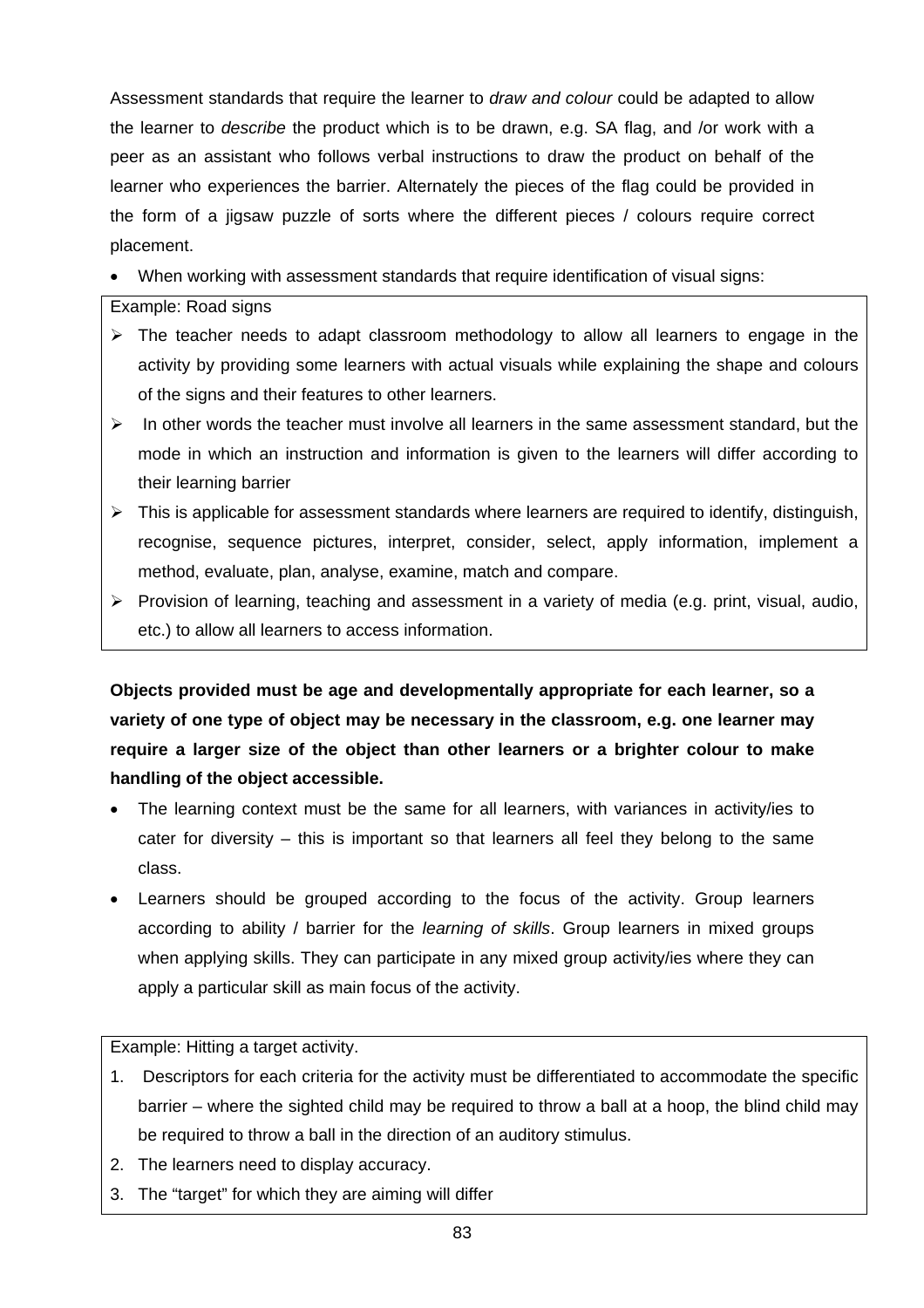Assessment standards that require the learner to *draw and colour* could be adapted to allow the learner to *describe* the product which is to be drawn, e.g. SA flag, and /or work with a peer as an assistant who follows verbal instructions to draw the product on behalf of the learner who experiences the barrier. Alternately the pieces of the flag could be provided in the form of a jigsaw puzzle of sorts where the different pieces / colours require correct placement.

- When working with assessment standards that require identification of visual signs:

Example: Road signs

- The teacher needs to adapt classroom methodology to allow all learners to engage in the activity by providing some learners with actual visuals while explaining the shape and colours of the signs and their features to other learners.
- In other words the teacher must involve all learners in the same assessment standard, but the mode in which an instruction and information is given to the learners will differ according to their learning barrier
- This is applicable for assessment standards where learners are required to identify, distinguish, recognise, sequence pictures, interpret, consider, select, apply information, implement a method, evaluate, plan, analyse, examine, match and compare.
- Provision of learning, teaching and assessment in a variety of media (e.g. print, visual, audio, etc.) to allow all learners to access information.

**Objects provided must be age and developmentally appropriate for each learner, so a variety of one type of object may be necessary in the classroom, e.g. one learner may require a larger size of the object than other learners or a brighter colour to make handling of the object accessible.**

- The learning context must be the same for all learners, with variances in activity/ies to cater for diversity – this is important so that learners all feel they belong to the same class.
- Learners should be grouped according to the focus of the activity. Group learners according to ability / barrier for the *learning of skills*. Group learners in mixed groups when applying skills. They can participate in any mixed group activity/ies where they can apply a particular skill as main focus of the activity.

Example: Hitting a target activity.

1. Descriptors for each criteria for the activity must be differentiated to accommodate the specific barrier – where the sighted child may be required to throw a ball at a hoop, the blind child may be required to throw a ball in the direction of an auditory stimulus.
2. The learners need to display accuracy.
3. The "target" for which they are aiming will differ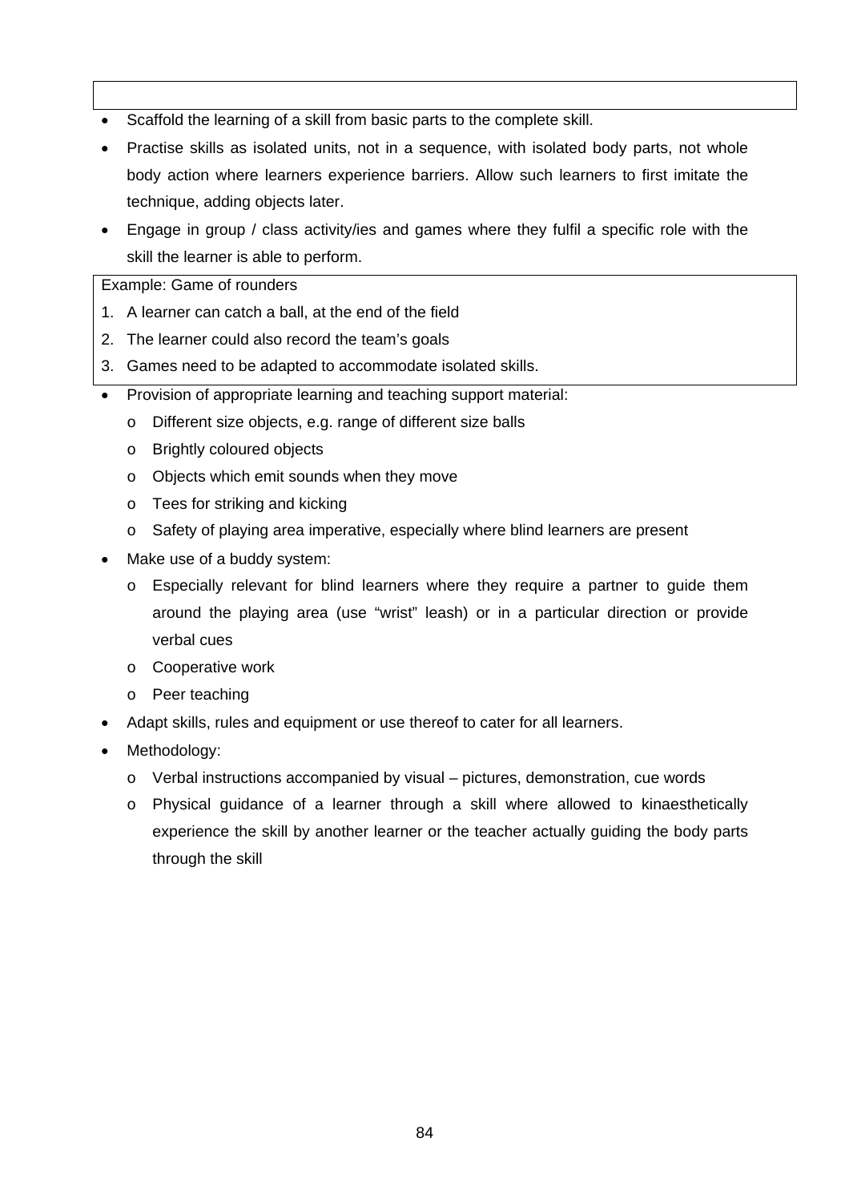- Scaffold the learning of a skill from basic parts to the complete skill.
- Practise skills as isolated units, not in a sequence, with isolated body parts, not whole body action where learners experience barriers. Allow such learners to first imitate the technique, adding objects later.
- Engage in group / class activity/ies and games where they fulfil a specific role with the skill the learner is able to perform.

Example: Game of rounders

1. A learner can catch a ball, at the end of the field
2. The learner could also record the team's goals
3. Games need to be adapted to accommodate isolated skills.

- Provision of appropriate learning and teaching support material:
  - Different size objects, e.g. range of different size balls
  - Brightly coloured objects
  - Objects which emit sounds when they move
  - Tees for striking and kicking
  - Safety of playing area imperative, especially where blind learners are present
- Make use of a buddy system:
  - Especially relevant for blind learners where they require a partner to guide them around the playing area (use "wrist" leash) or in a particular direction or provide verbal cues
  - Cooperative work
  - Peer teaching
- Adapt skills, rules and equipment or use thereof to cater for all learners.
- Methodology:
  - Verbal instructions accompanied by visual – pictures, demonstration, cue words
  - Physical guidance of a learner through a skill where allowed to kinaesthetically experience the skill by another learner or the teacher actually guiding the body parts through the skill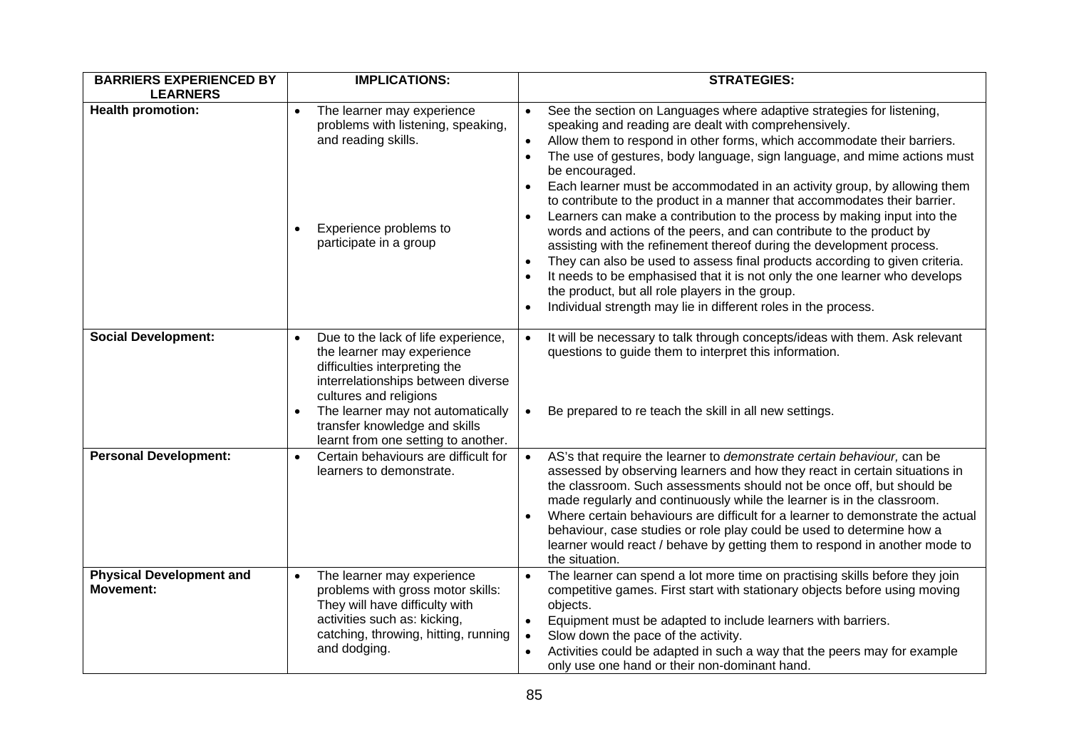| BARRIERS EXPERIENCED BY LEARNERS | IMPLICATIONS: | STRATEGIES: |
|---|---|---|
| **Health promotion:** | • The learner may experience problems with listening, speaking, and reading skills.<br><br>• Experience problems to participate in a group | • See the section on Languages where adaptive strategies for listening, speaking and reading are dealt with comprehensively.<br>• Allow them to respond in other forms, which accommodate their barriers.<br>• The use of gestures, body language, sign language, and mime actions must be encouraged.<br>• Each learner must be accommodated in an activity group, by allowing them to contribute to the product in a manner that accommodates their barrier.<br>• Learners can make a contribution to the process by making input into the words and actions of the peers, and can contribute to the product by assisting with the refinement thereof during the development process.<br>• They can also be used to assess final products according to given criteria.<br>• It needs to be emphasised that it is not only the one learner who develops the product, but all role players in the group.<br>• Individual strength may lie in different roles in the process. |
| **Social Development:** | • Due to the lack of life experience, the learner may experience difficulties interpreting the interrelationships between diverse cultures and religions<br>• The learner may not automatically transfer knowledge and skills learnt from one setting to another. | • It will be necessary to talk through concepts/ideas with them. Ask relevant questions to guide them to interpret this information.<br><br>• Be prepared to re teach the skill in all new settings. |
| **Personal Development:** | • Certain behaviours are difficult for learners to demonstrate. | • AS's that require the learner to *demonstrate certain behaviour,* can be assessed by observing learners and how they react in certain situations in the classroom. Such assessments should not be once off, but should be made regularly and continuously while the learner is in the classroom.<br>• Where certain behaviours are difficult for a learner to demonstrate the actual behaviour, case studies or role play could be used to determine how a learner would react / behave by getting them to respond in another mode to the situation. |
| **Physical Development and Movement:** | • The learner may experience problems with gross motor skills: They will have difficulty with activities such as: kicking, catching, throwing, hitting, running and dodging. | • The learner can spend a lot more time on practising skills before they join competitive games. First start with stationary objects before using moving objects.<br>• Equipment must be adapted to include learners with barriers.<br>• Slow down the pace of the activity.<br>• Activities could be adapted in such a way that the peers may for example only use one hand or their non-dominant hand. |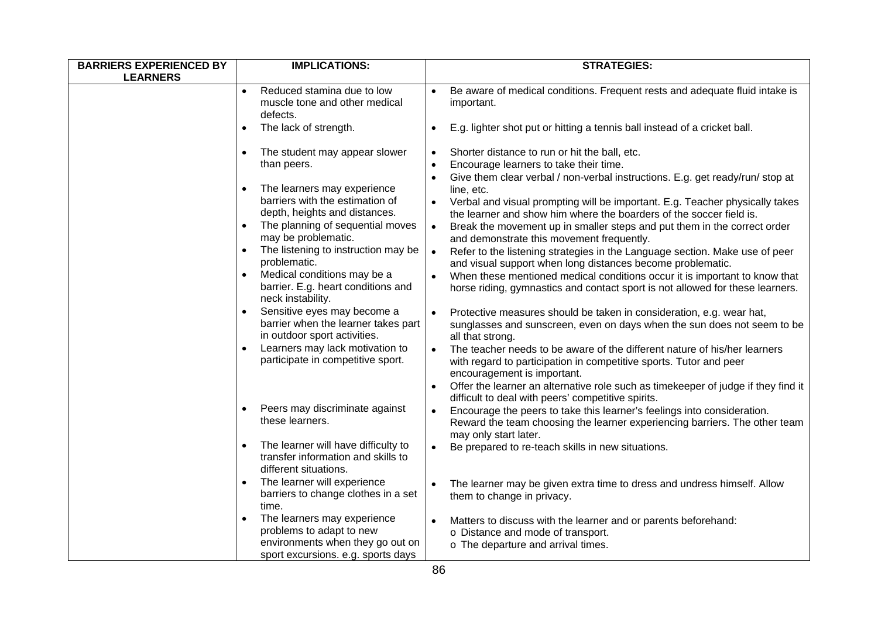| BARRIERS EXPERIENCED BY LEARNERS | IMPLICATIONS: | STRATEGIES: |
|---|---|---|
| | • Reduced stamina due to low muscle tone and other medical defects. | • Be aware of medical conditions. Frequent rests and adequate fluid intake is important. |
| | • The lack of strength. | • E.g. lighter shot put or hitting a tennis ball instead of a cricket ball. |
| | • The student may appear slower than peers. | • Shorter distance to run or hit the ball, etc.<br>• Encourage learners to take their time.<br>• Give them clear verbal / non-verbal instructions. E.g. get ready/run/ stop at line, etc. |
| | • The learners may experience barriers with the estimation of depth, heights and distances. | • Verbal and visual prompting will be important. E.g. Teacher physically takes the learner and show him where the boarders of the soccer field is. |
| | • The planning of sequential moves may be problematic. | • Break the movement up in smaller steps and put them in the correct order and demonstrate this movement frequently. |
| | • The listening to instruction may be problematic. | • Refer to the listening strategies in the Language section. Make use of peer and visual support when long distances become problematic. |
| | • Medical conditions may be a barrier. E.g. heart conditions and neck instability. | • When these mentioned medical conditions occur it is important to know that horse riding, gymnastics and contact sport is not allowed for these learners. |
| | • Sensitive eyes may become a barrier when the learner takes part in outdoor sport activities. | • Protective measures should be taken in consideration, e.g. wear hat, sunglasses and sunscreen, even on days when the sun does not seem to be all that strong. |
| | • Learners may lack motivation to participate in competitive sport. | • The teacher needs to be aware of the different nature of his/her learners with regard to participation in competitive sports. Tutor and peer encouragement is important.<br>• Offer the learner an alternative role such as timekeeper of judge if they find it difficult to deal with peers' competitive spirits. |
| | • Peers may discriminate against these learners. | • Encourage the peers to take this learner's feelings into consideration. Reward the team choosing the learner experiencing barriers. The other team may only start later. |
| | • The learner will have difficulty to transfer information and skills to different situations. | • Be prepared to re-teach skills in new situations. |
| | • The learner will experience barriers to change clothes in a set time. | • The learner may be given extra time to dress and undress himself. Allow them to change in privacy. |
| | • The learners may experience problems to adapt to new environments when they go out on sport excursions. e.g. sports days | • Matters to discuss with the learner and or parents beforehand:<br>o Distance and mode of transport.<br>o The departure and arrival times. |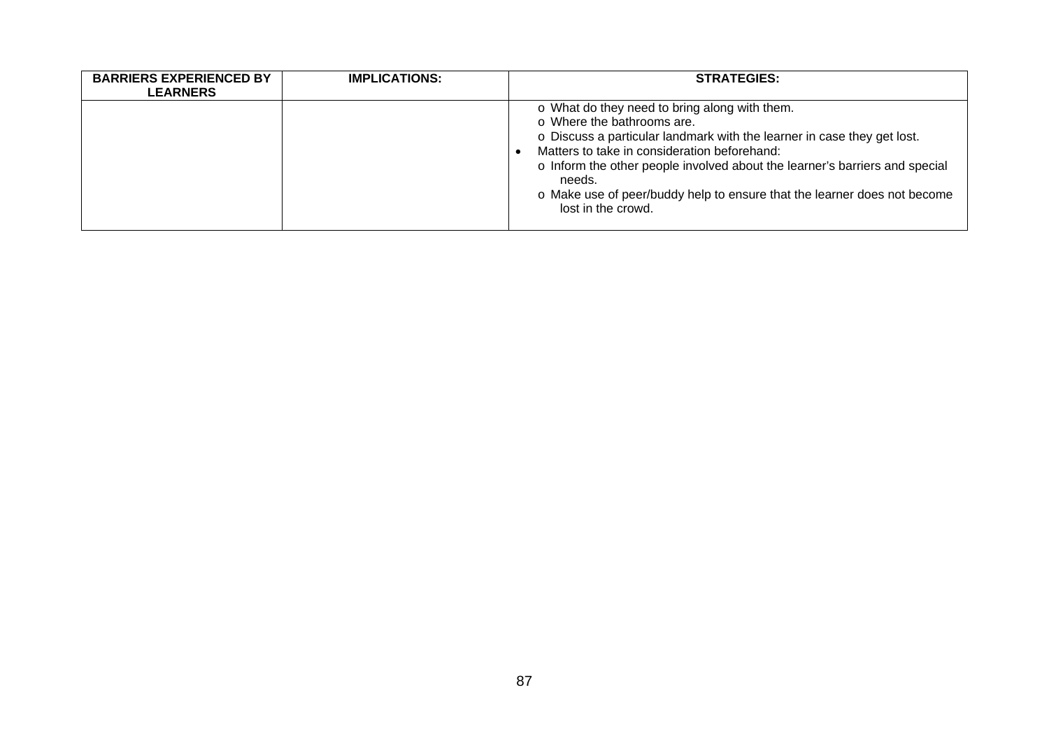| BARRIERS EXPERIENCED BY LEARNERS | IMPLICATIONS: | STRATEGIES: |
|---|---|---|
| | | o What do they need to bring along with them.<br>o Where the bathrooms are.<br>o Discuss a particular landmark with the learner in case they get lost.<br>• Matters to take in consideration beforehand:<br>o Inform the other people involved about the learner's barriers and special needs.<br>o Make use of peer/buddy help to ensure that the learner does not become lost in the crowd. |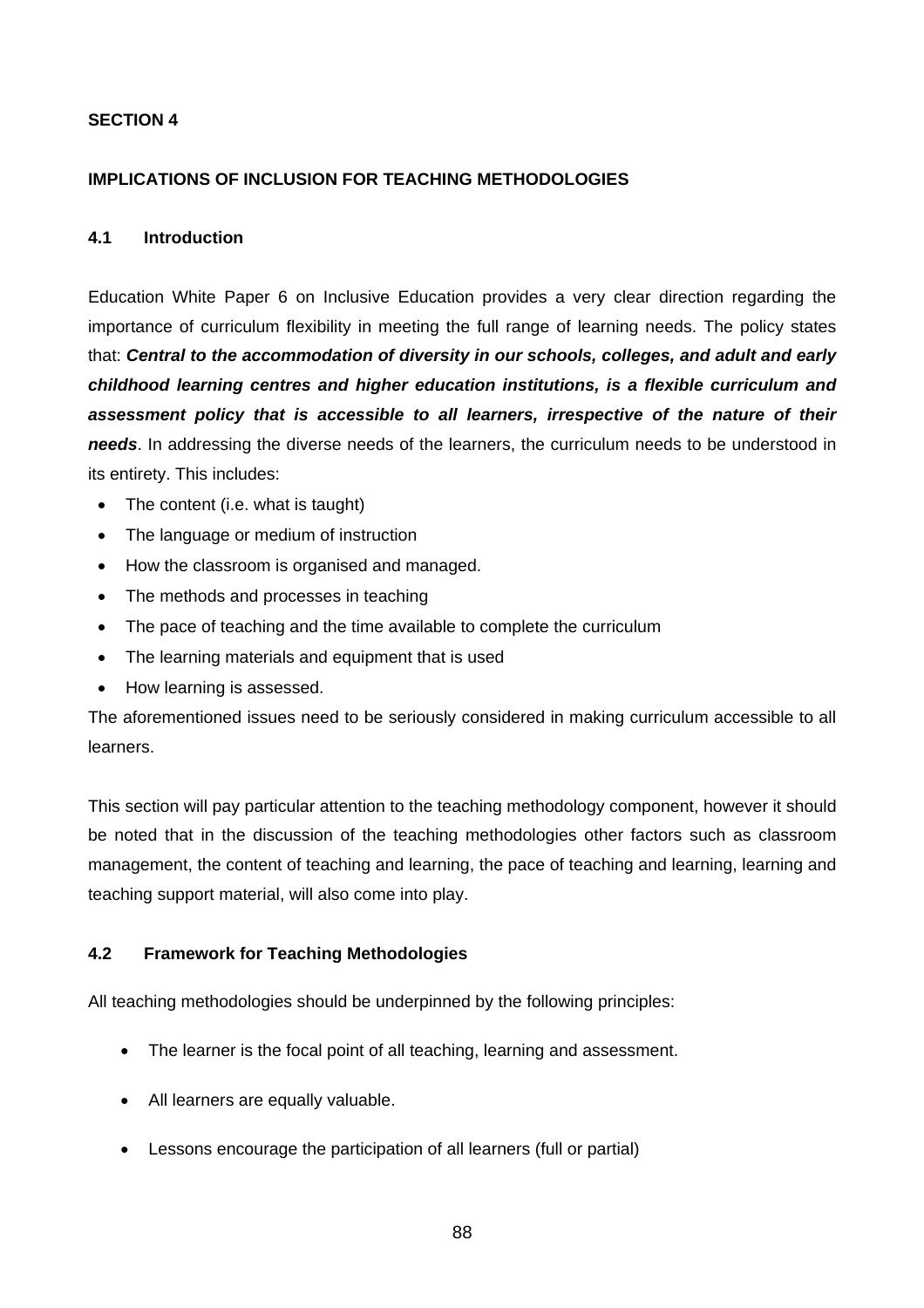**SECTION 4**

**IMPLICATIONS OF INCLUSION FOR TEACHING METHODOLOGIES**

**4.1 Introduction**

Education White Paper 6 on Inclusive Education provides a very clear direction regarding the importance of curriculum flexibility in meeting the full range of learning needs. The policy states that: ***Central to the accommodation of diversity in our schools, colleges, and adult and early childhood learning centres and higher education institutions, is a flexible curriculum and assessment policy that is accessible to all learners, irrespective of the nature of their needs***. In addressing the diverse needs of the learners, the curriculum needs to be understood in its entirety. This includes:

- The content (i.e. what is taught)
- The language or medium of instruction
- How the classroom is organised and managed.
- The methods and processes in teaching
- The pace of teaching and the time available to complete the curriculum
- The learning materials and equipment that is used
- How learning is assessed.

The aforementioned issues need to be seriously considered in making curriculum accessible to all learners.

This section will pay particular attention to the teaching methodology component, however it should be noted that in the discussion of the teaching methodologies other factors such as classroom management, the content of teaching and learning, the pace of teaching and learning, learning and teaching support material, will also come into play.

**4.2 Framework for Teaching Methodologies**

All teaching methodologies should be underpinned by the following principles:

- The learner is the focal point of all teaching, learning and assessment.
- All learners are equally valuable.
- Lessons encourage the participation of all learners (full or partial)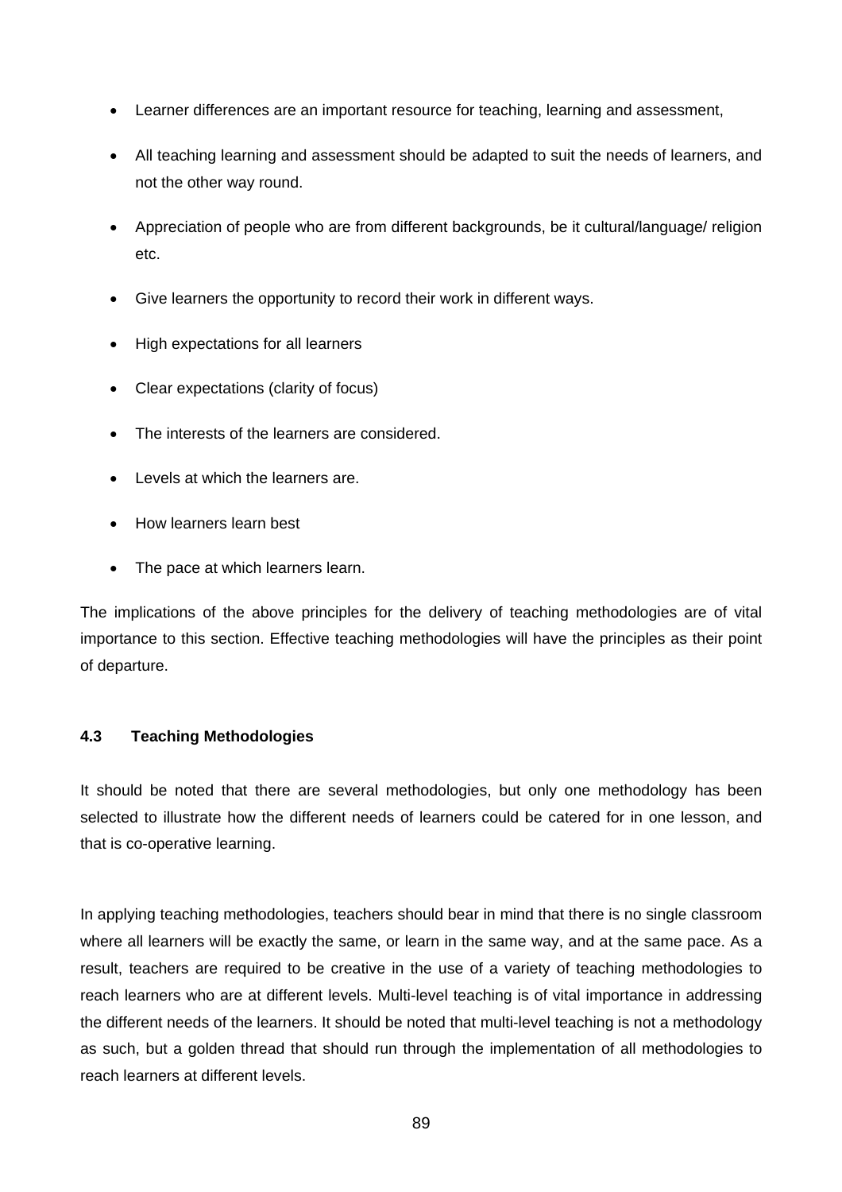- Learner differences are an important resource for teaching, learning and assessment,
- All teaching learning and assessment should be adapted to suit the needs of learners, and not the other way round.
- Appreciation of people who are from different backgrounds, be it cultural/language/ religion etc.
- Give learners the opportunity to record their work in different ways.
- High expectations for all learners
- Clear expectations (clarity of focus)
- The interests of the learners are considered.
- Levels at which the learners are.
- How learners learn best
- The pace at which learners learn.

The implications of the above principles for the delivery of teaching methodologies are of vital importance to this section. Effective teaching methodologies will have the principles as their point of departure.

### 4.3 Teaching Methodologies

It should be noted that there are several methodologies, but only one methodology has been selected to illustrate how the different needs of learners could be catered for in one lesson, and that is co-operative learning.

In applying teaching methodologies, teachers should bear in mind that there is no single classroom where all learners will be exactly the same, or learn in the same way, and at the same pace. As a result, teachers are required to be creative in the use of a variety of teaching methodologies to reach learners who are at different levels. Multi-level teaching is of vital importance in addressing the different needs of the learners. It should be noted that multi-level teaching is not a methodology as such, but a golden thread that should run through the implementation of all methodologies to reach learners at different levels.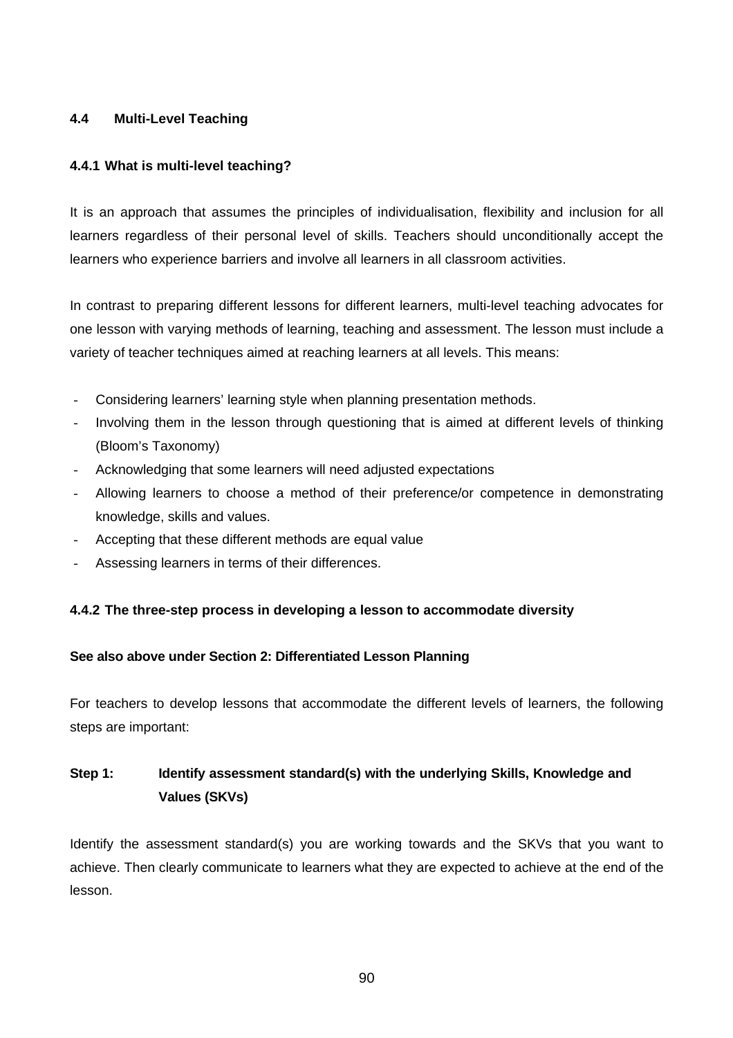## 4.4 Multi-Level Teaching

### 4.4.1 What is multi-level teaching?

It is an approach that assumes the principles of individualisation, flexibility and inclusion for all learners regardless of their personal level of skills. Teachers should unconditionally accept the learners who experience barriers and involve all learners in all classroom activities.

In contrast to preparing different lessons for different learners, multi-level teaching advocates for one lesson with varying methods of learning, teaching and assessment. The lesson must include a variety of teacher techniques aimed at reaching learners at all levels. This means:

- Considering learners' learning style when planning presentation methods.
- Involving them in the lesson through questioning that is aimed at different levels of thinking (Bloom's Taxonomy)
- Acknowledging that some learners will need adjusted expectations
- Allowing learners to choose a method of their preference/or competence in demonstrating knowledge, skills and values.
- Accepting that these different methods are equal value
- Assessing learners in terms of their differences.

### 4.4.2 The three-step process in developing a lesson to accommodate diversity

**See also above under Section 2: Differentiated Lesson Planning**

For teachers to develop lessons that accommodate the different levels of learners, the following steps are important:

**Step 1: Identify assessment standard(s) with the underlying Skills, Knowledge and Values (SKVs)**

Identify the assessment standard(s) you are working towards and the SKVs that you want to achieve. Then clearly communicate to learners what they are expected to achieve at the end of the lesson.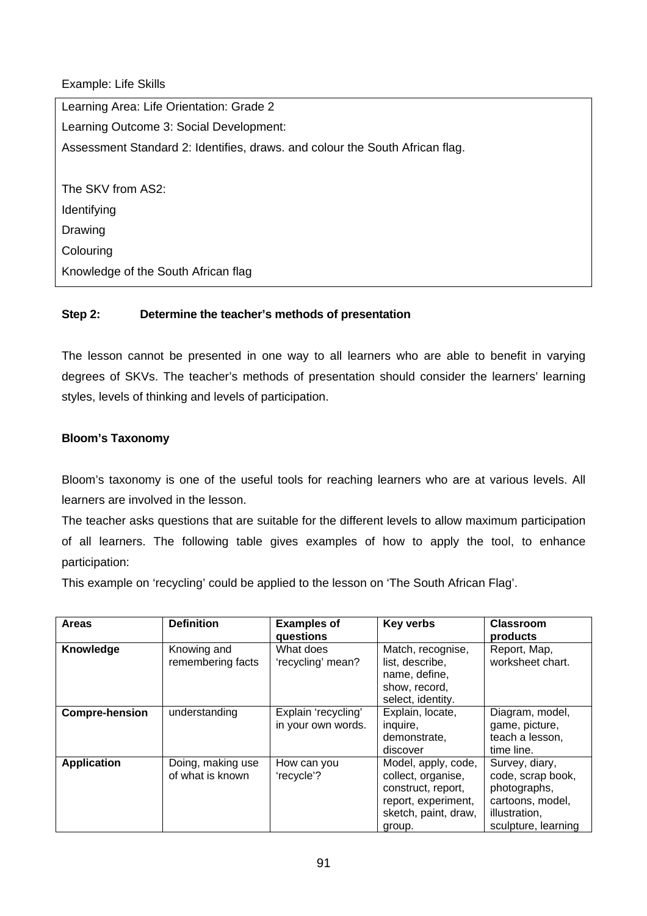Example: Life Skills

| Learning Area: Life Orientation: Grade 2 |
|---|
| Learning Outcome 3: Social Development: |
| Assessment Standard 2: Identifies, draws. and colour the South African flag. |
| |
| The SKV from AS2: |
| Identifying |
| Drawing |
| Colouring |
| Knowledge of the South African flag |

**Step 2: Determine the teacher's methods of presentation**

The lesson cannot be presented in one way to all learners who are able to benefit in varying degrees of SKVs. The teacher's methods of presentation should consider the learners' learning styles, levels of thinking and levels of participation.

**Bloom's Taxonomy**

Bloom's taxonomy is one of the useful tools for reaching learners who are at various levels. All learners are involved in the lesson.

The teacher asks questions that are suitable for the different levels to allow maximum participation of all learners. The following table gives examples of how to apply the tool, to enhance participation:

This example on 'recycling' could be applied to the lesson on 'The South African Flag'.

| Areas | Definition | Examples of questions | Key verbs | Classroom products |
|---|---|---|---|---|
| **Knowledge** | Knowing and remembering facts | What does 'recycling' mean? | Match, recognise, list, describe, name, define, show, record, select, identity. | Report, Map, worksheet chart. |
| **Compre-hension** | understanding | Explain 'recycling' in your own words. | Explain, locate, inquire, demonstrate, discover | Diagram, model, game, picture, teach a lesson, time line. |
| **Application** | Doing, making use of what is known | How can you 'recycle'? | Model, apply, code, collect, organise, construct, report, report, experiment, sketch, paint, draw, group. | Survey, diary, code, scrap book, photographs, cartoons, model, illustration, sculpture, learning |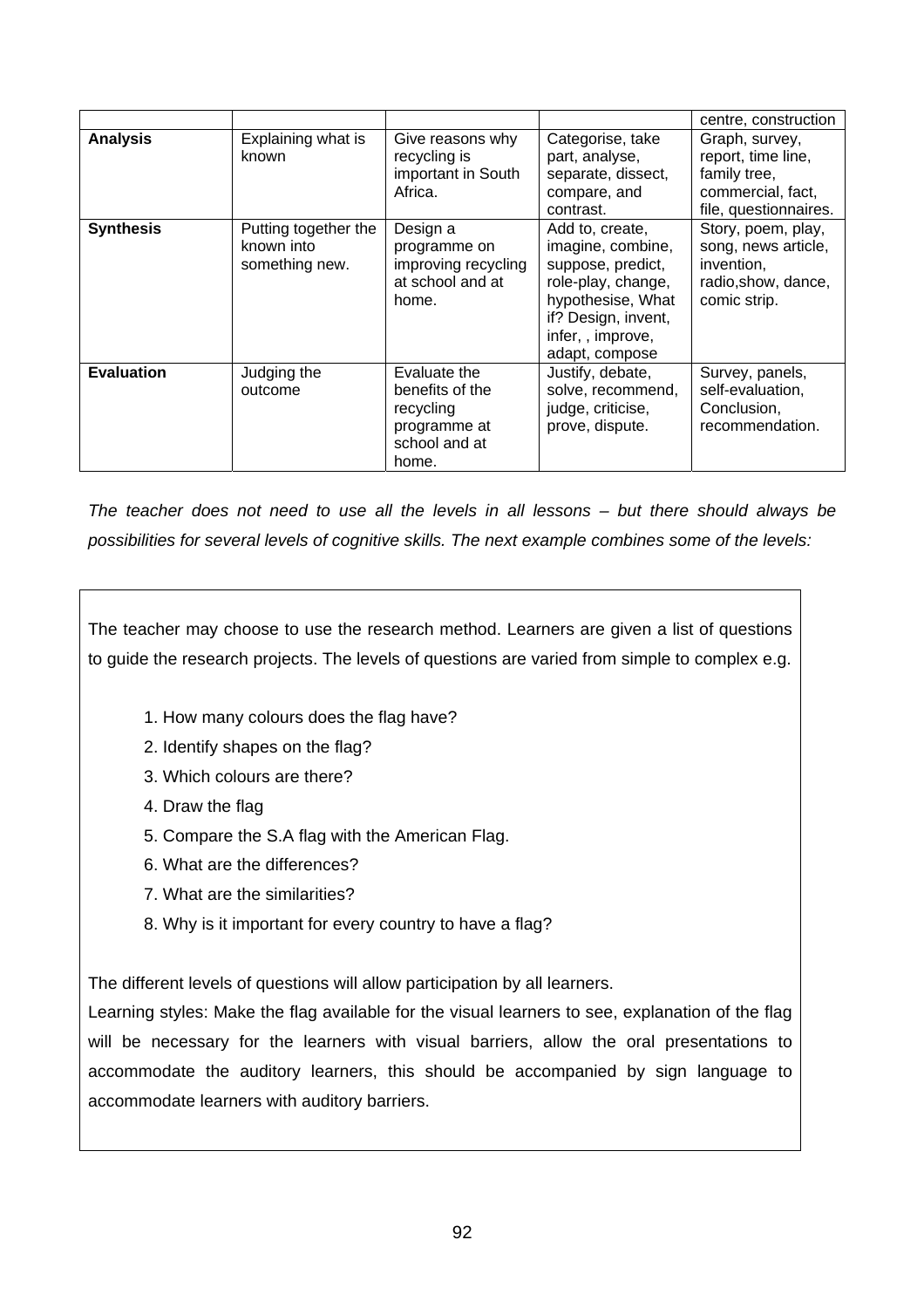| | | | | |
|---|---|---|---|---|
| | | | | centre, construction |
| **Analysis** | Explaining what is known | Give reasons why recycling is important in South Africa. | Categorise, take part, analyse, separate, dissect, compare, and contrast. | Graph, survey, report, time line, family tree, commercial, fact, file, questionnaires. |
| **Synthesis** | Putting together the known into something new. | Design a programme on improving recycling at school and at home. | Add to, create, imagine, combine, suppose, predict, role-play, change, hypothesise, What if? Design, invent, infer, , improve, adapt, compose | Story, poem, play, song, news article, invention, radio,show, dance, comic strip. |
| **Evaluation** | Judging the outcome | Evaluate the benefits of the recycling programme at school and at home. | Justify, debate, solve, recommend, judge, criticise, prove, dispute. | Survey, panels, self-evaluation, Conclusion, recommendation. |

*The teacher does not need to use all the levels in all lessons – but there should always be possibilities for several levels of cognitive skills. The next example combines some of the levels:*

The teacher may choose to use the research method. Learners are given a list of questions to guide the research projects. The levels of questions are varied from simple to complex e.g.

1. How many colours does the flag have?
2. Identify shapes on the flag?
3. Which colours are there?
4. Draw the flag
5. Compare the S.A flag with the American Flag.
6. What are the differences?
7. What are the similarities?
8. Why is it important for every country to have a flag?

The different levels of questions will allow participation by all learners.

Learning styles: Make the flag available for the visual learners to see, explanation of the flag will be necessary for the learners with visual barriers, allow the oral presentations to accommodate the auditory learners, this should be accompanied by sign language to accommodate learners with auditory barriers.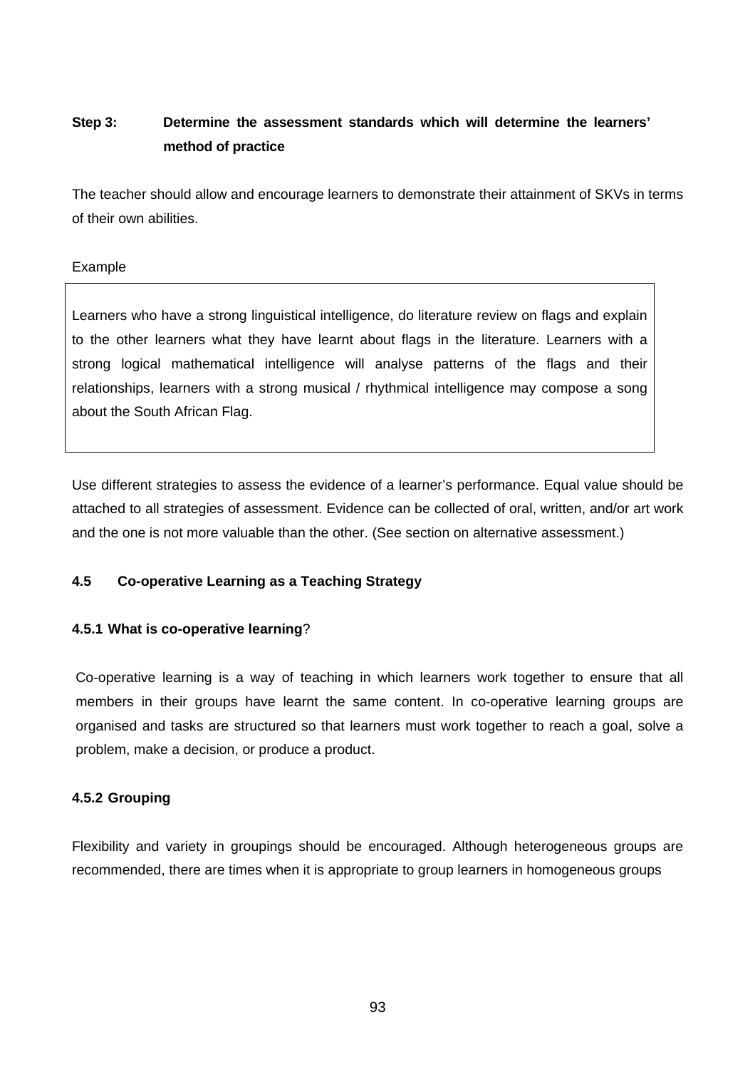**Step 3: Determine the assessment standards which will determine the learners' method of practice**

The teacher should allow and encourage learners to demonstrate their attainment of SKVs in terms of their own abilities.

Example

> Learners who have a strong linguistical intelligence, do literature review on flags and explain to the other learners what they have learnt about flags in the literature. Learners with a strong logical mathematical intelligence will analyse patterns of the flags and their relationships, learners with a strong musical / rhythmical intelligence may compose a song about the South African Flag.

Use different strategies to assess the evidence of a learner's performance. Equal value should be attached to all strategies of assessment. Evidence can be collected of oral, written, and/or art work and the one is not more valuable than the other. (See section on alternative assessment.)

### 4.5 Co-operative Learning as a Teaching Strategy

#### 4.5.1 What is co-operative learning?

Co-operative learning is a way of teaching in which learners work together to ensure that all members in their groups have learnt the same content. In co-operative learning groups are organised and tasks are structured so that learners must work together to reach a goal, solve a problem, make a decision, or produce a product.

#### 4.5.2 Grouping

Flexibility and variety in groupings should be encouraged. Although heterogeneous groups are recommended, there are times when it is appropriate to group learners in homogeneous groups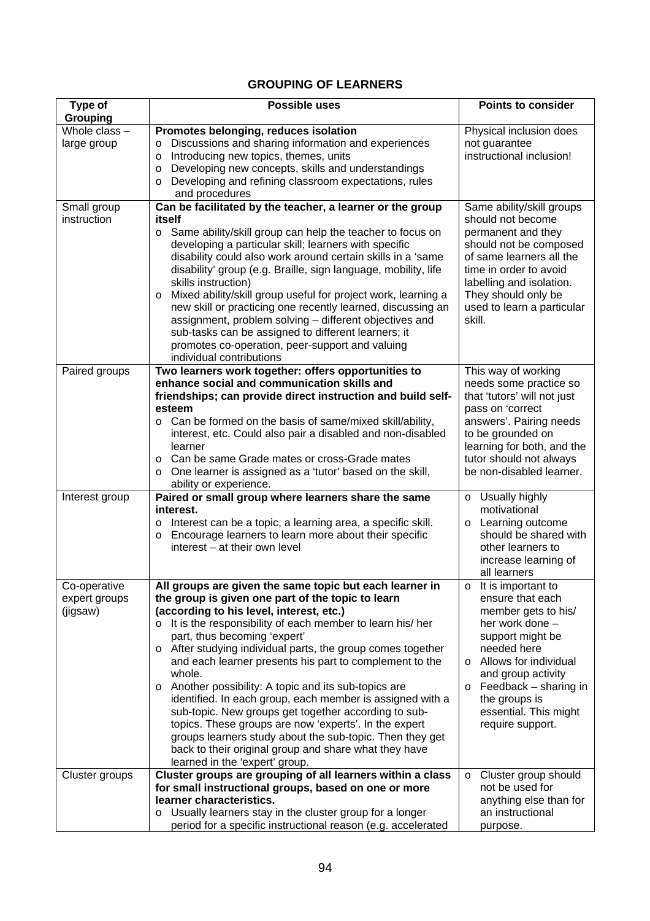## GROUPING OF LEARNERS

| Type of Grouping | Possible uses | Points to consider |
|---|---|---|
| Whole class – large group | **Promotes belonging, reduces isolation**<br>o Discussions and sharing information and experiences<br>o Introducing new topics, themes, units<br>o Developing new concepts, skills and understandings<br>o Developing and refining classroom expectations, rules and procedures | Physical inclusion does not guarantee instructional inclusion! |
| Small group instruction | **Can be facilitated by the teacher, a learner or the group itself**<br>o Same ability/skill group can help the teacher to focus on developing a particular skill; learners with specific disability could also work around certain skills in a 'same disability' group (e.g. Braille, sign language, mobility, life skills instruction)<br>o Mixed ability/skill group useful for project work, learning a new skill or practicing one recently learned, discussing an assignment, problem solving – different objectives and sub-tasks can be assigned to different learners; it promotes co-operation, peer-support and valuing individual contributions | Same ability/skill groups should not become permanent and they should not be composed of same learners all the time in order to avoid labelling and isolation. They should only be used to learn a particular skill. |
| Paired groups | **Two learners work together: offers opportunities to enhance social and communication skills and friendships; can provide direct instruction and build self-esteem**<br>o Can be formed on the basis of same/mixed skill/ability, interest, etc. Could also pair a disabled and non-disabled learner<br>o Can be same Grade mates or cross-Grade mates<br>o One learner is assigned as a 'tutor' based on the skill, ability or experience. | This way of working needs some practice so that 'tutors' will not just pass on 'correct answers'. Pairing needs to be grounded on learning for both, and the tutor should not always be non-disabled learner. |
| Interest group | **Paired or small group where learners share the same interest.**<br>o Interest can be a topic, a learning area, a specific skill.<br>o Encourage learners to learn more about their specific interest – at their own level | o Usually highly motivational<br>o Learning outcome should be shared with other learners to increase learning of all learners |
| Co-operative expert groups (jigsaw) | **All groups are given the same topic but each learner in the group is given one part of the topic to learn (according to his level, interest, etc.)**<br>o It is the responsibility of each member to learn his/ her part, thus becoming 'expert'<br>o After studying individual parts, the group comes together and each learner presents his part to complement to the whole.<br>o Another possibility: A topic and its sub-topics are identified. In each group, each member is assigned with a sub-topic. New groups get together according to sub-topics. These groups are now 'experts'. In the expert groups learners study about the sub-topic. Then they get back to their original group and share what they have learned in the 'expert' group. | o It is important to ensure that each member gets to his/ her work done – support might be needed here<br>o Allows for individual and group activity<br>o Feedback – sharing in the groups is essential. This might require support. |
| Cluster groups | **Cluster groups are grouping of all learners within a class for small instructional groups, based on one or more learner characteristics.**<br>o Usually learners stay in the cluster group for a longer period for a specific instructional reason (e.g. accelerated | o Cluster group should not be used for anything else than for an instructional purpose. |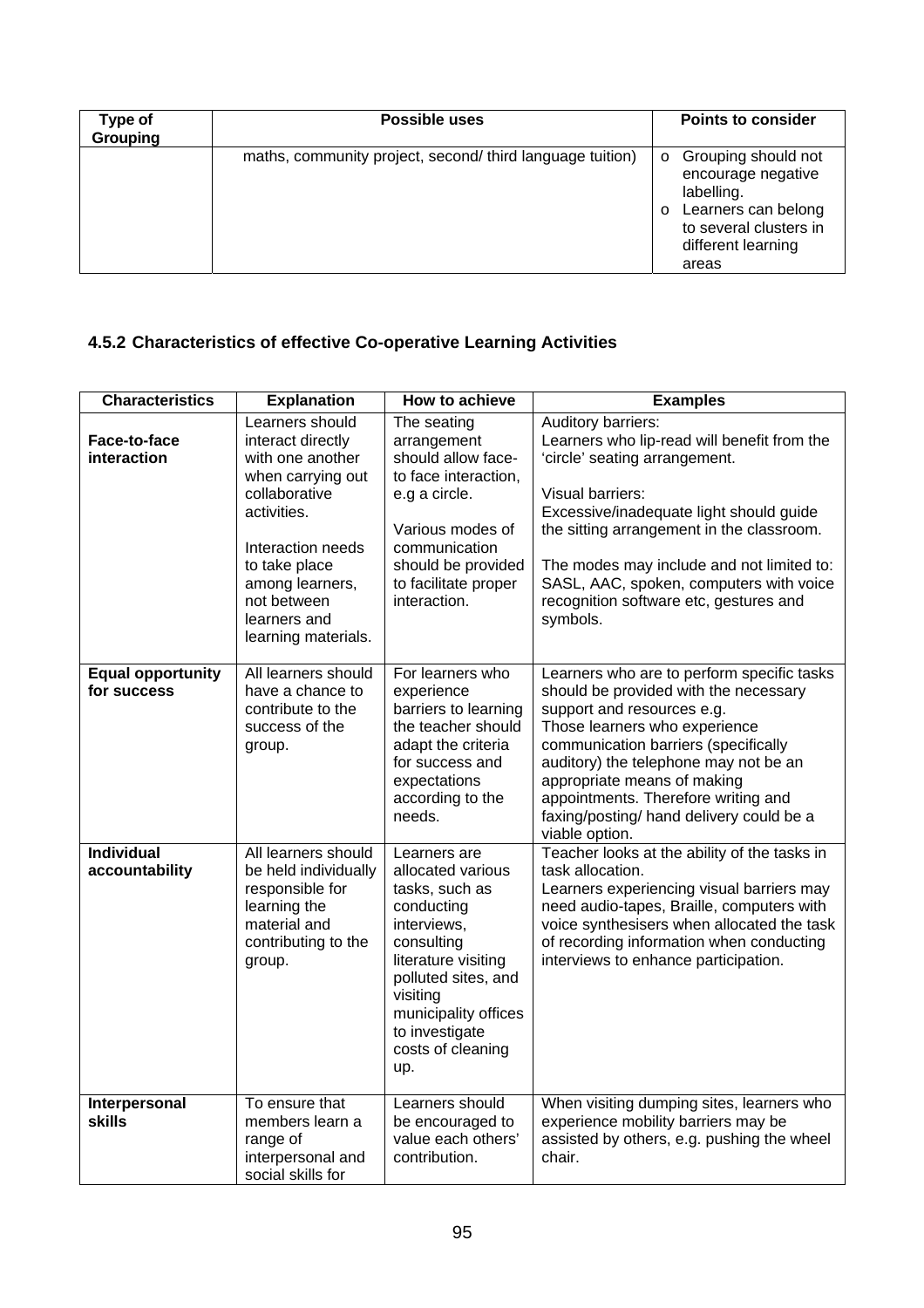| Type of Grouping | Possible uses | Points to consider |
|---|---|---|
| | maths, community project, second/ third language tuition) | o Grouping should not encourage negative labelling.<br>o Learners can belong to several clusters in different learning areas |

### 4.5.2 Characteristics of effective Co-operative Learning Activities

| Characteristics | Explanation | How to achieve | Examples |
|---|---|---|---|
| **Face-to-face interaction** | Learners should interact directly with one another when carrying out collaborative activities.<br><br>Interaction needs to take place among learners, not between learners and learning materials. | The seating arrangement should allow face-to face interaction, e.g a circle.<br><br>Various modes of communication should be provided to facilitate proper interaction. | Auditory barriers:<br>Learners who lip-read will benefit from the 'circle' seating arrangement.<br><br>Visual barriers:<br>Excessive/inadequate light should guide the sitting arrangement in the classroom.<br><br>The modes may include and not limited to: SASL, AAC, spoken, computers with voice recognition software etc, gestures and symbols. |
| **Equal opportunity for success** | All learners should have a chance to contribute to the success of the group. | For learners who experience barriers to learning the teacher should adapt the criteria for success and expectations according to the needs. | Learners who are to perform specific tasks should be provided with the necessary support and resources e.g.<br>Those learners who experience communication barriers (specifically auditory) the telephone may not be an appropriate means of making appointments. Therefore writing and faxing/posting/ hand delivery could be a viable option. |
| **Individual accountability** | All learners should be held individually responsible for learning the material and contributing to the group. | Learners are allocated various tasks, such as conducting interviews, consulting literature visiting polluted sites, and visiting municipality offices to investigate costs of cleaning up. | Teacher looks at the ability of the tasks in task allocation.<br>Learners experiencing visual barriers may need audio-tapes, Braille, computers with voice synthesisers when allocated the task of recording information when conducting interviews to enhance participation. |
| **Interpersonal skills** | To ensure that members learn a range of interpersonal and social skills for | Learners should be encouraged to value each others' contribution. | When visiting dumping sites, learners who experience mobility barriers may be assisted by others, e.g. pushing the wheel chair. |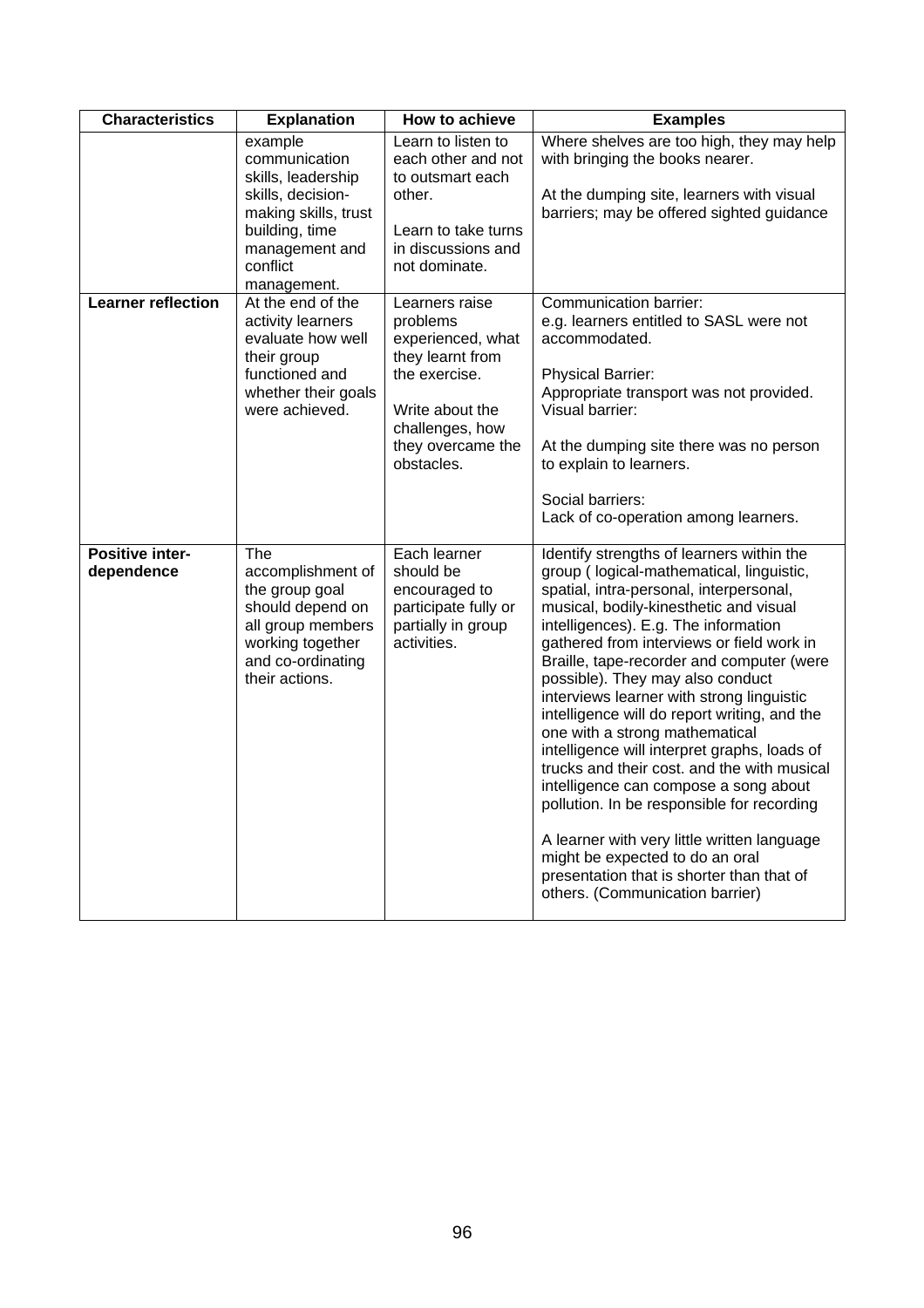| Characteristics | Explanation | How to achieve | Examples |
|---|---|---|---|
| | example communication skills, leadership skills, decision-making skills, trust building, time management and conflict management. | Learn to listen to each other and not to outsmart each other.<br><br>Learn to take turns in discussions and not dominate. | Where shelves are too high, they may help with bringing the books nearer.<br><br>At the dumping site, learners with visual barriers; may be offered sighted guidance |
| **Learner reflection** | At the end of the activity learners evaluate how well their group functioned and whether their goals were achieved. | Learners raise problems experienced, what they learnt from the exercise.<br><br>Write about the challenges, how they overcame the obstacles. | Communication barrier:<br>e.g. learners entitled to SASL were not accommodated.<br><br>Physical Barrier:<br>Appropriate transport was not provided.<br>Visual barrier:<br><br>At the dumping site there was no person to explain to learners.<br><br>Social barriers:<br>Lack of co-operation among learners. |
| **Positive inter-dependence** | The accomplishment of the group goal should depend on all group members working together and co-ordinating their actions. | Each learner should be encouraged to participate fully or partially in group activities. | Identify strengths of learners within the group ( logical-mathematical, linguistic, spatial, intra-personal, interpersonal, musical, bodily-kinesthetic and visual intelligences). E.g. The information gathered from interviews or field work in Braille, tape-recorder and computer (were possible). They may also conduct interviews learner with strong linguistic intelligence will do report writing, and the one with a strong mathematical intelligence will interpret graphs, loads of trucks and their cost. and the with musical intelligence can compose a song about pollution. In be responsible for recording<br><br>A learner with very little written language might be expected to do an oral presentation that is shorter than that of others. (Communication barrier) |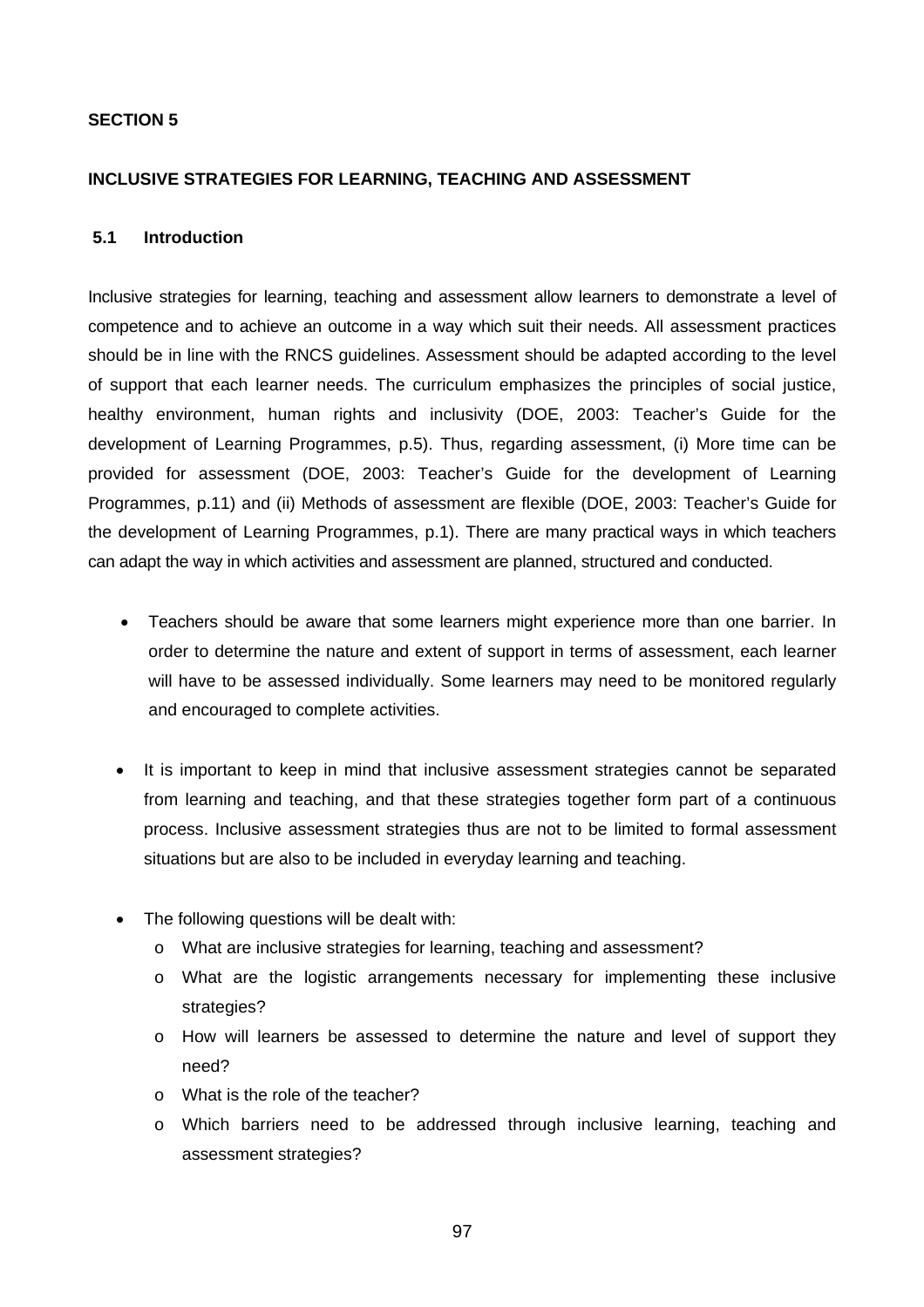**SECTION 5**

**INCLUSIVE STRATEGIES FOR LEARNING, TEACHING AND ASSESSMENT**

**5.1 Introduction**

Inclusive strategies for learning, teaching and assessment allow learners to demonstrate a level of competence and to achieve an outcome in a way which suit their needs. All assessment practices should be in line with the RNCS guidelines. Assessment should be adapted according to the level of support that each learner needs. The curriculum emphasizes the principles of social justice, healthy environment, human rights and inclusivity (DOE, 2003: Teacher's Guide for the development of Learning Programmes, p.5). Thus, regarding assessment, (i) More time can be provided for assessment (DOE, 2003: Teacher's Guide for the development of Learning Programmes, p.11) and (ii) Methods of assessment are flexible (DOE, 2003: Teacher's Guide for the development of Learning Programmes, p.1). There are many practical ways in which teachers can adapt the way in which activities and assessment are planned, structured and conducted.

- Teachers should be aware that some learners might experience more than one barrier. In order to determine the nature and extent of support in terms of assessment, each learner will have to be assessed individually. Some learners may need to be monitored regularly and encouraged to complete activities.

- It is important to keep in mind that inclusive assessment strategies cannot be separated from learning and teaching, and that these strategies together form part of a continuous process. Inclusive assessment strategies thus are not to be limited to formal assessment situations but are also to be included in everyday learning and teaching.

- The following questions will be dealt with:
  - What are inclusive strategies for learning, teaching and assessment?
  - What are the logistic arrangements necessary for implementing these inclusive strategies?
  - How will learners be assessed to determine the nature and level of support they need?
  - What is the role of the teacher?
  - Which barriers need to be addressed through inclusive learning, teaching and assessment strategies?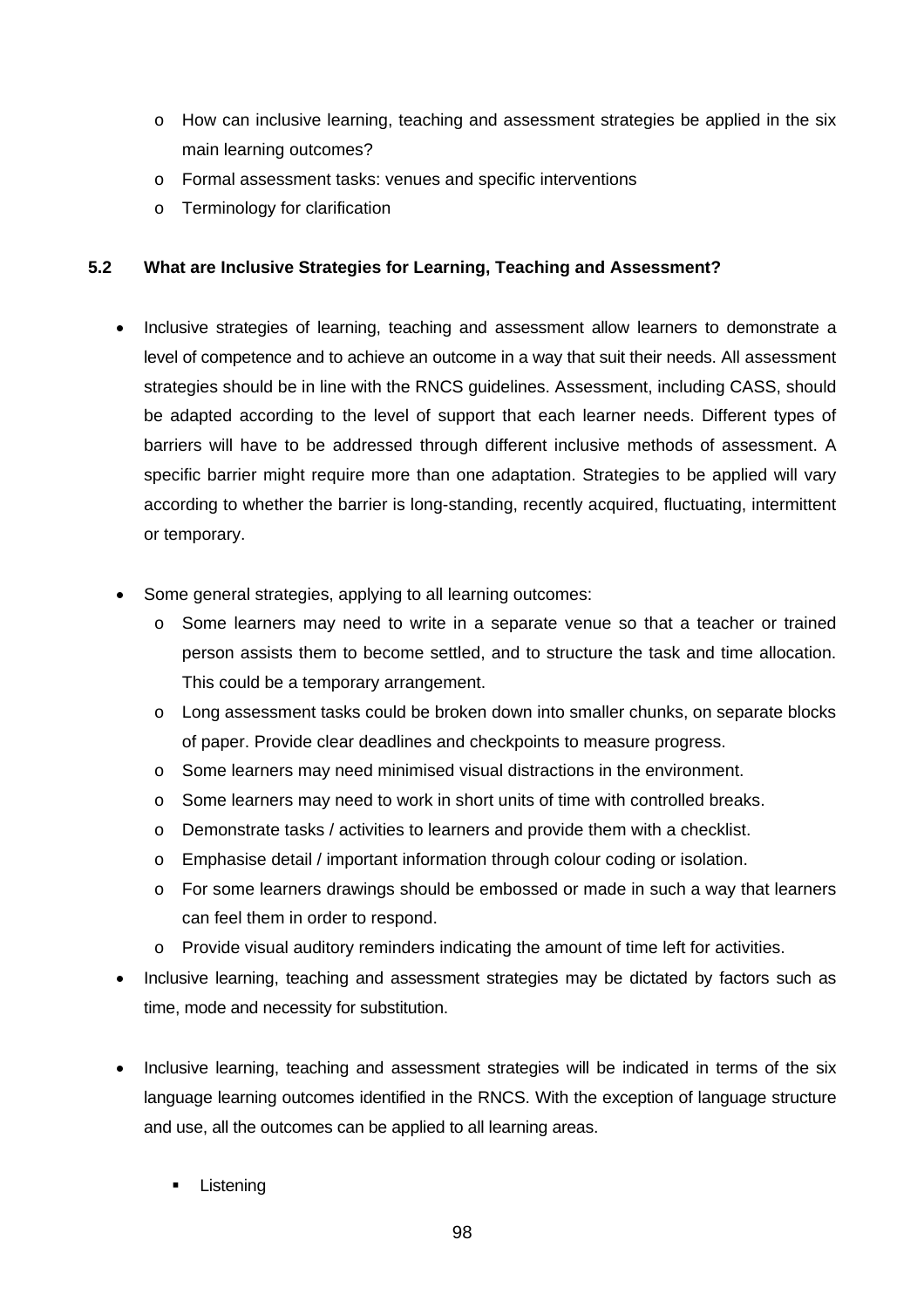- How can inclusive learning, teaching and assessment strategies be applied in the six main learning outcomes?
- Formal assessment tasks: venues and specific interventions
- Terminology for clarification

### 5.2 What are Inclusive Strategies for Learning, Teaching and Assessment?

- Inclusive strategies of learning, teaching and assessment allow learners to demonstrate a level of competence and to achieve an outcome in a way that suit their needs. All assessment strategies should be in line with the RNCS guidelines. Assessment, including CASS, should be adapted according to the level of support that each learner needs. Different types of barriers will have to be addressed through different inclusive methods of assessment. A specific barrier might require more than one adaptation. Strategies to be applied will vary according to whether the barrier is long-standing, recently acquired, fluctuating, intermittent or temporary.

- Some general strategies, applying to all learning outcomes:
  - Some learners may need to write in a separate venue so that a teacher or trained person assists them to become settled, and to structure the task and time allocation. This could be a temporary arrangement.
  - Long assessment tasks could be broken down into smaller chunks, on separate blocks of paper. Provide clear deadlines and checkpoints to measure progress.
  - Some learners may need minimised visual distractions in the environment.
  - Some learners may need to work in short units of time with controlled breaks.
  - Demonstrate tasks / activities to learners and provide them with a checklist.
  - Emphasise detail / important information through colour coding or isolation.
  - For some learners drawings should be embossed or made in such a way that learners can feel them in order to respond.
  - Provide visual auditory reminders indicating the amount of time left for activities.
- Inclusive learning, teaching and assessment strategies may be dictated by factors such as time, mode and necessity for substitution.

- Inclusive learning, teaching and assessment strategies will be indicated in terms of the six language learning outcomes identified in the RNCS. With the exception of language structure and use, all the outcomes can be applied to all learning areas.

  - Listening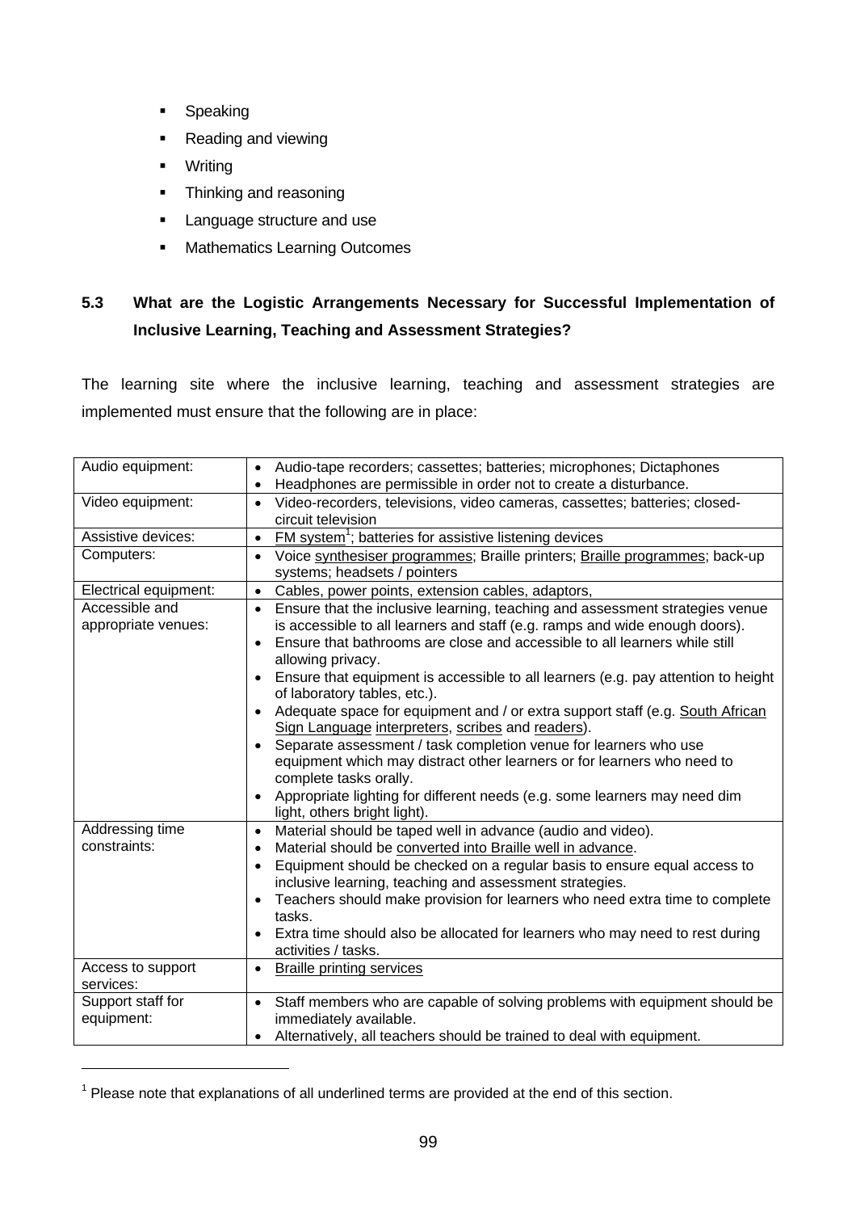- Speaking
- Reading and viewing
- Writing
- Thinking and reasoning
- Language structure and use
- Mathematics Learning Outcomes

### 5.3 What are the Logistic Arrangements Necessary for Successful Implementation of Inclusive Learning, Teaching and Assessment Strategies?

The learning site where the inclusive learning, teaching and assessment strategies are implemented must ensure that the following are in place:

| | |
|---|---|
| Audio equipment: | • Audio-tape recorders; cassettes; batteries; microphones; Dictaphones<br>• Headphones are permissible in order not to create a disturbance. |
| Video equipment: | • Video-recorders, televisions, video cameras, cassettes; batteries; closed-circuit television |
| Assistive devices: | • <u>FM system</u>[1]; batteries for assistive listening devices |
| Computers: | • Voice <u>synthesiser programmes</u>; Braille printers; <u>Braille programmes</u>; back-up systems; headsets / pointers |
| Electrical equipment: | • Cables, power points, extension cables, adaptors, |
| Accessible and appropriate venues: | • Ensure that the inclusive learning, teaching and assessment strategies venue is accessible to all learners and staff (e.g. ramps and wide enough doors).<br>• Ensure that bathrooms are close and accessible to all learners while still allowing privacy.<br>• Ensure that equipment is accessible to all learners (e.g. pay attention to height of laboratory tables, etc.).<br>• Adequate space for equipment and / or extra support staff (e.g. <u>South African Sign Language</u> <u>interpreters</u>, <u>scribes</u> and <u>readers</u>).<br>• Separate assessment / task completion venue for learners who use equipment which may distract other learners or for learners who need to complete tasks orally.<br>• Appropriate lighting for different needs (e.g. some learners may need dim light, others bright light). |
| Addressing time constraints: | • Material should be taped well in advance (audio and video).<br>• Material should be <u>converted into Braille well in advance</u>.<br>• Equipment should be checked on a regular basis to ensure equal access to inclusive learning, teaching and assessment strategies.<br>• Teachers should make provision for learners who need extra time to complete tasks.<br>• Extra time should also be allocated for learners who may need to rest during activities / tasks. |
| Access to support services: | • <u>Braille printing services</u> |
| Support staff for equipment: | • Staff members who are capable of solving problems with equipment should be immediately available.<br>• Alternatively, all teachers should be trained to deal with equipment. |

[1] Please note that explanations of all underlined terms are provided at the end of this section.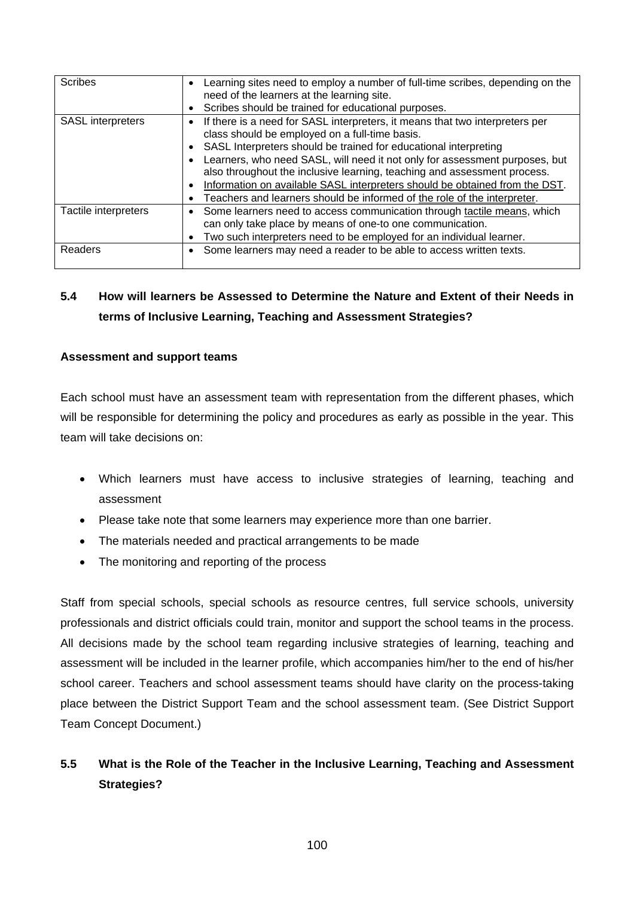| | |
|---|---|
| Scribes | • Learning sites need to employ a number of full-time scribes, depending on the need of the learners at the learning site.<br>• Scribes should be trained for educational purposes. |
| SASL interpreters | • If there is a need for SASL interpreters, it means that two interpreters per class should be employed on a full-time basis.<br>• SASL Interpreters should be trained for educational interpreting<br>• Learners, who need SASL, will need it not only for assessment purposes, but also throughout the inclusive learning, teaching and assessment process.<br>• Information on available SASL interpreters should be obtained from the DST.<br>• Teachers and learners should be informed of the role of the interpreter. |
| Tactile interpreters | • Some learners need to access communication through tactile means, which can only take place by means of one-to one communication.<br>• Two such interpreters need to be employed for an individual learner. |
| Readers | • Some learners may need a reader to be able to access written texts. |

## 5.4 How will learners be Assessed to Determine the Nature and Extent of their Needs in terms of Inclusive Learning, Teaching and Assessment Strategies?

**Assessment and support teams**

Each school must have an assessment team with representation from the different phases, which will be responsible for determining the policy and procedures as early as possible in the year. This team will take decisions on:

- Which learners must have access to inclusive strategies of learning, teaching and assessment
- Please take note that some learners may experience more than one barrier.
- The materials needed and practical arrangements to be made
- The monitoring and reporting of the process

Staff from special schools, special schools as resource centres, full service schools, university professionals and district officials could train, monitor and support the school teams in the process. All decisions made by the school team regarding inclusive strategies of learning, teaching and assessment will be included in the learner profile, which accompanies him/her to the end of his/her school career. Teachers and school assessment teams should have clarity on the process-taking place between the District Support Team and the school assessment team. (See District Support Team Concept Document.)

## 5.5 What is the Role of the Teacher in the Inclusive Learning, Teaching and Assessment Strategies?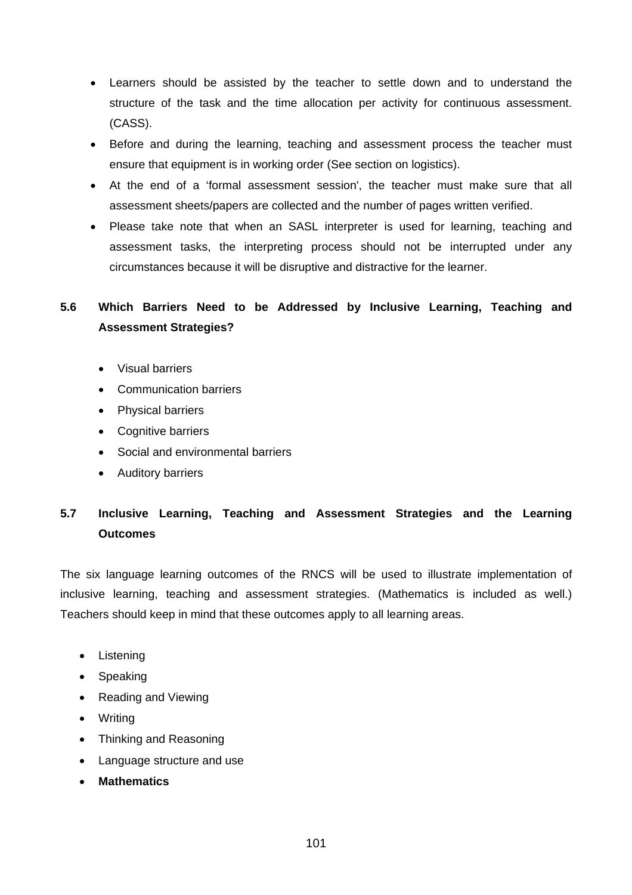- Learners should be assisted by the teacher to settle down and to understand the structure of the task and the time allocation per activity for continuous assessment. (CASS).
- Before and during the learning, teaching and assessment process the teacher must ensure that equipment is in working order (See section on logistics).
- At the end of a 'formal assessment session', the teacher must make sure that all assessment sheets/papers are collected and the number of pages written verified.
- Please take note that when an SASL interpreter is used for learning, teaching and assessment tasks, the interpreting process should not be interrupted under any circumstances because it will be disruptive and distractive for the learner.

## 5.6 Which Barriers Need to be Addressed by Inclusive Learning, Teaching and Assessment Strategies?

- Visual barriers
- Communication barriers
- Physical barriers
- Cognitive barriers
- Social and environmental barriers
- Auditory barriers

## 5.7 Inclusive Learning, Teaching and Assessment Strategies and the Learning Outcomes

The six language learning outcomes of the RNCS will be used to illustrate implementation of inclusive learning, teaching and assessment strategies. (Mathematics is included as well.) Teachers should keep in mind that these outcomes apply to all learning areas.

- Listening
- Speaking
- Reading and Viewing
- Writing
- Thinking and Reasoning
- Language structure and use
- **Mathematics**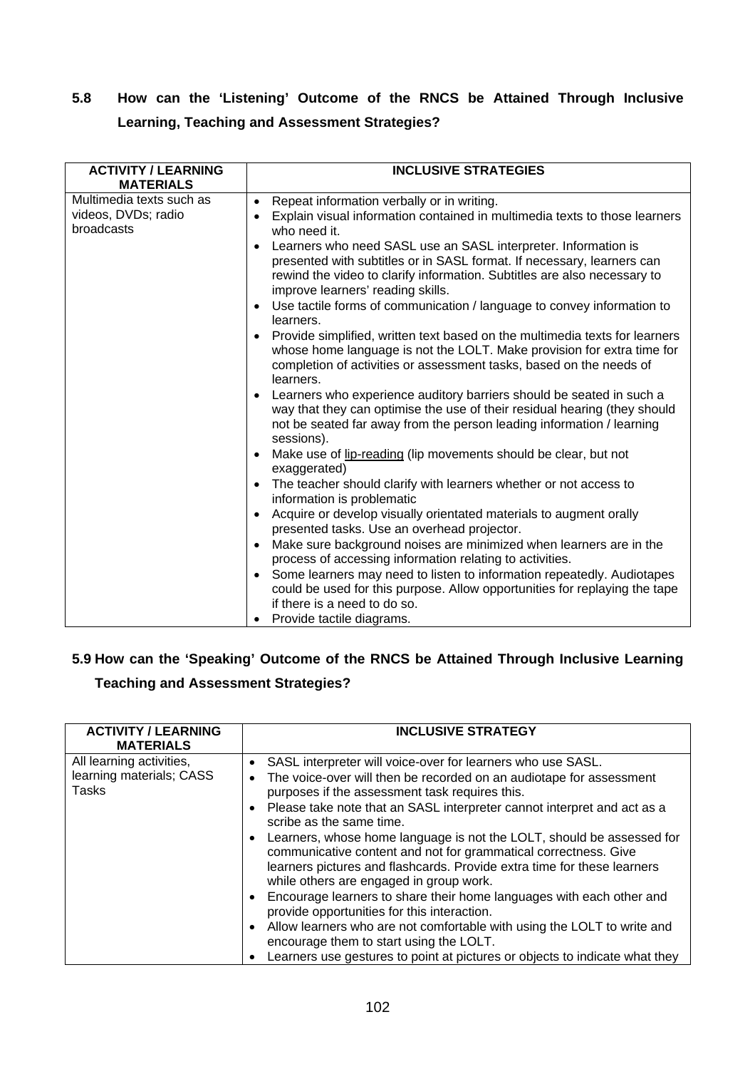## 5.8 How can the 'Listening' Outcome of the RNCS be Attained Through Inclusive Learning, Teaching and Assessment Strategies?

| ACTIVITY / LEARNING MATERIALS | INCLUSIVE STRATEGIES |
|---|---|
| Multimedia texts such as videos, DVDs; radio broadcasts | • Repeat information verbally or in writing.<br>• Explain visual information contained in multimedia texts to those learners who need it.<br>• Learners who need SASL use an SASL interpreter. Information is presented with subtitles or in SASL format. If necessary, learners can rewind the video to clarify information. Subtitles are also necessary to improve learners' reading skills.<br>• Use tactile forms of communication / language to convey information to learners.<br>• Provide simplified, written text based on the multimedia texts for learners whose home language is not the LOLT. Make provision for extra time for completion of activities or assessment tasks, based on the needs of learners.<br>• Learners who experience auditory barriers should be seated in such a way that they can optimise the use of their residual hearing (they should not be seated far away from the person leading information / learning sessions).<br>• Make use of lip-reading (lip movements should be clear, but not exaggerated)<br>• The teacher should clarify with learners whether or not access to information is problematic<br>• Acquire or develop visually orientated materials to augment orally presented tasks. Use an overhead projector.<br>• Make sure background noises are minimized when learners are in the process of accessing information relating to activities.<br>• Some learners may need to listen to information repeatedly. Audiotapes could be used for this purpose. Allow opportunities for replaying the tape if there is a need to do so.<br>• Provide tactile diagrams. |

## 5.9 How can the 'Speaking' Outcome of the RNCS be Attained Through Inclusive Learning Teaching and Assessment Strategies?

| ACTIVITY / LEARNING MATERIALS | INCLUSIVE STRATEGY |
|---|---|
| All learning activities, learning materials; CASS Tasks | • SASL interpreter will voice-over for learners who use SASL.<br>• The voice-over will then be recorded on an audiotape for assessment purposes if the assessment task requires this.<br>• Please take note that an SASL interpreter cannot interpret and act as a scribe as the same time.<br>• Learners, whose home language is not the LOLT, should be assessed for communicative content and not for grammatical correctness. Give learners pictures and flashcards. Provide extra time for these learners while others are engaged in group work.<br>• Encourage learners to share their home languages with each other and provide opportunities for this interaction.<br>• Allow learners who are not comfortable with using the LOLT to write and encourage them to start using the LOLT.<br>• Learners use gestures to point at pictures or objects to indicate what they |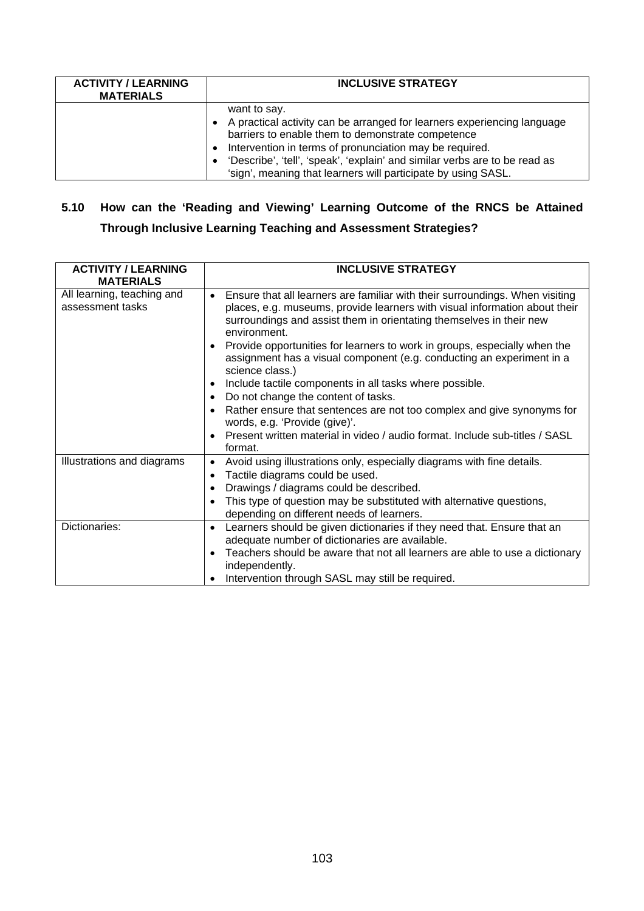| ACTIVITY / LEARNING MATERIALS | INCLUSIVE STRATEGY |
|---|---|
| | want to say.<br>• A practical activity can be arranged for learners experiencing language barriers to enable them to demonstrate competence<br>• Intervention in terms of pronunciation may be required.<br>• 'Describe', 'tell', 'speak', 'explain' and similar verbs are to be read as 'sign', meaning that learners will participate by using SASL. |

## 5.10 How can the 'Reading and Viewing' Learning Outcome of the RNCS be Attained Through Inclusive Learning Teaching and Assessment Strategies?

| ACTIVITY / LEARNING MATERIALS | INCLUSIVE STRATEGY |
|---|---|
| All learning, teaching and assessment tasks | • Ensure that all learners are familiar with their surroundings. When visiting places, e.g. museums, provide learners with visual information about their surroundings and assist them in orientating themselves in their new environment.<br>• Provide opportunities for learners to work in groups, especially when the assignment has a visual component (e.g. conducting an experiment in a science class.)<br>• Include tactile components in all tasks where possible.<br>• Do not change the content of tasks.<br>• Rather ensure that sentences are not too complex and give synonyms for words, e.g. 'Provide (give)'.<br>• Present written material in video / audio format. Include sub-titles / SASL format. |
| Illustrations and diagrams | • Avoid using illustrations only, especially diagrams with fine details.<br>• Tactile diagrams could be used.<br>• Drawings / diagrams could be described.<br>• This type of question may be substituted with alternative questions, depending on different needs of learners. |
| Dictionaries: | • Learners should be given dictionaries if they need that. Ensure that an adequate number of dictionaries are available.<br>• Teachers should be aware that not all learners are able to use a dictionary independently.<br>• Intervention through SASL may still be required. |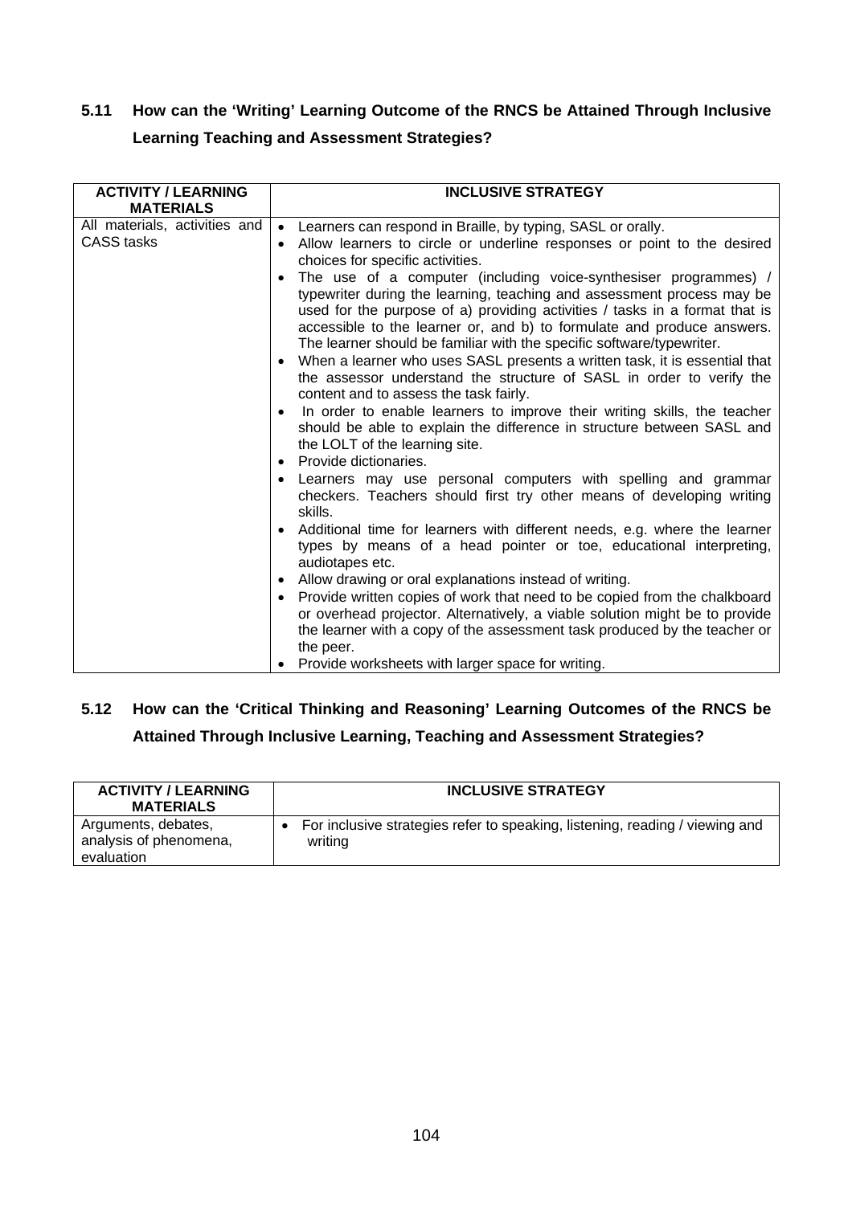## 5.11 How can the 'Writing' Learning Outcome of the RNCS be Attained Through Inclusive Learning Teaching and Assessment Strategies?

| ACTIVITY / LEARNING MATERIALS | INCLUSIVE STRATEGY |
|---|---|
| All materials, activities and CASS tasks | • Learners can respond in Braille, by typing, SASL or orally.<br>• Allow learners to circle or underline responses or point to the desired choices for specific activities.<br>• The use of a computer (including voice-synthesiser programmes) / typewriter during the learning, teaching and assessment process may be used for the purpose of a) providing activities / tasks in a format that is accessible to the learner or, and b) to formulate and produce answers. The learner should be familiar with the specific software/typewriter.<br>• When a learner who uses SASL presents a written task, it is essential that the assessor understand the structure of SASL in order to verify the content and to assess the task fairly.<br>• In order to enable learners to improve their writing skills, the teacher should be able to explain the difference in structure between SASL and the LOLT of the learning site.<br>• Provide dictionaries.<br>• Learners may use personal computers with spelling and grammar checkers. Teachers should first try other means of developing writing skills.<br>• Additional time for learners with different needs, e.g. where the learner types by means of a head pointer or toe, educational interpreting, audiotapes etc.<br>• Allow drawing or oral explanations instead of writing.<br>• Provide written copies of work that need to be copied from the chalkboard or overhead projector. Alternatively, a viable solution might be to provide the learner with a copy of the assessment task produced by the teacher or the peer.<br>• Provide worksheets with larger space for writing. |

## 5.12 How can the 'Critical Thinking and Reasoning' Learning Outcomes of the RNCS be Attained Through Inclusive Learning, Teaching and Assessment Strategies?

| ACTIVITY / LEARNING MATERIALS | INCLUSIVE STRATEGY |
|---|---|
| Arguments, debates, analysis of phenomena, evaluation | • For inclusive strategies refer to speaking, listening, reading / viewing and writing |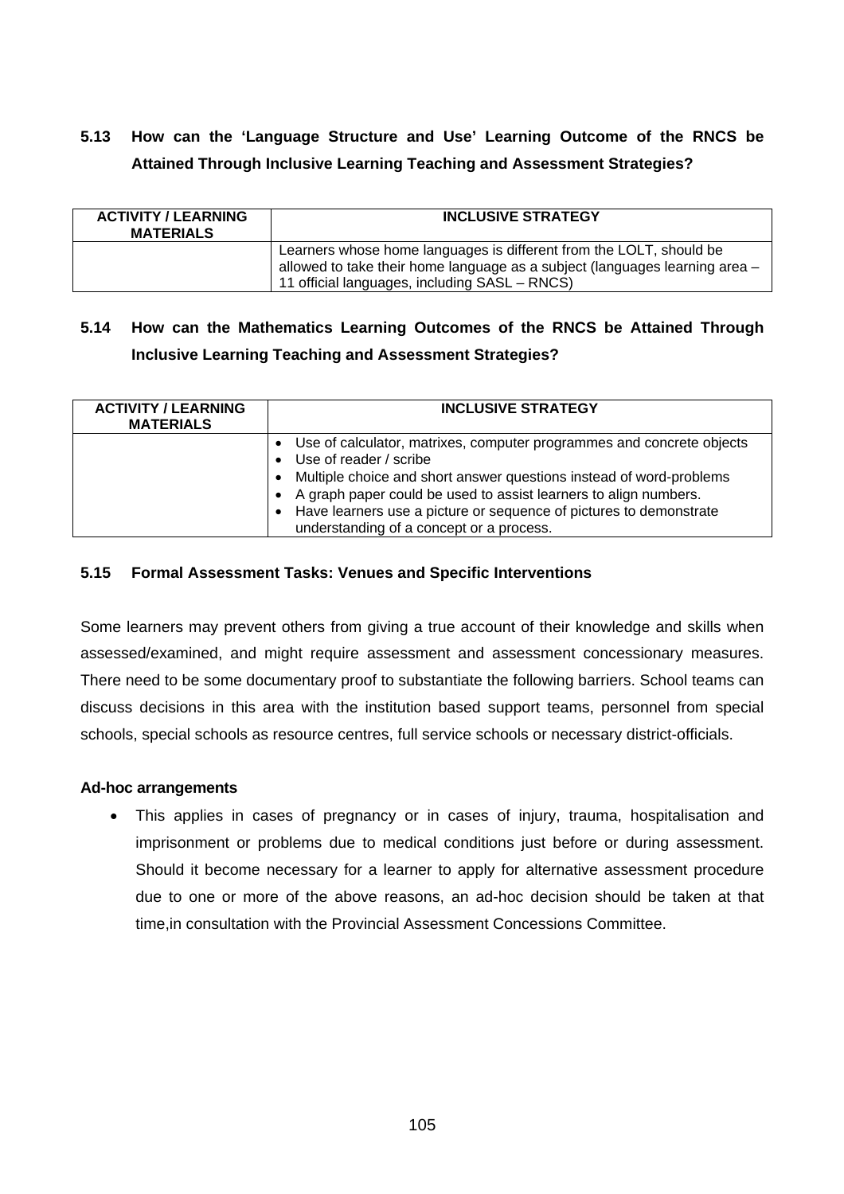### 5.13 How can the 'Language Structure and Use' Learning Outcome of the RNCS be Attained Through Inclusive Learning Teaching and Assessment Strategies?

| ACTIVITY / LEARNING MATERIALS | INCLUSIVE STRATEGY |
|---|---|
| | Learners whose home languages is different from the LOLT, should be allowed to take their home language as a subject (languages learning area – 11 official languages, including SASL – RNCS) |

### 5.14 How can the Mathematics Learning Outcomes of the RNCS be Attained Through Inclusive Learning Teaching and Assessment Strategies?

| ACTIVITY / LEARNING MATERIALS | INCLUSIVE STRATEGY |
|---|---|
| | • Use of calculator, matrixes, computer programmes and concrete objects<br>• Use of reader / scribe<br>• Multiple choice and short answer questions instead of word-problems<br>• A graph paper could be used to assist learners to align numbers.<br>• Have learners use a picture or sequence of pictures to demonstrate understanding of a concept or a process. |

### 5.15 Formal Assessment Tasks: Venues and Specific Interventions

Some learners may prevent others from giving a true account of their knowledge and skills when assessed/examined, and might require assessment and assessment concessionary measures. There need to be some documentary proof to substantiate the following barriers. School teams can discuss decisions in this area with the institution based support teams, personnel from special schools, special schools as resource centres, full service schools or necessary district-officials.

**Ad-hoc arrangements**

- This applies in cases of pregnancy or in cases of injury, trauma, hospitalisation and imprisonment or problems due to medical conditions just before or during assessment. Should it become necessary for a learner to apply for alternative assessment procedure due to one or more of the above reasons, an ad-hoc decision should be taken at that time,in consultation with the Provincial Assessment Concessions Committee.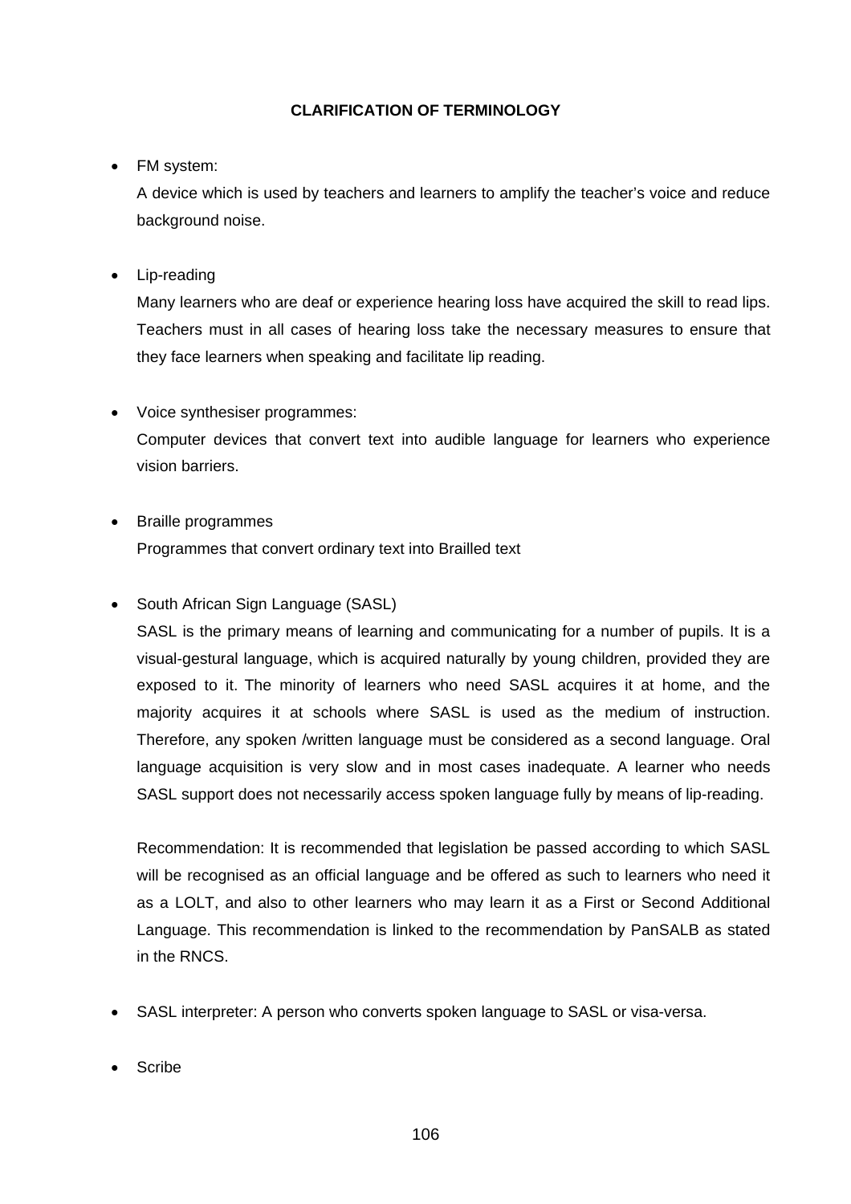**CLARIFICATION OF TERMINOLOGY**

- FM system:

  A device which is used by teachers and learners to amplify the teacher's voice and reduce background noise.

- Lip-reading

  Many learners who are deaf or experience hearing loss have acquired the skill to read lips. Teachers must in all cases of hearing loss take the necessary measures to ensure that they face learners when speaking and facilitate lip reading.

- Voice synthesiser programmes:

  Computer devices that convert text into audible language for learners who experience vision barriers.

- Braille programmes

  Programmes that convert ordinary text into Brailled text

- South African Sign Language (SASL)

  SASL is the primary means of learning and communicating for a number of pupils. It is a visual-gestural language, which is acquired naturally by young children, provided they are exposed to it. The minority of learners who need SASL acquires it at home, and the majority acquires it at schools where SASL is used as the medium of instruction. Therefore, any spoken /written language must be considered as a second language. Oral language acquisition is very slow and in most cases inadequate. A learner who needs SASL support does not necessarily access spoken language fully by means of lip-reading.

  Recommendation: It is recommended that legislation be passed according to which SASL will be recognised as an official language and be offered as such to learners who need it as a LOLT, and also to other learners who may learn it as a First or Second Additional Language. This recommendation is linked to the recommendation by PanSALB as stated in the RNCS.

- SASL interpreter: A person who converts spoken language to SASL or visa-versa.

- Scribe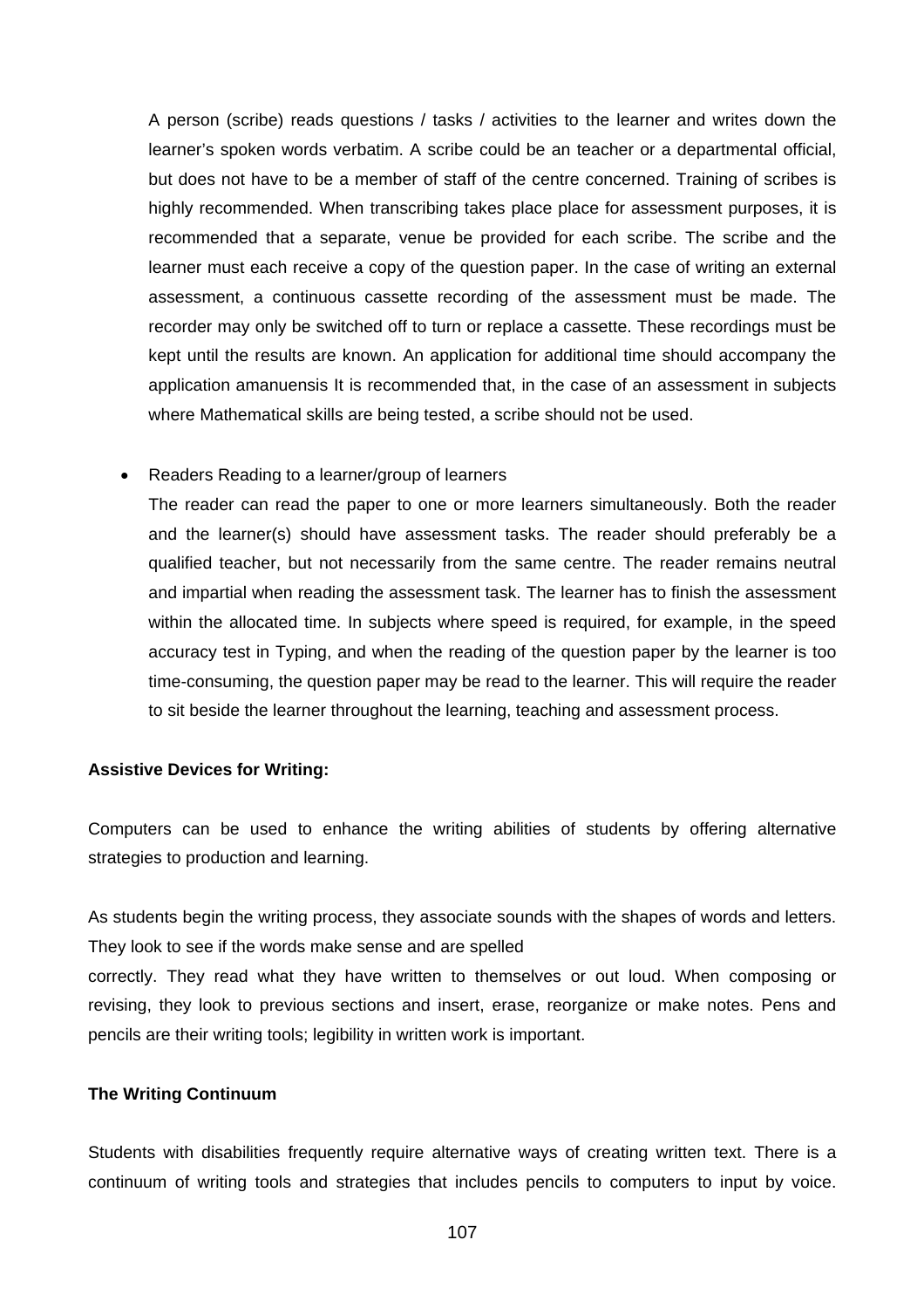A person (scribe) reads questions / tasks / activities to the learner and writes down the learner's spoken words verbatim. A scribe could be an teacher or a departmental official, but does not have to be a member of staff of the centre concerned. Training of scribes is highly recommended. When transcribing takes place place for assessment purposes, it is recommended that a separate, venue be provided for each scribe. The scribe and the learner must each receive a copy of the question paper. In the case of writing an external assessment, a continuous cassette recording of the assessment must be made. The recorder may only be switched off to turn or replace a cassette. These recordings must be kept until the results are known. An application for additional time should accompany the application amanuensis It is recommended that, in the case of an assessment in subjects where Mathematical skills are being tested, a scribe should not be used.

- Readers Reading to a learner/group of learners

  The reader can read the paper to one or more learners simultaneously. Both the reader and the learner(s) should have assessment tasks. The reader should preferably be a qualified teacher, but not necessarily from the same centre. The reader remains neutral and impartial when reading the assessment task. The learner has to finish the assessment within the allocated time. In subjects where speed is required, for example, in the speed accuracy test in Typing, and when the reading of the question paper by the learner is too time-consuming, the question paper may be read to the learner. This will require the reader to sit beside the learner throughout the learning, teaching and assessment process.

**Assistive Devices for Writing:**

Computers can be used to enhance the writing abilities of students by offering alternative strategies to production and learning.

As students begin the writing process, they associate sounds with the shapes of words and letters. They look to see if the words make sense and are spelled correctly. They read what they have written to themselves or out loud. When composing or revising, they look to previous sections and insert, erase, reorganize or make notes. Pens and pencils are their writing tools; legibility in written work is important.

**The Writing Continuum**

Students with disabilities frequently require alternative ways of creating written text. There is a continuum of writing tools and strategies that includes pencils to computers to input by voice.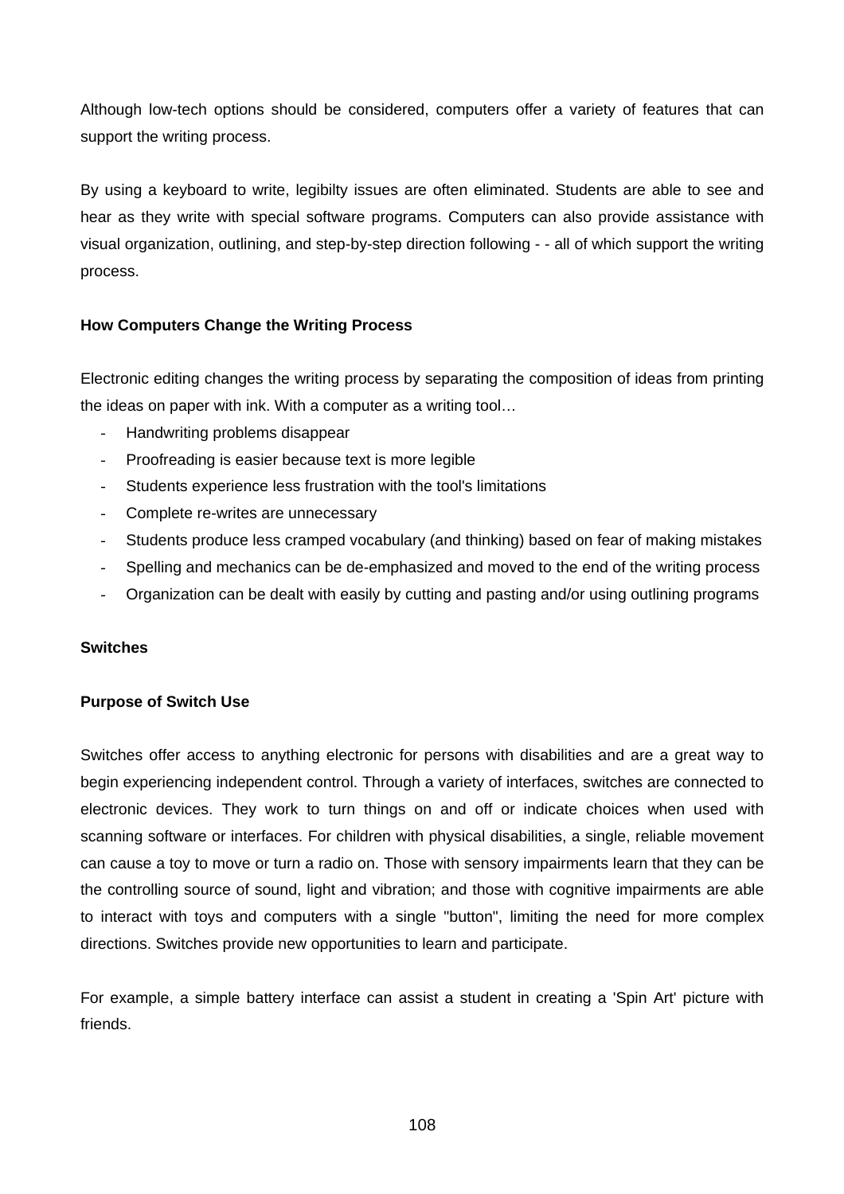Although low-tech options should be considered, computers offer a variety of features that can support the writing process.

By using a keyboard to write, legibilty issues are often eliminated. Students are able to see and hear as they write with special software programs. Computers can also provide assistance with visual organization, outlining, and step-by-step direction following - - all of which support the writing process.

**How Computers Change the Writing Process**

Electronic editing changes the writing process by separating the composition of ideas from printing the ideas on paper with ink. With a computer as a writing tool…

- Handwriting problems disappear
- Proofreading is easier because text is more legible
- Students experience less frustration with the tool's limitations
- Complete re-writes are unnecessary
- Students produce less cramped vocabulary (and thinking) based on fear of making mistakes
- Spelling and mechanics can be de-emphasized and moved to the end of the writing process
- Organization can be dealt with easily by cutting and pasting and/or using outlining programs

**Switches**

**Purpose of Switch Use**

Switches offer access to anything electronic for persons with disabilities and are a great way to begin experiencing independent control. Through a variety of interfaces, switches are connected to electronic devices. They work to turn things on and off or indicate choices when used with scanning software or interfaces. For children with physical disabilities, a single, reliable movement can cause a toy to move or turn a radio on. Those with sensory impairments learn that they can be the controlling source of sound, light and vibration; and those with cognitive impairments are able to interact with toys and computers with a single "button", limiting the need for more complex directions. Switches provide new opportunities to learn and participate.

For example, a simple battery interface can assist a student in creating a 'Spin Art' picture with friends.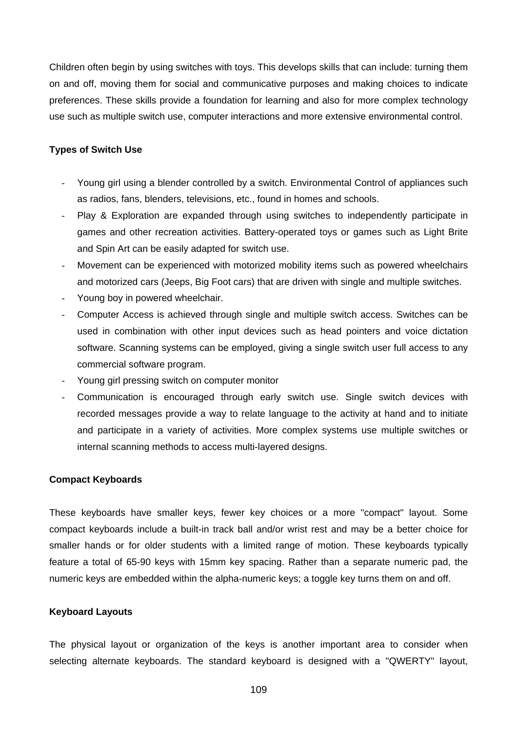Children often begin by using switches with toys. This develops skills that can include: turning them on and off, moving them for social and communicative purposes and making choices to indicate preferences. These skills provide a foundation for learning and also for more complex technology use such as multiple switch use, computer interactions and more extensive environmental control.

**Types of Switch Use**

- Young girl using a blender controlled by a switch. Environmental Control of appliances such as radios, fans, blenders, televisions, etc., found in homes and schools.
- Play & Exploration are expanded through using switches to independently participate in games and other recreation activities. Battery-operated toys or games such as Light Brite and Spin Art can be easily adapted for switch use.
- Movement can be experienced with motorized mobility items such as powered wheelchairs and motorized cars (Jeeps, Big Foot cars) that are driven with single and multiple switches.
- Young boy in powered wheelchair.
- Computer Access is achieved through single and multiple switch access. Switches can be used in combination with other input devices such as head pointers and voice dictation software. Scanning systems can be employed, giving a single switch user full access to any commercial software program.
- Young girl pressing switch on computer monitor
- Communication is encouraged through early switch use. Single switch devices with recorded messages provide a way to relate language to the activity at hand and to initiate and participate in a variety of activities. More complex systems use multiple switches or internal scanning methods to access multi-layered designs.

**Compact Keyboards**

These keyboards have smaller keys, fewer key choices or a more "compact" layout. Some compact keyboards include a built-in track ball and/or wrist rest and may be a better choice for smaller hands or for older students with a limited range of motion. These keyboards typically feature a total of 65-90 keys with 15mm key spacing. Rather than a separate numeric pad, the numeric keys are embedded within the alpha-numeric keys; a toggle key turns them on and off.

**Keyboard Layouts**

The physical layout or organization of the keys is another important area to consider when selecting alternate keyboards. The standard keyboard is designed with a "QWERTY" layout,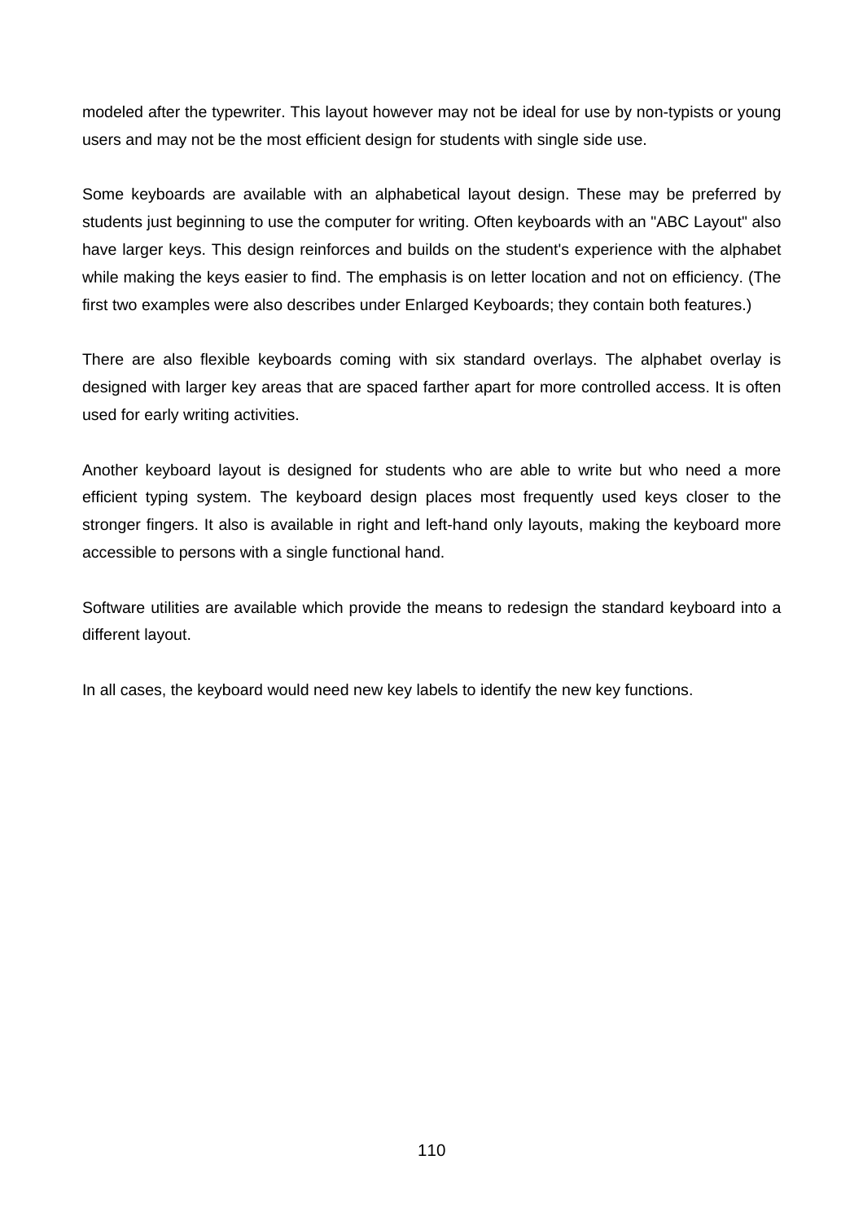modeled after the typewriter. This layout however may not be ideal for use by non-typists or young users and may not be the most efficient design for students with single side use.

Some keyboards are available with an alphabetical layout design. These may be preferred by students just beginning to use the computer for writing. Often keyboards with an "ABC Layout" also have larger keys. This design reinforces and builds on the student's experience with the alphabet while making the keys easier to find. The emphasis is on letter location and not on efficiency. (The first two examples were also describes under Enlarged Keyboards; they contain both features.)

There are also flexible keyboards coming with six standard overlays. The alphabet overlay is designed with larger key areas that are spaced farther apart for more controlled access. It is often used for early writing activities.

Another keyboard layout is designed for students who are able to write but who need a more efficient typing system. The keyboard design places most frequently used keys closer to the stronger fingers. It also is available in right and left-hand only layouts, making the keyboard more accessible to persons with a single functional hand.

Software utilities are available which provide the means to redesign the standard keyboard into a different layout.

In all cases, the keyboard would need new key labels to identify the new key functions.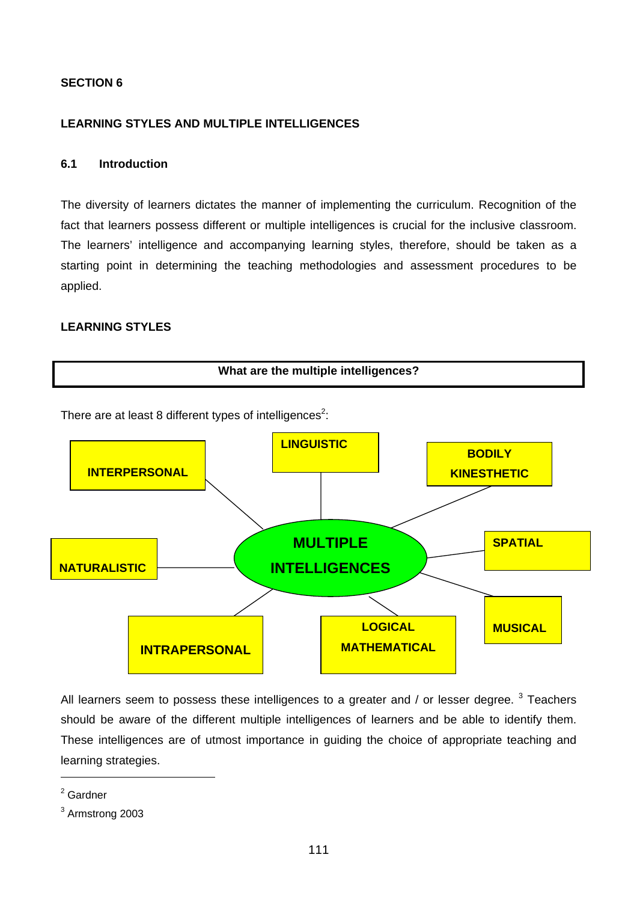**SECTION 6**

## LEARNING STYLES AND MULTIPLE INTELLIGENCES

### 6.1 Introduction

The diversity of learners dictates the manner of implementing the curriculum. Recognition of the fact that learners possess different or multiple intelligences is crucial for the inclusive classroom. The learners' intelligence and accompanying learning styles, therefore, should be taken as a starting point in determining the teaching methodologies and assessment procedures to be applied.

**LEARNING STYLES**

**What are the multiple intelligences?**

There are at least 8 different types of intelligences[2]:

MULTIPLE INTELLIGENCES

- INTERPERSONAL
- LINGUISTIC
- BODILY KINESTHETIC
- SPATIAL
- MUSICAL
- LOGICAL MATHEMATICAL
- INTRAPERSONAL
- NATURALISTIC

All learners seem to possess these intelligences to a greater and / or lesser degree. [3] Teachers should be aware of the different multiple intelligences of learners and be able to identify them. These intelligences are of utmost importance in guiding the choice of appropriate teaching and learning strategies.

---

[2] Gardner

[3] Armstrong 2003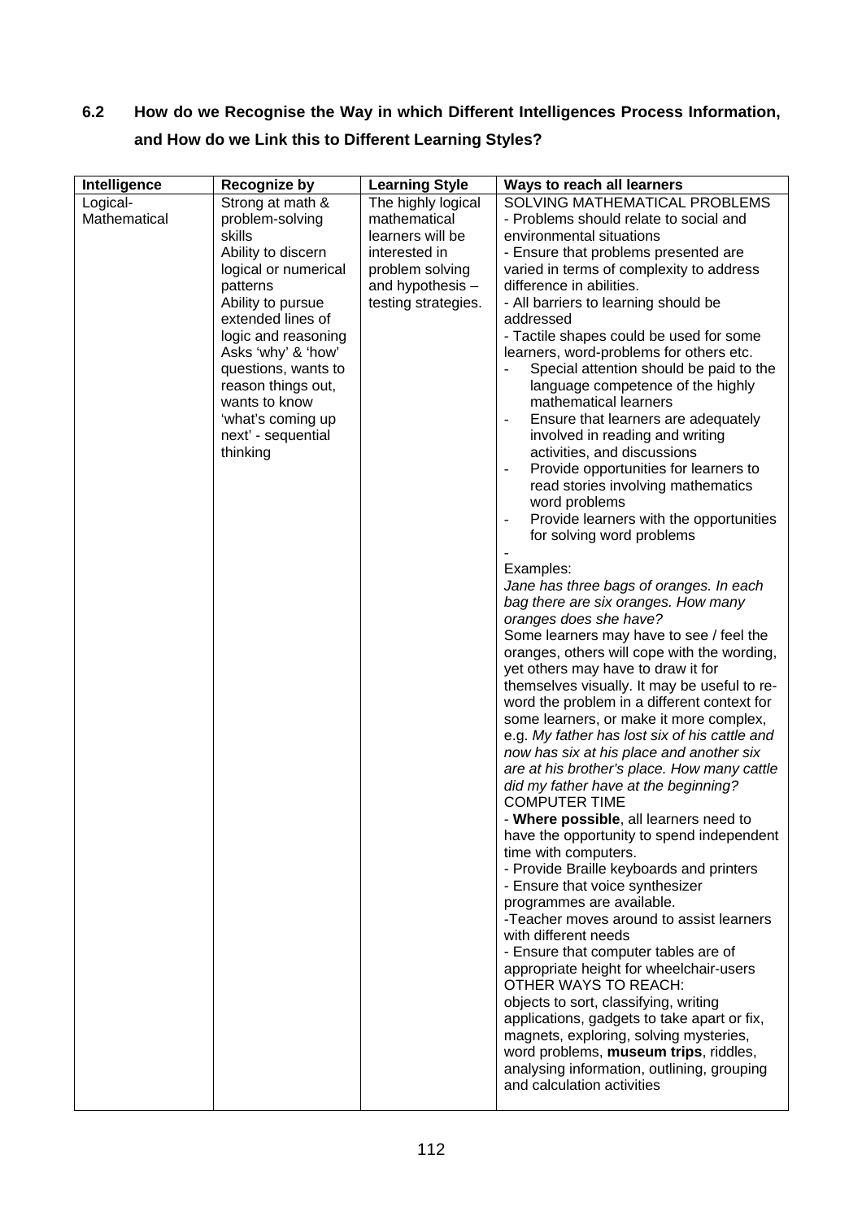## 6.2 How do we Recognise the Way in which Different Intelligences Process Information, and How do we Link this to Different Learning Styles?

| Intelligence | Recognize by | Learning Style | Ways to reach all learners |
|---|---|---|---|
| Logical-Mathematical | Strong at math & problem-solving skills<br>Ability to discern logical or numerical patterns<br>Ability to pursue extended lines of logic and reasoning<br>Asks 'why' & 'how' questions, wants to reason things out, wants to know 'what's coming up next' - sequential thinking | The highly logical mathematical learners will be interested in problem solving and hypothesis – testing strategies. | SOLVING MATHEMATICAL PROBLEMS<br>- Problems should relate to social and environmental situations<br>- Ensure that problems presented are varied in terms of complexity to address difference in abilities.<br>- All barriers to learning should be addressed<br>- Tactile shapes could be used for some learners, word-problems for others etc.<br>- Special attention should be paid to the language competence of the highly mathematical learners<br>- Ensure that learners are adequately involved in reading and writing activities, and discussions<br>- Provide opportunities for learners to read stories involving mathematics word problems<br>- Provide learners with the opportunities for solving word problems<br>-<br>Examples:<br>*Jane has three bags of oranges. In each bag there are six oranges. How many oranges does she have?*<br>Some learners may have to see / feel the oranges, others will cope with the wording, yet others may have to draw it for themselves visually. It may be useful to re-word the problem in a different context for some learners, or make it more complex, e.g. *My father has lost six of his cattle and now has six at his place and another six are at his brother's place. How many cattle did my father have at the beginning?*<br>COMPUTER TIME<br>- **Where possible**, all learners need to have the opportunity to spend independent time with computers.<br>- Provide Braille keyboards and printers<br>- Ensure that voice synthesizer programmes are available.<br>-Teacher moves around to assist learners with different needs<br>- Ensure that computer tables are of appropriate height for wheelchair-users<br>OTHER WAYS TO REACH:<br>objects to sort, classifying, writing applications, gadgets to take apart or fix, magnets, exploring, solving mysteries, word problems, **museum trips**, riddles, analysing information, outlining, grouping and calculation activities |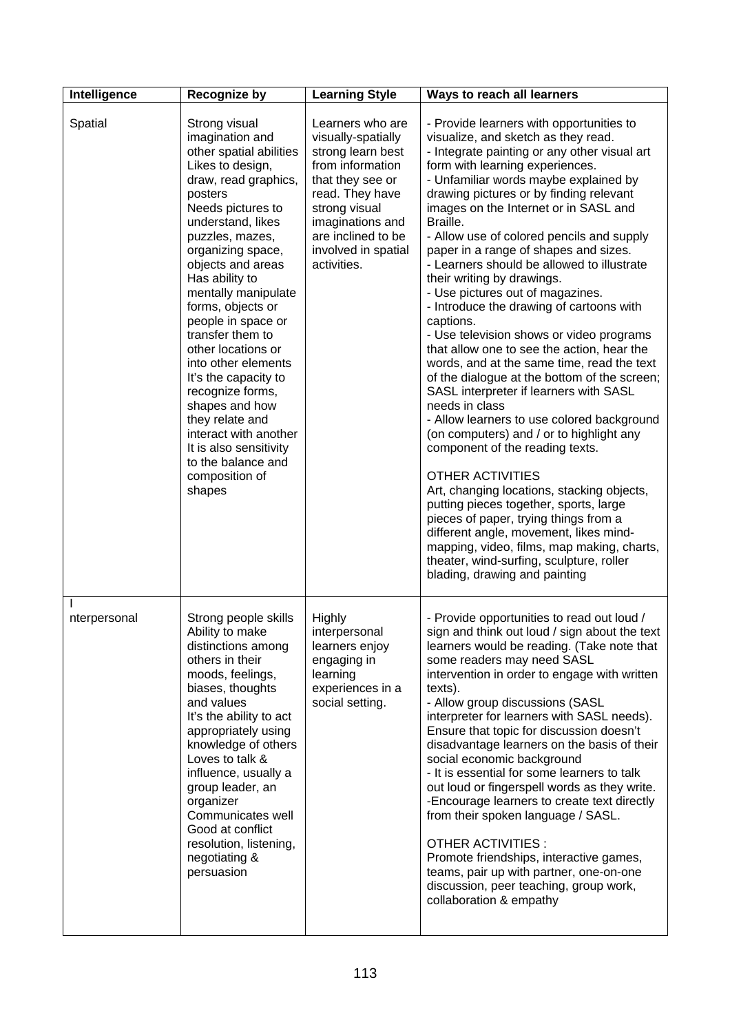| Intelligence | Recognize by | Learning Style | Ways to reach all learners |
|---|---|---|---|
| Spatial | Strong visual imagination and other spatial abilities<br>Likes to design, draw, read graphics, posters<br>Needs pictures to understand, likes puzzles, mazes, organizing space, objects and areas<br>Has ability to mentally manipulate forms, objects or people in space or transfer them to other locations or into other elements<br>It's the capacity to recognize forms, shapes and how they relate and interact with another<br>It is also sensitivity to the balance and composition of shapes | Learners who are visually-spatially strong learn best from information that they see or read. They have strong visual imaginations and are inclined to be involved in spatial activities. | - Provide learners with opportunities to visualize, and sketch as they read.<br>- Integrate painting or any other visual art form with learning experiences.<br>- Unfamiliar words maybe explained by drawing pictures or by finding relevant images on the Internet or in SASL and Braille.<br>- Allow use of colored pencils and supply paper in a range of shapes and sizes.<br>- Learners should be allowed to illustrate their writing by drawings.<br>- Use pictures out of magazines.<br>- Introduce the drawing of cartoons with captions.<br>- Use television shows or video programs that allow one to see the action, hear the words, and at the same time, read the text of the dialogue at the bottom of the screen; SASL interpreter if learners with SASL needs in class<br>- Allow learners to use colored background (on computers) and / or to highlight any component of the reading texts.<br><br>OTHER ACTIVITIES<br>Art, changing locations, stacking objects, putting pieces together, sports, large pieces of paper, trying things from a different angle, movement, likes mind-mapping, video, films, map making, charts, theater, wind-surfing, sculpture, roller blading, drawing and painting |
| I<br>nterpersonal | Strong people skills<br>Ability to make distinctions among others in their moods, feelings, biases, thoughts and values<br>It's the ability to act appropriately using knowledge of others<br>Loves to talk & influence, usually a group leader, an organizer<br>Communicates well<br>Good at conflict resolution, listening, negotiating & persuasion | Highly interpersonal learners enjoy engaging in learning experiences in a social setting. | - Provide opportunities to read out loud / sign and think out loud / sign about the text learners would be reading. (Take note that some readers may need SASL intervention in order to engage with written texts).<br>- Allow group discussions (SASL interpreter for learners with SASL needs). Ensure that topic for discussion doesn't disadvantage learners on the basis of their social economic background<br>- It is essential for some learners to talk out loud or fingerspell words as they write.<br>-Encourage learners to create text directly from their spoken language / SASL.<br><br>OTHER ACTIVITIES :<br>Promote friendships, interactive games, teams, pair up with partner, one-on-one discussion, peer teaching, group work, collaboration & empathy |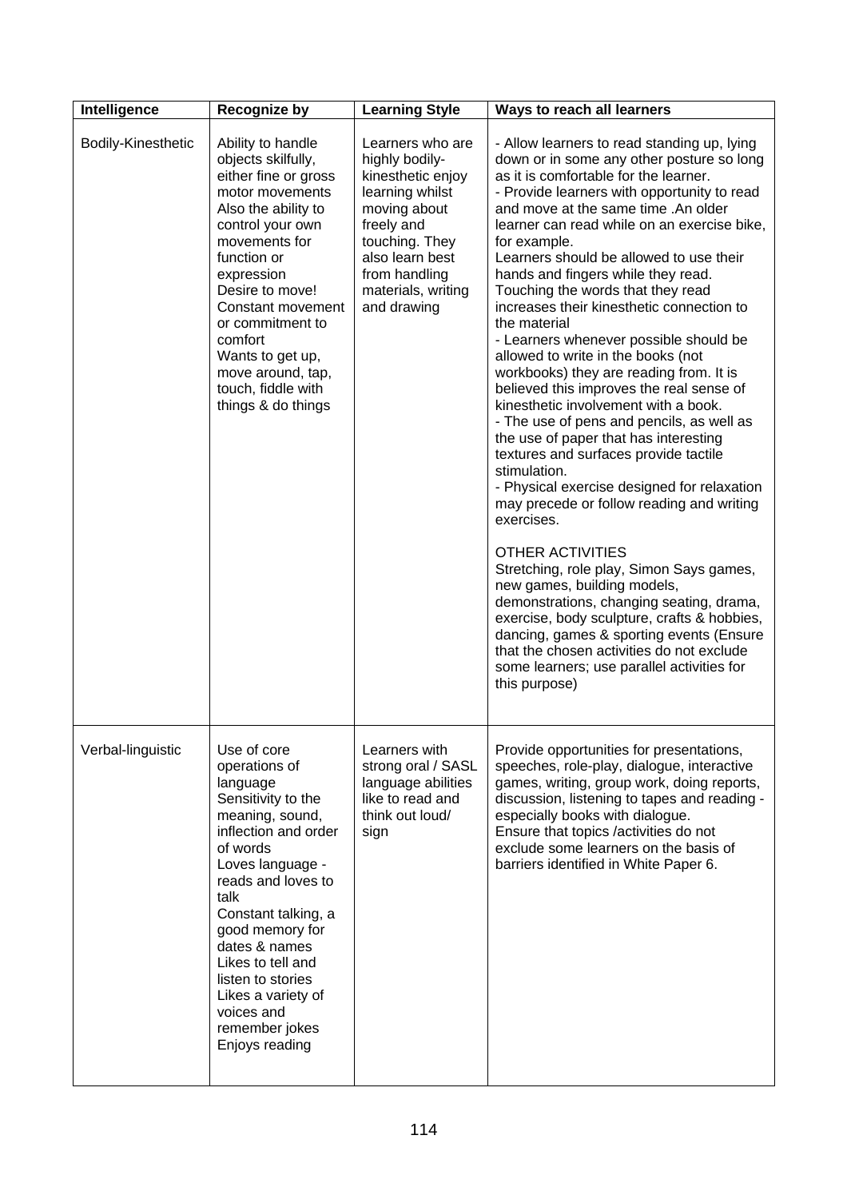| Intelligence | Recognize by | Learning Style | Ways to reach all learners |
|---|---|---|---|
| Bodily-Kinesthetic | Ability to handle objects skilfully, either fine or gross motor movements<br>Also the ability to control your own movements for function or expression<br>Desire to move!<br>Constant movement or commitment to comfort<br>Wants to get up, move around, tap, touch, fiddle with things & do things | Learners who are highly bodily-kinesthetic enjoy learning whilst moving about freely and touching. They also learn best from handling materials, writing and drawing | - Allow learners to read standing up, lying down or in some any other posture so long as it is comfortable for the learner.<br>- Provide learners with opportunity to read and move at the same time .An older learner can read while on an exercise bike, for example.<br>Learners should be allowed to use their hands and fingers while they read. Touching the words that they read increases their kinesthetic connection to the material<br>- Learners whenever possible should be allowed to write in the books (not workbooks) they are reading from. It is believed this improves the real sense of kinesthetic involvement with a book.<br>- The use of pens and pencils, as well as the use of paper that has interesting textures and surfaces provide tactile stimulation.<br>- Physical exercise designed for relaxation may precede or follow reading and writing exercises.<br><br>OTHER ACTIVITIES<br>Stretching, role play, Simon Says games, new games, building models, demonstrations, changing seating, drama, exercise, body sculpture, crafts & hobbies, dancing, games & sporting events (Ensure that the chosen activities do not exclude some learners; use parallel activities for this purpose) |
| Verbal-linguistic | Use of core operations of language<br>Sensitivity to the meaning, sound, inflection and order of words<br>Loves language - reads and loves to talk<br>Constant talking, a good memory for dates & names<br>Likes to tell and listen to stories<br>Likes a variety of voices and remember jokes<br>Enjoys reading | Learners with strong oral / SASL language abilities like to read and think out loud/ sign | Provide opportunities for presentations, speeches, role-play, dialogue, interactive games, writing, group work, doing reports, discussion, listening to tapes and reading - especially books with dialogue.<br>Ensure that topics /activities do not exclude some learners on the basis of barriers identified in White Paper 6. |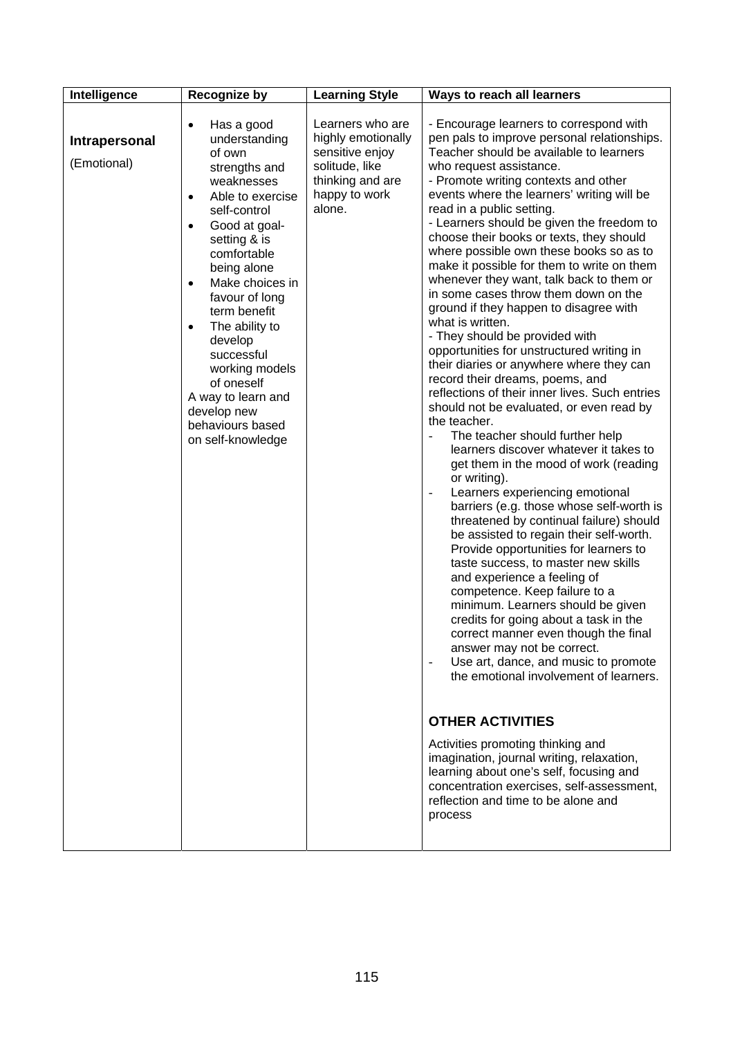| Intelligence | Recognize by | Learning Style | Ways to reach all learners |
|---|---|---|---|
| **Intrapersonal** (Emotional) | • Has a good understanding of own strengths and weaknesses<br>• Able to exercise self-control<br>• Good at goal-setting & is comfortable being alone<br>• Make choices in favour of long term benefit<br>• The ability to develop successful working models of oneself<br>A way to learn and develop new behaviours based on self-knowledge | Learners who are highly emotionally sensitive enjoy solitude, like thinking and are happy to work alone. | - Encourage learners to correspond with pen pals to improve personal relationships. Teacher should be available to learners who request assistance.<br>- Promote writing contexts and other events where the learners' writing will be read in a public setting.<br>- Learners should be given the freedom to choose their books or texts, they should where possible own these books so as to make it possible for them to write on them whenever they want, talk back to them or in some cases throw them down on the ground if they happen to disagree with what is written.<br>- They should be provided with opportunities for unstructured writing in their diaries or anywhere where they can record their dreams, poems, and reflections of their inner lives. Such entries should not be evaluated, or even read by the teacher.<br>- The teacher should further help learners discover whatever it takes to get them in the mood of work (reading or writing).<br>- Learners experiencing emotional barriers (e.g. those whose self-worth is threatened by continual failure) should be assisted to regain their self-worth. Provide opportunities for learners to taste success, to master new skills and experience a feeling of competence. Keep failure to a minimum. Learners should be given credits for going about a task in the correct manner even though the final answer may not be correct.<br>- Use art, dance, and music to promote the emotional involvement of learners.<br><br>**OTHER ACTIVITIES**<br><br>Activities promoting thinking and imagination, journal writing, relaxation, learning about one's self, focusing and concentration exercises, self-assessment, reflection and time to be alone and process |